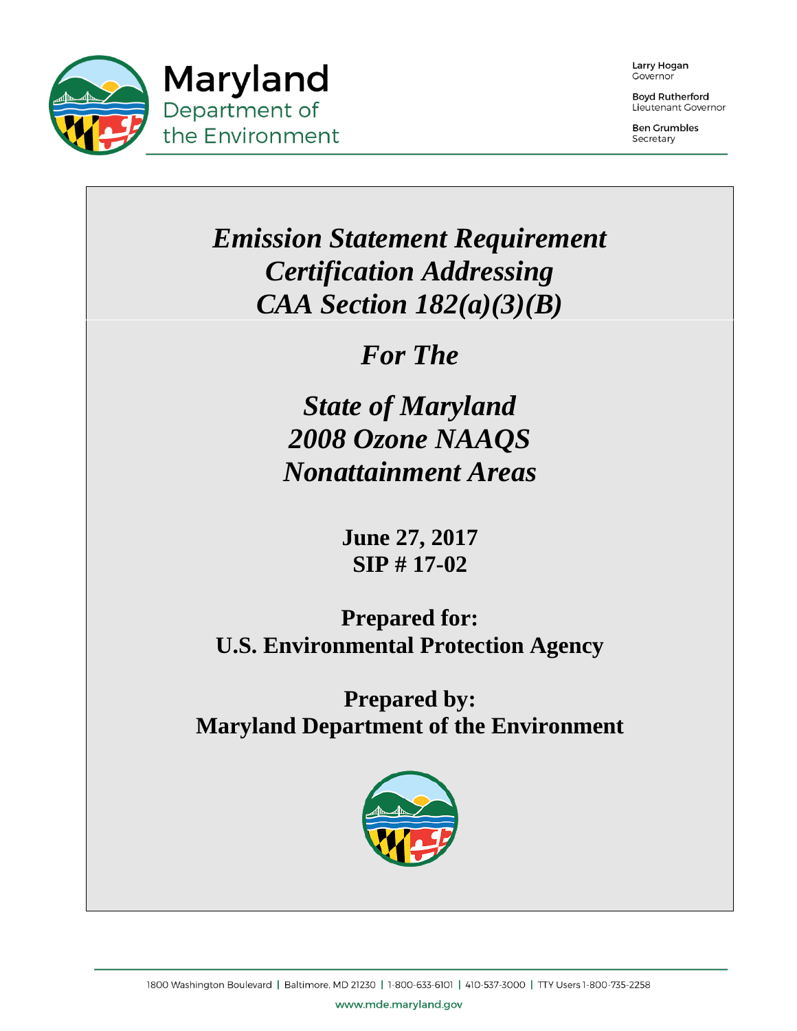# Maryland Department of the Environment

Larry Hogan
Governor

Boyd Rutherford
Lieutenant Governor

Ben Grumbles
Secretary

# *Emission Statement Requirement Certification Addressing CAA Section 182(a)(3)(B)*

## *For The*

## *State of Maryland 2008 Ozone NAAQS Nonattainment Areas*

**June 27, 2017**
**SIP # 17-02**

**Prepared for:**
**U.S. Environmental Protection Agency**

**Prepared by:**
**Maryland Department of the Environment**

1800 Washington Boulevard | Baltimore, MD 21230 | 1-800-633-6101 | 410-537-3000 | TTY Users 1-800-735-2258

www.mde.maryland.gov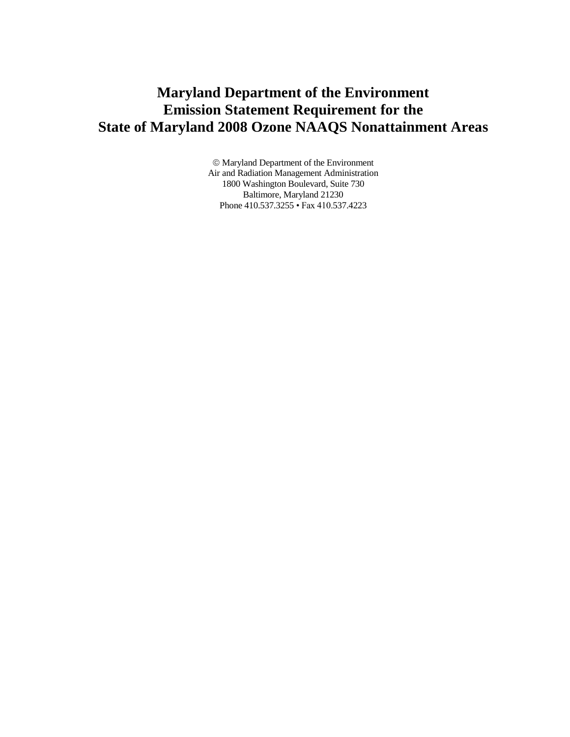# Maryland Department of the Environment
# Emission Statement Requirement for the
# State of Maryland 2008 Ozone NAAQS Nonattainment Areas

© Maryland Department of the Environment
Air and Radiation Management Administration
1800 Washington Boulevard, Suite 730
Baltimore, Maryland 21230
Phone 410.537.3255 • Fax 410.537.4223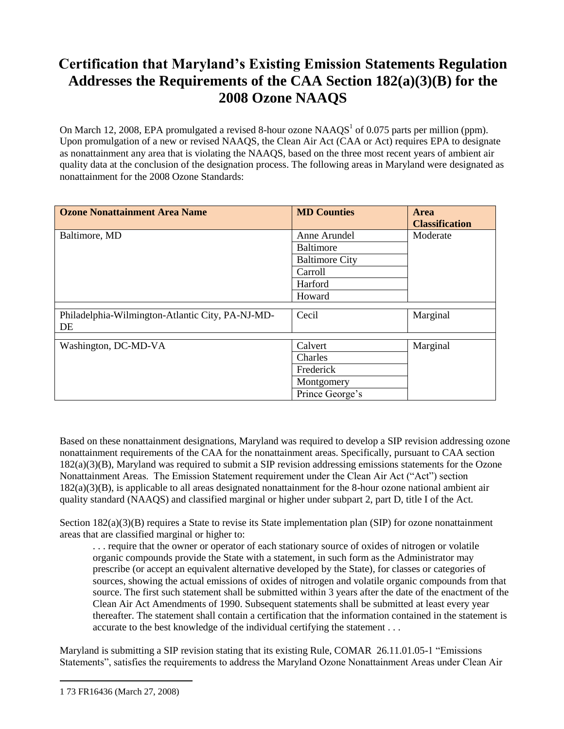# Certification that Maryland's Existing Emission Statements Regulation Addresses the Requirements of the CAA Section 182(a)(3)(B) for the 2008 Ozone NAAQS

On March 12, 2008, EPA promulgated a revised 8-hour ozone NAAQS[1] of 0.075 parts per million (ppm). Upon promulgation of a new or revised NAAQS, the Clean Air Act (CAA or Act) requires EPA to designate as nonattainment any area that is violating the NAAQS, based on the three most recent years of ambient air quality data at the conclusion of the designation process. The following areas in Maryland were designated as nonattainment for the 2008 Ozone Standards:

| Ozone Nonattainment Area Name | MD Counties | Area Classification |
|---|---|---|
| Baltimore, MD | Anne Arundel | Moderate |
| | Baltimore | |
| | Baltimore City | |
| | Carroll | |
| | Harford | |
| | Howard | |
| Philadelphia-Wilmington-Atlantic City, PA-NJ-MD-DE | Cecil | Marginal |
| Washington, DC-MD-VA | Calvert | Marginal |
| | Charles | |
| | Frederick | |
| | Montgomery | |
| | Prince George's | |

Based on these nonattainment designations, Maryland was required to develop a SIP revision addressing ozone nonattainment requirements of the CAA for the nonattainment areas. Specifically, pursuant to CAA section 182(a)(3)(B), Maryland was required to submit a SIP revision addressing emissions statements for the Ozone Nonattainment Areas. The Emission Statement requirement under the Clean Air Act ("Act") section 182(a)(3)(B), is applicable to all areas designated nonattainment for the 8-hour ozone national ambient air quality standard (NAAQS) and classified marginal or higher under subpart 2, part D, title I of the Act.

Section 182(a)(3)(B) requires a State to revise its State implementation plan (SIP) for ozone nonattainment areas that are classified marginal or higher to:

> . . . require that the owner or operator of each stationary source of oxides of nitrogen or volatile organic compounds provide the State with a statement, in such form as the Administrator may prescribe (or accept an equivalent alternative developed by the State), for classes or categories of sources, showing the actual emissions of oxides of nitrogen and volatile organic compounds from that source. The first such statement shall be submitted within 3 years after the date of the enactment of the Clean Air Act Amendments of 1990. Subsequent statements shall be submitted at least every year thereafter. The statement shall contain a certification that the information contained in the statement is accurate to the best knowledge of the individual certifying the statement . . .

Maryland is submitting a SIP revision stating that its existing Rule, COMAR 26.11.01.05-1 "Emissions Statements", satisfies the requirements to address the Maryland Ozone Nonattainment Areas under Clean Air

---

[1] 73 FR16436 (March 27, 2008)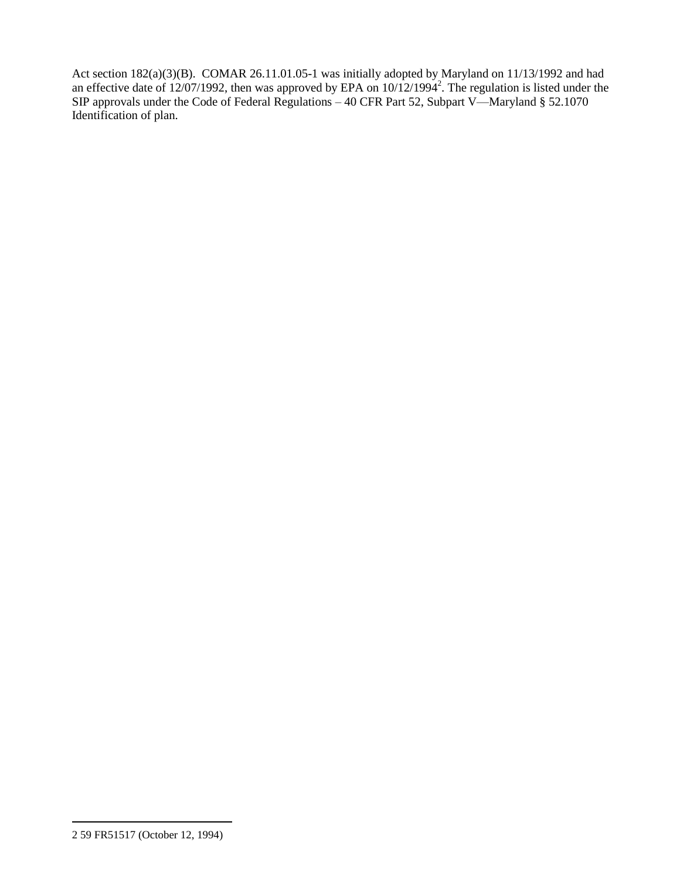Act section 182(a)(3)(B). COMAR 26.11.01.05-1 was initially adopted by Maryland on 11/13/1992 and had an effective date of 12/07/1992, then was approved by EPA on 10/12/1994[2]. The regulation is listed under the SIP approvals under the Code of Federal Regulations – 40 CFR Part 52, Subpart V—Maryland § 52.1070 Identification of plan.

---

2 59 FR51517 (October 12, 1994)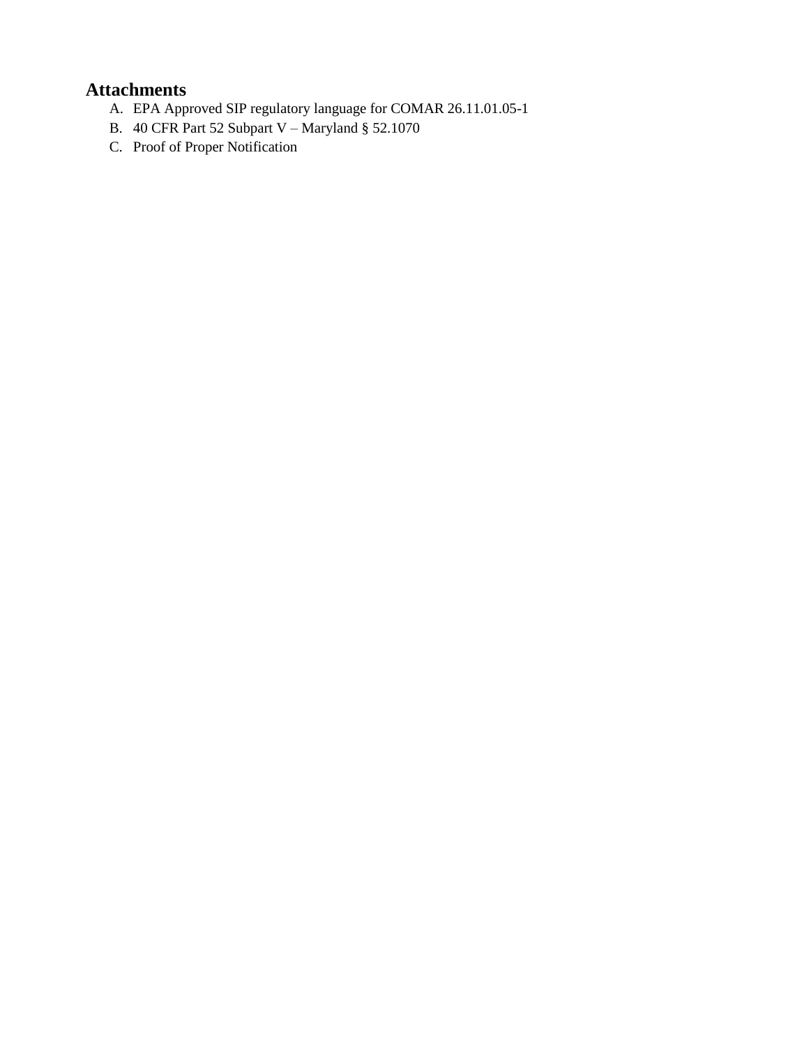## Attachments

A. EPA Approved SIP regulatory language for COMAR 26.11.01.05-1
B. 40 CFR Part 52 Subpart V – Maryland § 52.1070
C. Proof of Proper Notification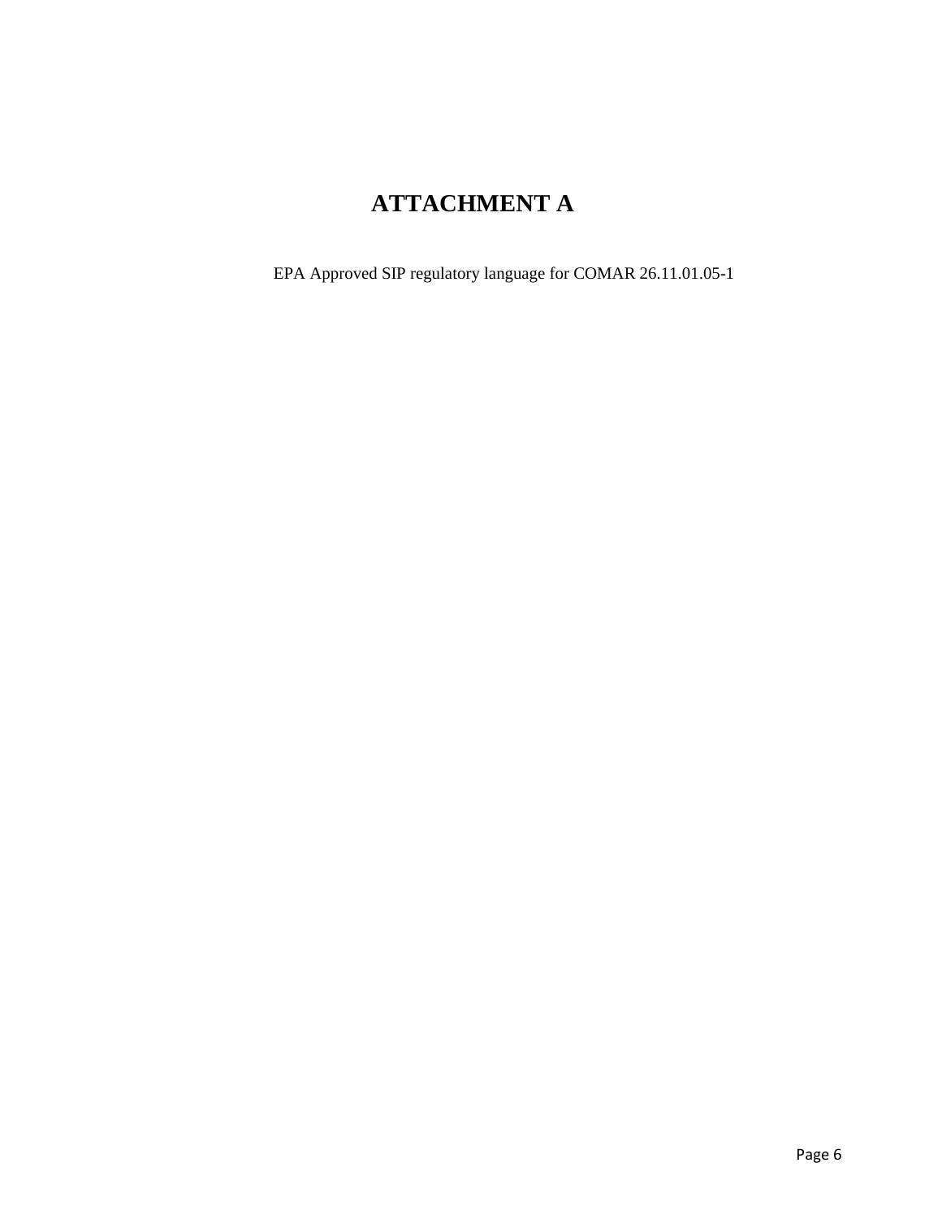# ATTACHMENT A

EPA Approved SIP regulatory language for COMAR 26.11.01.05-1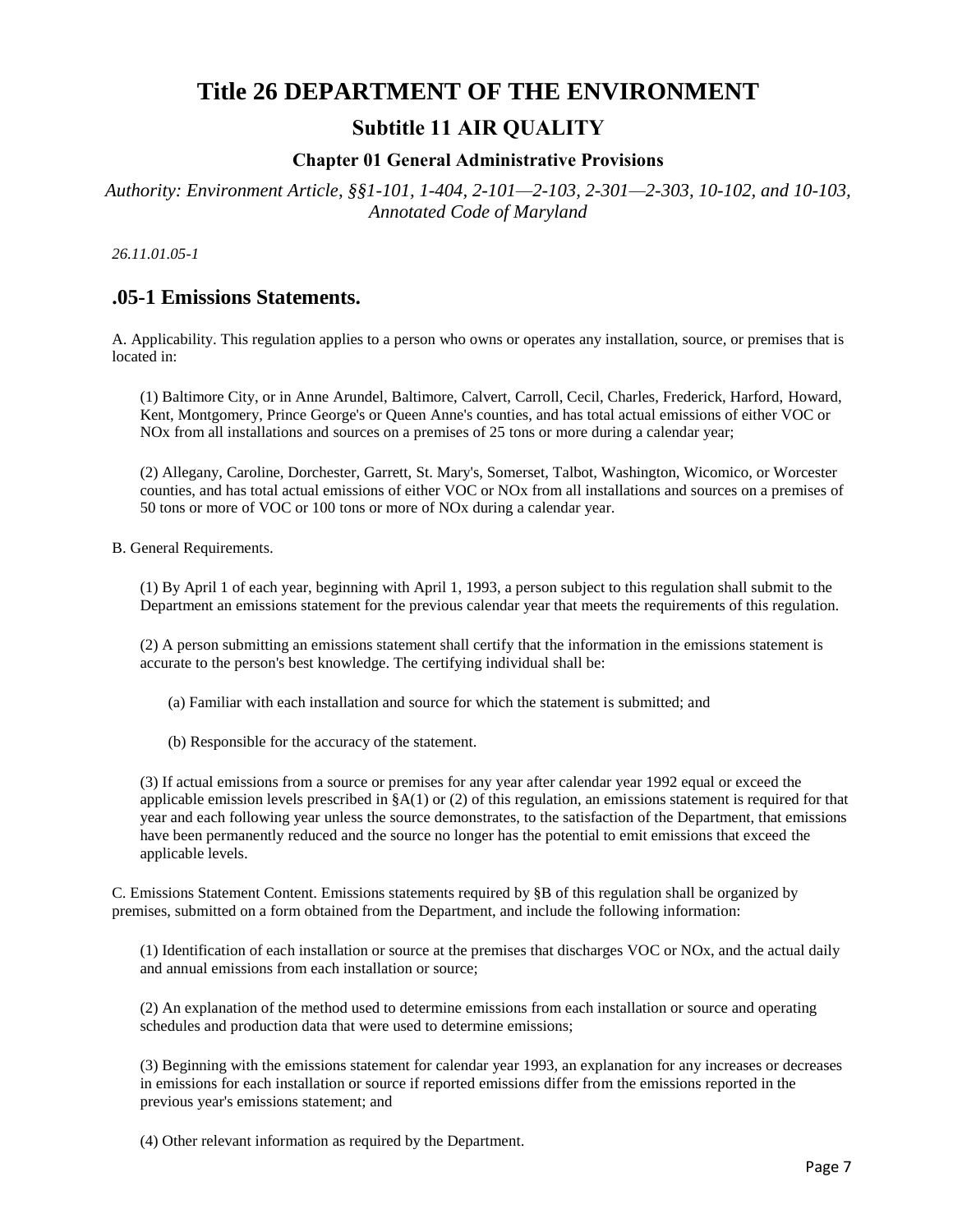# Title 26 DEPARTMENT OF THE ENVIRONMENT

## Subtitle 11 AIR QUALITY

### Chapter 01 General Administrative Provisions

*Authority: Environment Article, §§1-101, 1-404, 2-101—2-103, 2-301—2-303, 10-102, and 10-103, Annotated Code of Maryland*

*26.11.01.05-1*

## .05-1 Emissions Statements.

A. Applicability. This regulation applies to a person who owns or operates any installation, source, or premises that is located in:

(1) Baltimore City, or in Anne Arundel, Baltimore, Calvert, Carroll, Cecil, Charles, Frederick, Harford, Howard, Kent, Montgomery, Prince George's or Queen Anne's counties, and has total actual emissions of either VOC or NOx from all installations and sources on a premises of 25 tons or more during a calendar year;

(2) Allegany, Caroline, Dorchester, Garrett, St. Mary's, Somerset, Talbot, Washington, Wicomico, or Worcester counties, and has total actual emissions of either VOC or NOx from all installations and sources on a premises of 50 tons or more of VOC or 100 tons or more of NOx during a calendar year.

B. General Requirements.

(1) By April 1 of each year, beginning with April 1, 1993, a person subject to this regulation shall submit to the Department an emissions statement for the previous calendar year that meets the requirements of this regulation.

(2) A person submitting an emissions statement shall certify that the information in the emissions statement is accurate to the person's best knowledge. The certifying individual shall be:

(a) Familiar with each installation and source for which the statement is submitted; and

(b) Responsible for the accuracy of the statement.

(3) If actual emissions from a source or premises for any year after calendar year 1992 equal or exceed the applicable emission levels prescribed in §A(1) or (2) of this regulation, an emissions statement is required for that year and each following year unless the source demonstrates, to the satisfaction of the Department, that emissions have been permanently reduced and the source no longer has the potential to emit emissions that exceed the applicable levels.

C. Emissions Statement Content. Emissions statements required by §B of this regulation shall be organized by premises, submitted on a form obtained from the Department, and include the following information:

(1) Identification of each installation or source at the premises that discharges VOC or NOx, and the actual daily and annual emissions from each installation or source;

(2) An explanation of the method used to determine emissions from each installation or source and operating schedules and production data that were used to determine emissions;

(3) Beginning with the emissions statement for calendar year 1993, an explanation for any increases or decreases in emissions for each installation or source if reported emissions differ from the emissions reported in the previous year's emissions statement; and

(4) Other relevant information as required by the Department.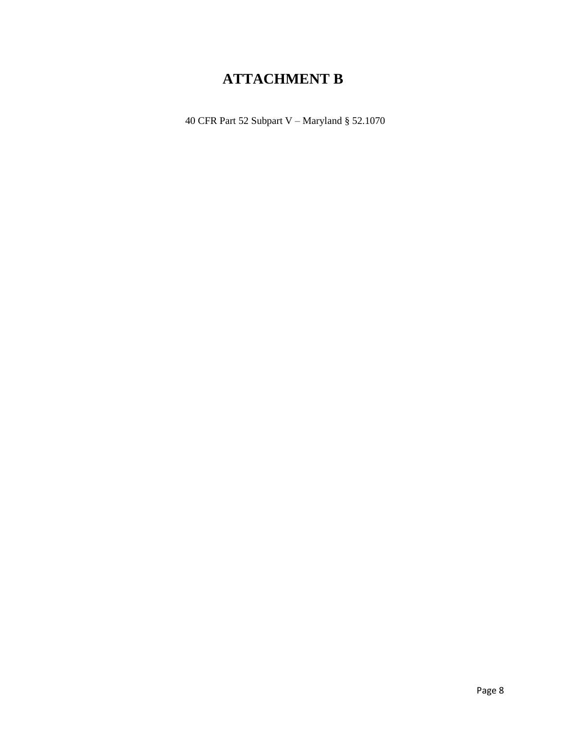# ATTACHMENT B

40 CFR Part 52 Subpart V – Maryland § 52.1070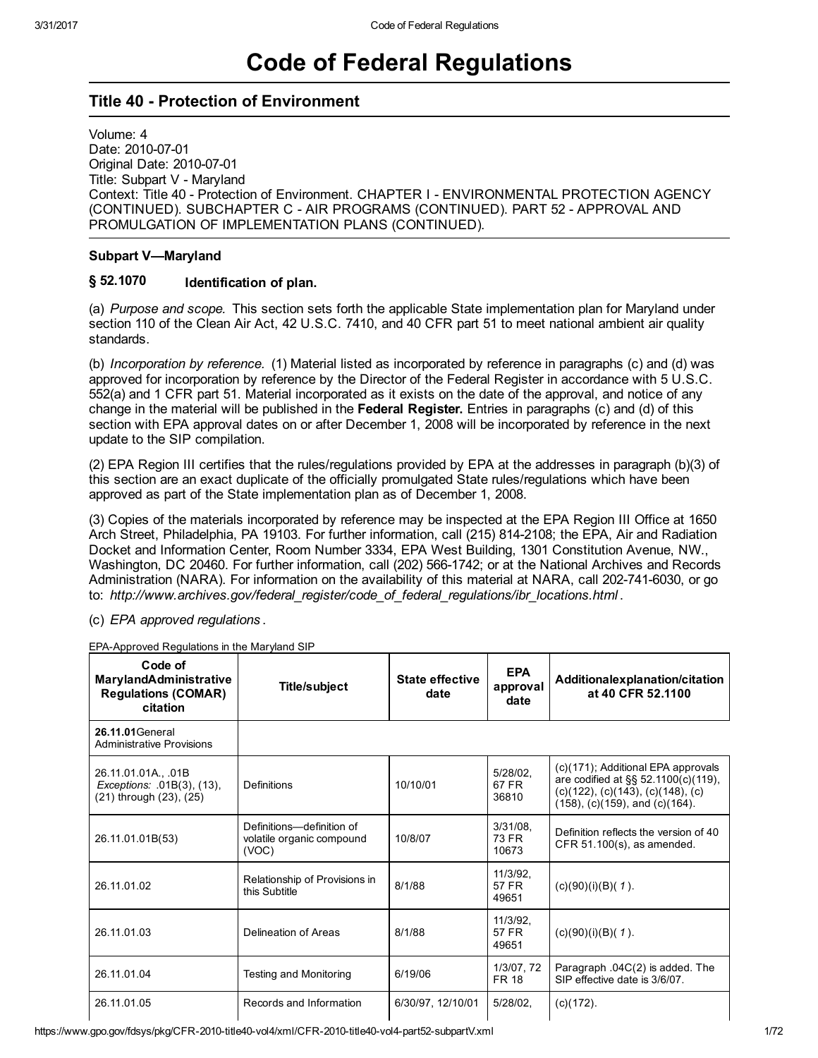# Code of Federal Regulations

## Title 40 - Protection of Environment

Volume: 4
Date: 2010-07-01
Original Date: 2010-07-01
Title: Subpart V - Maryland
Context: Title 40 - Protection of Environment. CHAPTER I - ENVIRONMENTAL PROTECTION AGENCY (CONTINUED). SUBCHAPTER C - AIR PROGRAMS (CONTINUED). PART 52 - APPROVAL AND PROMULGATION OF IMPLEMENTATION PLANS (CONTINUED).

### Subpart V—Maryland

### § 52.1070 Identification of plan.

(a) *Purpose and scope.* This section sets forth the applicable State implementation plan for Maryland under section 110 of the Clean Air Act, 42 U.S.C. 7410, and 40 CFR part 51 to meet national ambient air quality standards.

(b) *Incorporation by reference.* (1) Material listed as incorporated by reference in paragraphs (c) and (d) was approved for incorporation by reference by the Director of the Federal Register in accordance with 5 U.S.C. 552(a) and 1 CFR part 51. Material incorporated as it exists on the date of the approval, and notice of any change in the material will be published in the **Federal Register.** Entries in paragraphs (c) and (d) of this section with EPA approval dates on or after December 1, 2008 will be incorporated by reference in the next update to the SIP compilation.

(2) EPA Region III certifies that the rules/regulations provided by EPA at the addresses in paragraph (b)(3) of this section are an exact duplicate of the officially promulgated State rules/regulations which have been approved as part of the State implementation plan as of December 1, 2008.

(3) Copies of the materials incorporated by reference may be inspected at the EPA Region III Office at 1650 Arch Street, Philadelphia, PA 19103. For further information, call (215) 814-2108; the EPA, Air and Radiation Docket and Information Center, Room Number 3334, EPA West Building, 1301 Constitution Avenue, NW., Washington, DC 20460. For further information, call (202) 566-1742; or at the National Archives and Records Administration (NARA). For information on the availability of this material at NARA, call 202-741-6030, or go to: *http://www.archives.gov/federal_register/code_of_federal_regulations/ibr_locations.html* .

(c) *EPA approved regulations* .

EPA-Approved Regulations in the Maryland SIP

| Code of MarylandAdministrative Regulations (COMAR) citation | Title/subject | State effective date | EPA approval date | Additionalexplanation/citation at 40 CFR 52.1100 |
|---|---|---|---|---|
| **26.11.01**General Administrative Provisions | | | | |
| 26.11.01.01A., .01B *Exceptions:* .01B(3), (13), (21) through (23), (25) | Definitions | 10/10/01 | 5/28/02, 67 FR 36810 | (c)(171); Additional EPA approvals are codified at §§ 52.1100(c)(119), (c)(122), (c)(143), (c)(148), (c)(158), (c)(159), and (c)(164). |
| 26.11.01.01B(53) | Definitions—definition of volatile organic compound (VOC) | 10/8/07 | 3/31/08, 73 FR 10673 | Definition reflects the version of 40 CFR 51.100(s), as amended. |
| 26.11.01.02 | Relationship of Provisions in this Subtitle | 8/1/88 | 11/3/92, 57 FR 49651 | (c)(90)(i)(B)( *1* ). |
| 26.11.01.03 | Delineation of Areas | 8/1/88 | 11/3/92, 57 FR 49651 | (c)(90)(i)(B)( *1* ). |
| 26.11.01.04 | Testing and Monitoring | 6/19/06 | 1/3/07, 72 FR 18 | Paragraph .04C(2) is added. The SIP effective date is 3/6/07. |
| 26.11.01.05 | Records and Information | 6/30/97, 12/10/01 | 5/28/02, | (c)(172). |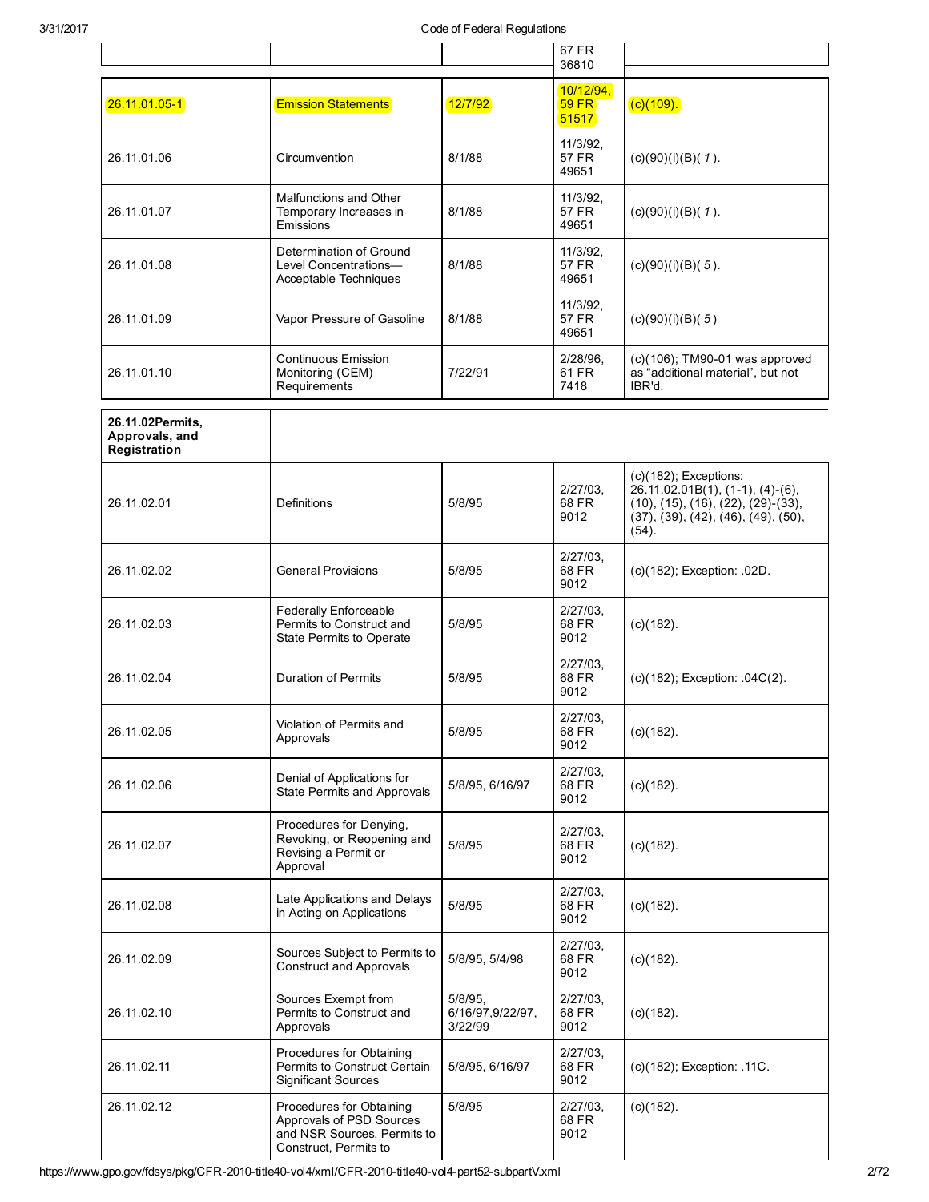| | | | 67 FR 36810 | |
|---|---|---|---|---|
| 26.11.01.05-1 | Emission Statements | 12/7/92 | 10/12/94, 59 FR 51517 | (c)(109). |
| 26.11.01.06 | Circumvention | 8/1/88 | 11/3/92, 57 FR 49651 | (c)(90)(i)(B)( *1* ). |
| 26.11.01.07 | Malfunctions and Other Temporary Increases in Emissions | 8/1/88 | 11/3/92, 57 FR 49651 | (c)(90)(i)(B)( *1* ). |
| 26.11.01.08 | Determination of Ground Level Concentrations—Acceptable Techniques | 8/1/88 | 11/3/92, 57 FR 49651 | (c)(90)(i)(B)( *5* ). |
| 26.11.01.09 | Vapor Pressure of Gasoline | 8/1/88 | 11/3/92, 57 FR 49651 | (c)(90)(i)(B)( *5* ) |
| 26.11.01.10 | Continuous Emission Monitoring (CEM) Requirements | 7/22/91 | 2/28/96, 61 FR 7418 | (c)(106); TM90-01 was approved as "additional material", but not IBR'd. |
| **26.11.02Permits, Approvals, and Registration** | | | | |
| 26.11.02.01 | Definitions | 5/8/95 | 2/27/03, 68 FR 9012 | (c)(182); Exceptions: 26.11.02.01B(1), (1-1), (4)-(6), (10), (15), (16), (22), (29)-(33), (37), (39), (42), (46), (49), (50), (54). |
| 26.11.02.02 | General Provisions | 5/8/95 | 2/27/03, 68 FR 9012 | (c)(182); Exception: .02D. |
| 26.11.02.03 | Federally Enforceable Permits to Construct and State Permits to Operate | 5/8/95 | 2/27/03, 68 FR 9012 | (c)(182). |
| 26.11.02.04 | Duration of Permits | 5/8/95 | 2/27/03, 68 FR 9012 | (c)(182); Exception: .04C(2). |
| 26.11.02.05 | Violation of Permits and Approvals | 5/8/95 | 2/27/03, 68 FR 9012 | (c)(182). |
| 26.11.02.06 | Denial of Applications for State Permits and Approvals | 5/8/95, 6/16/97 | 2/27/03, 68 FR 9012 | (c)(182). |
| 26.11.02.07 | Procedures for Denying, Revoking, or Reopening and Revising a Permit or Approval | 5/8/95 | 2/27/03, 68 FR 9012 | (c)(182). |
| 26.11.02.08 | Late Applications and Delays in Acting on Applications | 5/8/95 | 2/27/03, 68 FR 9012 | (c)(182). |
| 26.11.02.09 | Sources Subject to Permits to Construct and Approvals | 5/8/95, 5/4/98 | 2/27/03, 68 FR 9012 | (c)(182). |
| 26.11.02.10 | Sources Exempt from Permits to Construct and Approvals | 5/8/95, 6/16/97,9/22/97, 3/22/99 | 2/27/03, 68 FR 9012 | (c)(182). |
| 26.11.02.11 | Procedures for Obtaining Permits to Construct Certain Significant Sources | 5/8/95, 6/16/97 | 2/27/03, 68 FR 9012 | (c)(182); Exception: .11C. |
| 26.11.02.12 | Procedures for Obtaining Approvals of PSD Sources and NSR Sources, Permits to Construct, Permits to | 5/8/95 | 2/27/03, 68 FR 9012 | (c)(182). |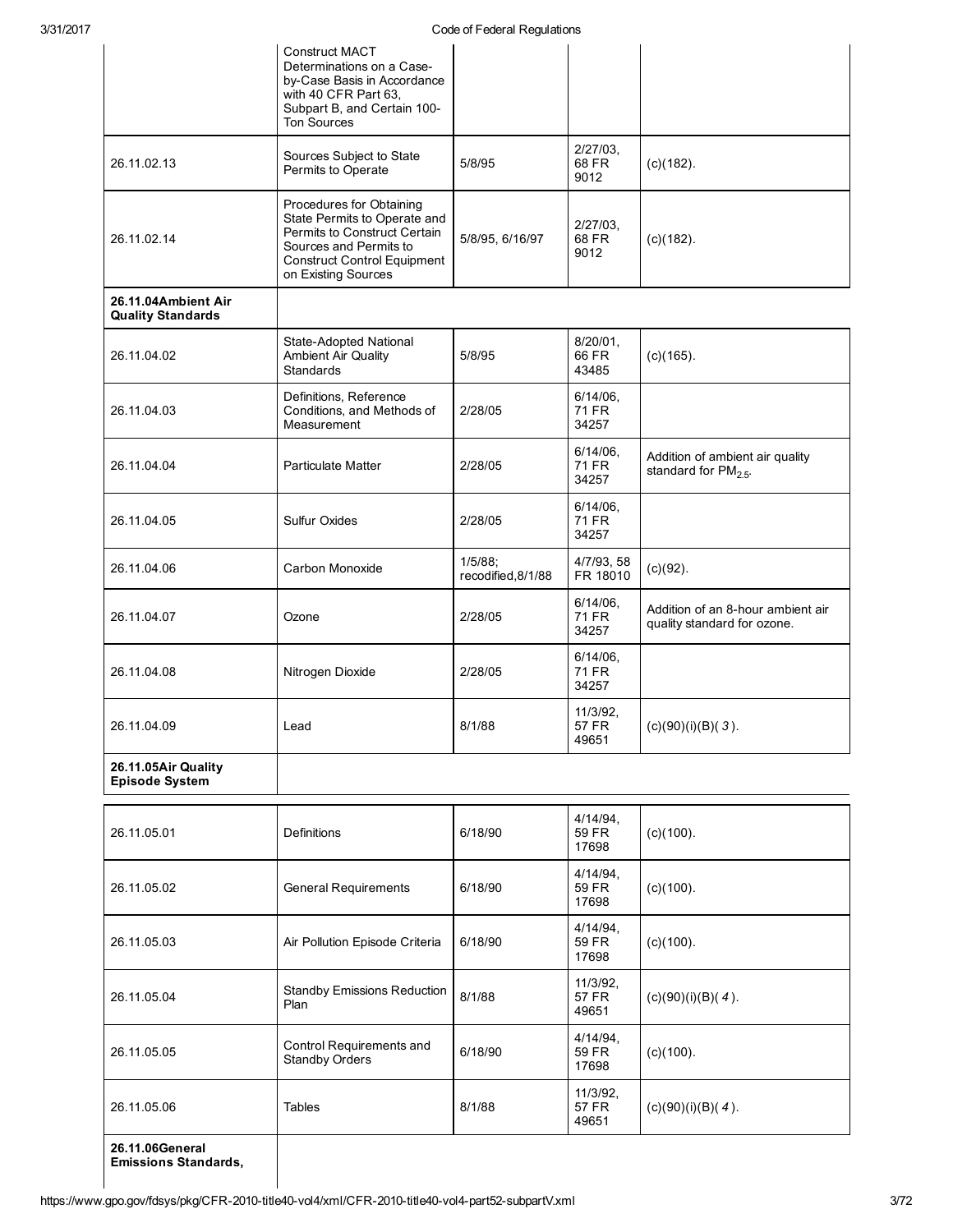| | | | | |
|---|---|---|---|---|
| | Construct MACT Determinations on a Case-by-Case Basis in Accordance with 40 CFR Part 63, Subpart B, and Certain 100-Ton Sources | | | |
| 26.11.02.13 | Sources Subject to State Permits to Operate | 5/8/95 | 2/27/03, 68 FR 9012 | (c)(182). |
| 26.11.02.14 | Procedures for Obtaining State Permits to Operate and Permits to Construct Certain Sources and Permits to Construct Control Equipment on Existing Sources | 5/8/95, 6/16/97 | 2/27/03, 68 FR 9012 | (c)(182). |
| **26.11.04Ambient Air Quality Standards** | | | | |
| 26.11.04.02 | State-Adopted National Ambient Air Quality Standards | 5/8/95 | 8/20/01, 66 FR 43485 | (c)(165). |
| 26.11.04.03 | Definitions, Reference Conditions, and Methods of Measurement | 2/28/05 | 6/14/06, 71 FR 34257 | |
| 26.11.04.04 | Particulate Matter | 2/28/05 | 6/14/06, 71 FR 34257 | Addition of ambient air quality standard for $PM_{2.5}$. |
| 26.11.04.05 | Sulfur Oxides | 2/28/05 | 6/14/06, 71 FR 34257 | |
| 26.11.04.06 | Carbon Monoxide | 1/5/88; recodified,8/1/88 | 4/7/93, 58 FR 18010 | (c)(92). |
| 26.11.04.07 | Ozone | 2/28/05 | 6/14/06, 71 FR 34257 | Addition of an 8-hour ambient air quality standard for ozone. |
| 26.11.04.08 | Nitrogen Dioxide | 2/28/05 | 6/14/06, 71 FR 34257 | |
| 26.11.04.09 | Lead | 8/1/88 | 11/3/92, 57 FR 49651 | (c)(90)(i)(B)(*3*). |
| **26.11.05Air Quality Episode System** | | | | |
| 26.11.05.01 | Definitions | 6/18/90 | 4/14/94, 59 FR 17698 | (c)(100). |
| 26.11.05.02 | General Requirements | 6/18/90 | 4/14/94, 59 FR 17698 | (c)(100). |
| 26.11.05.03 | Air Pollution Episode Criteria | 6/18/90 | 4/14/94, 59 FR 17698 | (c)(100). |
| 26.11.05.04 | Standby Emissions Reduction Plan | 8/1/88 | 11/3/92, 57 FR 49651 | (c)(90)(i)(B)(*4*). |
| 26.11.05.05 | Control Requirements and Standby Orders | 6/18/90 | 4/14/94, 59 FR 17698 | (c)(100). |
| 26.11.05.06 | Tables | 8/1/88 | 11/3/92, 57 FR 49651 | (c)(90)(i)(B)(*4*). |
| **26.11.06General Emissions Standards,** | | | | |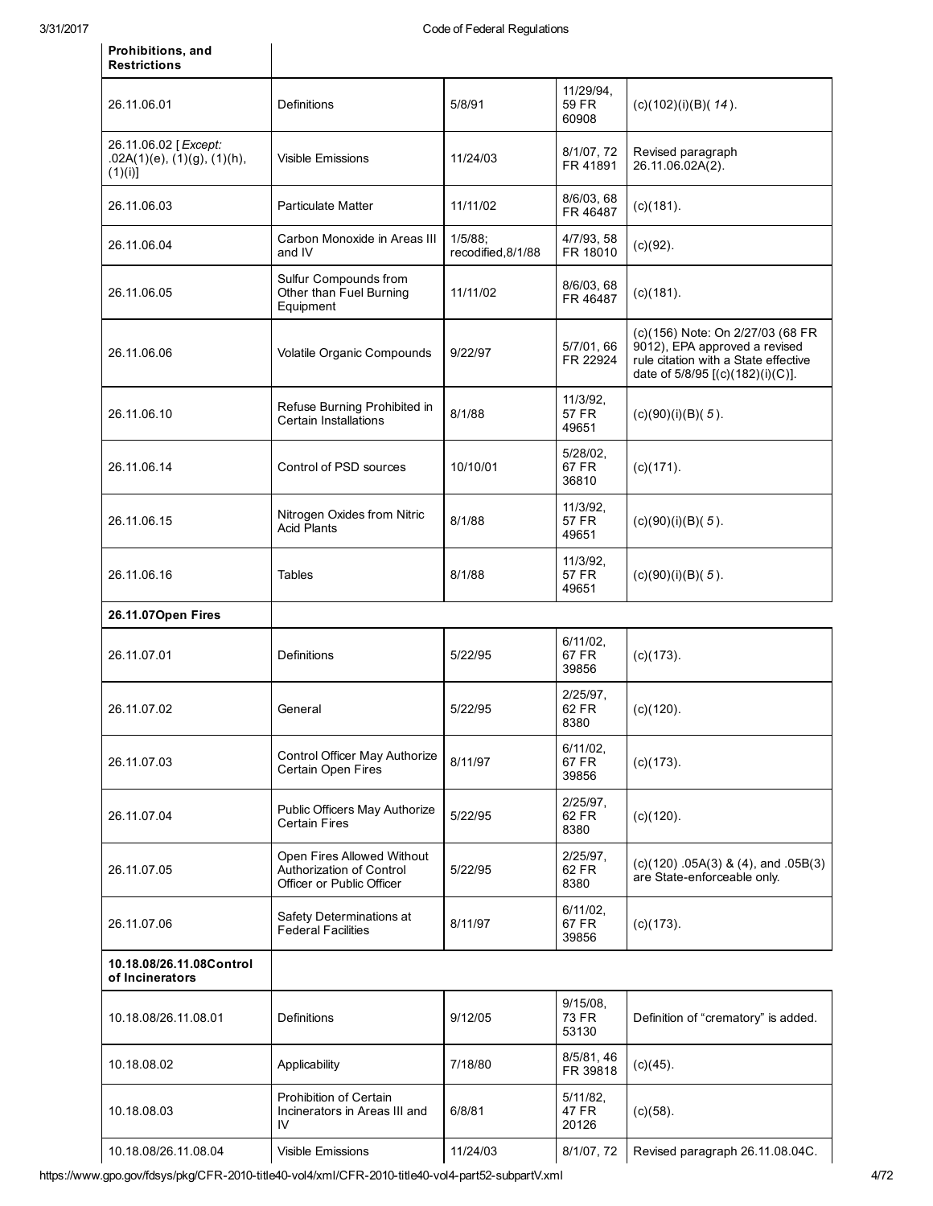| Prohibitions, and Restrictions | | | | |
|---|---|---|---|---|
| 26.11.06.01 | Definitions | 5/8/91 | 11/29/94, 59 FR 60908 | (c)(102)(i)(B)( *14* ). |
| 26.11.06.02 [ *Except:* .02A(1)(e), (1)(g), (1)(h), (1)(i)] | Visible Emissions | 11/24/03 | 8/1/07, 72 FR 41891 | Revised paragraph 26.11.06.02A(2). |
| 26.11.06.03 | Particulate Matter | 11/11/02 | 8/6/03, 68 FR 46487 | (c)(181). |
| 26.11.06.04 | Carbon Monoxide in Areas III and IV | 1/5/88; recodified,8/1/88 | 4/7/93, 58 FR 18010 | (c)(92). |
| 26.11.06.05 | Sulfur Compounds from Other than Fuel Burning Equipment | 11/11/02 | 8/6/03, 68 FR 46487 | (c)(181). |
| 26.11.06.06 | Volatile Organic Compounds | 9/22/97 | 5/7/01, 66 FR 22924 | (c)(156) Note: On 2/27/03 (68 FR 9012), EPA approved a revised rule citation with a State effective date of 5/8/95 [(c)(182)(i)(C)]. |
| 26.11.06.10 | Refuse Burning Prohibited in Certain Installations | 8/1/88 | 11/3/92, 57 FR 49651 | (c)(90)(i)(B)( *5* ). |
| 26.11.06.14 | Control of PSD sources | 10/10/01 | 5/28/02, 67 FR 36810 | (c)(171). |
| 26.11.06.15 | Nitrogen Oxides from Nitric Acid Plants | 8/1/88 | 11/3/92, 57 FR 49651 | (c)(90)(i)(B)( *5* ). |
| 26.11.06.16 | Tables | 8/1/88 | 11/3/92, 57 FR 49651 | (c)(90)(i)(B)( *5* ). |
| **26.11.07Open Fires** | | | | |
| 26.11.07.01 | Definitions | 5/22/95 | 6/11/02, 67 FR 39856 | (c)(173). |
| 26.11.07.02 | General | 5/22/95 | 2/25/97, 62 FR 8380 | (c)(120). |
| 26.11.07.03 | Control Officer May Authorize Certain Open Fires | 8/11/97 | 6/11/02, 67 FR 39856 | (c)(173). |
| 26.11.07.04 | Public Officers May Authorize Certain Fires | 5/22/95 | 2/25/97, 62 FR 8380 | (c)(120). |
| 26.11.07.05 | Open Fires Allowed Without Authorization of Control Officer or Public Officer | 5/22/95 | 2/25/97, 62 FR 8380 | (c)(120) .05A(3) & (4), and .05B(3) are State-enforceable only. |
| 26.11.07.06 | Safety Determinations at Federal Facilities | 8/11/97 | 6/11/02, 67 FR 39856 | (c)(173). |
| **10.18.08/26.11.08Control of Incinerators** | | | | |
| 10.18.08/26.11.08.01 | Definitions | 9/12/05 | 9/15/08, 73 FR 53130 | Definition of "crematory" is added. |
| 10.18.08.02 | Applicability | 7/18/80 | 8/5/81, 46 FR 39818 | (c)(45). |
| 10.18.08.03 | Prohibition of Certain Incinerators in Areas III and IV | 6/8/81 | 5/11/82, 47 FR 20126 | (c)(58). |
| 10.18.08/26.11.08.04 | Visible Emissions | 11/24/03 | 8/1/07, 72 | Revised paragraph 26.11.08.04C. |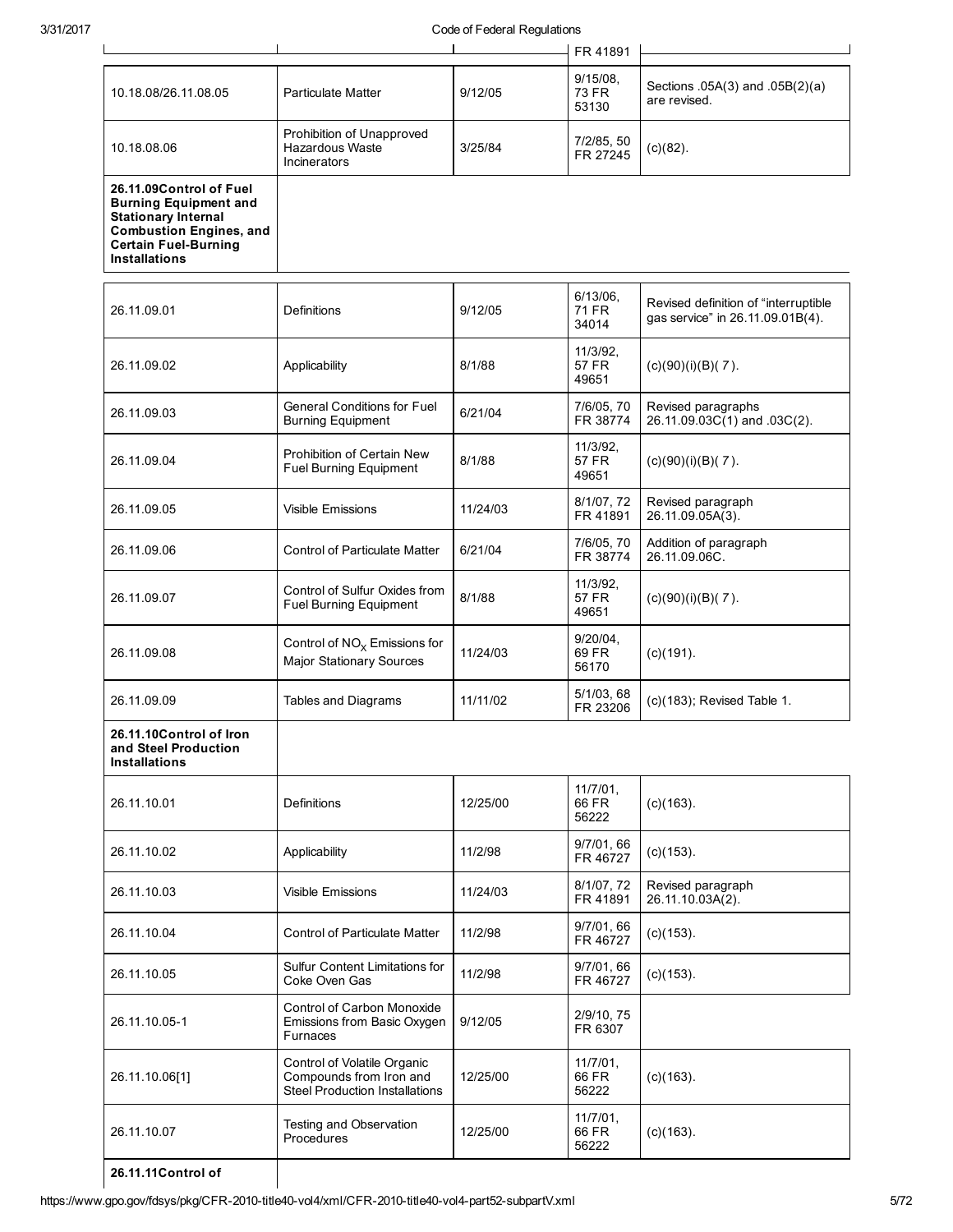| | | | FR 41891 | |
|---|---|---|---|---|
| 10.18.08/26.11.08.05 | Particulate Matter | 9/12/05 | 9/15/08, 73 FR 53130 | Sections .05A(3) and .05B(2)(a) are revised. |
| 10.18.08.06 | Prohibition of Unapproved Hazardous Waste Incinerators | 3/25/84 | 7/2/85, 50 FR 27245 | (c)(82). |
| **26.11.09Control of Fuel Burning Equipment and Stationary Internal Combustion Engines, and Certain Fuel-Burning Installations** | | | | |
| 26.11.09.01 | Definitions | 9/12/05 | 6/13/06, 71 FR 34014 | Revised definition of "interruptible gas service" in 26.11.09.01B(4). |
| 26.11.09.02 | Applicability | 8/1/88 | 11/3/92, 57 FR 49651 | (c)(90)(i)(B)( *7* ). |
| 26.11.09.03 | General Conditions for Fuel Burning Equipment | 6/21/04 | 7/6/05, 70 FR 38774 | Revised paragraphs 26.11.09.03C(1) and .03C(2). |
| 26.11.09.04 | Prohibition of Certain New Fuel Burning Equipment | 8/1/88 | 11/3/92, 57 FR 49651 | (c)(90)(i)(B)( *7* ). |
| 26.11.09.05 | Visible Emissions | 11/24/03 | 8/1/07, 72 FR 41891 | Revised paragraph 26.11.09.05A(3). |
| 26.11.09.06 | Control of Particulate Matter | 6/21/04 | 7/6/05, 70 FR 38774 | Addition of paragraph 26.11.09.06C. |
| 26.11.09.07 | Control of Sulfur Oxides from Fuel Burning Equipment | 8/1/88 | 11/3/92, 57 FR 49651 | (c)(90)(i)(B)( *7* ). |
| 26.11.09.08 | Control of $NO_X$ Emissions for Major Stationary Sources | 11/24/03 | 9/20/04, 69 FR 56170 | (c)(191). |
| 26.11.09.09 | Tables and Diagrams | 11/11/02 | 5/1/03, 68 FR 23206 | (c)(183); Revised Table 1. |
| **26.11.10Control of Iron and Steel Production Installations** | | | | |
| 26.11.10.01 | Definitions | 12/25/00 | 11/7/01, 66 FR 56222 | (c)(163). |
| 26.11.10.02 | Applicability | 11/2/98 | 9/7/01, 66 FR 46727 | (c)(153). |
| 26.11.10.03 | Visible Emissions | 11/24/03 | 8/1/07, 72 FR 41891 | Revised paragraph 26.11.10.03A(2). |
| 26.11.10.04 | Control of Particulate Matter | 11/2/98 | 9/7/01, 66 FR 46727 | (c)(153). |
| 26.11.10.05 | Sulfur Content Limitations for Coke Oven Gas | 11/2/98 | 9/7/01, 66 FR 46727 | (c)(153). |
| 26.11.10.05-1 | Control of Carbon Monoxide Emissions from Basic Oxygen Furnaces | 9/12/05 | 2/9/10, 75 FR 6307 | |
| 26.11.10.06[1] | Control of Volatile Organic Compounds from Iron and Steel Production Installations | 12/25/00 | 11/7/01, 66 FR 56222 | (c)(163). |
| 26.11.10.07 | Testing and Observation Procedures | 12/25/00 | 11/7/01, 66 FR 56222 | (c)(163). |
| **26.11.11Control of** | | | | |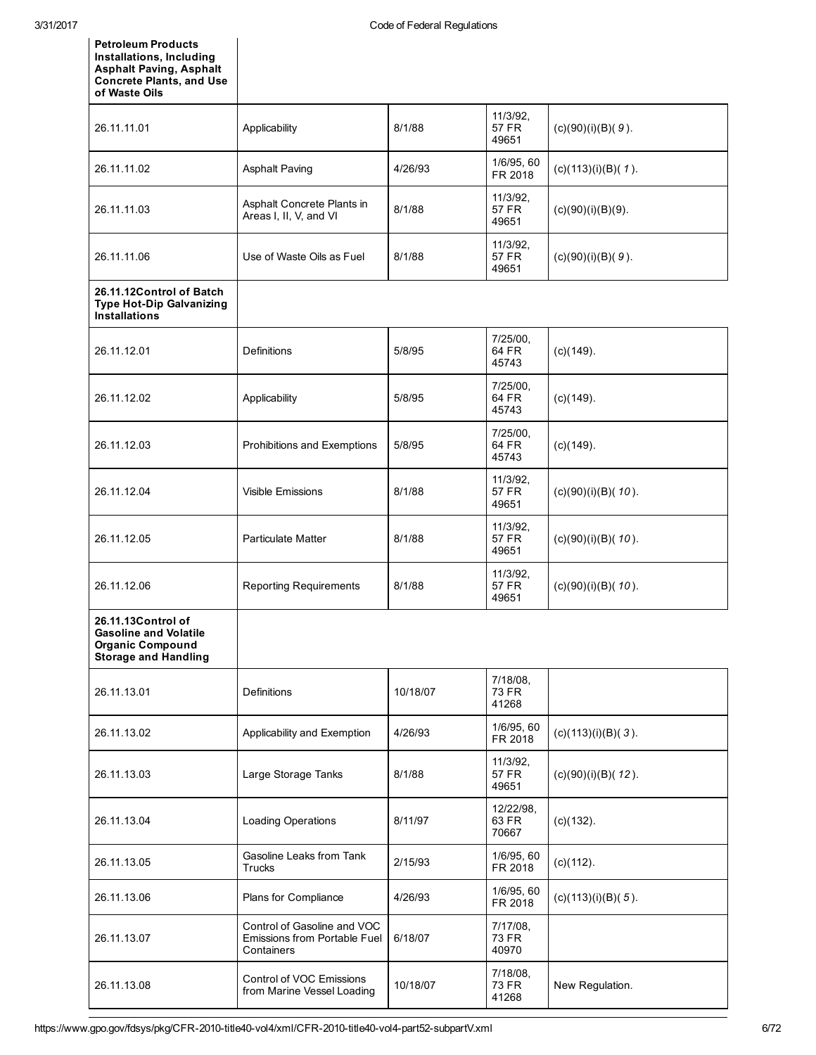| **Petroleum Products Installations, Including Asphalt Paving, Asphalt Concrete Plants, and Use of Waste Oils** | | | | |
|---|---|---|---|---|
| 26.11.11.01 | Applicability | 8/1/88 | 11/3/92, 57 FR 49651 | (c)(90)(i)(B)( *9* ). |
| 26.11.11.02 | Asphalt Paving | 4/26/93 | 1/6/95, 60 FR 2018 | (c)(113)(i)(B)( *1* ). |
| 26.11.11.03 | Asphalt Concrete Plants in Areas I, II, V, and VI | 8/1/88 | 11/3/92, 57 FR 49651 | (c)(90)(i)(B)(9). |
| 26.11.11.06 | Use of Waste Oils as Fuel | 8/1/88 | 11/3/92, 57 FR 49651 | (c)(90)(i)(B)( *9* ). |
| **26.11.12Control of Batch Type Hot-Dip Galvanizing Installations** | | | | |
| 26.11.12.01 | Definitions | 5/8/95 | 7/25/00, 64 FR 45743 | (c)(149). |
| 26.11.12.02 | Applicability | 5/8/95 | 7/25/00, 64 FR 45743 | (c)(149). |
| 26.11.12.03 | Prohibitions and Exemptions | 5/8/95 | 7/25/00, 64 FR 45743 | (c)(149). |
| 26.11.12.04 | Visible Emissions | 8/1/88 | 11/3/92, 57 FR 49651 | (c)(90)(i)(B)( *10* ). |
| 26.11.12.05 | Particulate Matter | 8/1/88 | 11/3/92, 57 FR 49651 | (c)(90)(i)(B)( *10* ). |
| 26.11.12.06 | Reporting Requirements | 8/1/88 | 11/3/92, 57 FR 49651 | (c)(90)(i)(B)( *10* ). |
| **26.11.13Control of Gasoline and Volatile Organic Compound Storage and Handling** | | | | |
| 26.11.13.01 | Definitions | 10/18/07 | 7/18/08, 73 FR 41268 | |
| 26.11.13.02 | Applicability and Exemption | 4/26/93 | 1/6/95, 60 FR 2018 | (c)(113)(i)(B)( *3* ). |
| 26.11.13.03 | Large Storage Tanks | 8/1/88 | 11/3/92, 57 FR 49651 | (c)(90)(i)(B)( *12* ). |
| 26.11.13.04 | Loading Operations | 8/11/97 | 12/22/98, 63 FR 70667 | (c)(132). |
| 26.11.13.05 | Gasoline Leaks from Tank Trucks | 2/15/93 | 1/6/95, 60 FR 2018 | (c)(112). |
| 26.11.13.06 | Plans for Compliance | 4/26/93 | 1/6/95, 60 FR 2018 | (c)(113)(i)(B)( *5* ). |
| 26.11.13.07 | Control of Gasoline and VOC Emissions from Portable Fuel Containers | 6/18/07 | 7/17/08, 73 FR 40970 | |
| 26.11.13.08 | Control of VOC Emissions from Marine Vessel Loading | 10/18/07 | 7/18/08, 73 FR 41268 | New Regulation. |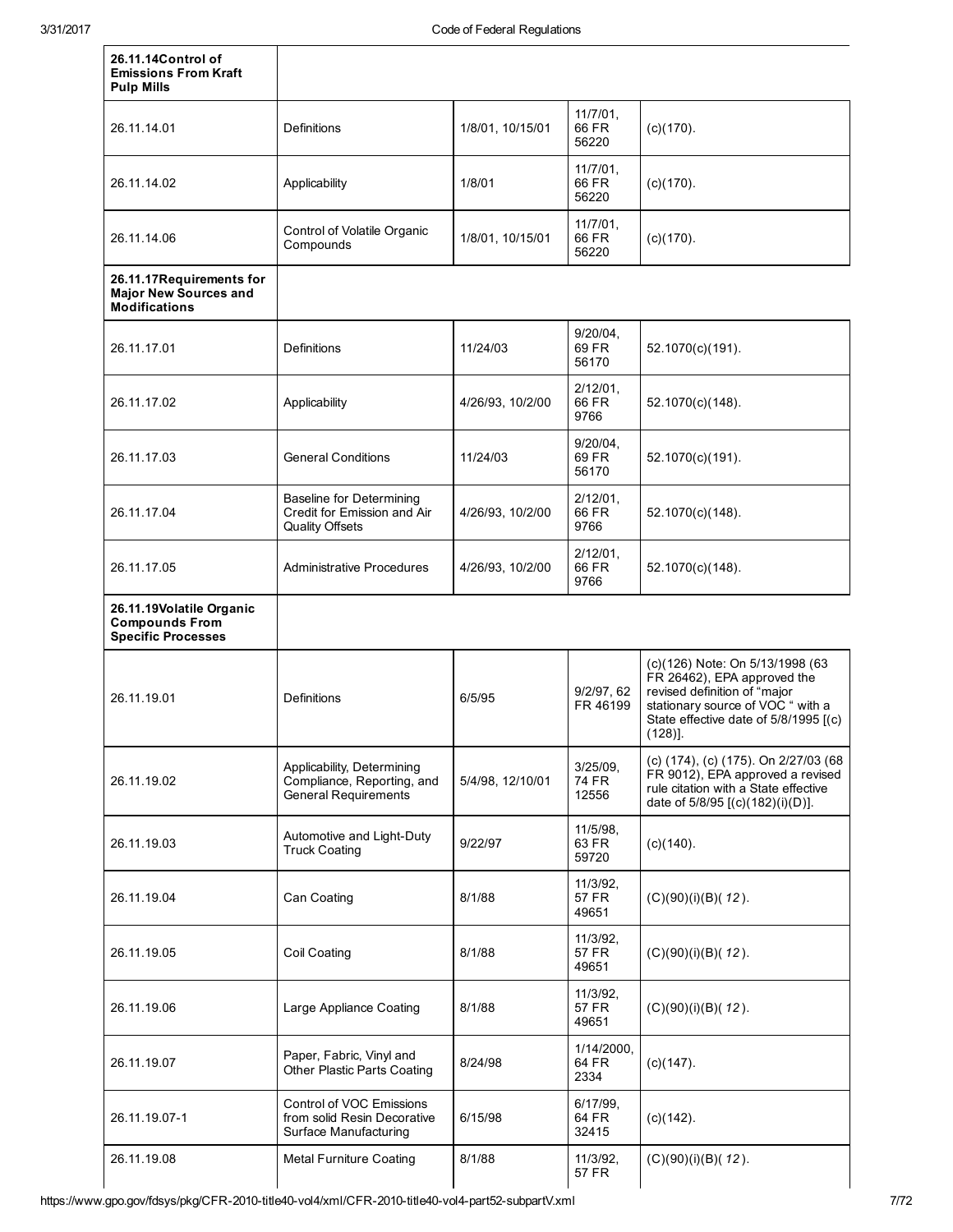| | | | | |
|---|---|---|---|---|
| **26.11.14Control of Emissions From Kraft Pulp Mills** | | | | |
| 26.11.14.01 | Definitions | 1/8/01, 10/15/01 | 11/7/01, 66 FR 56220 | (c)(170). |
| 26.11.14.02 | Applicability | 1/8/01 | 11/7/01, 66 FR 56220 | (c)(170). |
| 26.11.14.06 | Control of Volatile Organic Compounds | 1/8/01, 10/15/01 | 11/7/01, 66 FR 56220 | (c)(170). |
| **26.11.17Requirements for Major New Sources and Modifications** | | | | |
| 26.11.17.01 | Definitions | 11/24/03 | 9/20/04, 69 FR 56170 | 52.1070(c)(191). |
| 26.11.17.02 | Applicability | 4/26/93, 10/2/00 | 2/12/01, 66 FR 9766 | 52.1070(c)(148). |
| 26.11.17.03 | General Conditions | 11/24/03 | 9/20/04, 69 FR 56170 | 52.1070(c)(191). |
| 26.11.17.04 | Baseline for Determining Credit for Emission and Air Quality Offsets | 4/26/93, 10/2/00 | 2/12/01, 66 FR 9766 | 52.1070(c)(148). |
| 26.11.17.05 | Administrative Procedures | 4/26/93, 10/2/00 | 2/12/01, 66 FR 9766 | 52.1070(c)(148). |
| **26.11.19Volatile Organic Compounds From Specific Processes** | | | | |
| 26.11.19.01 | Definitions | 6/5/95 | 9/2/97, 62 FR 46199 | (c)(126) Note: On 5/13/1998 (63 FR 26462), EPA approved the revised definition of "major stationary source of VOC " with a State effective date of 5/8/1995 [(c)(128)]. |
| 26.11.19.02 | Applicability, Determining Compliance, Reporting, and General Requirements | 5/4/98, 12/10/01 | 3/25/09, 74 FR 12556 | (c) (174), (c) (175). On 2/27/03 (68 FR 9012), EPA approved a revised rule citation with a State effective date of 5/8/95 [(c)(182)(i)(D)]. |
| 26.11.19.03 | Automotive and Light-Duty Truck Coating | 9/22/97 | 11/5/98, 63 FR 59720 | (c)(140). |
| 26.11.19.04 | Can Coating | 8/1/88 | 11/3/92, 57 FR 49651 | (C)(90)(i)(B)( *12* ). |
| 26.11.19.05 | Coil Coating | 8/1/88 | 11/3/92, 57 FR 49651 | (C)(90)(i)(B)( *12* ). |
| 26.11.19.06 | Large Appliance Coating | 8/1/88 | 11/3/92, 57 FR 49651 | (C)(90)(i)(B)( *12* ). |
| 26.11.19.07 | Paper, Fabric, Vinyl and Other Plastic Parts Coating | 8/24/98 | 1/14/2000, 64 FR 2334 | (c)(147). |
| 26.11.19.07-1 | Control of VOC Emissions from solid Resin Decorative Surface Manufacturing | 6/15/98 | 6/17/99, 64 FR 32415 | (c)(142). |
| 26.11.19.08 | Metal Furniture Coating | 8/1/88 | 11/3/92, 57 FR | (C)(90)(i)(B)( *12* ). |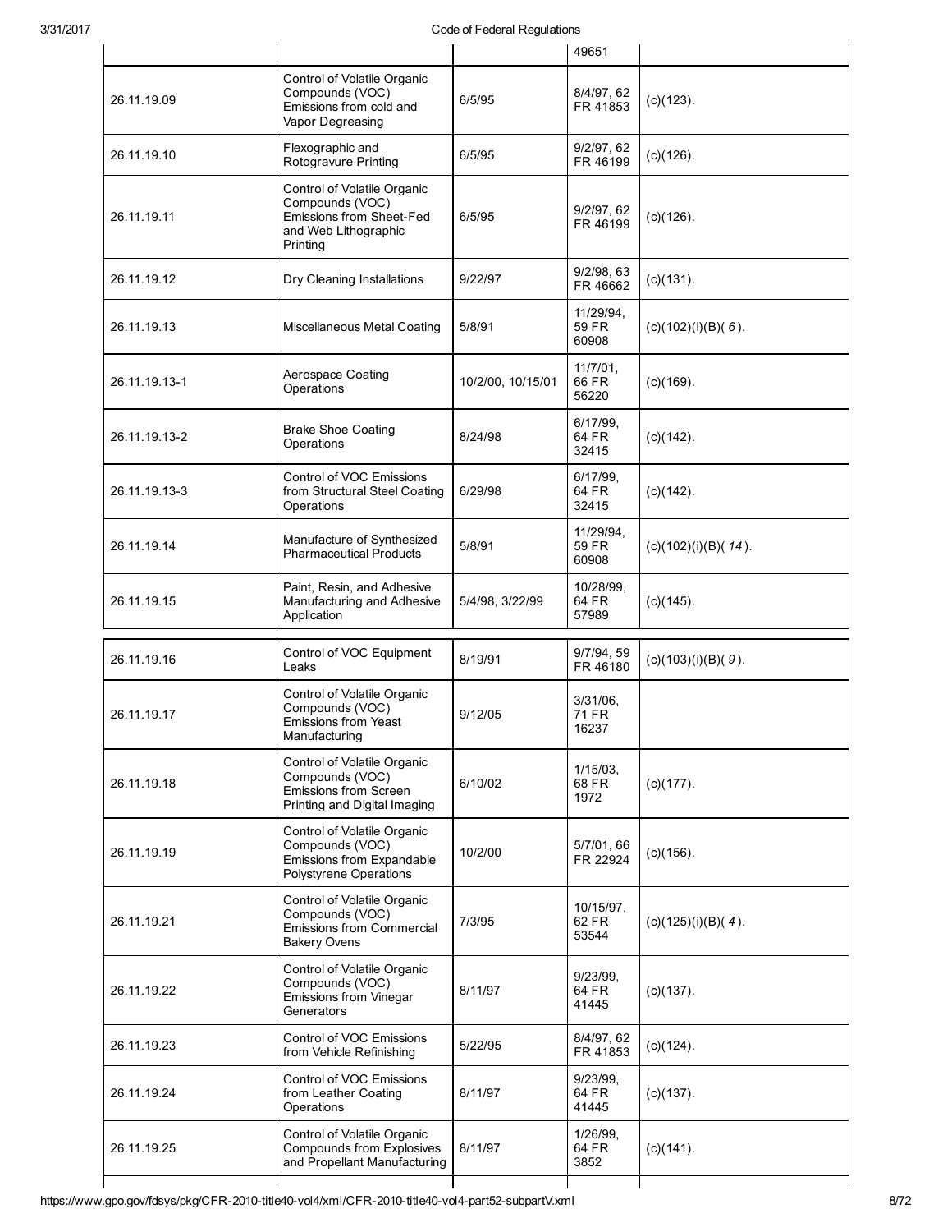| | | | 49651 | |
|---|---|---|---|---|
| 26.11.19.09 | Control of Volatile Organic Compounds (VOC) Emissions from cold and Vapor Degreasing | 6/5/95 | 8/4/97, 62 FR 41853 | (c)(123). |
| 26.11.19.10 | Flexographic and Rotogravure Printing | 6/5/95 | 9/2/97, 62 FR 46199 | (c)(126). |
| 26.11.19.11 | Control of Volatile Organic Compounds (VOC) Emissions from Sheet-Fed and Web Lithographic Printing | 6/5/95 | 9/2/97, 62 FR 46199 | (c)(126). |
| 26.11.19.12 | Dry Cleaning Installations | 9/22/97 | 9/2/98, 63 FR 46662 | (c)(131). |
| 26.11.19.13 | Miscellaneous Metal Coating | 5/8/91 | 11/29/94, 59 FR 60908 | (c)(102)(i)(B)( *6* ). |
| 26.11.19.13-1 | Aerospace Coating Operations | 10/2/00, 10/15/01 | 11/7/01, 66 FR 56220 | (c)(169). |
| 26.11.19.13-2 | Brake Shoe Coating Operations | 8/24/98 | 6/17/99, 64 FR 32415 | (c)(142). |
| 26.11.19.13-3 | Control of VOC Emissions from Structural Steel Coating Operations | 6/29/98 | 6/17/99, 64 FR 32415 | (c)(142). |
| 26.11.19.14 | Manufacture of Synthesized Pharmaceutical Products | 5/8/91 | 11/29/94, 59 FR 60908 | (c)(102)(i)(B)( *14* ). |
| 26.11.19.15 | Paint, Resin, and Adhesive Manufacturing and Adhesive Application | 5/4/98, 3/22/99 | 10/28/99, 64 FR 57989 | (c)(145). |
| 26.11.19.16 | Control of VOC Equipment Leaks | 8/19/91 | 9/7/94, 59 FR 46180 | (c)(103)(i)(B)( *9* ). |
| 26.11.19.17 | Control of Volatile Organic Compounds (VOC) Emissions from Yeast Manufacturing | 9/12/05 | 3/31/06, 71 FR 16237 | |
| 26.11.19.18 | Control of Volatile Organic Compounds (VOC) Emissions from Screen Printing and Digital Imaging | 6/10/02 | 1/15/03, 68 FR 1972 | (c)(177). |
| 26.11.19.19 | Control of Volatile Organic Compounds (VOC) Emissions from Expandable Polystyrene Operations | 10/2/00 | 5/7/01, 66 FR 22924 | (c)(156). |
| 26.11.19.21 | Control of Volatile Organic Compounds (VOC) Emissions from Commercial Bakery Ovens | 7/3/95 | 10/15/97, 62 FR 53544 | (c)(125)(i)(B)( *4* ). |
| 26.11.19.22 | Control of Volatile Organic Compounds (VOC) Emissions from Vinegar Generators | 8/11/97 | 9/23/99, 64 FR 41445 | (c)(137). |
| 26.11.19.23 | Control of VOC Emissions from Vehicle Refinishing | 5/22/95 | 8/4/97, 62 FR 41853 | (c)(124). |
| 26.11.19.24 | Control of VOC Emissions from Leather Coating Operations | 8/11/97 | 9/23/99, 64 FR 41445 | (c)(137). |
| 26.11.19.25 | Control of Volatile Organic Compounds from Explosives and Propellant Manufacturing | 8/11/97 | 1/26/99, 64 FR 3852 | (c)(141). |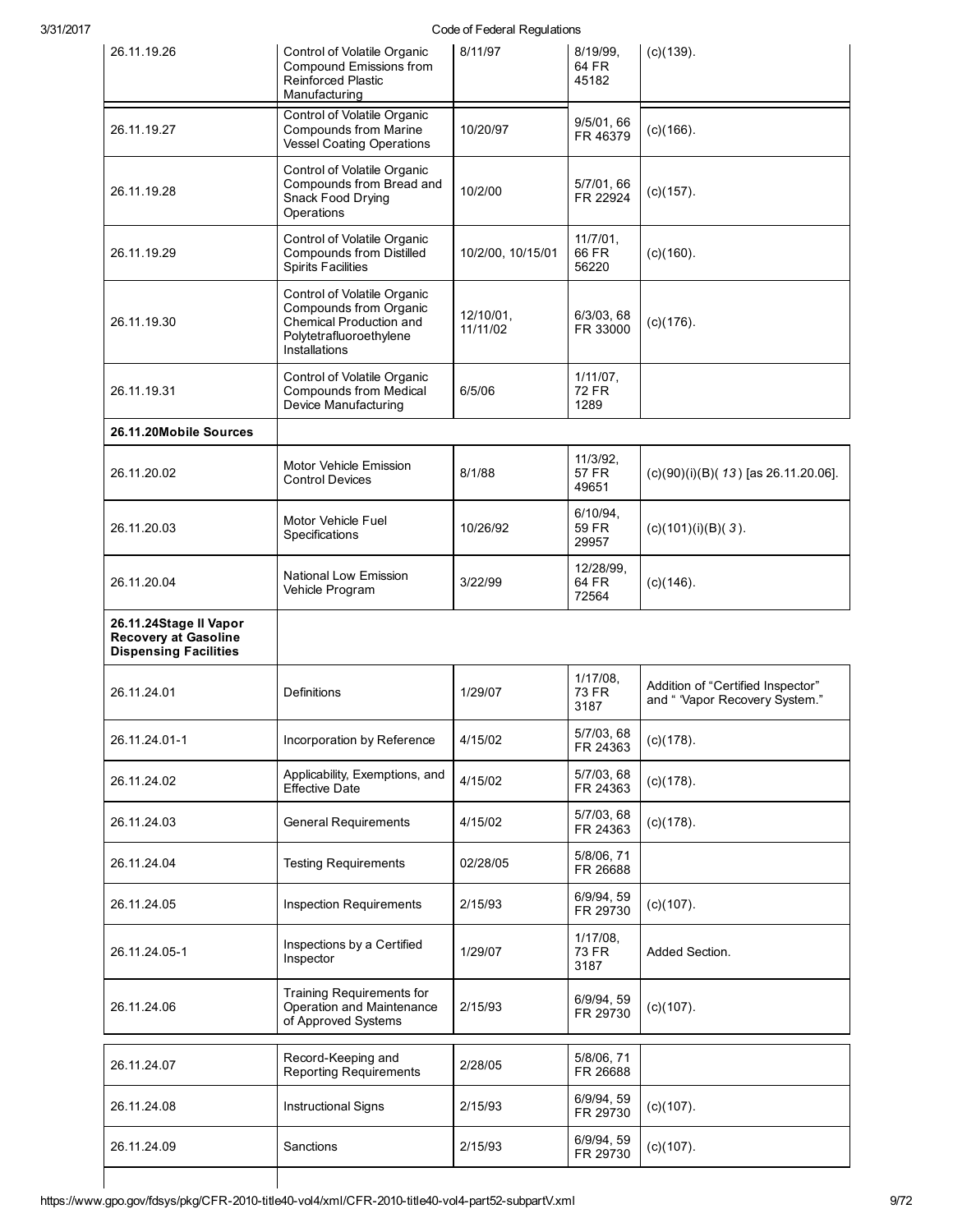| 26.11.19.26 | Control of Volatile Organic Compound Emissions from Reinforced Plastic Manufacturing | 8/11/97 | 8/19/99, 64 FR 45182 | (c)(139). |
|---|---|---|---|---|
| 26.11.19.27 | Control of Volatile Organic Compounds from Marine Vessel Coating Operations | 10/20/97 | 9/5/01, 66 FR 46379 | (c)(166). |
| 26.11.19.28 | Control of Volatile Organic Compounds from Bread and Snack Food Drying Operations | 10/2/00 | 5/7/01, 66 FR 22924 | (c)(157). |
| 26.11.19.29 | Control of Volatile Organic Compounds from Distilled Spirits Facilities | 10/2/00, 10/15/01 | 11/7/01, 66 FR 56220 | (c)(160). |
| 26.11.19.30 | Control of Volatile Organic Compounds from Organic Chemical Production and Polytetrafluoroethylene Installations | 12/10/01, 11/11/02 | 6/3/03, 68 FR 33000 | (c)(176). |
| 26.11.19.31 | Control of Volatile Organic Compounds from Medical Device Manufacturing | 6/5/06 | 1/11/07, 72 FR 1289 | |
| **26.11.20Mobile Sources** | | | | |
| 26.11.20.02 | Motor Vehicle Emission Control Devices | 8/1/88 | 11/3/92, 57 FR 49651 | (c)(90)(i)(B)( *13* ) [as 26.11.20.06]. |
| 26.11.20.03 | Motor Vehicle Fuel Specifications | 10/26/92 | 6/10/94, 59 FR 29957 | (c)(101)(i)(B)( *3* ). |
| 26.11.20.04 | National Low Emission Vehicle Program | 3/22/99 | 12/28/99, 64 FR 72564 | (c)(146). |
| **26.11.24Stage II Vapor Recovery at Gasoline Dispensing Facilities** | | | | |
| 26.11.24.01 | Definitions | 1/29/07 | 1/17/08, 73 FR 3187 | Addition of "Certified Inspector" and " 'Vapor Recovery System." |
| 26.11.24.01-1 | Incorporation by Reference | 4/15/02 | 5/7/03, 68 FR 24363 | (c)(178). |
| 26.11.24.02 | Applicability, Exemptions, and Effective Date | 4/15/02 | 5/7/03, 68 FR 24363 | (c)(178). |
| 26.11.24.03 | General Requirements | 4/15/02 | 5/7/03, 68 FR 24363 | (c)(178). |
| 26.11.24.04 | Testing Requirements | 02/28/05 | 5/8/06, 71 FR 26688 | |
| 26.11.24.05 | Inspection Requirements | 2/15/93 | 6/9/94, 59 FR 29730 | (c)(107). |
| 26.11.24.05-1 | Inspections by a Certified Inspector | 1/29/07 | 1/17/08, 73 FR 3187 | Added Section. |
| 26.11.24.06 | Training Requirements for Operation and Maintenance of Approved Systems | 2/15/93 | 6/9/94, 59 FR 29730 | (c)(107). |
| 26.11.24.07 | Record-Keeping and Reporting Requirements | 2/28/05 | 5/8/06, 71 FR 26688 | |
| 26.11.24.08 | Instructional Signs | 2/15/93 | 6/9/94, 59 FR 29730 | (c)(107). |
| 26.11.24.09 | Sanctions | 2/15/93 | 6/9/94, 59 FR 29730 | (c)(107). |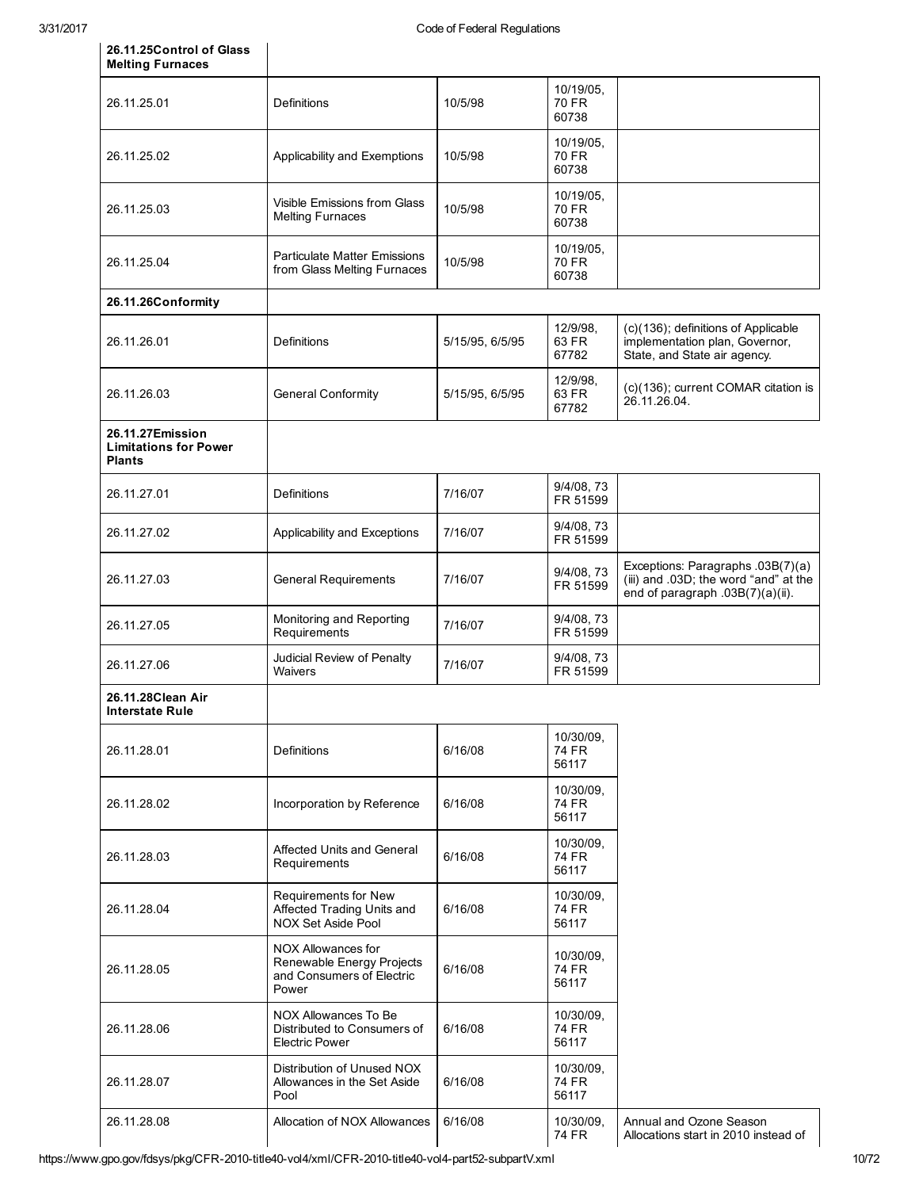| | | | | |
|---|---|---|---|---|
| **26.11.25Control of Glass Melting Furnaces** | | | | |
| 26.11.25.01 | Definitions | 10/5/98 | 10/19/05, 70 FR 60738 | |
| 26.11.25.02 | Applicability and Exemptions | 10/5/98 | 10/19/05, 70 FR 60738 | |
| 26.11.25.03 | Visible Emissions from Glass Melting Furnaces | 10/5/98 | 10/19/05, 70 FR 60738 | |
| 26.11.25.04 | Particulate Matter Emissions from Glass Melting Furnaces | 10/5/98 | 10/19/05, 70 FR 60738 | |
| **26.11.26Conformity** | | | | |
| 26.11.26.01 | Definitions | 5/15/95, 6/5/95 | 12/9/98, 63 FR 67782 | (c)(136); definitions of Applicable implementation plan, Governor, State, and State air agency. |
| 26.11.26.03 | General Conformity | 5/15/95, 6/5/95 | 12/9/98, 63 FR 67782 | (c)(136); current COMAR citation is 26.11.26.04. |
| **26.11.27Emission Limitations for Power Plants** | | | | |
| 26.11.27.01 | Definitions | 7/16/07 | 9/4/08, 73 FR 51599 | |
| 26.11.27.02 | Applicability and Exceptions | 7/16/07 | 9/4/08, 73 FR 51599 | |
| 26.11.27.03 | General Requirements | 7/16/07 | 9/4/08, 73 FR 51599 | Exceptions: Paragraphs .03B(7)(a)(iii) and .03D; the word "and" at the end of paragraph .03B(7)(a)(ii). |
| 26.11.27.05 | Monitoring and Reporting Requirements | 7/16/07 | 9/4/08, 73 FR 51599 | |
| 26.11.27.06 | Judicial Review of Penalty Waivers | 7/16/07 | 9/4/08, 73 FR 51599 | |
| **26.11.28Clean Air Interstate Rule** | | | | |
| 26.11.28.01 | Definitions | 6/16/08 | 10/30/09, 74 FR 56117 | |
| 26.11.28.02 | Incorporation by Reference | 6/16/08 | 10/30/09, 74 FR 56117 | |
| 26.11.28.03 | Affected Units and General Requirements | 6/16/08 | 10/30/09, 74 FR 56117 | |
| 26.11.28.04 | Requirements for New Affected Trading Units and NOX Set Aside Pool | 6/16/08 | 10/30/09, 74 FR 56117 | |
| 26.11.28.05 | NOX Allowances for Renewable Energy Projects and Consumers of Electric Power | 6/16/08 | 10/30/09, 74 FR 56117 | |
| 26.11.28.06 | NOX Allowances To Be Distributed to Consumers of Electric Power | 6/16/08 | 10/30/09, 74 FR 56117 | |
| 26.11.28.07 | Distribution of Unused NOX Allowances in the Set Aside Pool | 6/16/08 | 10/30/09, 74 FR 56117 | |
| 26.11.28.08 | Allocation of NOX Allowances | 6/16/08 | 10/30/09, 74 FR | Annual and Ozone Season Allocations start in 2010 instead of |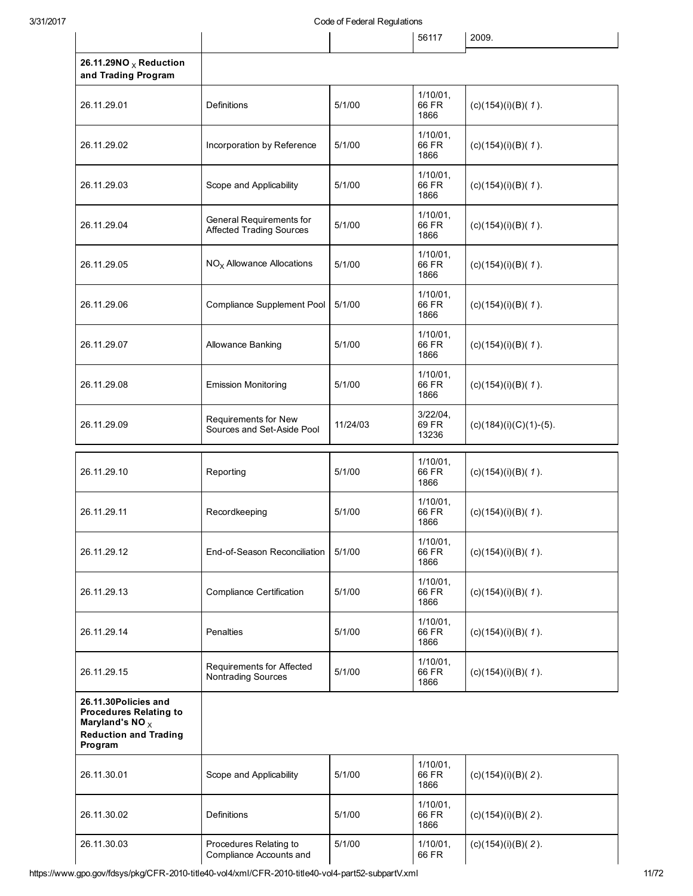| | | | 56117 | 2009. |
|---|---|---|---|---|
| **26.11.29 $NO_X$ Reduction and Trading Program** | | | | |
| 26.11.29.01 | Definitions | 5/1/00 | 1/10/01, 66 FR 1866 | (c)(154)(i)(B)( *1* ). |
| 26.11.29.02 | Incorporation by Reference | 5/1/00 | 1/10/01, 66 FR 1866 | (c)(154)(i)(B)( *1* ). |
| 26.11.29.03 | Scope and Applicability | 5/1/00 | 1/10/01, 66 FR 1866 | (c)(154)(i)(B)( *1* ). |
| 26.11.29.04 | General Requirements for Affected Trading Sources | 5/1/00 | 1/10/01, 66 FR 1866 | (c)(154)(i)(B)( *1* ). |
| 26.11.29.05 | $NO_X$ Allowance Allocations | 5/1/00 | 1/10/01, 66 FR 1866 | (c)(154)(i)(B)( *1* ). |
| 26.11.29.06 | Compliance Supplement Pool | 5/1/00 | 1/10/01, 66 FR 1866 | (c)(154)(i)(B)( *1* ). |
| 26.11.29.07 | Allowance Banking | 5/1/00 | 1/10/01, 66 FR 1866 | (c)(154)(i)(B)( *1* ). |
| 26.11.29.08 | Emission Monitoring | 5/1/00 | 1/10/01, 66 FR 1866 | (c)(154)(i)(B)( *1* ). |
| 26.11.29.09 | Requirements for New Sources and Set-Aside Pool | 11/24/03 | 3/22/04, 69 FR 13236 | (c)(184)(i)(C)(1)-(5). |
| 26.11.29.10 | Reporting | 5/1/00 | 1/10/01, 66 FR 1866 | (c)(154)(i)(B)( *1* ). |
| 26.11.29.11 | Recordkeeping | 5/1/00 | 1/10/01, 66 FR 1866 | (c)(154)(i)(B)( *1* ). |
| 26.11.29.12 | End-of-Season Reconciliation | 5/1/00 | 1/10/01, 66 FR 1866 | (c)(154)(i)(B)( *1* ). |
| 26.11.29.13 | Compliance Certification | 5/1/00 | 1/10/01, 66 FR 1866 | (c)(154)(i)(B)( *1* ). |
| 26.11.29.14 | Penalties | 5/1/00 | 1/10/01, 66 FR 1866 | (c)(154)(i)(B)( *1* ). |
| 26.11.29.15 | Requirements for Affected Nontrading Sources | 5/1/00 | 1/10/01, 66 FR 1866 | (c)(154)(i)(B)( *1* ). |
| **26.11.30 Policies and Procedures Relating to Maryland's $NO_X$ Reduction and Trading Program** | | | | |
| 26.11.30.01 | Scope and Applicability | 5/1/00 | 1/10/01, 66 FR 1866 | (c)(154)(i)(B)( *2* ). |
| 26.11.30.02 | Definitions | 5/1/00 | 1/10/01, 66 FR 1866 | (c)(154)(i)(B)( *2* ). |
| 26.11.30.03 | Procedures Relating to Compliance Accounts and | 5/1/00 | 1/10/01, 66 FR | (c)(154)(i)(B)( *2* ). |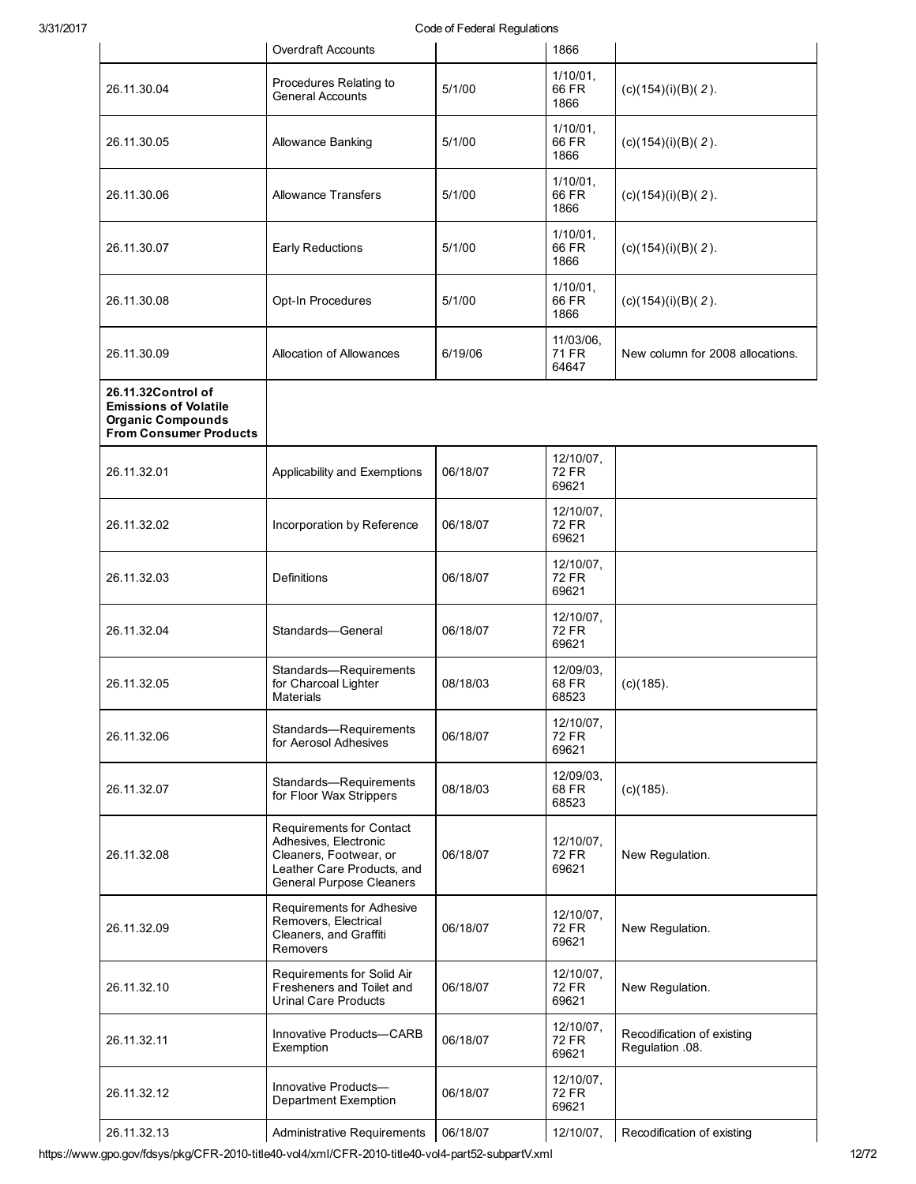| | | | | |
|---|---|---|---|---|
| | Overdraft Accounts | | 1866 | |
| 26.11.30.04 | Procedures Relating to General Accounts | 5/1/00 | 1/10/01, 66 FR 1866 | (c)(154)(i)(B)( 2 ). |
| 26.11.30.05 | Allowance Banking | 5/1/00 | 1/10/01, 66 FR 1866 | (c)(154)(i)(B)( 2 ). |
| 26.11.30.06 | Allowance Transfers | 5/1/00 | 1/10/01, 66 FR 1866 | (c)(154)(i)(B)( 2 ). |
| 26.11.30.07 | Early Reductions | 5/1/00 | 1/10/01, 66 FR 1866 | (c)(154)(i)(B)( 2 ). |
| 26.11.30.08 | Opt-In Procedures | 5/1/00 | 1/10/01, 66 FR 1866 | (c)(154)(i)(B)( 2 ). |
| 26.11.30.09 | Allocation of Allowances | 6/19/06 | 11/03/06, 71 FR 64647 | New column for 2008 allocations. |
| **26.11.32Control of Emissions of Volatile Organic Compounds From Consumer Products** | | | | |
| 26.11.32.01 | Applicability and Exemptions | 06/18/07 | 12/10/07, 72 FR 69621 | |
| 26.11.32.02 | Incorporation by Reference | 06/18/07 | 12/10/07, 72 FR 69621 | |
| 26.11.32.03 | Definitions | 06/18/07 | 12/10/07, 72 FR 69621 | |
| 26.11.32.04 | Standards—General | 06/18/07 | 12/10/07, 72 FR 69621 | |
| 26.11.32.05 | Standards—Requirements for Charcoal Lighter Materials | 08/18/03 | 12/09/03, 68 FR 68523 | (c)(185). |
| 26.11.32.06 | Standards—Requirements for Aerosol Adhesives | 06/18/07 | 12/10/07, 72 FR 69621 | |
| 26.11.32.07 | Standards—Requirements for Floor Wax Strippers | 08/18/03 | 12/09/03, 68 FR 68523 | (c)(185). |
| 26.11.32.08 | Requirements for Contact Adhesives, Electronic Cleaners, Footwear, or Leather Care Products, and General Purpose Cleaners | 06/18/07 | 12/10/07, 72 FR 69621 | New Regulation. |
| 26.11.32.09 | Requirements for Adhesive Removers, Electrical Cleaners, and Graffiti Removers | 06/18/07 | 12/10/07, 72 FR 69621 | New Regulation. |
| 26.11.32.10 | Requirements for Solid Air Fresheners and Toilet and Urinal Care Products | 06/18/07 | 12/10/07, 72 FR 69621 | New Regulation. |
| 26.11.32.11 | Innovative Products—CARB Exemption | 06/18/07 | 12/10/07, 72 FR 69621 | Recodification of existing Regulation .08. |
| 26.11.32.12 | Innovative Products—Department Exemption | 06/18/07 | 12/10/07, 72 FR 69621 | |
| 26.11.32.13 | Administrative Requirements | 06/18/07 | 12/10/07, | Recodification of existing |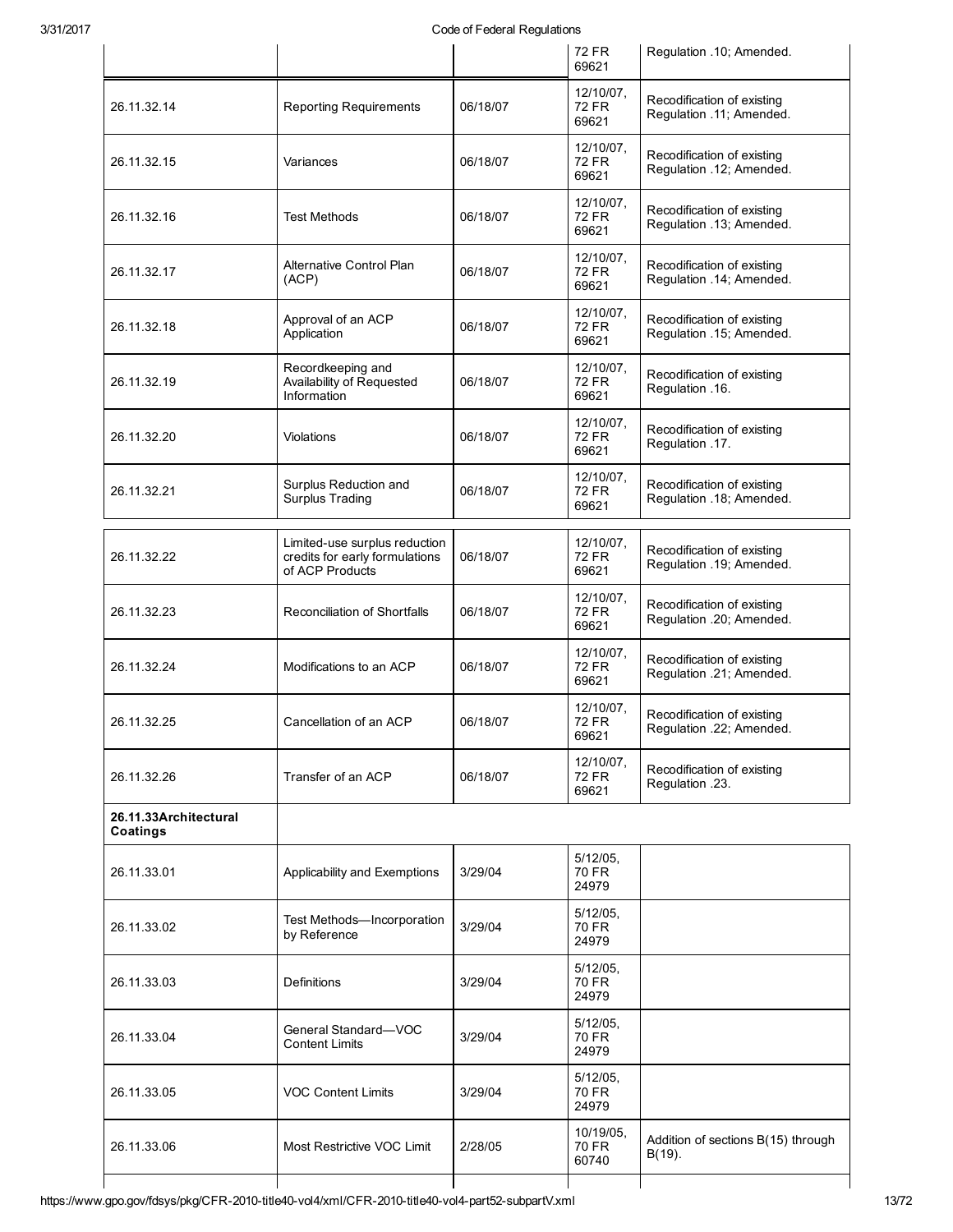| | | | 72 FR 69621 | Regulation .10; Amended. |
|---|---|---|---|---|
| 26.11.32.14 | Reporting Requirements | 06/18/07 | 12/10/07, 72 FR 69621 | Recodification of existing Regulation .11; Amended. |
| 26.11.32.15 | Variances | 06/18/07 | 12/10/07, 72 FR 69621 | Recodification of existing Regulation .12; Amended. |
| 26.11.32.16 | Test Methods | 06/18/07 | 12/10/07, 72 FR 69621 | Recodification of existing Regulation .13; Amended. |
| 26.11.32.17 | Alternative Control Plan (ACP) | 06/18/07 | 12/10/07, 72 FR 69621 | Recodification of existing Regulation .14; Amended. |
| 26.11.32.18 | Approval of an ACP Application | 06/18/07 | 12/10/07, 72 FR 69621 | Recodification of existing Regulation .15; Amended. |
| 26.11.32.19 | Recordkeeping and Availability of Requested Information | 06/18/07 | 12/10/07, 72 FR 69621 | Recodification of existing Regulation .16. |
| 26.11.32.20 | Violations | 06/18/07 | 12/10/07, 72 FR 69621 | Recodification of existing Regulation .17. |
| 26.11.32.21 | Surplus Reduction and Surplus Trading | 06/18/07 | 12/10/07, 72 FR 69621 | Recodification of existing Regulation .18; Amended. |
| 26.11.32.22 | Limited-use surplus reduction credits for early formulations of ACP Products | 06/18/07 | 12/10/07, 72 FR 69621 | Recodification of existing Regulation .19; Amended. |
| 26.11.32.23 | Reconciliation of Shortfalls | 06/18/07 | 12/10/07, 72 FR 69621 | Recodification of existing Regulation .20; Amended. |
| 26.11.32.24 | Modifications to an ACP | 06/18/07 | 12/10/07, 72 FR 69621 | Recodification of existing Regulation .21; Amended. |
| 26.11.32.25 | Cancellation of an ACP | 06/18/07 | 12/10/07, 72 FR 69621 | Recodification of existing Regulation .22; Amended. |
| 26.11.32.26 | Transfer of an ACP | 06/18/07 | 12/10/07, 72 FR 69621 | Recodification of existing Regulation .23. |
| **26.11.33Architectural Coatings** | | | | |
| 26.11.33.01 | Applicability and Exemptions | 3/29/04 | 5/12/05, 70 FR 24979 | |
| 26.11.33.02 | Test Methods—Incorporation by Reference | 3/29/04 | 5/12/05, 70 FR 24979 | |
| 26.11.33.03 | Definitions | 3/29/04 | 5/12/05, 70 FR 24979 | |
| 26.11.33.04 | General Standard—VOC Content Limits | 3/29/04 | 5/12/05, 70 FR 24979 | |
| 26.11.33.05 | VOC Content Limits | 3/29/04 | 5/12/05, 70 FR 24979 | |
| 26.11.33.06 | Most Restrictive VOC Limit | 2/28/05 | 10/19/05, 70 FR 60740 | Addition of sections B(15) through B(19). |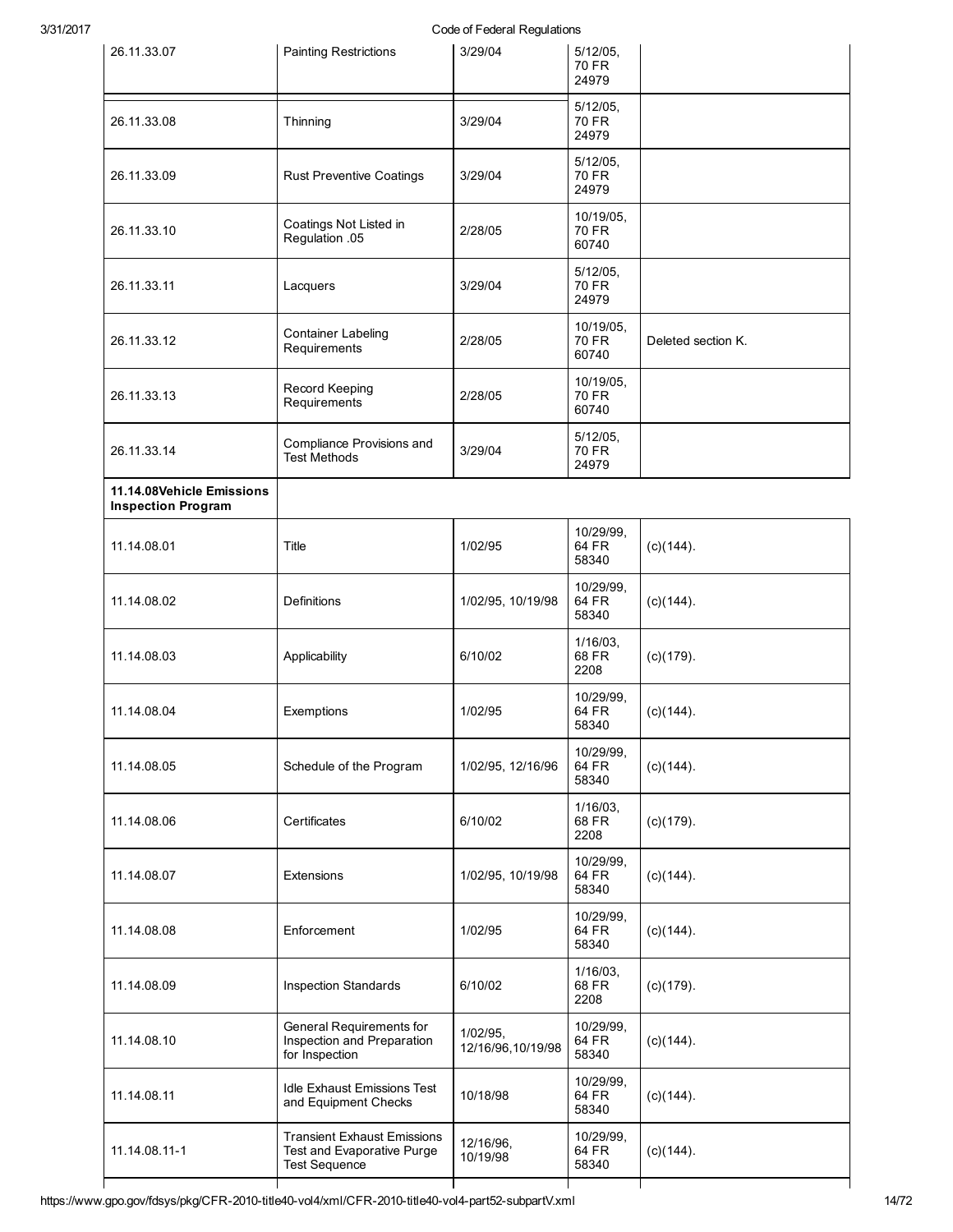| | | | | |
|---|---|---|---|---|
| 26.11.33.07 | Painting Restrictions | 3/29/04 | 5/12/05, 70 FR 24979 | |
| 26.11.33.08 | Thinning | 3/29/04 | 5/12/05, 70 FR 24979 | |
| 26.11.33.09 | Rust Preventive Coatings | 3/29/04 | 5/12/05, 70 FR 24979 | |
| 26.11.33.10 | Coatings Not Listed in Regulation .05 | 2/28/05 | 10/19/05, 70 FR 60740 | |
| 26.11.33.11 | Lacquers | 3/29/04 | 5/12/05, 70 FR 24979 | |
| 26.11.33.12 | Container Labeling Requirements | 2/28/05 | 10/19/05, 70 FR 60740 | Deleted section K. |
| 26.11.33.13 | Record Keeping Requirements | 2/28/05 | 10/19/05, 70 FR 60740 | |
| 26.11.33.14 | Compliance Provisions and Test Methods | 3/29/04 | 5/12/05, 70 FR 24979 | |
| **11.14.08Vehicle Emissions Inspection Program** | | | | |
| 11.14.08.01 | Title | 1/02/95 | 10/29/99, 64 FR 58340 | (c)(144). |
| 11.14.08.02 | Definitions | 1/02/95, 10/19/98 | 10/29/99, 64 FR 58340 | (c)(144). |
| 11.14.08.03 | Applicability | 6/10/02 | 1/16/03, 68 FR 2208 | (c)(179). |
| 11.14.08.04 | Exemptions | 1/02/95 | 10/29/99, 64 FR 58340 | (c)(144). |
| 11.14.08.05 | Schedule of the Program | 1/02/95, 12/16/96 | 10/29/99, 64 FR 58340 | (c)(144). |
| 11.14.08.06 | Certificates | 6/10/02 | 1/16/03, 68 FR 2208 | (c)(179). |
| 11.14.08.07 | Extensions | 1/02/95, 10/19/98 | 10/29/99, 64 FR 58340 | (c)(144). |
| 11.14.08.08 | Enforcement | 1/02/95 | 10/29/99, 64 FR 58340 | (c)(144). |
| 11.14.08.09 | Inspection Standards | 6/10/02 | 1/16/03, 68 FR 2208 | (c)(179). |
| 11.14.08.10 | General Requirements for Inspection and Preparation for Inspection | 1/02/95, 12/16/96,10/19/98 | 10/29/99, 64 FR 58340 | (c)(144). |
| 11.14.08.11 | Idle Exhaust Emissions Test and Equipment Checks | 10/18/98 | 10/29/99, 64 FR 58340 | (c)(144). |
| 11.14.08.11-1 | Transient Exhaust Emissions Test and Evaporative Purge Test Sequence | 12/16/96, 10/19/98 | 10/29/99, 64 FR 58340 | (c)(144). |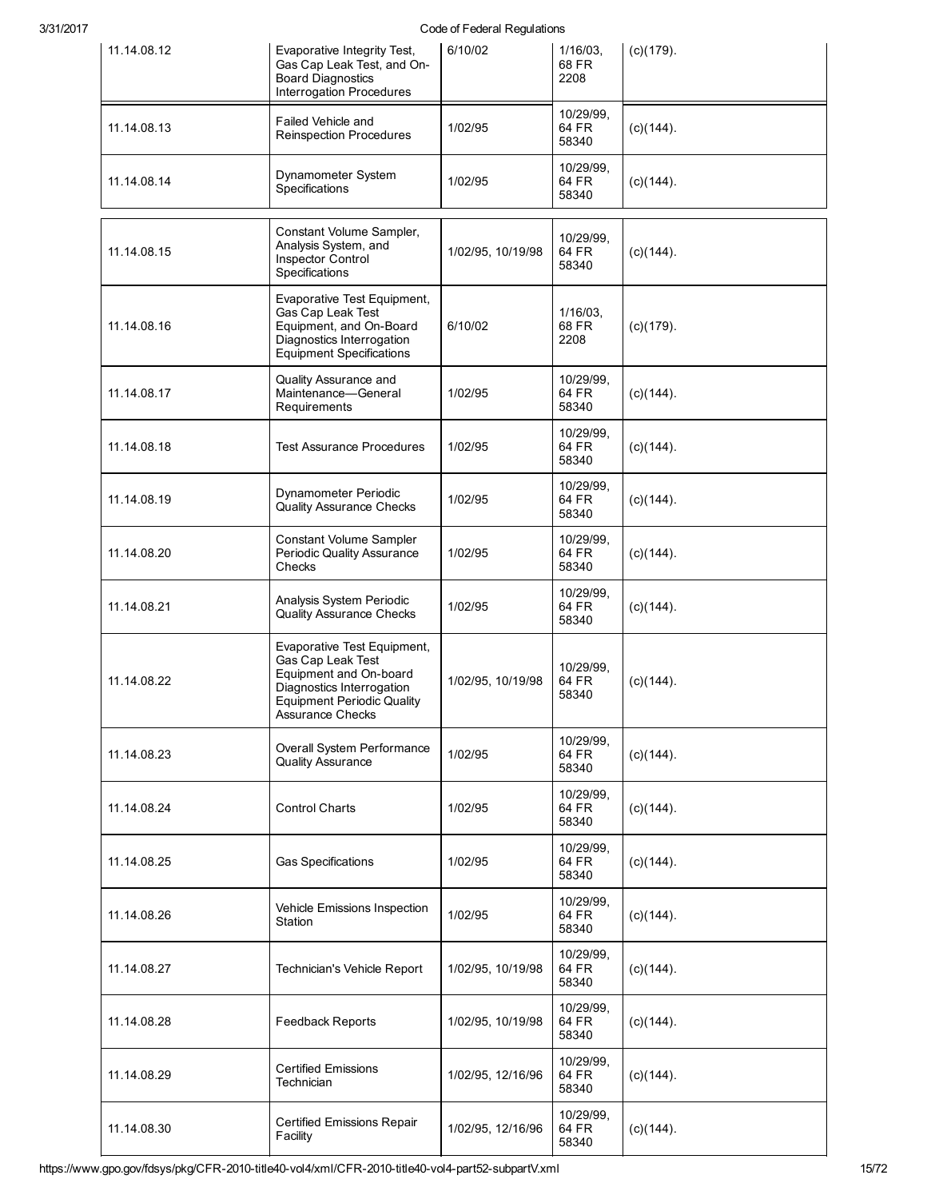| | | | | |
|---|---|---|---|---|
| 11.14.08.12 | Evaporative Integrity Test, Gas Cap Leak Test, and On-Board Diagnostics Interrogation Procedures | 6/10/02 | 1/16/03, 68 FR 2208 | (c)(179). |
| 11.14.08.13 | Failed Vehicle and Reinspection Procedures | 1/02/95 | 10/29/99, 64 FR 58340 | (c)(144). |
| 11.14.08.14 | Dynamometer System Specifications | 1/02/95 | 10/29/99, 64 FR 58340 | (c)(144). |
| 11.14.08.15 | Constant Volume Sampler, Analysis System, and Inspector Control Specifications | 1/02/95, 10/19/98 | 10/29/99, 64 FR 58340 | (c)(144). |
| 11.14.08.16 | Evaporative Test Equipment, Gas Cap Leak Test Equipment, and On-Board Diagnostics Interrogation Equipment Specifications | 6/10/02 | 1/16/03, 68 FR 2208 | (c)(179). |
| 11.14.08.17 | Quality Assurance and Maintenance—General Requirements | 1/02/95 | 10/29/99, 64 FR 58340 | (c)(144). |
| 11.14.08.18 | Test Assurance Procedures | 1/02/95 | 10/29/99, 64 FR 58340 | (c)(144). |
| 11.14.08.19 | Dynamometer Periodic Quality Assurance Checks | 1/02/95 | 10/29/99, 64 FR 58340 | (c)(144). |
| 11.14.08.20 | Constant Volume Sampler Periodic Quality Assurance Checks | 1/02/95 | 10/29/99, 64 FR 58340 | (c)(144). |
| 11.14.08.21 | Analysis System Periodic Quality Assurance Checks | 1/02/95 | 10/29/99, 64 FR 58340 | (c)(144). |
| 11.14.08.22 | Evaporative Test Equipment, Gas Cap Leak Test Equipment and On-board Diagnostics Interrogation Equipment Periodic Quality Assurance Checks | 1/02/95, 10/19/98 | 10/29/99, 64 FR 58340 | (c)(144). |
| 11.14.08.23 | Overall System Performance Quality Assurance | 1/02/95 | 10/29/99, 64 FR 58340 | (c)(144). |
| 11.14.08.24 | Control Charts | 1/02/95 | 10/29/99, 64 FR 58340 | (c)(144). |
| 11.14.08.25 | Gas Specifications | 1/02/95 | 10/29/99, 64 FR 58340 | (c)(144). |
| 11.14.08.26 | Vehicle Emissions Inspection Station | 1/02/95 | 10/29/99, 64 FR 58340 | (c)(144). |
| 11.14.08.27 | Technician's Vehicle Report | 1/02/95, 10/19/98 | 10/29/99, 64 FR 58340 | (c)(144). |
| 11.14.08.28 | Feedback Reports | 1/02/95, 10/19/98 | 10/29/99, 64 FR 58340 | (c)(144). |
| 11.14.08.29 | Certified Emissions Technician | 1/02/95, 12/16/96 | 10/29/99, 64 FR 58340 | (c)(144). |
| 11.14.08.30 | Certified Emissions Repair Facility | 1/02/95, 12/16/96 | 10/29/99, 64 FR 58340 | (c)(144). |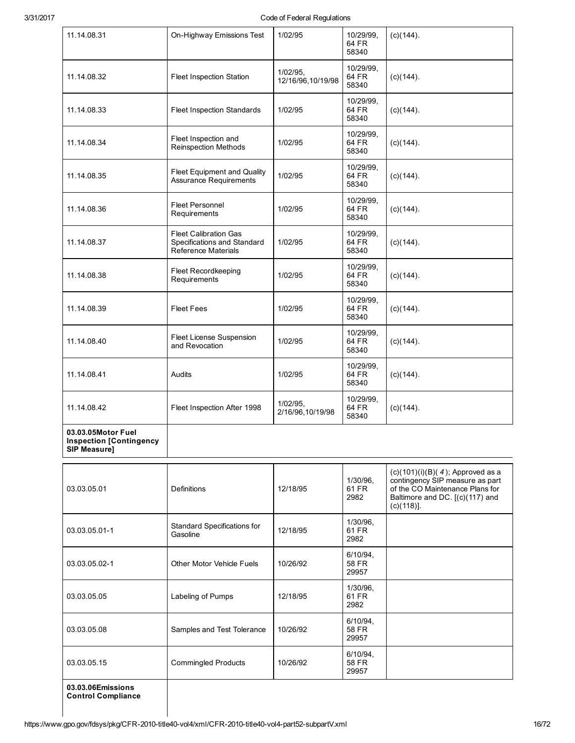| | | | | |
|---|---|---|---|---|
| 11.14.08.31 | On-Highway Emissions Test | 1/02/95 | 10/29/99, 64 FR 58340 | (c)(144). |
| 11.14.08.32 | Fleet Inspection Station | 1/02/95, 12/16/96,10/19/98 | 10/29/99, 64 FR 58340 | (c)(144). |
| 11.14.08.33 | Fleet Inspection Standards | 1/02/95 | 10/29/99, 64 FR 58340 | (c)(144). |
| 11.14.08.34 | Fleet Inspection and Reinspection Methods | 1/02/95 | 10/29/99, 64 FR 58340 | (c)(144). |
| 11.14.08.35 | Fleet Equipment and Quality Assurance Requirements | 1/02/95 | 10/29/99, 64 FR 58340 | (c)(144). |
| 11.14.08.36 | Fleet Personnel Requirements | 1/02/95 | 10/29/99, 64 FR 58340 | (c)(144). |
| 11.14.08.37 | Fleet Calibration Gas Specifications and Standard Reference Materials | 1/02/95 | 10/29/99, 64 FR 58340 | (c)(144). |
| 11.14.08.38 | Fleet Recordkeeping Requirements | 1/02/95 | 10/29/99, 64 FR 58340 | (c)(144). |
| 11.14.08.39 | Fleet Fees | 1/02/95 | 10/29/99, 64 FR 58340 | (c)(144). |
| 11.14.08.40 | Fleet License Suspension and Revocation | 1/02/95 | 10/29/99, 64 FR 58340 | (c)(144). |
| 11.14.08.41 | Audits | 1/02/95 | 10/29/99, 64 FR 58340 | (c)(144). |
| 11.14.08.42 | Fleet Inspection After 1998 | 1/02/95, 2/16/96,10/19/98 | 10/29/99, 64 FR 58340 | (c)(144). |
| **03.03.05Motor Fuel Inspection [Contingency SIP Measure]** | | | | |
| 03.03.05.01 | Definitions | 12/18/95 | 1/30/96, 61 FR 2982 | (c)(101)(i)(B)( *4* ); Approved as a contingency SIP measure as part of the CO Maintenance Plans for Baltimore and DC. [(c)(117) and (c)(118)]. |
| 03.03.05.01-1 | Standard Specifications for Gasoline | 12/18/95 | 1/30/96, 61 FR 2982 | |
| 03.03.05.02-1 | Other Motor Vehicle Fuels | 10/26/92 | 6/10/94, 58 FR 29957 | |
| 03.03.05.05 | Labeling of Pumps | 12/18/95 | 1/30/96, 61 FR 2982 | |
| 03.03.05.08 | Samples and Test Tolerance | 10/26/92 | 6/10/94, 58 FR 29957 | |
| 03.03.05.15 | Commingled Products | 10/26/92 | 6/10/94, 58 FR 29957 | |
| **03.03.06Emissions Control Compliance** | | | | |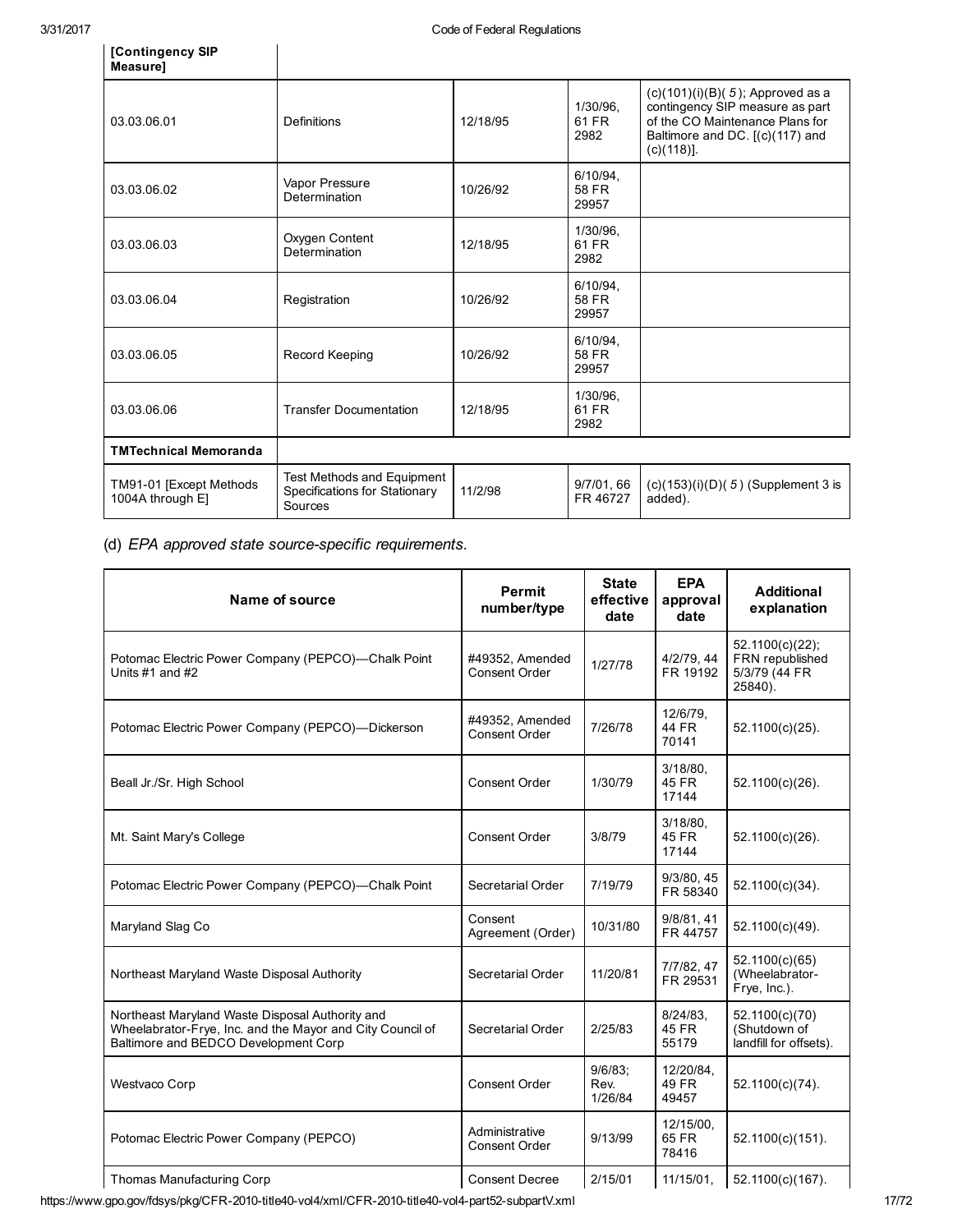| [Contingency SIP Measure] | | | | |
|---|---|---|---|---|
| 03.03.06.01 | Definitions | 12/18/95 | 1/30/96, 61 FR 2982 | (c)(101)(i)(B)( *5*); Approved as a contingency SIP measure as part of the CO Maintenance Plans for Baltimore and DC. [(c)(117) and (c)(118)]. |
| 03.03.06.02 | Vapor Pressure Determination | 10/26/92 | 6/10/94, 58 FR 29957 | |
| 03.03.06.03 | Oxygen Content Determination | 12/18/95 | 1/30/96, 61 FR 2982 | |
| 03.03.06.04 | Registration | 10/26/92 | 6/10/94, 58 FR 29957 | |
| 03.03.06.05 | Record Keeping | 10/26/92 | 6/10/94, 58 FR 29957 | |
| 03.03.06.06 | Transfer Documentation | 12/18/95 | 1/30/96, 61 FR 2982 | |
| **TMTechnical Memoranda** | | | | |
| TM91-01 [Except Methods 1004A through E] | Test Methods and Equipment Specifications for Stationary Sources | 11/2/98 | 9/7/01, 66 FR 46727 | (c)(153)(i)(D)( *5*) (Supplement 3 is added). |

(d) *EPA approved state source-specific requirements.*

| Name of source | Permit number/type | State effective date | EPA approval date | Additional explanation |
|---|---|---|---|---|
| Potomac Electric Power Company (PEPCO)—Chalk Point Units #1 and #2 | #49352, Amended Consent Order | 1/27/78 | 4/2/79, 44 FR 19192 | 52.1100(c)(22); FRN republished 5/3/79 (44 FR 25840). |
| Potomac Electric Power Company (PEPCO)—Dickerson | #49352, Amended Consent Order | 7/26/78 | 12/6/79, 44 FR 70141 | 52.1100(c)(25). |
| Beall Jr./Sr. High School | Consent Order | 1/30/79 | 3/18/80, 45 FR 17144 | 52.1100(c)(26). |
| Mt. Saint Mary's College | Consent Order | 3/8/79 | 3/18/80, 45 FR 17144 | 52.1100(c)(26). |
| Potomac Electric Power Company (PEPCO)—Chalk Point | Secretarial Order | 7/19/79 | 9/3/80, 45 FR 58340 | 52.1100(c)(34). |
| Maryland Slag Co | Consent Agreement (Order) | 10/31/80 | 9/8/81, 41 FR 44757 | 52.1100(c)(49). |
| Northeast Maryland Waste Disposal Authority | Secretarial Order | 11/20/81 | 7/7/82, 47 FR 29531 | 52.1100(c)(65) (Wheelabrator-Frye, Inc.). |
| Northeast Maryland Waste Disposal Authority and Wheelabrator-Frye, Inc. and the Mayor and City Council of Baltimore and BEDCO Development Corp | Secretarial Order | 2/25/83 | 8/24/83, 45 FR 55179 | 52.1100(c)(70) (Shutdown of landfill for offsets). |
| Westvaco Corp | Consent Order | 9/6/83; Rev. 1/26/84 | 12/20/84, 49 FR 49457 | 52.1100(c)(74). |
| Potomac Electric Power Company (PEPCO) | Administrative Consent Order | 9/13/99 | 12/15/00, 65 FR 78416 | 52.1100(c)(151). |
| Thomas Manufacturing Corp | Consent Decree | 2/15/01 | 11/15/01, | 52.1100(c)(167). |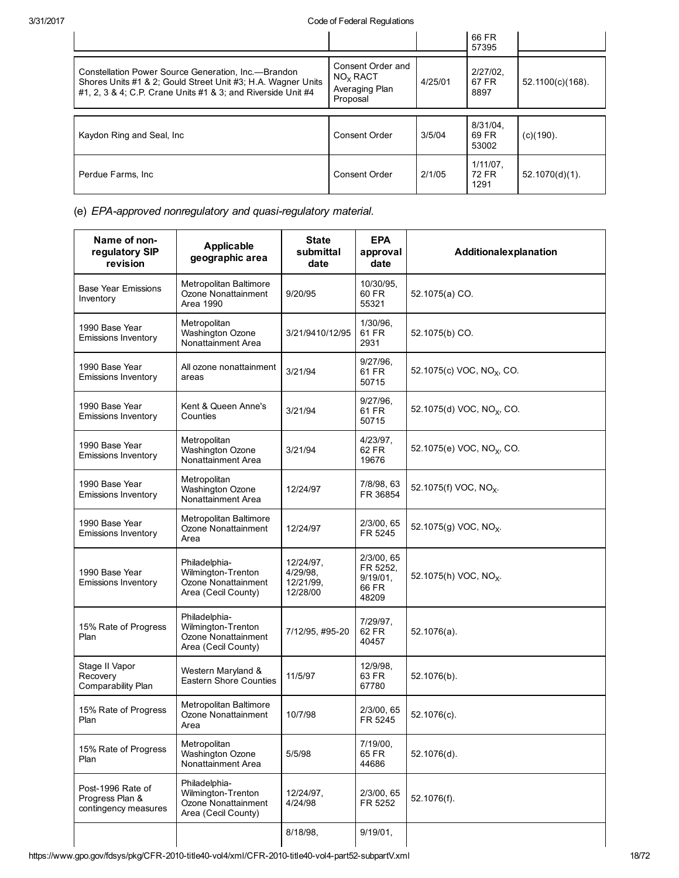| | | | 66 FR 57395 | |
|---|---|---|---|---|
| Constellation Power Source Generation, Inc.—Brandon Shores Units #1 & 2; Gould Street Unit #3; H.A. Wagner Units #1, 2, 3 & 4; C.P. Crane Units #1 & 3; and Riverside Unit #4 | Consent Order and $NO_X$ RACT Averaging Plan Proposal | 4/25/01 | 2/27/02, 67 FR 8897 | 52.1100(c)(168). |
| Kaydon Ring and Seal, Inc | Consent Order | 3/5/04 | 8/31/04, 69 FR 53002 | (c)(190). |
| Perdue Farms, Inc | Consent Order | 2/1/05 | 1/11/07, 72 FR 1291 | 52.1070(d)(1). |

(e) *EPA-approved nonregulatory and quasi-regulatory material.*

| Name of non-regulatory SIP revision | Applicable geographic area | State submittal date | EPA approval date | Additionalexplanation |
|---|---|---|---|---|
| Base Year Emissions Inventory | Metropolitan Baltimore Ozone Nonattainment Area 1990 | 9/20/95 | 10/30/95, 60 FR 55321 | 52.1075(a) CO. |
| 1990 Base Year Emissions Inventory | Metropolitan Washington Ozone Nonattainment Area | 3/21/9410/12/95 | 1/30/96, 61 FR 2931 | 52.1075(b) CO. |
| 1990 Base Year Emissions Inventory | All ozone nonattainment areas | 3/21/94 | 9/27/96, 61 FR 50715 | 52.1075(c) VOC, $NO_X$, CO. |
| 1990 Base Year Emissions Inventory | Kent & Queen Anne's Counties | 3/21/94 | 9/27/96, 61 FR 50715 | 52.1075(d) VOC, $NO_X$, CO. |
| 1990 Base Year Emissions Inventory | Metropolitan Washington Ozone Nonattainment Area | 3/21/94 | 4/23/97, 62 FR 19676 | 52.1075(e) VOC, $NO_X$, CO. |
| 1990 Base Year Emissions Inventory | Metropolitan Washington Ozone Nonattainment Area | 12/24/97 | 7/8/98, 63 FR 36854 | 52.1075(f) VOC, $NO_X$. |
| 1990 Base Year Emissions Inventory | Metropolitan Baltimore Ozone Nonattainment Area | 12/24/97 | 2/3/00, 65 FR 5245 | 52.1075(g) VOC, $NO_X$. |
| 1990 Base Year Emissions Inventory | Philadelphia-Wilmington-Trenton Ozone Nonattainment Area (Cecil County) | 12/24/97, 4/29/98, 12/21/99, 12/28/00 | 2/3/00, 65 FR 5252, 9/19/01, 66 FR 48209 | 52.1075(h) VOC, $NO_X$. |
| 15% Rate of Progress Plan | Philadelphia-Wilmington-Trenton Ozone Nonattainment Area (Cecil County) | 7/12/95, #95-20 | 7/29/97, 62 FR 40457 | 52.1076(a). |
| Stage II Vapor Recovery Comparability Plan | Western Maryland & Eastern Shore Counties | 11/5/97 | 12/9/98, 63 FR 67780 | 52.1076(b). |
| 15% Rate of Progress Plan | Metropolitan Baltimore Ozone Nonattainment Area | 10/7/98 | 2/3/00, 65 FR 5245 | 52.1076(c). |
| 15% Rate of Progress Plan | Metropolitan Washington Ozone Nonattainment Area | 5/5/98 | 7/19/00, 65 FR 44686 | 52.1076(d). |
| Post-1996 Rate of Progress Plan & contingency measures | Philadelphia-Wilmington-Trenton Ozone Nonattainment Area (Cecil County) | 12/24/97, 4/24/98 | 2/3/00, 65 FR 5252 | 52.1076(f). |
| | | 8/18/98, | 9/19/01, | |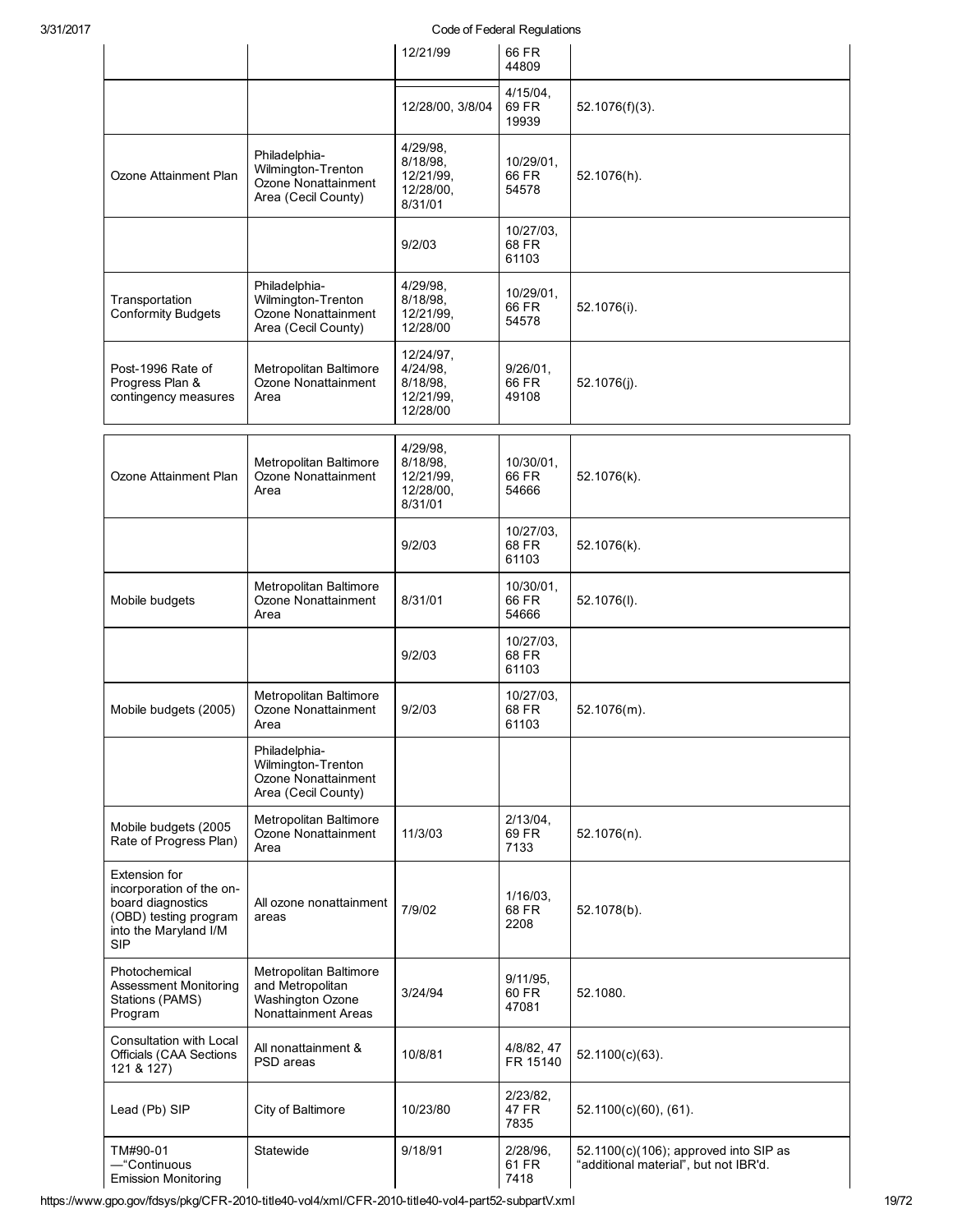| | | | | |
|---|---|---|---|---|
| | | 12/21/99 | 66 FR 44809 | |
| | | 12/28/00, 3/8/04 | 4/15/04, 69 FR 19939 | 52.1076(f)(3). |
| Ozone Attainment Plan | Philadelphia-Wilmington-Trenton Ozone Nonattainment Area (Cecil County) | 4/29/98, 8/18/98, 12/21/99, 12/28/00, 8/31/01 | 10/29/01, 66 FR 54578 | 52.1076(h). |
| | | 9/2/03 | 10/27/03, 68 FR 61103 | |
| Transportation Conformity Budgets | Philadelphia-Wilmington-Trenton Ozone Nonattainment Area (Cecil County) | 4/29/98, 8/18/98, 12/21/99, 12/28/00 | 10/29/01, 66 FR 54578 | 52.1076(i). |
| Post-1996 Rate of Progress Plan & contingency measures | Metropolitan Baltimore Ozone Nonattainment Area | 12/24/97, 4/24/98, 8/18/98, 12/21/99, 12/28/00 | 9/26/01, 66 FR 49108 | 52.1076(j). |
| Ozone Attainment Plan | Metropolitan Baltimore Ozone Nonattainment Area | 4/29/98, 8/18/98, 12/21/99, 12/28/00, 8/31/01 | 10/30/01, 66 FR 54666 | 52.1076(k). |
| | | 9/2/03 | 10/27/03, 68 FR 61103 | 52.1076(k). |
| Mobile budgets | Metropolitan Baltimore Ozone Nonattainment Area | 8/31/01 | 10/30/01, 66 FR 54666 | 52.1076(l). |
| | | 9/2/03 | 10/27/03, 68 FR 61103 | |
| Mobile budgets (2005) | Metropolitan Baltimore Ozone Nonattainment Area | 9/2/03 | 10/27/03, 68 FR 61103 | 52.1076(m). |
| | Philadelphia-Wilmington-Trenton Ozone Nonattainment Area (Cecil County) | | | |
| Mobile budgets (2005 Rate of Progress Plan) | Metropolitan Baltimore Ozone Nonattainment Area | 11/3/03 | 2/13/04, 69 FR 7133 | 52.1076(n). |
| Extension for incorporation of the on-board diagnostics (OBD) testing program into the Maryland I/M SIP | All ozone nonattainment areas | 7/9/02 | 1/16/03, 68 FR 2208 | 52.1078(b). |
| Photochemical Assessment Monitoring Stations (PAMS) Program | Metropolitan Baltimore and Metropolitan Washington Ozone Nonattainment Areas | 3/24/94 | 9/11/95, 60 FR 47081 | 52.1080. |
| Consultation with Local Officials (CAA Sections 121 & 127) | All nonattainment & PSD areas | 10/8/81 | 4/8/82, 47 FR 15140 | 52.1100(c)(63). |
| Lead (Pb) SIP | City of Baltimore | 10/23/80 | 2/23/82, 47 FR 7835 | 52.1100(c)(60), (61). |
| TM#90-01 —"Continuous Emission Monitoring | Statewide | 9/18/91 | 2/28/96, 61 FR 7418 | 52.1100(c)(106); approved into SIP as "additional material", but not IBR'd. |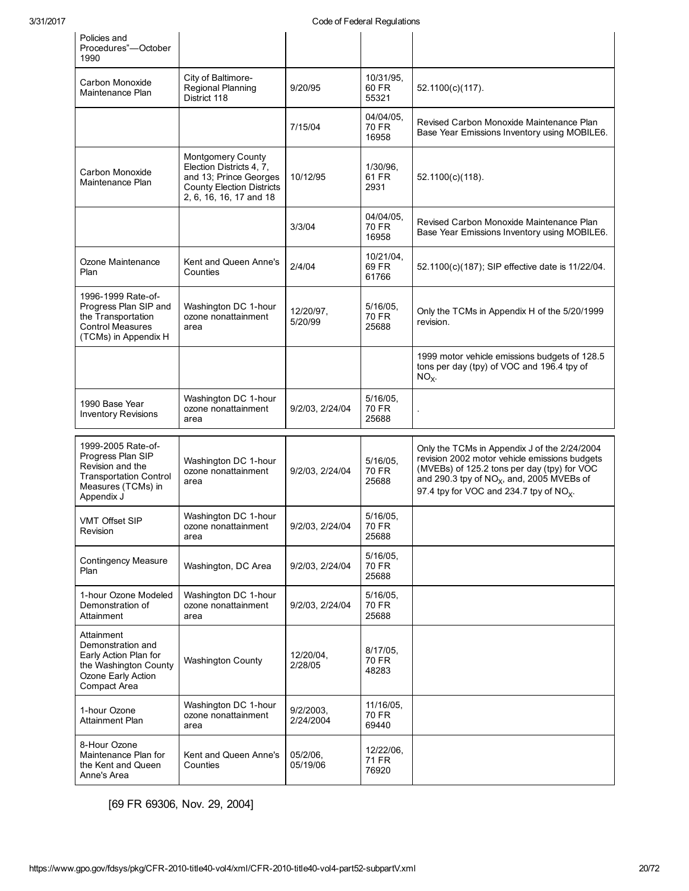| | | | | |
|---|---|---|---|---|
| Policies and Procedures"—October 1990 | | | | |
| Carbon Monoxide Maintenance Plan | City of Baltimore-Regional Planning District 118 | 9/20/95 | 10/31/95, 60 FR 55321 | 52.1100(c)(117). |
| | | 7/15/04 | 04/04/05, 70 FR 16958 | Revised Carbon Monoxide Maintenance Plan Base Year Emissions Inventory using MOBILE6. |
| Carbon Monoxide Maintenance Plan | Montgomery County Election Districts 4, 7, and 13; Prince Georges County Election Districts 2, 6, 16, 16, 17 and 18 | 10/12/95 | 1/30/96, 61 FR 2931 | 52.1100(c)(118). |
| | | 3/3/04 | 04/04/05, 70 FR 16958 | Revised Carbon Monoxide Maintenance Plan Base Year Emissions Inventory using MOBILE6. |
| Ozone Maintenance Plan | Kent and Queen Anne's Counties | 2/4/04 | 10/21/04, 69 FR 61766 | 52.1100(c)(187); SIP effective date is 11/22/04. |
| 1996-1999 Rate-of-Progress Plan SIP and the Transportation Control Measures (TCMs) in Appendix H | Washington DC 1-hour ozone nonattainment area | 12/20/97, 5/20/99 | 5/16/05, 70 FR 25688 | Only the TCMs in Appendix H of the 5/20/1999 revision. |
| | | | | 1999 motor vehicle emissions budgets of 128.5 tons per day (tpy) of VOC and 196.4 tpy of $NO_X$. |
| 1990 Base Year Inventory Revisions | Washington DC 1-hour ozone nonattainment area | 9/2/03, 2/24/04 | 5/16/05, 70 FR 25688 | . |
| 1999-2005 Rate-of-Progress Plan SIP Revision and the Transportation Control Measures (TCMs) in Appendix J | Washington DC 1-hour ozone nonattainment area | 9/2/03, 2/24/04 | 5/16/05, 70 FR 25688 | Only the TCMs in Appendix J of the 2/24/2004 revision 2002 motor vehicle emissions budgets (MVEBs) of 125.2 tons per day (tpy) for VOC and 290.3 tpy of $NO_X$, and, 2005 MVEBs of 97.4 tpy for VOC and 234.7 tpy of $NO_X$. |
| VMT Offset SIP Revision | Washington DC 1-hour ozone nonattainment area | 9/2/03, 2/24/04 | 5/16/05, 70 FR 25688 | |
| Contingency Measure Plan | Washington, DC Area | 9/2/03, 2/24/04 | 5/16/05, 70 FR 25688 | |
| 1-hour Ozone Modeled Demonstration of Attainment | Washington DC 1-hour ozone nonattainment area | 9/2/03, 2/24/04 | 5/16/05, 70 FR 25688 | |
| Attainment Demonstration and Early Action Plan for the Washington County Ozone Early Action Compact Area | Washington County | 12/20/04, 2/28/05 | 8/17/05, 70 FR 48283 | |
| 1-hour Ozone Attainment Plan | Washington DC 1-hour ozone nonattainment area | 9/2/2003, 2/24/2004 | 11/16/05, 70 FR 69440 | |
| 8-Hour Ozone Maintenance Plan for the Kent and Queen Anne's Area | Kent and Queen Anne's Counties | 05/2/06, 05/19/06 | 12/22/06, 71 FR 76920 | |

[69 FR 69306, Nov. 29, 2004]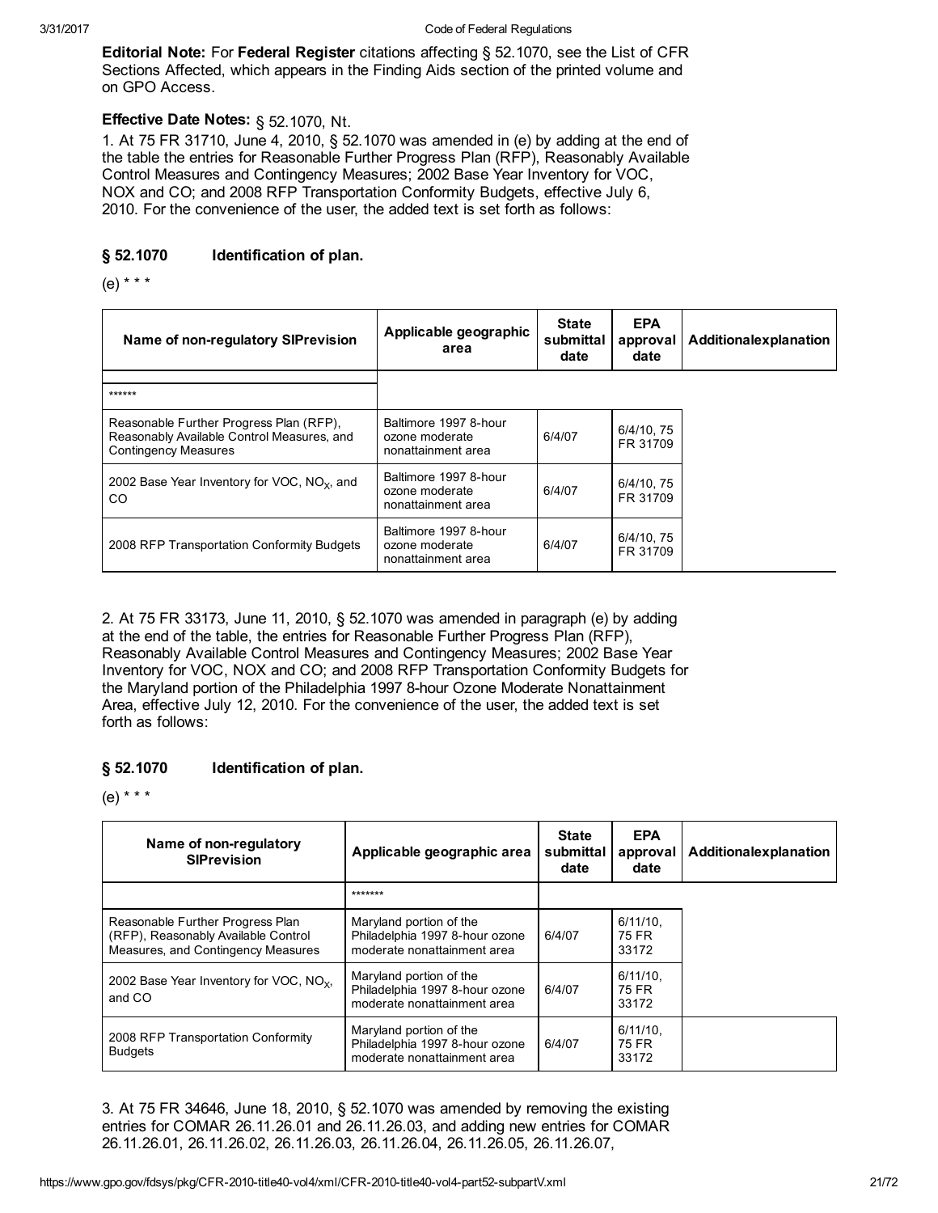**Editorial Note:** For **Federal Register** citations affecting § 52.1070, see the List of CFR Sections Affected, which appears in the Finding Aids section of the printed volume and on GPO Access.

**Effective Date Notes:** § 52.1070, Nt.

1. At 75 FR 31710, June 4, 2010, § 52.1070 was amended in (e) by adding at the end of the table the entries for Reasonable Further Progress Plan (RFP), Reasonably Available Control Measures and Contingency Measures; 2002 Base Year Inventory for VOC, NOX and CO; and 2008 RFP Transportation Conformity Budgets, effective July 6, 2010. For the convenience of the user, the added text is set forth as follows:

### § 52.1070 Identification of plan.

(e) * * *

| Name of non-regulatory SIPrevision | Applicable geographic area | State submittal date | EPA approval date | Additionalexplanation |
|---|---|---|---|---|
| ****** | | | | |
| Reasonable Further Progress Plan (RFP), Reasonably Available Control Measures, and Contingency Measures | Baltimore 1997 8-hour ozone moderate nonattainment area | 6/4/07 | 6/4/10, 75 FR 31709 | |
| 2002 Base Year Inventory for VOC, $NO_X$, and CO | Baltimore 1997 8-hour ozone moderate nonattainment area | 6/4/07 | 6/4/10, 75 FR 31709 | |
| 2008 RFP Transportation Conformity Budgets | Baltimore 1997 8-hour ozone moderate nonattainment area | 6/4/07 | 6/4/10, 75 FR 31709 | |

2. At 75 FR 33173, June 11, 2010, § 52.1070 was amended in paragraph (e) by adding at the end of the table, the entries for Reasonable Further Progress Plan (RFP), Reasonably Available Control Measures and Contingency Measures; 2002 Base Year Inventory for VOC, NOX and CO; and 2008 RFP Transportation Conformity Budgets for the Maryland portion of the Philadelphia 1997 8-hour Ozone Moderate Nonattainment Area, effective July 12, 2010. For the convenience of the user, the added text is set forth as follows:

### § 52.1070 Identification of plan.

(e) * * *

| Name of non-regulatory SIPrevision | Applicable geographic area | State submittal date | EPA approval date | Additionalexplanation |
|---|---|---|---|---|
| | ******* | | | |
| Reasonable Further Progress Plan (RFP), Reasonably Available Control Measures, and Contingency Measures | Maryland portion of the Philadelphia 1997 8-hour ozone moderate nonattainment area | 6/4/07 | 6/11/10, 75 FR 33172 | |
| 2002 Base Year Inventory for VOC, $NO_X$, and CO | Maryland portion of the Philadelphia 1997 8-hour ozone moderate nonattainment area | 6/4/07 | 6/11/10, 75 FR 33172 | |
| 2008 RFP Transportation Conformity Budgets | Maryland portion of the Philadelphia 1997 8-hour ozone moderate nonattainment area | 6/4/07 | 6/11/10, 75 FR 33172 | |

3. At 75 FR 34646, June 18, 2010, § 52.1070 was amended by removing the existing entries for COMAR 26.11.26.01 and 26.11.26.03, and adding new entries for COMAR 26.11.26.01, 26.11.26.02, 26.11.26.03, 26.11.26.04, 26.11.26.05, 26.11.26.07,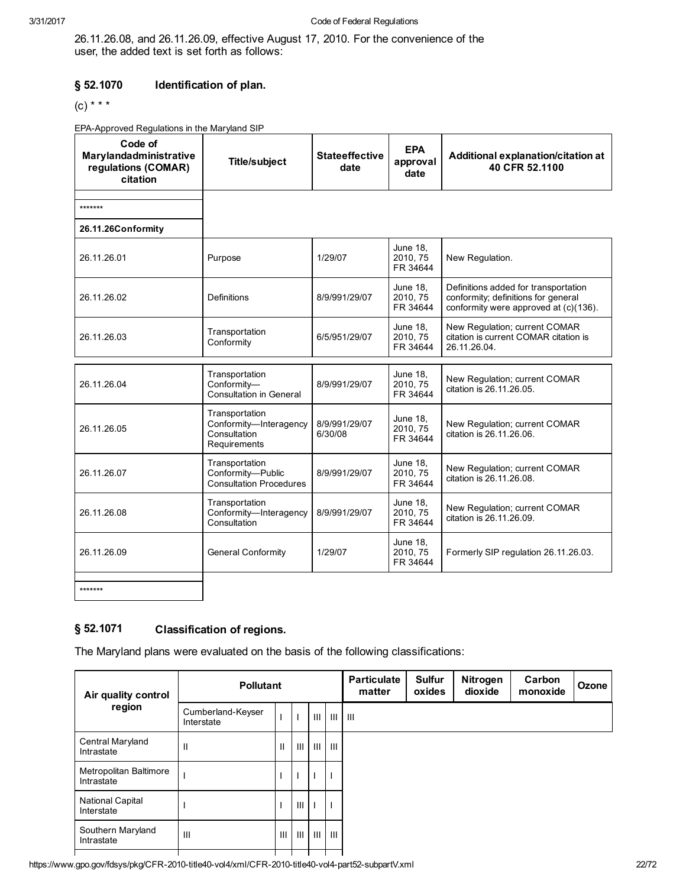26.11.26.08, and 26.11.26.09, effective August 17, 2010. For the convenience of the user, the added text is set forth as follows:

### § 52.1070 Identification of plan.

(c) * * *

EPA-Approved Regulations in the Maryland SIP

| Code of Marylandadministrative regulations (COMAR) citation | Title/subject | Stateeffective date | EPA approval date | Additional explanation/citation at 40 CFR 52.1100 |
|---|---|---|---|---|
| | | | | |
| ******* | | | | |
| **26.11.26Conformity** | | | | |
| 26.11.26.01 | Purpose | 1/29/07 | June 18, 2010, 75 FR 34644 | New Regulation. |
| 26.11.26.02 | Definitions | 8/9/991/29/07 | June 18, 2010, 75 FR 34644 | Definitions added for transportation conformity; definitions for general conformity were approved at (c)(136). |
| 26.11.26.03 | Transportation Conformity | 6/5/951/29/07 | June 18, 2010, 75 FR 34644 | New Regulation; current COMAR citation is current COMAR citation is 26.11.26.04. |
| 26.11.26.04 | Transportation Conformity—Consultation in General | 8/9/991/29/07 | June 18, 2010, 75 FR 34644 | New Regulation; current COMAR citation is 26.11.26.05. |
| 26.11.26.05 | Transportation Conformity—Interagency Consultation Requirements | 8/9/991/29/07 6/30/08 | June 18, 2010, 75 FR 34644 | New Regulation; current COMAR citation is 26.11.26.06. |
| 26.11.26.07 | Transportation Conformity—Public Consultation Procedures | 8/9/991/29/07 | June 18, 2010, 75 FR 34644 | New Regulation; current COMAR citation is 26.11.26.08. |
| 26.11.26.08 | Transportation Conformity—Interagency Consultation | 8/9/991/29/07 | June 18, 2010, 75 FR 34644 | New Regulation; current COMAR citation is 26.11.26.09. |
| 26.11.26.09 | General Conformity | 1/29/07 | June 18, 2010, 75 FR 34644 | Formerly SIP regulation 26.11.26.03. |
| | | | | |
| ******* | | | | |

### § 52.1071 Classification of regions.

The Maryland plans were evaluated on the basis of the following classifications:

| Air quality control region | Pollutant | | | | | Particulate matter | Sulfur oxides | Nitrogen dioxide | Carbon monoxide | Ozone |
|---|---|---|---|---|---|---|---|---|---|---|
| | Cumberland-Keyser Interstate | I | I | III | III | III | | | | |
| Central Maryland Intrastate | II | II | III | III | III | | | | | |
| Metropolitan Baltimore Intrastate | I | I | I | I | I | | | | | |
| National Capital Interstate | I | I | III | I | I | | | | | |
| Southern Maryland Intrastate | III | III | III | III | III | | | | | |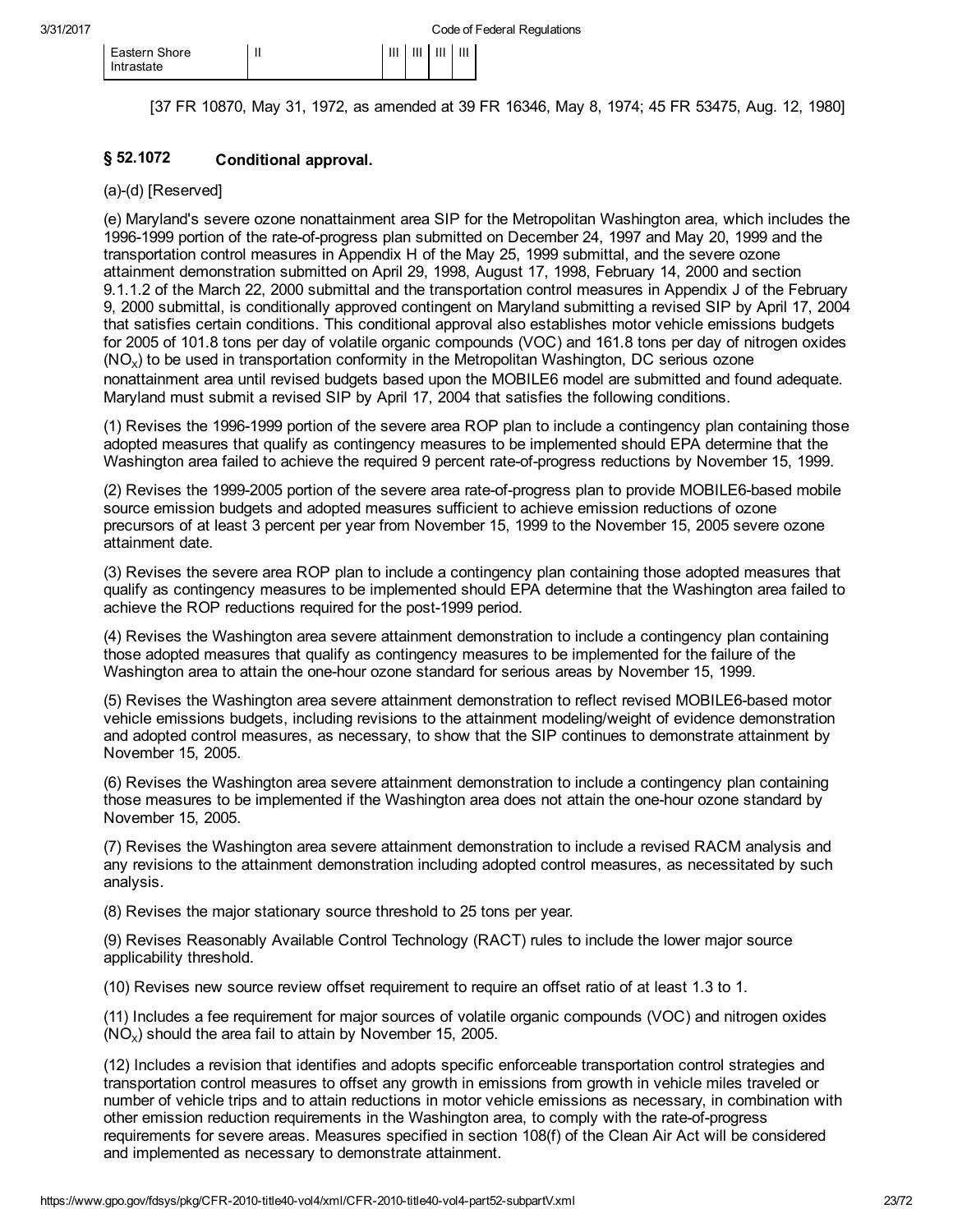| Eastern Shore Intrastate | II | | III | III | III | III |
|---|---|---|---|---|---|---|

[37 FR 10870, May 31, 1972, as amended at 39 FR 16346, May 8, 1974; 45 FR 53475, Aug. 12, 1980]

## § 52.1072 Conditional approval.

(a)-(d) [Reserved]

(e) Maryland's severe ozone nonattainment area SIP for the Metropolitan Washington area, which includes the 1996-1999 portion of the rate-of-progress plan submitted on December 24, 1997 and May 20, 1999 and the transportation control measures in Appendix H of the May 25, 1999 submittal, and the severe ozone attainment demonstration submitted on April 29, 1998, August 17, 1998, February 14, 2000 and section 9.1.1.2 of the March 22, 2000 submittal and the transportation control measures in Appendix J of the February 9, 2000 submittal, is conditionally approved contingent on Maryland submitting a revised SIP by April 17, 2004 that satisfies certain conditions. This conditional approval also establishes motor vehicle emissions budgets for 2005 of 101.8 tons per day of volatile organic compounds (VOC) and 161.8 tons per day of nitrogen oxides ($NO_X$) to be used in transportation conformity in the Metropolitan Washington, DC serious ozone nonattainment area until revised budgets based upon the MOBILE6 model are submitted and found adequate. Maryland must submit a revised SIP by April 17, 2004 that satisfies the following conditions.

(1) Revises the 1996-1999 portion of the severe area ROP plan to include a contingency plan containing those adopted measures that qualify as contingency measures to be implemented should EPA determine that the Washington area failed to achieve the required 9 percent rate-of-progress reductions by November 15, 1999.

(2) Revises the 1999-2005 portion of the severe area rate-of-progress plan to provide MOBILE6-based mobile source emission budgets and adopted measures sufficient to achieve emission reductions of ozone precursors of at least 3 percent per year from November 15, 1999 to the November 15, 2005 severe ozone attainment date.

(3) Revises the severe area ROP plan to include a contingency plan containing those adopted measures that qualify as contingency measures to be implemented should EPA determine that the Washington area failed to achieve the ROP reductions required for the post-1999 period.

(4) Revises the Washington area severe attainment demonstration to include a contingency plan containing those adopted measures that qualify as contingency measures to be implemented for the failure of the Washington area to attain the one-hour ozone standard for serious areas by November 15, 1999.

(5) Revises the Washington area severe attainment demonstration to reflect revised MOBILE6-based motor vehicle emissions budgets, including revisions to the attainment modeling/weight of evidence demonstration and adopted control measures, as necessary, to show that the SIP continues to demonstrate attainment by November 15, 2005.

(6) Revises the Washington area severe attainment demonstration to include a contingency plan containing those measures to be implemented if the Washington area does not attain the one-hour ozone standard by November 15, 2005.

(7) Revises the Washington area severe attainment demonstration to include a revised RACM analysis and any revisions to the attainment demonstration including adopted control measures, as necessitated by such analysis.

(8) Revises the major stationary source threshold to 25 tons per year.

(9) Revises Reasonably Available Control Technology (RACT) rules to include the lower major source applicability threshold.

(10) Revises new source review offset requirement to require an offset ratio of at least 1.3 to 1.

(11) Includes a fee requirement for major sources of volatile organic compounds (VOC) and nitrogen oxides ($NO_X$) should the area fail to attain by November 15, 2005.

(12) Includes a revision that identifies and adopts specific enforceable transportation control strategies and transportation control measures to offset any growth in emissions from growth in vehicle miles traveled or number of vehicle trips and to attain reductions in motor vehicle emissions as necessary, in combination with other emission reduction requirements in the Washington area, to comply with the rate-of-progress requirements for severe areas. Measures specified in section 108(f) of the Clean Air Act will be considered and implemented as necessary to demonstrate attainment.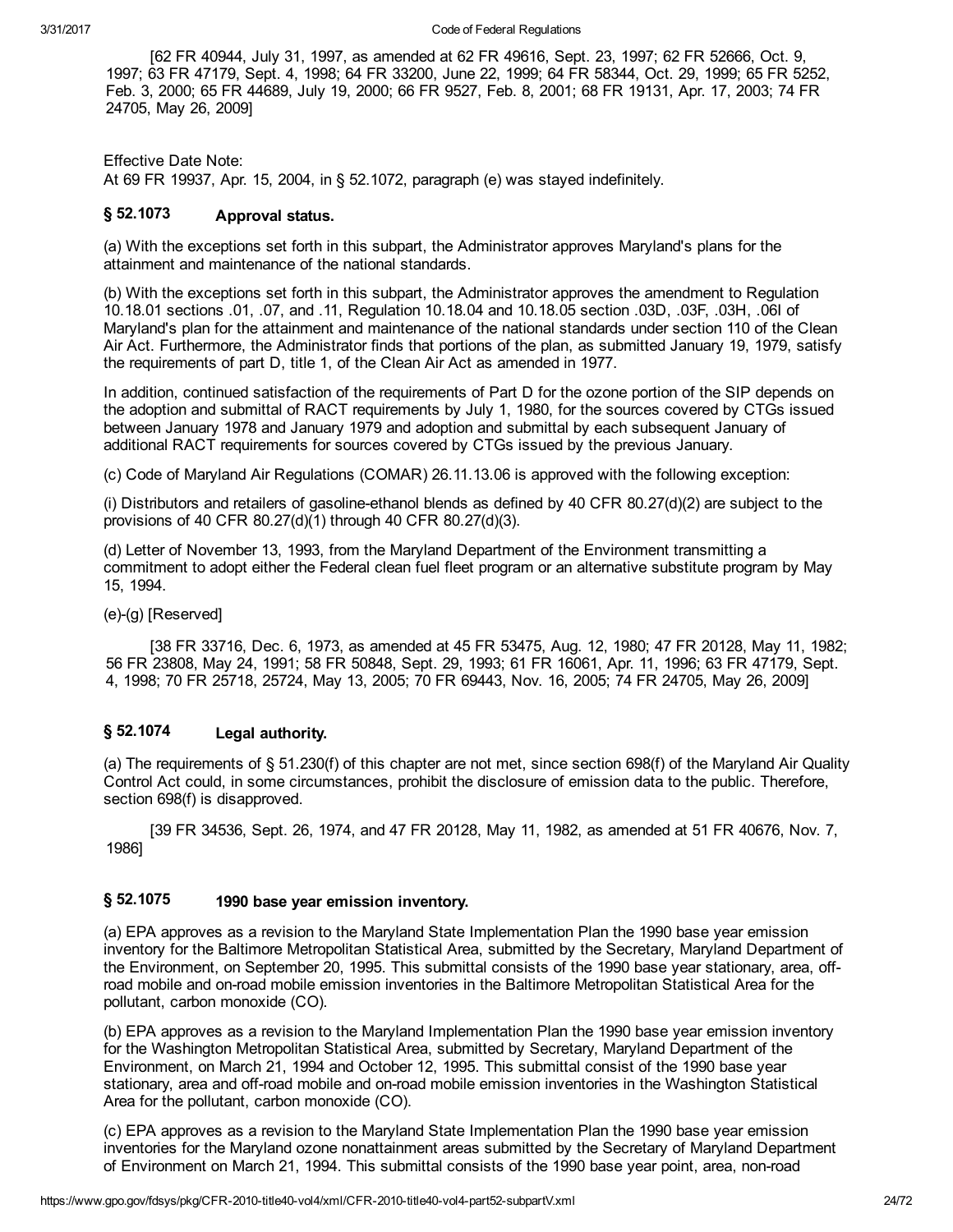[62 FR 40944, July 31, 1997, as amended at 62 FR 49616, Sept. 23, 1997; 62 FR 52666, Oct. 9, 1997; 63 FR 47179, Sept. 4, 1998; 64 FR 33200, June 22, 1999; 64 FR 58344, Oct. 29, 1999; 65 FR 5252, Feb. 3, 2000; 65 FR 44689, July 19, 2000; 66 FR 9527, Feb. 8, 2001; 68 FR 19131, Apr. 17, 2003; 74 FR 24705, May 26, 2009]

Effective Date Note:
At 69 FR 19937, Apr. 15, 2004, in § 52.1072, paragraph (e) was stayed indefinitely.

## § 52.1073 Approval status.

(a) With the exceptions set forth in this subpart, the Administrator approves Maryland's plans for the attainment and maintenance of the national standards.

(b) With the exceptions set forth in this subpart, the Administrator approves the amendment to Regulation 10.18.01 sections .01, .07, and .11, Regulation 10.18.04 and 10.18.05 section .03D, .03F, .03H, .06I of Maryland's plan for the attainment and maintenance of the national standards under section 110 of the Clean Air Act. Furthermore, the Administrator finds that portions of the plan, as submitted January 19, 1979, satisfy the requirements of part D, title 1, of the Clean Air Act as amended in 1977.

In addition, continued satisfaction of the requirements of Part D for the ozone portion of the SIP depends on the adoption and submittal of RACT requirements by July 1, 1980, for the sources covered by CTGs issued between January 1978 and January 1979 and adoption and submittal by each subsequent January of additional RACT requirements for sources covered by CTGs issued by the previous January.

(c) Code of Maryland Air Regulations (COMAR) 26.11.13.06 is approved with the following exception:

(i) Distributors and retailers of gasoline-ethanol blends as defined by 40 CFR 80.27(d)(2) are subject to the provisions of 40 CFR 80.27(d)(1) through 40 CFR 80.27(d)(3).

(d) Letter of November 13, 1993, from the Maryland Department of the Environment transmitting a commitment to adopt either the Federal clean fuel fleet program or an alternative substitute program by May 15, 1994.

(e)-(g) [Reserved]

[38 FR 33716, Dec. 6, 1973, as amended at 45 FR 53475, Aug. 12, 1980; 47 FR 20128, May 11, 1982; 56 FR 23808, May 24, 1991; 58 FR 50848, Sept. 29, 1993; 61 FR 16061, Apr. 11, 1996; 63 FR 47179, Sept. 4, 1998; 70 FR 25718, 25724, May 13, 2005; 70 FR 69443, Nov. 16, 2005; 74 FR 24705, May 26, 2009]

## § 52.1074 Legal authority.

(a) The requirements of § 51.230(f) of this chapter are not met, since section 698(f) of the Maryland Air Quality Control Act could, in some circumstances, prohibit the disclosure of emission data to the public. Therefore, section 698(f) is disapproved.

[39 FR 34536, Sept. 26, 1974, and 47 FR 20128, May 11, 1982, as amended at 51 FR 40676, Nov. 7, 1986]

## § 52.1075 1990 base year emission inventory.

(a) EPA approves as a revision to the Maryland State Implementation Plan the 1990 base year emission inventory for the Baltimore Metropolitan Statistical Area, submitted by the Secretary, Maryland Department of the Environment, on September 20, 1995. This submittal consists of the 1990 base year stationary, area, off-road mobile and on-road mobile emission inventories in the Baltimore Metropolitan Statistical Area for the pollutant, carbon monoxide (CO).

(b) EPA approves as a revision to the Maryland Implementation Plan the 1990 base year emission inventory for the Washington Metropolitan Statistical Area, submitted by Secretary, Maryland Department of the Environment, on March 21, 1994 and October 12, 1995. This submittal consist of the 1990 base year stationary, area and off-road mobile and on-road mobile emission inventories in the Washington Statistical Area for the pollutant, carbon monoxide (CO).

(c) EPA approves as a revision to the Maryland State Implementation Plan the 1990 base year emission inventories for the Maryland ozone nonattainment areas submitted by the Secretary of Maryland Department of Environment on March 21, 1994. This submittal consists of the 1990 base year point, area, non-road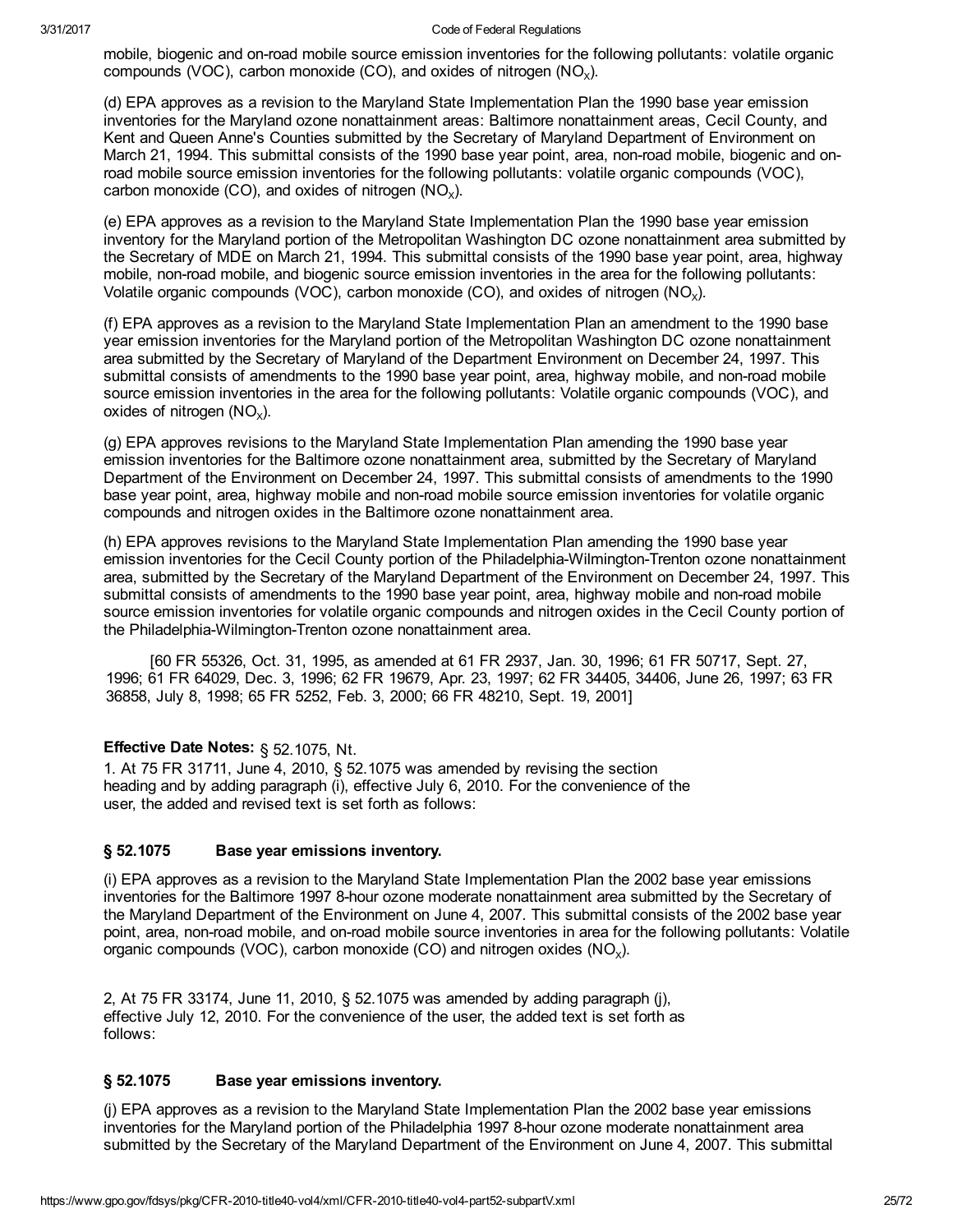mobile, biogenic and on-road mobile source emission inventories for the following pollutants: volatile organic compounds (VOC), carbon monoxide (CO), and oxides of nitrogen ($NO_X$).

(d) EPA approves as a revision to the Maryland State Implementation Plan the 1990 base year emission inventories for the Maryland ozone nonattainment areas: Baltimore nonattainment areas, Cecil County, and Kent and Queen Anne's Counties submitted by the Secretary of Maryland Department of Environment on March 21, 1994. This submittal consists of the 1990 base year point, area, non-road mobile, biogenic and on-road mobile source emission inventories for the following pollutants: volatile organic compounds (VOC), carbon monoxide (CO), and oxides of nitrogen ($NO_X$).

(e) EPA approves as a revision to the Maryland State Implementation Plan the 1990 base year emission inventory for the Maryland portion of the Metropolitan Washington DC ozone nonattainment area submitted by the Secretary of MDE on March 21, 1994. This submittal consists of the 1990 base year point, area, highway mobile, non-road mobile, and biogenic source emission inventories in the area for the following pollutants: Volatile organic compounds (VOC), carbon monoxide (CO), and oxides of nitrogen ($NO_X$).

(f) EPA approves as a revision to the Maryland State Implementation Plan an amendment to the 1990 base year emission inventories for the Maryland portion of the Metropolitan Washington DC ozone nonattainment area submitted by the Secretary of Maryland of the Department Environment on December 24, 1997. This submittal consists of amendments to the 1990 base year point, area, highway mobile, and non-road mobile source emission inventories in the area for the following pollutants: Volatile organic compounds (VOC), and oxides of nitrogen ($NO_X$).

(g) EPA approves revisions to the Maryland State Implementation Plan amending the 1990 base year emission inventories for the Baltimore ozone nonattainment area, submitted by the Secretary of Maryland Department of the Environment on December 24, 1997. This submittal consists of amendments to the 1990 base year point, area, highway mobile and non-road mobile source emission inventories for volatile organic compounds and nitrogen oxides in the Baltimore ozone nonattainment area.

(h) EPA approves revisions to the Maryland State Implementation Plan amending the 1990 base year emission inventories for the Cecil County portion of the Philadelphia-Wilmington-Trenton ozone nonattainment area, submitted by the Secretary of the Maryland Department of the Environment on December 24, 1997. This submittal consists of amendments to the 1990 base year point, area, highway mobile and non-road mobile source emission inventories for volatile organic compounds and nitrogen oxides in the Cecil County portion of the Philadelphia-Wilmington-Trenton ozone nonattainment area.

[60 FR 55326, Oct. 31, 1995, as amended at 61 FR 2937, Jan. 30, 1996; 61 FR 50717, Sept. 27, 1996; 61 FR 64029, Dec. 3, 1996; 62 FR 19679, Apr. 23, 1997; 62 FR 34405, 34406, June 26, 1997; 63 FR 36858, July 8, 1998; 65 FR 5252, Feb. 3, 2000; 66 FR 48210, Sept. 19, 2001]

**Effective Date Notes:** § 52.1075, Nt.

1. At 75 FR 31711, June 4, 2010, § 52.1075 was amended by revising the section heading and by adding paragraph (i), effective July 6, 2010. For the convenience of the user, the added and revised text is set forth as follows:

### § 52.1075 Base year emissions inventory.

(i) EPA approves as a revision to the Maryland State Implementation Plan the 2002 base year emissions inventories for the Baltimore 1997 8-hour ozone moderate nonattainment area submitted by the Secretary of the Maryland Department of the Environment on June 4, 2007. This submittal consists of the 2002 base year point, area, non-road mobile, and on-road mobile source inventories in area for the following pollutants: Volatile organic compounds (VOC), carbon monoxide (CO) and nitrogen oxides ($NO_X$).

2, At 75 FR 33174, June 11, 2010, § 52.1075 was amended by adding paragraph (j), effective July 12, 2010. For the convenience of the user, the added text is set forth as follows:

### § 52.1075 Base year emissions inventory.

(j) EPA approves as a revision to the Maryland State Implementation Plan the 2002 base year emissions inventories for the Maryland portion of the Philadelphia 1997 8-hour ozone moderate nonattainment area submitted by the Secretary of the Maryland Department of the Environment on June 4, 2007. This submittal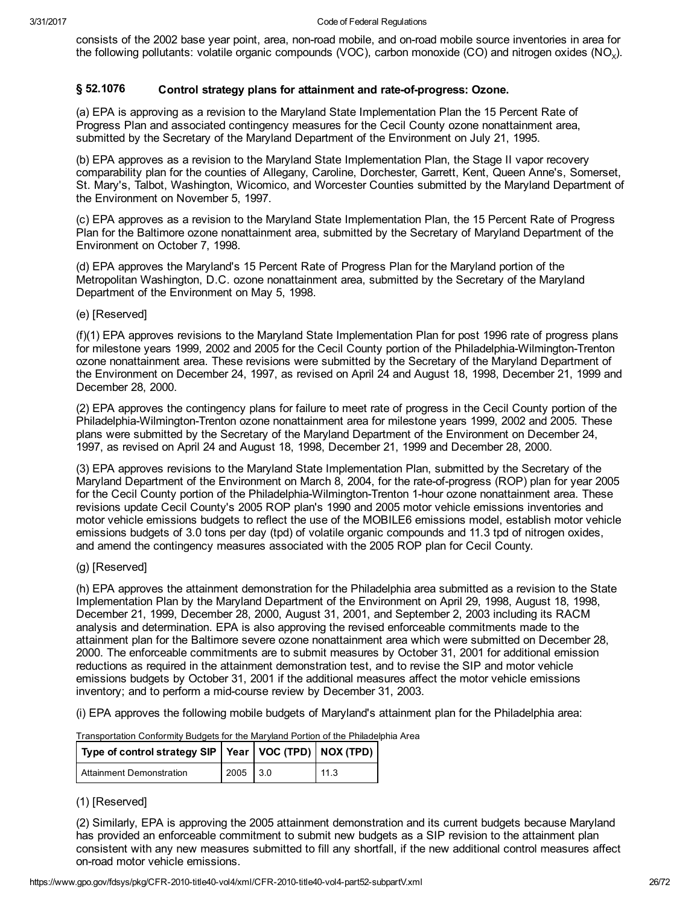consists of the 2002 base year point, area, non-road mobile, and on-road mobile source inventories in area for the following pollutants: volatile organic compounds (VOC), carbon monoxide (CO) and nitrogen oxides ($NO_X$).

### § 52.1076 Control strategy plans for attainment and rate-of-progress: Ozone.

(a) EPA is approving as a revision to the Maryland State Implementation Plan the 15 Percent Rate of Progress Plan and associated contingency measures for the Cecil County ozone nonattainment area, submitted by the Secretary of the Maryland Department of the Environment on July 21, 1995.

(b) EPA approves as a revision to the Maryland State Implementation Plan, the Stage II vapor recovery comparability plan for the counties of Allegany, Caroline, Dorchester, Garrett, Kent, Queen Anne's, Somerset, St. Mary's, Talbot, Washington, Wicomico, and Worcester Counties submitted by the Maryland Department of the Environment on November 5, 1997.

(c) EPA approves as a revision to the Maryland State Implementation Plan, the 15 Percent Rate of Progress Plan for the Baltimore ozone nonattainment area, submitted by the Secretary of Maryland Department of the Environment on October 7, 1998.

(d) EPA approves the Maryland's 15 Percent Rate of Progress Plan for the Maryland portion of the Metropolitan Washington, D.C. ozone nonattainment area, submitted by the Secretary of the Maryland Department of the Environment on May 5, 1998.

(e) [Reserved]

(f)(1) EPA approves revisions to the Maryland State Implementation Plan for post 1996 rate of progress plans for milestone years 1999, 2002 and 2005 for the Cecil County portion of the Philadelphia-Wilmington-Trenton ozone nonattainment area. These revisions were submitted by the Secretary of the Maryland Department of the Environment on December 24, 1997, as revised on April 24 and August 18, 1998, December 21, 1999 and December 28, 2000.

(2) EPA approves the contingency plans for failure to meet rate of progress in the Cecil County portion of the Philadelphia-Wilmington-Trenton ozone nonattainment area for milestone years 1999, 2002 and 2005. These plans were submitted by the Secretary of the Maryland Department of the Environment on December 24, 1997, as revised on April 24 and August 18, 1998, December 21, 1999 and December 28, 2000.

(3) EPA approves revisions to the Maryland State Implementation Plan, submitted by the Secretary of the Maryland Department of the Environment on March 8, 2004, for the rate-of-progress (ROP) plan for year 2005 for the Cecil County portion of the Philadelphia-Wilmington-Trenton 1-hour ozone nonattainment area. These revisions update Cecil County's 2005 ROP plan's 1990 and 2005 motor vehicle emissions inventories and motor vehicle emissions budgets to reflect the use of the MOBILE6 emissions model, establish motor vehicle emissions budgets of 3.0 tons per day (tpd) of volatile organic compounds and 11.3 tpd of nitrogen oxides, and amend the contingency measures associated with the 2005 ROP plan for Cecil County.

(g) [Reserved]

(h) EPA approves the attainment demonstration for the Philadelphia area submitted as a revision to the State Implementation Plan by the Maryland Department of the Environment on April 29, 1998, August 18, 1998, December 21, 1999, December 28, 2000, August 31, 2001, and September 2, 2003 including its RACM analysis and determination. EPA is also approving the revised enforceable commitments made to the attainment plan for the Baltimore severe ozone nonattainment area which were submitted on December 28, 2000. The enforceable commitments are to submit measures by October 31, 2001 for additional emission reductions as required in the attainment demonstration test, and to revise the SIP and motor vehicle emissions budgets by October 31, 2001 if the additional measures affect the motor vehicle emissions inventory; and to perform a mid-course review by December 31, 2003.

(i) EPA approves the following mobile budgets of Maryland's attainment plan for the Philadelphia area:

Transportation Conformity Budgets for the Maryland Portion of the Philadelphia Area

| Type of control strategy SIP | Year | VOC (TPD) | NOX (TPD) |
|---|---|---|---|
| Attainment Demonstration | 2005 | 3.0 | 11.3 |

(1) [Reserved]

(2) Similarly, EPA is approving the 2005 attainment demonstration and its current budgets because Maryland has provided an enforceable commitment to submit new budgets as a SIP revision to the attainment plan consistent with any new measures submitted to fill any shortfall, if the new additional control measures affect on-road motor vehicle emissions.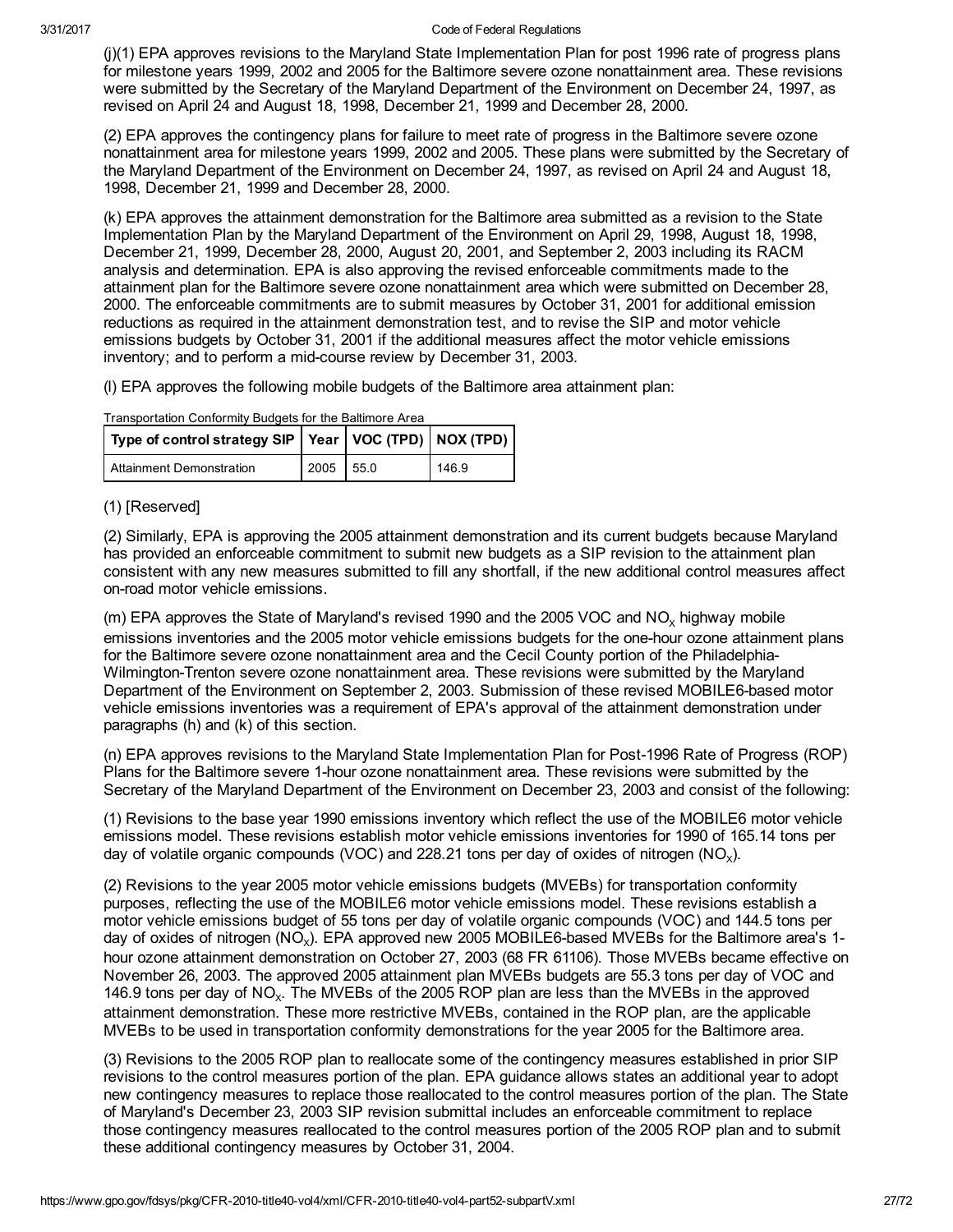(j)(1) EPA approves revisions to the Maryland State Implementation Plan for post 1996 rate of progress plans for milestone years 1999, 2002 and 2005 for the Baltimore severe ozone nonattainment area. These revisions were submitted by the Secretary of the Maryland Department of the Environment on December 24, 1997, as revised on April 24 and August 18, 1998, December 21, 1999 and December 28, 2000.

(2) EPA approves the contingency plans for failure to meet rate of progress in the Baltimore severe ozone nonattainment area for milestone years 1999, 2002 and 2005. These plans were submitted by the Secretary of the Maryland Department of the Environment on December 24, 1997, as revised on April 24 and August 18, 1998, December 21, 1999 and December 28, 2000.

(k) EPA approves the attainment demonstration for the Baltimore area submitted as a revision to the State Implementation Plan by the Maryland Department of the Environment on April 29, 1998, August 18, 1998, December 21, 1999, December 28, 2000, August 20, 2001, and September 2, 2003 including its RACM analysis and determination. EPA is also approving the revised enforceable commitments made to the attainment plan for the Baltimore severe ozone nonattainment area which were submitted on December 28, 2000. The enforceable commitments are to submit measures by October 31, 2001 for additional emission reductions as required in the attainment demonstration test, and to revise the SIP and motor vehicle emissions budgets by October 31, 2001 if the additional measures affect the motor vehicle emissions inventory; and to perform a mid-course review by December 31, 2003.

(l) EPA approves the following mobile budgets of the Baltimore area attainment plan:

Transportation Conformity Budgets for the Baltimore Area

| Type of control strategy SIP | Year | VOC (TPD) | NOX (TPD) |
|---|---|---|---|
| Attainment Demonstration | 2005 | 55.0 | 146.9 |

(1) [Reserved]

(2) Similarly, EPA is approving the 2005 attainment demonstration and its current budgets because Maryland has provided an enforceable commitment to submit new budgets as a SIP revision to the attainment plan consistent with any new measures submitted to fill any shortfall, if the new additional control measures affect on-road motor vehicle emissions.

(m) EPA approves the State of Maryland's revised 1990 and the 2005 VOC and $NO_x$ highway mobile emissions inventories and the 2005 motor vehicle emissions budgets for the one-hour ozone attainment plans for the Baltimore severe ozone nonattainment area and the Cecil County portion of the Philadelphia-Wilmington-Trenton severe ozone nonattainment area. These revisions were submitted by the Maryland Department of the Environment on September 2, 2003. Submission of these revised MOBILE6-based motor vehicle emissions inventories was a requirement of EPA's approval of the attainment demonstration under paragraphs (h) and (k) of this section.

(n) EPA approves revisions to the Maryland State Implementation Plan for Post-1996 Rate of Progress (ROP) Plans for the Baltimore severe 1-hour ozone nonattainment area. These revisions were submitted by the Secretary of the Maryland Department of the Environment on December 23, 2003 and consist of the following:

(1) Revisions to the base year 1990 emissions inventory which reflect the use of the MOBILE6 motor vehicle emissions model. These revisions establish motor vehicle emissions inventories for 1990 of 165.14 tons per day of volatile organic compounds (VOC) and 228.21 tons per day of oxides of nitrogen ($NO_X$).

(2) Revisions to the year 2005 motor vehicle emissions budgets (MVEBs) for transportation conformity purposes, reflecting the use of the MOBILE6 motor vehicle emissions model. These revisions establish a motor vehicle emissions budget of 55 tons per day of volatile organic compounds (VOC) and 144.5 tons per day of oxides of nitrogen ($NO_X$). EPA approved new 2005 MOBILE6-based MVEBs for the Baltimore area's 1-hour ozone attainment demonstration on October 27, 2003 (68 FR 61106). Those MVEBs became effective on November 26, 2003. The approved 2005 attainment plan MVEBs budgets are 55.3 tons per day of VOC and 146.9 tons per day of $NO_x$. The MVEBs of the 2005 ROP plan are less than the MVEBs in the approved attainment demonstration. These more restrictive MVEBs, contained in the ROP plan, are the applicable MVEBs to be used in transportation conformity demonstrations for the year 2005 for the Baltimore area.

(3) Revisions to the 2005 ROP plan to reallocate some of the contingency measures established in prior SIP revisions to the control measures portion of the plan. EPA guidance allows states an additional year to adopt new contingency measures to replace those reallocated to the control measures portion of the plan. The State of Maryland's December 23, 2003 SIP revision submittal includes an enforceable commitment to replace those contingency measures reallocated to the control measures portion of the 2005 ROP plan and to submit these additional contingency measures by October 31, 2004.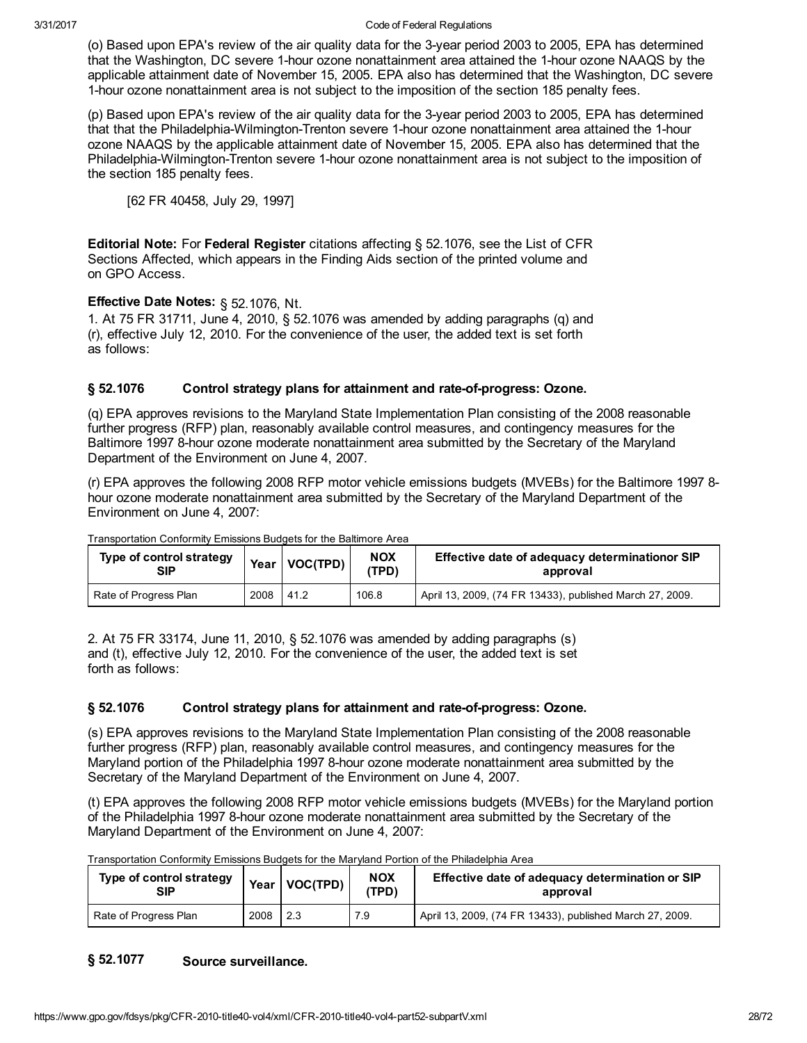(o) Based upon EPA's review of the air quality data for the 3-year period 2003 to 2005, EPA has determined that the Washington, DC severe 1-hour ozone nonattainment area attained the 1-hour ozone NAAQS by the applicable attainment date of November 15, 2005. EPA also has determined that the Washington, DC severe 1-hour ozone nonattainment area is not subject to the imposition of the section 185 penalty fees.

(p) Based upon EPA's review of the air quality data for the 3-year period 2003 to 2005, EPA has determined that that the Philadelphia-Wilmington-Trenton severe 1-hour ozone nonattainment area attained the 1-hour ozone NAAQS by the applicable attainment date of November 15, 2005. EPA also has determined that the Philadelphia-Wilmington-Trenton severe 1-hour ozone nonattainment area is not subject to the imposition of the section 185 penalty fees.

[62 FR 40458, July 29, 1997]

**Editorial Note:** For **Federal Register** citations affecting § 52.1076, see the List of CFR Sections Affected, which appears in the Finding Aids section of the printed volume and on GPO Access.

**Effective Date Notes:** § 52.1076, Nt.

1. At 75 FR 31711, June 4, 2010, § 52.1076 was amended by adding paragraphs (q) and (r), effective July 12, 2010. For the convenience of the user, the added text is set forth as follows:

### § 52.1076 Control strategy plans for attainment and rate-of-progress: Ozone.

(q) EPA approves revisions to the Maryland State Implementation Plan consisting of the 2008 reasonable further progress (RFP) plan, reasonably available control measures, and contingency measures for the Baltimore 1997 8-hour ozone moderate nonattainment area submitted by the Secretary of the Maryland Department of the Environment on June 4, 2007.

(r) EPA approves the following 2008 RFP motor vehicle emissions budgets (MVEBs) for the Baltimore 1997 8-hour ozone moderate nonattainment area submitted by the Secretary of the Maryland Department of the Environment on June 4, 2007:

Transportation Conformity Emissions Budgets for the Baltimore Area

| Type of control strategy SIP | Year | VOC(TPD) | NOX (TPD) | Effective date of adequacy determinationor SIP approval |
|---|---|---|---|---|
| Rate of Progress Plan | 2008 | 41.2 | 106.8 | April 13, 2009, (74 FR 13433), published March 27, 2009. |

2. At 75 FR 33174, June 11, 2010, § 52.1076 was amended by adding paragraphs (s) and (t), effective July 12, 2010. For the convenience of the user, the added text is set forth as follows:

### § 52.1076 Control strategy plans for attainment and rate-of-progress: Ozone.

(s) EPA approves revisions to the Maryland State Implementation Plan consisting of the 2008 reasonable further progress (RFP) plan, reasonably available control measures, and contingency measures for the Maryland portion of the Philadelphia 1997 8-hour ozone moderate nonattainment area submitted by the Secretary of the Maryland Department of the Environment on June 4, 2007.

(t) EPA approves the following 2008 RFP motor vehicle emissions budgets (MVEBs) for the Maryland portion of the Philadelphia 1997 8-hour ozone moderate nonattainment area submitted by the Secretary of the Maryland Department of the Environment on June 4, 2007:

Transportation Conformity Emissions Budgets for the Maryland Portion of the Philadelphia Area

| Type of control strategy SIP | Year | VOC(TPD) | NOX (TPD) | Effective date of adequacy determination or SIP approval |
|---|---|---|---|---|
| Rate of Progress Plan | 2008 | 2.3 | 7.9 | April 13, 2009, (74 FR 13433), published March 27, 2009. |

### § 52.1077 Source surveillance.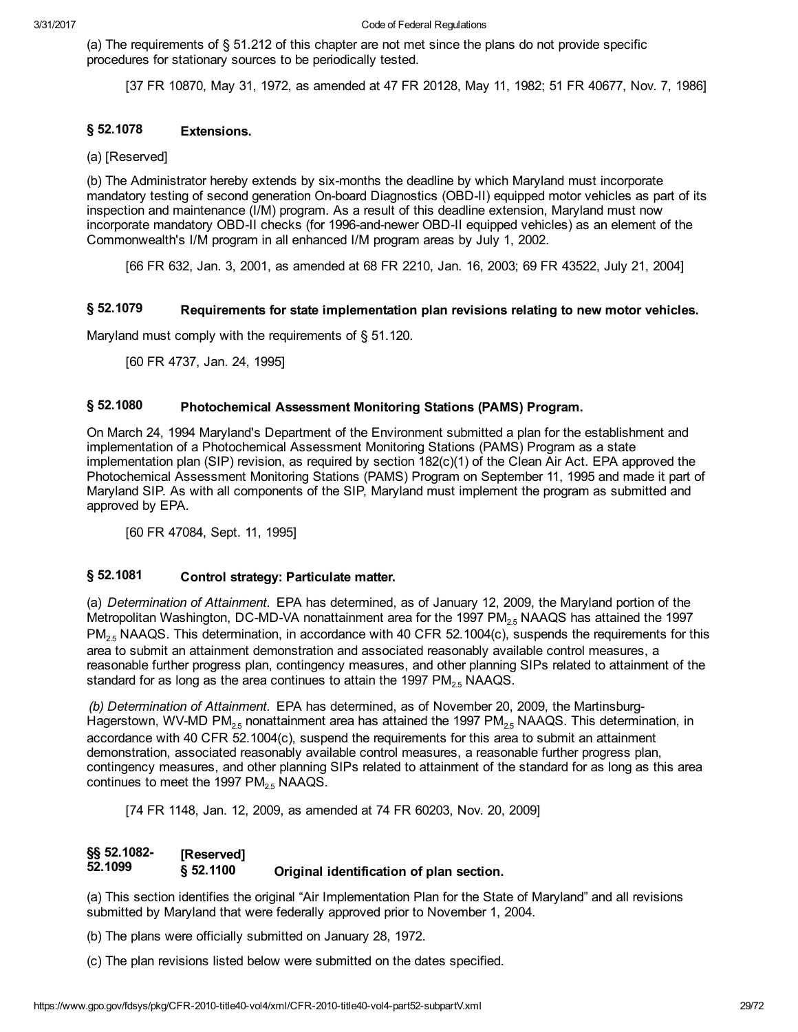(a) The requirements of § 51.212 of this chapter are not met since the plans do not provide specific procedures for stationary sources to be periodically tested.

[37 FR 10870, May 31, 1972, as amended at 47 FR 20128, May 11, 1982; 51 FR 40677, Nov. 7, 1986]

### § 52.1078 Extensions.

(a) [Reserved]

(b) The Administrator hereby extends by six-months the deadline by which Maryland must incorporate mandatory testing of second generation On-board Diagnostics (OBD-II) equipped motor vehicles as part of its inspection and maintenance (I/M) program. As a result of this deadline extension, Maryland must now incorporate mandatory OBD-II checks (for 1996-and-newer OBD-II equipped vehicles) as an element of the Commonwealth's I/M program in all enhanced I/M program areas by July 1, 2002.

[66 FR 632, Jan. 3, 2001, as amended at 68 FR 2210, Jan. 16, 2003; 69 FR 43522, July 21, 2004]

### § 52.1079 Requirements for state implementation plan revisions relating to new motor vehicles.

Maryland must comply with the requirements of § 51.120.

[60 FR 4737, Jan. 24, 1995]

### § 52.1080 Photochemical Assessment Monitoring Stations (PAMS) Program.

On March 24, 1994 Maryland's Department of the Environment submitted a plan for the establishment and implementation of a Photochemical Assessment Monitoring Stations (PAMS) Program as a state implementation plan (SIP) revision, as required by section 182(c)(1) of the Clean Air Act. EPA approved the Photochemical Assessment Monitoring Stations (PAMS) Program on September 11, 1995 and made it part of Maryland SIP. As with all components of the SIP, Maryland must implement the program as submitted and approved by EPA.

[60 FR 47084, Sept. 11, 1995]

### § 52.1081 Control strategy: Particulate matter.

(a) *Determination of Attainment.* EPA has determined, as of January 12, 2009, the Maryland portion of the Metropolitan Washington, DC-MD-VA nonattainment area for the 1997 $PM_{2.5}$ NAAQS has attained the 1997 $PM_{2.5}$ NAAQS. This determination, in accordance with 40 CFR 52.1004(c), suspends the requirements for this area to submit an attainment demonstration and associated reasonably available control measures, a reasonable further progress plan, contingency measures, and other planning SIPs related to attainment of the standard for as long as the area continues to attain the 1997 $PM_{2.5}$ NAAQS.

*(b) Determination of Attainment.* EPA has determined, as of November 20, 2009, the Martinsburg-Hagerstown, WV-MD $PM_{2.5}$ nonattainment area has attained the 1997 $PM_{2.5}$ NAAQS. This determination, in accordance with 40 CFR 52.1004(c), suspend the requirements for this area to submit an attainment demonstration, associated reasonably available control measures, a reasonable further progress plan, contingency measures, and other planning SIPs related to attainment of the standard for as long as this area continues to meet the 1997 $PM_{2.5}$ NAAQS.

[74 FR 1148, Jan. 12, 2009, as amended at 74 FR 60203, Nov. 20, 2009]

### §§ 52.1082-52.1099 [Reserved]

### § 52.1100 Original identification of plan section.

(a) This section identifies the original "Air Implementation Plan for the State of Maryland" and all revisions submitted by Maryland that were federally approved prior to November 1, 2004.

(b) The plans were officially submitted on January 28, 1972.

(c) The plan revisions listed below were submitted on the dates specified.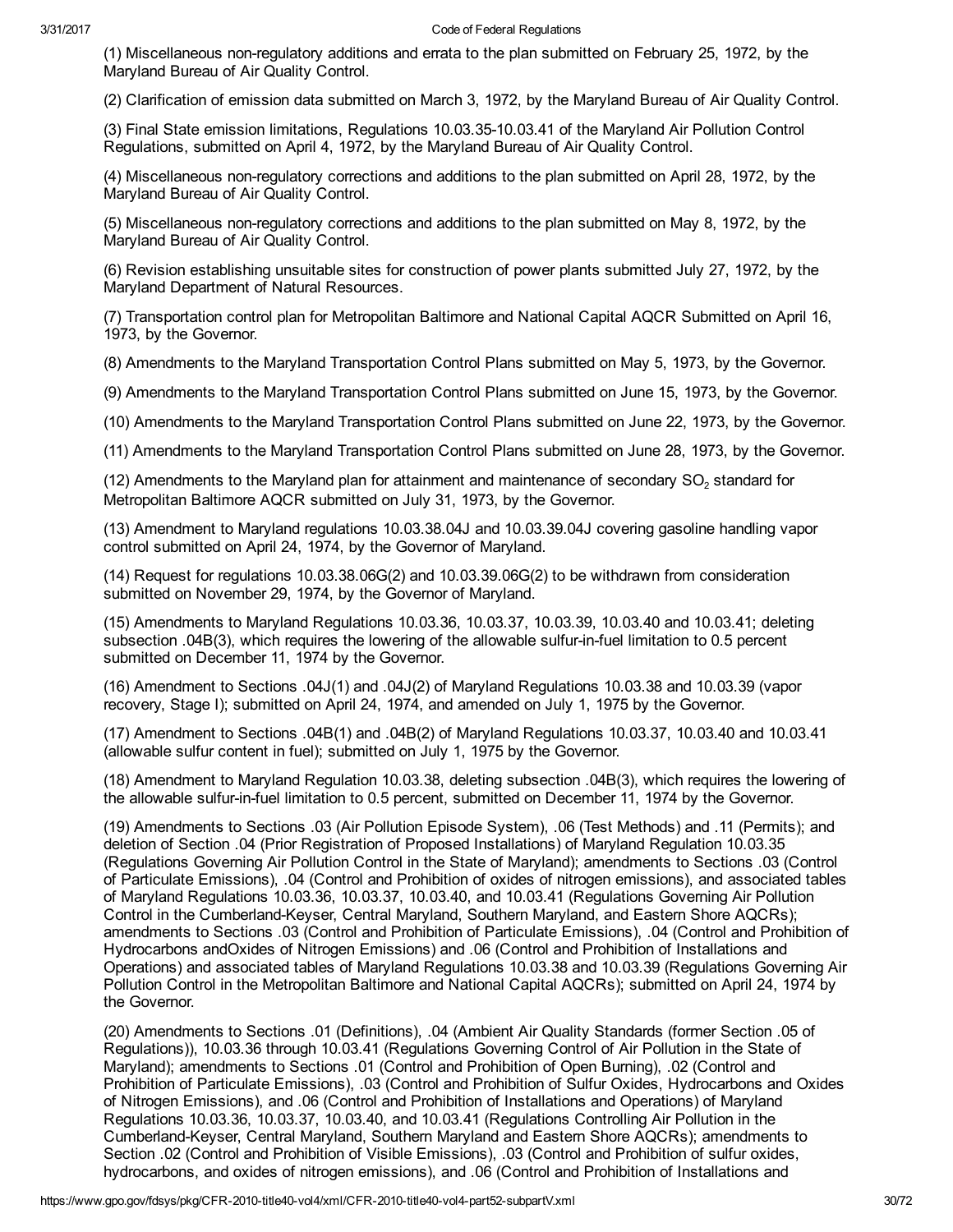(1) Miscellaneous non-regulatory additions and errata to the plan submitted on February 25, 1972, by the Maryland Bureau of Air Quality Control.

(2) Clarification of emission data submitted on March 3, 1972, by the Maryland Bureau of Air Quality Control.

(3) Final State emission limitations, Regulations 10.03.35-10.03.41 of the Maryland Air Pollution Control Regulations, submitted on April 4, 1972, by the Maryland Bureau of Air Quality Control.

(4) Miscellaneous non-regulatory corrections and additions to the plan submitted on April 28, 1972, by the Maryland Bureau of Air Quality Control.

(5) Miscellaneous non-regulatory corrections and additions to the plan submitted on May 8, 1972, by the Maryland Bureau of Air Quality Control.

(6) Revision establishing unsuitable sites for construction of power plants submitted July 27, 1972, by the Maryland Department of Natural Resources.

(7) Transportation control plan for Metropolitan Baltimore and National Capital AQCR Submitted on April 16, 1973, by the Governor.

(8) Amendments to the Maryland Transportation Control Plans submitted on May 5, 1973, by the Governor.

(9) Amendments to the Maryland Transportation Control Plans submitted on June 15, 1973, by the Governor.

(10) Amendments to the Maryland Transportation Control Plans submitted on June 22, 1973, by the Governor.

(11) Amendments to the Maryland Transportation Control Plans submitted on June 28, 1973, by the Governor.

(12) Amendments to the Maryland plan for attainment and maintenance of secondary $SO_2$ standard for Metropolitan Baltimore AQCR submitted on July 31, 1973, by the Governor.

(13) Amendment to Maryland regulations 10.03.38.04J and 10.03.39.04J covering gasoline handling vapor control submitted on April 24, 1974, by the Governor of Maryland.

(14) Request for regulations 10.03.38.06G(2) and 10.03.39.06G(2) to be withdrawn from consideration submitted on November 29, 1974, by the Governor of Maryland.

(15) Amendments to Maryland Regulations 10.03.36, 10.03.37, 10.03.39, 10.03.40 and 10.03.41; deleting subsection .04B(3), which requires the lowering of the allowable sulfur-in-fuel limitation to 0.5 percent submitted on December 11, 1974 by the Governor.

(16) Amendment to Sections .04J(1) and .04J(2) of Maryland Regulations 10.03.38 and 10.03.39 (vapor recovery, Stage I); submitted on April 24, 1974, and amended on July 1, 1975 by the Governor.

(17) Amendment to Sections .04B(1) and .04B(2) of Maryland Regulations 10.03.37, 10.03.40 and 10.03.41 (allowable sulfur content in fuel); submitted on July 1, 1975 by the Governor.

(18) Amendment to Maryland Regulation 10.03.38, deleting subsection .04B(3), which requires the lowering of the allowable sulfur-in-fuel limitation to 0.5 percent, submitted on December 11, 1974 by the Governor.

(19) Amendments to Sections .03 (Air Pollution Episode System), .06 (Test Methods) and .11 (Permits); and deletion of Section .04 (Prior Registration of Proposed Installations) of Maryland Regulation 10.03.35 (Regulations Governing Air Pollution Control in the State of Maryland); amendments to Sections .03 (Control of Particulate Emissions), .04 (Control and Prohibition of oxides of nitrogen emissions), and associated tables of Maryland Regulations 10.03.36, 10.03.37, 10.03.40, and 10.03.41 (Regulations Governing Air Pollution Control in the Cumberland-Keyser, Central Maryland, Southern Maryland, and Eastern Shore AQCRs); amendments to Sections .03 (Control and Prohibition of Particulate Emissions), .04 (Control and Prohibition of Hydrocarbons andOxides of Nitrogen Emissions) and .06 (Control and Prohibition of Installations and Operations) and associated tables of Maryland Regulations 10.03.38 and 10.03.39 (Regulations Governing Air Pollution Control in the Metropolitan Baltimore and National Capital AQCRs); submitted on April 24, 1974 by the Governor.

(20) Amendments to Sections .01 (Definitions), .04 (Ambient Air Quality Standards (former Section .05 of Regulations)), 10.03.36 through 10.03.41 (Regulations Governing Control of Air Pollution in the State of Maryland); amendments to Sections .01 (Control and Prohibition of Open Burning), .02 (Control and Prohibition of Particulate Emissions), .03 (Control and Prohibition of Sulfur Oxides, Hydrocarbons and Oxides of Nitrogen Emissions), and .06 (Control and Prohibition of Installations and Operations) of Maryland Regulations 10.03.36, 10.03.37, 10.03.40, and 10.03.41 (Regulations Controlling Air Pollution in the Cumberland-Keyser, Central Maryland, Southern Maryland and Eastern Shore AQCRs); amendments to Section .02 (Control and Prohibition of Visible Emissions), .03 (Control and Prohibition of sulfur oxides, hydrocarbons, and oxides of nitrogen emissions), and .06 (Control and Prohibition of Installations and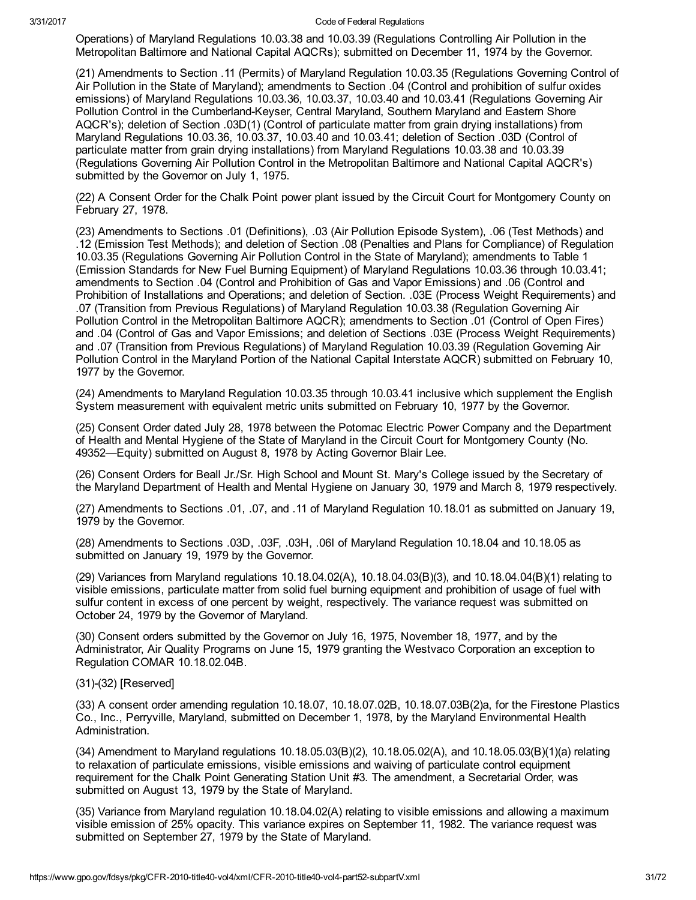Operations) of Maryland Regulations 10.03.38 and 10.03.39 (Regulations Controlling Air Pollution in the Metropolitan Baltimore and National Capital AQCRs); submitted on December 11, 1974 by the Governor.

(21) Amendments to Section .11 (Permits) of Maryland Regulation 10.03.35 (Regulations Governing Control of Air Pollution in the State of Maryland); amendments to Section .04 (Control and prohibition of sulfur oxides emissions) of Maryland Regulations 10.03.36, 10.03.37, 10.03.40 and 10.03.41 (Regulations Governing Air Pollution Control in the Cumberland-Keyser, Central Maryland, Southern Maryland and Eastern Shore AQCR's); deletion of Section .03D(1) (Control of particulate matter from grain drying installations) from Maryland Regulations 10.03.36, 10.03.37, 10.03.40 and 10.03.41; deletion of Section .03D (Control of particulate matter from grain drying installations) from Maryland Regulations 10.03.38 and 10.03.39 (Regulations Governing Air Pollution Control in the Metropolitan Baltimore and National Capital AQCR's) submitted by the Governor on July 1, 1975.

(22) A Consent Order for the Chalk Point power plant issued by the Circuit Court for Montgomery County on February 27, 1978.

(23) Amendments to Sections .01 (Definitions), .03 (Air Pollution Episode System), .06 (Test Methods) and .12 (Emission Test Methods); and deletion of Section .08 (Penalties and Plans for Compliance) of Regulation 10.03.35 (Regulations Governing Air Pollution Control in the State of Maryland); amendments to Table 1 (Emission Standards for New Fuel Burning Equipment) of Maryland Regulations 10.03.36 through 10.03.41; amendments to Section .04 (Control and Prohibition of Gas and Vapor Emissions) and .06 (Control and Prohibition of Installations and Operations; and deletion of Section. .03E (Process Weight Requirements) and .07 (Transition from Previous Regulations) of Maryland Regulation 10.03.38 (Regulation Governing Air Pollution Control in the Metropolitan Baltimore AQCR); amendments to Section .01 (Control of Open Fires) and .04 (Control of Gas and Vapor Emissions; and deletion of Sections .03E (Process Weight Requirements) and .07 (Transition from Previous Regulations) of Maryland Regulation 10.03.39 (Regulation Governing Air Pollution Control in the Maryland Portion of the National Capital Interstate AQCR) submitted on February 10, 1977 by the Governor.

(24) Amendments to Maryland Regulation 10.03.35 through 10.03.41 inclusive which supplement the English System measurement with equivalent metric units submitted on February 10, 1977 by the Governor.

(25) Consent Order dated July 28, 1978 between the Potomac Electric Power Company and the Department of Health and Mental Hygiene of the State of Maryland in the Circuit Court for Montgomery County (No. 49352—Equity) submitted on August 8, 1978 by Acting Governor Blair Lee.

(26) Consent Orders for Beall Jr./Sr. High School and Mount St. Mary's College issued by the Secretary of the Maryland Department of Health and Mental Hygiene on January 30, 1979 and March 8, 1979 respectively.

(27) Amendments to Sections .01, .07, and .11 of Maryland Regulation 10.18.01 as submitted on January 19, 1979 by the Governor.

(28) Amendments to Sections .03D, .03F, .03H, .06I of Maryland Regulation 10.18.04 and 10.18.05 as submitted on January 19, 1979 by the Governor.

(29) Variances from Maryland regulations 10.18.04.02(A), 10.18.04.03(B)(3), and 10.18.04.04(B)(1) relating to visible emissions, particulate matter from solid fuel burning equipment and prohibition of usage of fuel with sulfur content in excess of one percent by weight, respectively. The variance request was submitted on October 24, 1979 by the Governor of Maryland.

(30) Consent orders submitted by the Governor on July 16, 1975, November 18, 1977, and by the Administrator, Air Quality Programs on June 15, 1979 granting the Westvaco Corporation an exception to Regulation COMAR 10.18.02.04B.

(31)-(32) [Reserved]

(33) A consent order amending regulation 10.18.07, 10.18.07.02B, 10.18.07.03B(2)a, for the Firestone Plastics Co., Inc., Perryville, Maryland, submitted on December 1, 1978, by the Maryland Environmental Health Administration.

(34) Amendment to Maryland regulations 10.18.05.03(B)(2), 10.18.05.02(A), and 10.18.05.03(B)(1)(a) relating to relaxation of particulate emissions, visible emissions and waiving of particulate control equipment requirement for the Chalk Point Generating Station Unit #3. The amendment, a Secretarial Order, was submitted on August 13, 1979 by the State of Maryland.

(35) Variance from Maryland regulation 10.18.04.02(A) relating to visible emissions and allowing a maximum visible emission of 25% opacity. This variance expires on September 11, 1982. The variance request was submitted on September 27, 1979 by the State of Maryland.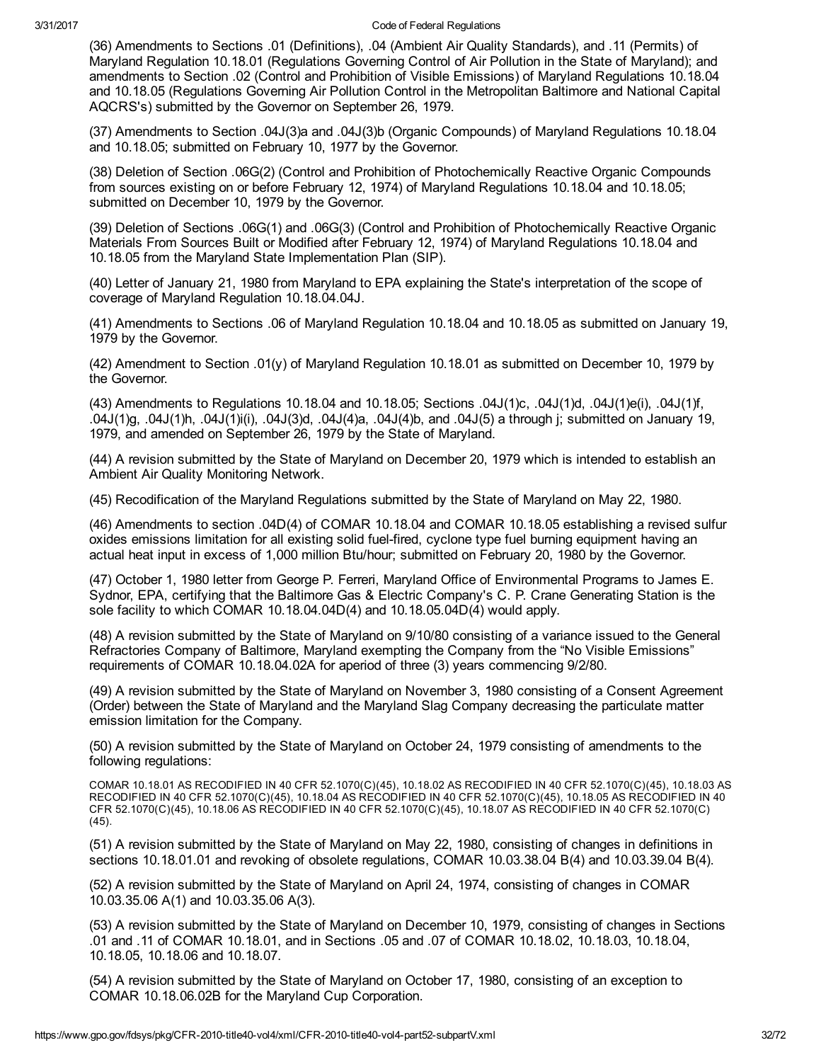(36) Amendments to Sections .01 (Definitions), .04 (Ambient Air Quality Standards), and .11 (Permits) of Maryland Regulation 10.18.01 (Regulations Governing Control of Air Pollution in the State of Maryland); and amendments to Section .02 (Control and Prohibition of Visible Emissions) of Maryland Regulations 10.18.04 and 10.18.05 (Regulations Governing Air Pollution Control in the Metropolitan Baltimore and National Capital AQCRS's) submitted by the Governor on September 26, 1979.

(37) Amendments to Section .04J(3)a and .04J(3)b (Organic Compounds) of Maryland Regulations 10.18.04 and 10.18.05; submitted on February 10, 1977 by the Governor.

(38) Deletion of Section .06G(2) (Control and Prohibition of Photochemically Reactive Organic Compounds from sources existing on or before February 12, 1974) of Maryland Regulations 10.18.04 and 10.18.05; submitted on December 10, 1979 by the Governor.

(39) Deletion of Sections .06G(1) and .06G(3) (Control and Prohibition of Photochemically Reactive Organic Materials From Sources Built or Modified after February 12, 1974) of Maryland Regulations 10.18.04 and 10.18.05 from the Maryland State Implementation Plan (SIP).

(40) Letter of January 21, 1980 from Maryland to EPA explaining the State's interpretation of the scope of coverage of Maryland Regulation 10.18.04.04J.

(41) Amendments to Sections .06 of Maryland Regulation 10.18.04 and 10.18.05 as submitted on January 19, 1979 by the Governor.

(42) Amendment to Section .01(y) of Maryland Regulation 10.18.01 as submitted on December 10, 1979 by the Governor.

(43) Amendments to Regulations 10.18.04 and 10.18.05; Sections .04J(1)c, .04J(1)d, .04J(1)e(i), .04J(1)f, .04J(1)g, .04J(1)h, .04J(1)i(i), .04J(3)d, .04J(4)a, .04J(4)b, and .04J(5) a through j; submitted on January 19, 1979, and amended on September 26, 1979 by the State of Maryland.

(44) A revision submitted by the State of Maryland on December 20, 1979 which is intended to establish an Ambient Air Quality Monitoring Network.

(45) Recodification of the Maryland Regulations submitted by the State of Maryland on May 22, 1980.

(46) Amendments to section .04D(4) of COMAR 10.18.04 and COMAR 10.18.05 establishing a revised sulfur oxides emissions limitation for all existing solid fuel-fired, cyclone type fuel burning equipment having an actual heat input in excess of 1,000 million Btu/hour; submitted on February 20, 1980 by the Governor.

(47) October 1, 1980 letter from George P. Ferreri, Maryland Office of Environmental Programs to James E. Sydnor, EPA, certifying that the Baltimore Gas & Electric Company's C. P. Crane Generating Station is the sole facility to which COMAR 10.18.04.04D(4) and 10.18.05.04D(4) would apply.

(48) A revision submitted by the State of Maryland on 9/10/80 consisting of a variance issued to the General Refractories Company of Baltimore, Maryland exempting the Company from the “No Visible Emissions” requirements of COMAR 10.18.04.02A for aperiod of three (3) years commencing 9/2/80.

(49) A revision submitted by the State of Maryland on November 3, 1980 consisting of a Consent Agreement (Order) between the State of Maryland and the Maryland Slag Company decreasing the particulate matter emission limitation for the Company.

(50) A revision submitted by the State of Maryland on October 24, 1979 consisting of amendments to the following regulations:

COMAR 10.18.01 AS RECODIFIED IN 40 CFR 52.1070(C)(45), 10.18.02 AS RECODIFIED IN 40 CFR 52.1070(C)(45), 10.18.03 AS RECODIFIED IN 40 CFR 52.1070(C)(45), 10.18.04 AS RECODIFIED IN 40 CFR 52.1070(C)(45), 10.18.05 AS RECODIFIED IN 40 CFR 52.1070(C)(45), 10.18.06 AS RECODIFIED IN 40 CFR 52.1070(C)(45), 10.18.07 AS RECODIFIED IN 40 CFR 52.1070(C)(45).

(51) A revision submitted by the State of Maryland on May 22, 1980, consisting of changes in definitions in sections 10.18.01.01 and revoking of obsolete regulations, COMAR 10.03.38.04 B(4) and 10.03.39.04 B(4).

(52) A revision submitted by the State of Maryland on April 24, 1974, consisting of changes in COMAR 10.03.35.06 A(1) and 10.03.35.06 A(3).

(53) A revision submitted by the State of Maryland on December 10, 1979, consisting of changes in Sections .01 and .11 of COMAR 10.18.01, and in Sections .05 and .07 of COMAR 10.18.02, 10.18.03, 10.18.04, 10.18.05, 10.18.06 and 10.18.07.

(54) A revision submitted by the State of Maryland on October 17, 1980, consisting of an exception to COMAR 10.18.06.02B for the Maryland Cup Corporation.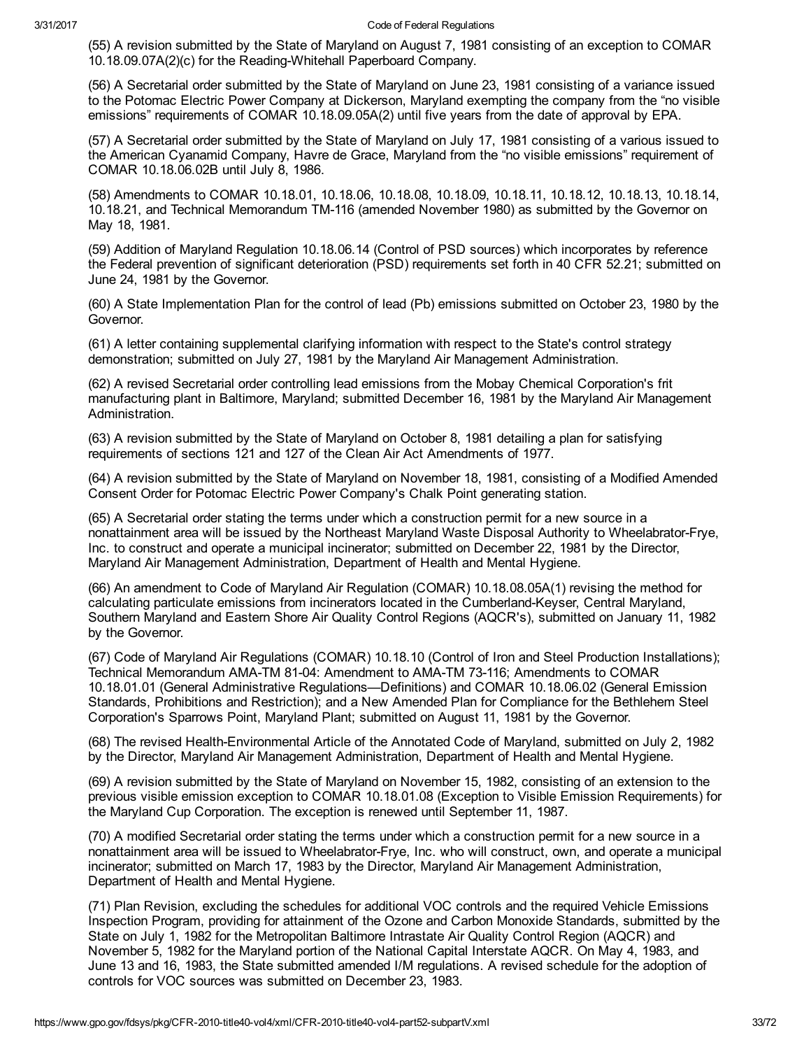(55) A revision submitted by the State of Maryland on August 7, 1981 consisting of an exception to COMAR 10.18.09.07A(2)(c) for the Reading-Whitehall Paperboard Company.

(56) A Secretarial order submitted by the State of Maryland on June 23, 1981 consisting of a variance issued to the Potomac Electric Power Company at Dickerson, Maryland exempting the company from the "no visible emissions" requirements of COMAR 10.18.09.05A(2) until five years from the date of approval by EPA.

(57) A Secretarial order submitted by the State of Maryland on July 17, 1981 consisting of a various issued to the American Cyanamid Company, Havre de Grace, Maryland from the "no visible emissions" requirement of COMAR 10.18.06.02B until July 8, 1986.

(58) Amendments to COMAR 10.18.01, 10.18.06, 10.18.08, 10.18.09, 10.18.11, 10.18.12, 10.18.13, 10.18.14, 10.18.21, and Technical Memorandum TM-116 (amended November 1980) as submitted by the Governor on May 18, 1981.

(59) Addition of Maryland Regulation 10.18.06.14 (Control of PSD sources) which incorporates by reference the Federal prevention of significant deterioration (PSD) requirements set forth in 40 CFR 52.21; submitted on June 24, 1981 by the Governor.

(60) A State Implementation Plan for the control of lead (Pb) emissions submitted on October 23, 1980 by the Governor.

(61) A letter containing supplemental clarifying information with respect to the State's control strategy demonstration; submitted on July 27, 1981 by the Maryland Air Management Administration.

(62) A revised Secretarial order controlling lead emissions from the Mobay Chemical Corporation's frit manufacturing plant in Baltimore, Maryland; submitted December 16, 1981 by the Maryland Air Management Administration.

(63) A revision submitted by the State of Maryland on October 8, 1981 detailing a plan for satisfying requirements of sections 121 and 127 of the Clean Air Act Amendments of 1977.

(64) A revision submitted by the State of Maryland on November 18, 1981, consisting of a Modified Amended Consent Order for Potomac Electric Power Company's Chalk Point generating station.

(65) A Secretarial order stating the terms under which a construction permit for a new source in a nonattainment area will be issued by the Northeast Maryland Waste Disposal Authority to Wheelabrator-Frye, Inc. to construct and operate a municipal incinerator; submitted on December 22, 1981 by the Director, Maryland Air Management Administration, Department of Health and Mental Hygiene.

(66) An amendment to Code of Maryland Air Regulation (COMAR) 10.18.08.05A(1) revising the method for calculating particulate emissions from incinerators located in the Cumberland-Keyser, Central Maryland, Southern Maryland and Eastern Shore Air Quality Control Regions (AQCR's), submitted on January 11, 1982 by the Governor.

(67) Code of Maryland Air Regulations (COMAR) 10.18.10 (Control of Iron and Steel Production Installations); Technical Memorandum AMA-TM 81-04: Amendment to AMA-TM 73-116; Amendments to COMAR 10.18.01.01 (General Administrative Regulations—Definitions) and COMAR 10.18.06.02 (General Emission Standards, Prohibitions and Restriction); and a New Amended Plan for Compliance for the Bethlehem Steel Corporation's Sparrows Point, Maryland Plant; submitted on August 11, 1981 by the Governor.

(68) The revised Health-Environmental Article of the Annotated Code of Maryland, submitted on July 2, 1982 by the Director, Maryland Air Management Administration, Department of Health and Mental Hygiene.

(69) A revision submitted by the State of Maryland on November 15, 1982, consisting of an extension to the previous visible emission exception to COMAR 10.18.01.08 (Exception to Visible Emission Requirements) for the Maryland Cup Corporation. The exception is renewed until September 11, 1987.

(70) A modified Secretarial order stating the terms under which a construction permit for a new source in a nonattainment area will be issued to Wheelabrator-Frye, Inc. who will construct, own, and operate a municipal incinerator; submitted on March 17, 1983 by the Director, Maryland Air Management Administration, Department of Health and Mental Hygiene.

(71) Plan Revision, excluding the schedules for additional VOC controls and the required Vehicle Emissions Inspection Program, providing for attainment of the Ozone and Carbon Monoxide Standards, submitted by the State on July 1, 1982 for the Metropolitan Baltimore Intrastate Air Quality Control Region (AQCR) and November 5, 1982 for the Maryland portion of the National Capital Interstate AQCR. On May 4, 1983, and June 13 and 16, 1983, the State submitted amended I/M regulations. A revised schedule for the adoption of controls for VOC sources was submitted on December 23, 1983.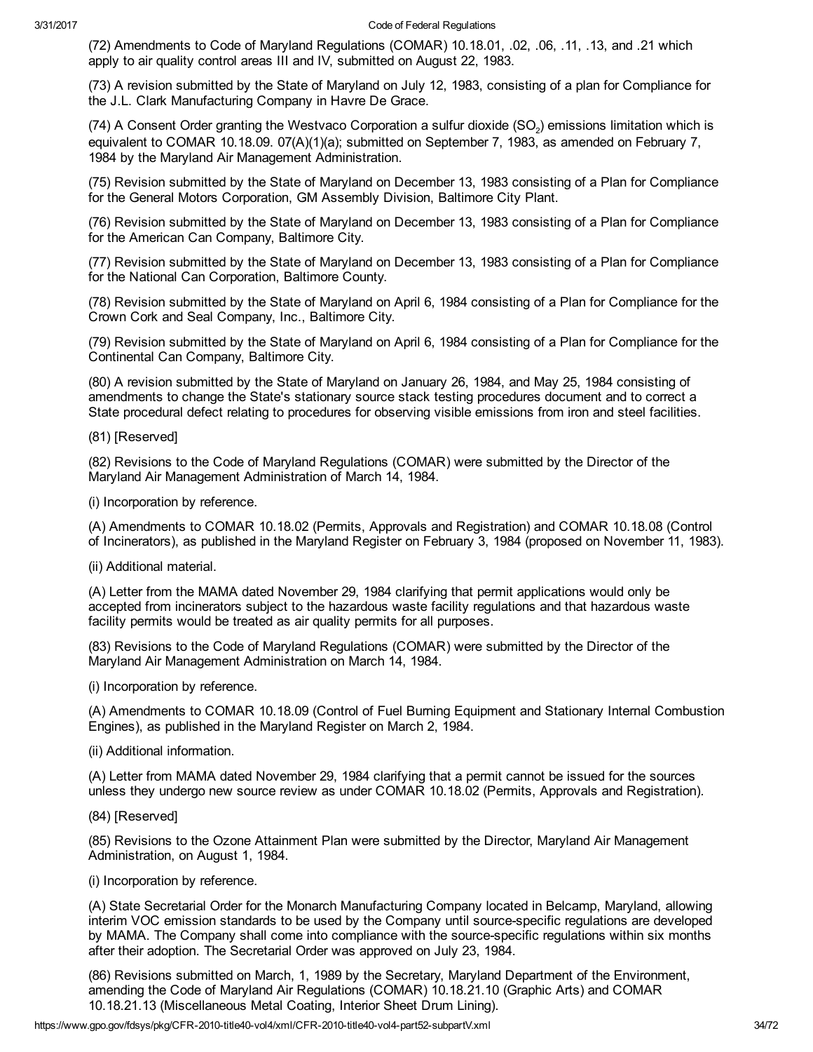(72) Amendments to Code of Maryland Regulations (COMAR) 10.18.01, .02, .06, .11, .13, and .21 which apply to air quality control areas III and IV, submitted on August 22, 1983.

(73) A revision submitted by the State of Maryland on July 12, 1983, consisting of a plan for Compliance for the J.L. Clark Manufacturing Company in Havre De Grace.

(74) A Consent Order granting the Westvaco Corporation a sulfur dioxide ($SO_2$) emissions limitation which is equivalent to COMAR 10.18.09. 07(A)(1)(a); submitted on September 7, 1983, as amended on February 7, 1984 by the Maryland Air Management Administration.

(75) Revision submitted by the State of Maryland on December 13, 1983 consisting of a Plan for Compliance for the General Motors Corporation, GM Assembly Division, Baltimore City Plant.

(76) Revision submitted by the State of Maryland on December 13, 1983 consisting of a Plan for Compliance for the American Can Company, Baltimore City.

(77) Revision submitted by the State of Maryland on December 13, 1983 consisting of a Plan for Compliance for the National Can Corporation, Baltimore County.

(78) Revision submitted by the State of Maryland on April 6, 1984 consisting of a Plan for Compliance for the Crown Cork and Seal Company, Inc., Baltimore City.

(79) Revision submitted by the State of Maryland on April 6, 1984 consisting of a Plan for Compliance for the Continental Can Company, Baltimore City.

(80) A revision submitted by the State of Maryland on January 26, 1984, and May 25, 1984 consisting of amendments to change the State's stationary source stack testing procedures document and to correct a State procedural defect relating to procedures for observing visible emissions from iron and steel facilities.

(81) [Reserved]

(82) Revisions to the Code of Maryland Regulations (COMAR) were submitted by the Director of the Maryland Air Management Administration of March 14, 1984.

(i) Incorporation by reference.

(A) Amendments to COMAR 10.18.02 (Permits, Approvals and Registration) and COMAR 10.18.08 (Control of Incinerators), as published in the Maryland Register on February 3, 1984 (proposed on November 11, 1983).

(ii) Additional material.

(A) Letter from the MAMA dated November 29, 1984 clarifying that permit applications would only be accepted from incinerators subject to the hazardous waste facility regulations and that hazardous waste facility permits would be treated as air quality permits for all purposes.

(83) Revisions to the Code of Maryland Regulations (COMAR) were submitted by the Director of the Maryland Air Management Administration on March 14, 1984.

(i) Incorporation by reference.

(A) Amendments to COMAR 10.18.09 (Control of Fuel Burning Equipment and Stationary Internal Combustion Engines), as published in the Maryland Register on March 2, 1984.

(ii) Additional information.

(A) Letter from MAMA dated November 29, 1984 clarifying that a permit cannot be issued for the sources unless they undergo new source review as under COMAR 10.18.02 (Permits, Approvals and Registration).

(84) [Reserved]

(85) Revisions to the Ozone Attainment Plan were submitted by the Director, Maryland Air Management Administration, on August 1, 1984.

(i) Incorporation by reference.

(A) State Secretarial Order for the Monarch Manufacturing Company located in Belcamp, Maryland, allowing interim VOC emission standards to be used by the Company until source-specific regulations are developed by MAMA. The Company shall come into compliance with the source-specific regulations within six months after their adoption. The Secretarial Order was approved on July 23, 1984.

(86) Revisions submitted on March, 1, 1989 by the Secretary, Maryland Department of the Environment, amending the Code of Maryland Air Regulations (COMAR) 10.18.21.10 (Graphic Arts) and COMAR 10.18.21.13 (Miscellaneous Metal Coating, Interior Sheet Drum Lining).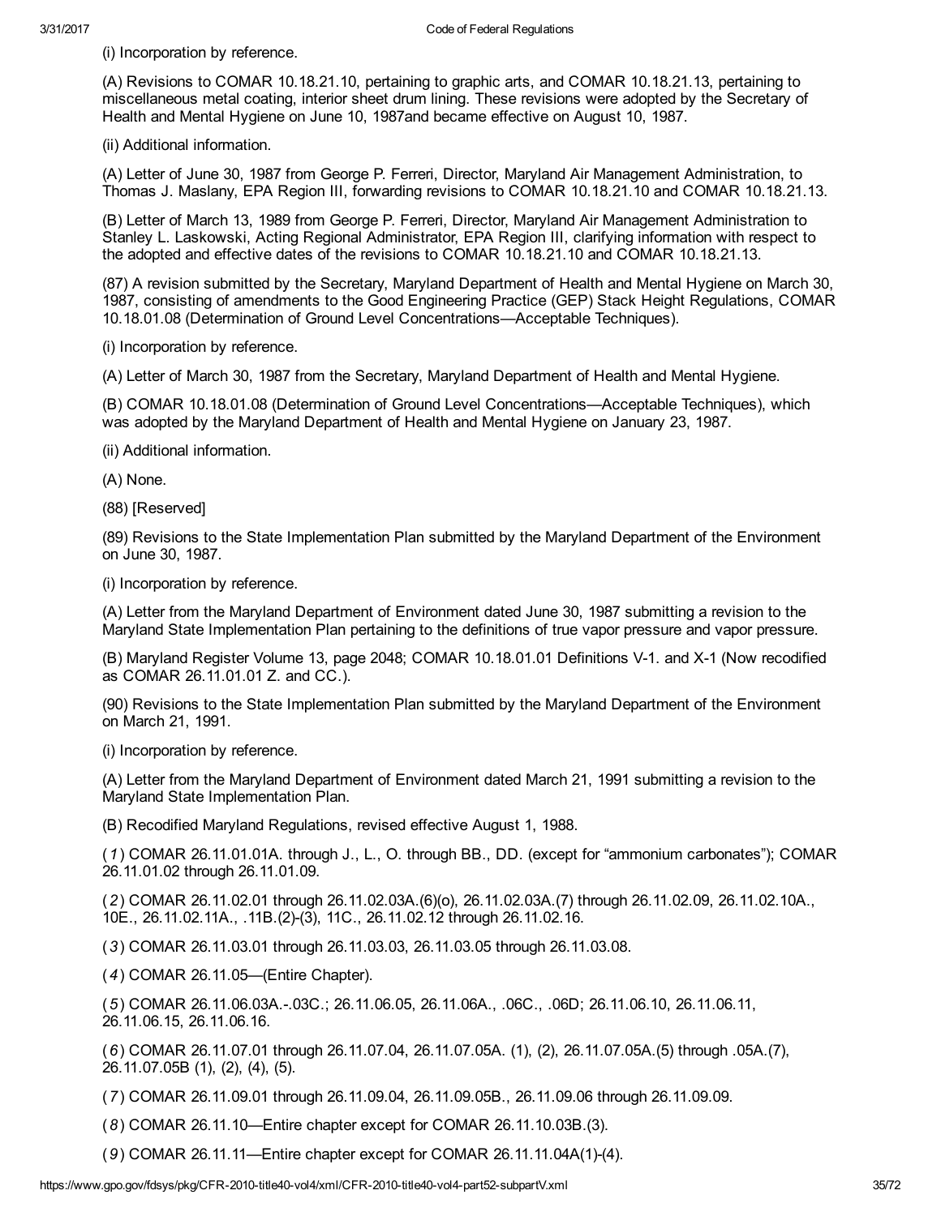(i) Incorporation by reference.

(A) Revisions to COMAR 10.18.21.10, pertaining to graphic arts, and COMAR 10.18.21.13, pertaining to miscellaneous metal coating, interior sheet drum lining. These revisions were adopted by the Secretary of Health and Mental Hygiene on June 10, 1987and became effective on August 10, 1987.

(ii) Additional information.

(A) Letter of June 30, 1987 from George P. Ferreri, Director, Maryland Air Management Administration, to Thomas J. Maslany, EPA Region III, forwarding revisions to COMAR 10.18.21.10 and COMAR 10.18.21.13.

(B) Letter of March 13, 1989 from George P. Ferreri, Director, Maryland Air Management Administration to Stanley L. Laskowski, Acting Regional Administrator, EPA Region III, clarifying information with respect to the adopted and effective dates of the revisions to COMAR 10.18.21.10 and COMAR 10.18.21.13.

(87) A revision submitted by the Secretary, Maryland Department of Health and Mental Hygiene on March 30, 1987, consisting of amendments to the Good Engineering Practice (GEP) Stack Height Regulations, COMAR 10.18.01.08 (Determination of Ground Level Concentrations—Acceptable Techniques).

(i) Incorporation by reference.

(A) Letter of March 30, 1987 from the Secretary, Maryland Department of Health and Mental Hygiene.

(B) COMAR 10.18.01.08 (Determination of Ground Level Concentrations—Acceptable Techniques), which was adopted by the Maryland Department of Health and Mental Hygiene on January 23, 1987.

(ii) Additional information.

(A) None.

(88) [Reserved]

(89) Revisions to the State Implementation Plan submitted by the Maryland Department of the Environment on June 30, 1987.

(i) Incorporation by reference.

(A) Letter from the Maryland Department of Environment dated June 30, 1987 submitting a revision to the Maryland State Implementation Plan pertaining to the definitions of true vapor pressure and vapor pressure.

(B) Maryland Register Volume 13, page 2048; COMAR 10.18.01.01 Definitions V-1. and X-1 (Now recodified as COMAR 26.11.01.01 Z. and CC.).

(90) Revisions to the State Implementation Plan submitted by the Maryland Department of the Environment on March 21, 1991.

(i) Incorporation by reference.

(A) Letter from the Maryland Department of Environment dated March 21, 1991 submitting a revision to the Maryland State Implementation Plan.

(B) Recodified Maryland Regulations, revised effective August 1, 1988.

(*1*) COMAR 26.11.01.01A. through J., L., O. through BB., DD. (except for "ammonium carbonates"); COMAR 26.11.01.02 through 26.11.01.09.

(*2*) COMAR 26.11.02.01 through 26.11.02.03A.(6)(o), 26.11.02.03A.(7) through 26.11.02.09, 26.11.02.10A., 10E., 26.11.02.11A., .11B.(2)-(3), 11C., 26.11.02.12 through 26.11.02.16.

(*3*) COMAR 26.11.03.01 through 26.11.03.03, 26.11.03.05 through 26.11.03.08.

(*4*) COMAR 26.11.05—(Entire Chapter).

(*5*) COMAR 26.11.06.03A.-.03C.; 26.11.06.05, 26.11.06A., .06C., .06D; 26.11.06.10, 26.11.06.11, 26.11.06.15, 26.11.06.16.

(*6*) COMAR 26.11.07.01 through 26.11.07.04, 26.11.07.05A. (1), (2), 26.11.07.05A.(5) through .05A.(7), 26.11.07.05B (1), (2), (4), (5).

(*7*) COMAR 26.11.09.01 through 26.11.09.04, 26.11.09.05B., 26.11.09.06 through 26.11.09.09.

(*8*) COMAR 26.11.10—Entire chapter except for COMAR 26.11.10.03B.(3).

(*9*) COMAR 26.11.11—Entire chapter except for COMAR 26.11.11.04A(1)-(4).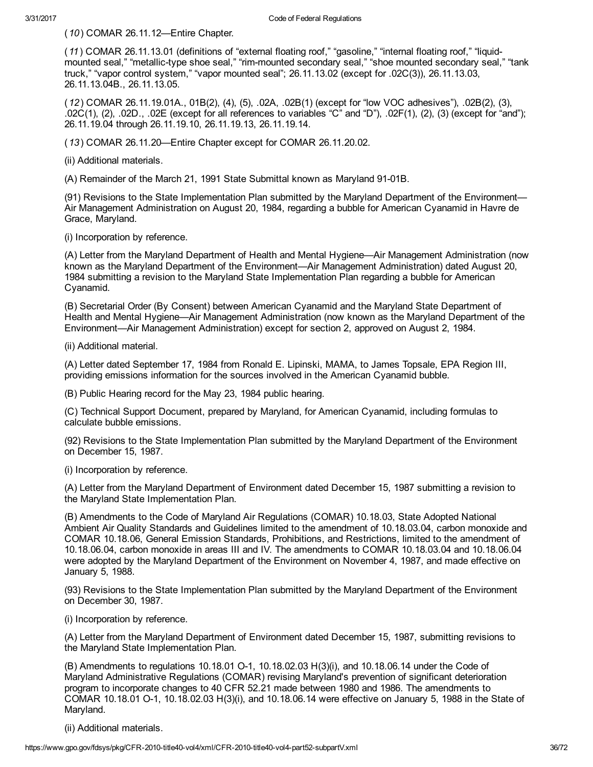(*10*) COMAR 26.11.12—Entire Chapter.

(*11*) COMAR 26.11.13.01 (definitions of "external floating roof," "gasoline," "internal floating roof," "liquid-mounted seal," "metallic-type shoe seal," "rim-mounted secondary seal," "shoe mounted secondary seal," "tank truck," "vapor control system," "vapor mounted seal"; 26.11.13.02 (except for .02C(3)), 26.11.13.03, 26.11.13.04B., 26.11.13.05.

(*12*) COMAR 26.11.19.01A., 01B(2), (4), (5), .02A, .02B(1) (except for "low VOC adhesives"), .02B(2), (3), .02C(1), (2), .02D., .02E (except for all references to variables "C" and "D"), .02F(1), (2), (3) (except for "and"); 26.11.19.04 through 26.11.19.10, 26.11.19.13, 26.11.19.14.

(*13*) COMAR 26.11.20—Entire Chapter except for COMAR 26.11.20.02.

(ii) Additional materials.

(A) Remainder of the March 21, 1991 State Submittal known as Maryland 91-01B.

(91) Revisions to the State Implementation Plan submitted by the Maryland Department of the Environment—Air Management Administration on August 20, 1984, regarding a bubble for American Cyanamid in Havre de Grace, Maryland.

(i) Incorporation by reference.

(A) Letter from the Maryland Department of Health and Mental Hygiene—Air Management Administration (now known as the Maryland Department of the Environment—Air Management Administration) dated August 20, 1984 submitting a revision to the Maryland State Implementation Plan regarding a bubble for American Cyanamid.

(B) Secretarial Order (By Consent) between American Cyanamid and the Maryland State Department of Health and Mental Hygiene—Air Management Administration (now known as the Maryland Department of the Environment—Air Management Administration) except for section 2, approved on August 2, 1984.

(ii) Additional material.

(A) Letter dated September 17, 1984 from Ronald E. Lipinski, MAMA, to James Topsale, EPA Region III, providing emissions information for the sources involved in the American Cyanamid bubble.

(B) Public Hearing record for the May 23, 1984 public hearing.

(C) Technical Support Document, prepared by Maryland, for American Cyanamid, including formulas to calculate bubble emissions.

(92) Revisions to the State Implementation Plan submitted by the Maryland Department of the Environment on December 15, 1987.

(i) Incorporation by reference.

(A) Letter from the Maryland Department of Environment dated December 15, 1987 submitting a revision to the Maryland State Implementation Plan.

(B) Amendments to the Code of Maryland Air Regulations (COMAR) 10.18.03, State Adopted National Ambient Air Quality Standards and Guidelines limited to the amendment of 10.18.03.04, carbon monoxide and COMAR 10.18.06, General Emission Standards, Prohibitions, and Restrictions, limited to the amendment of 10.18.06.04, carbon monoxide in areas III and IV. The amendments to COMAR 10.18.03.04 and 10.18.06.04 were adopted by the Maryland Department of the Environment on November 4, 1987, and made effective on January 5, 1988.

(93) Revisions to the State Implementation Plan submitted by the Maryland Department of the Environment on December 30, 1987.

(i) Incorporation by reference.

(A) Letter from the Maryland Department of Environment dated December 15, 1987, submitting revisions to the Maryland State Implementation Plan.

(B) Amendments to regulations 10.18.01 O-1, 10.18.02.03 H(3)(i), and 10.18.06.14 under the Code of Maryland Administrative Regulations (COMAR) revising Maryland's prevention of significant deterioration program to incorporate changes to 40 CFR 52.21 made between 1980 and 1986. The amendments to COMAR 10.18.01 O-1, 10.18.02.03 H(3)(i), and 10.18.06.14 were effective on January 5, 1988 in the State of Maryland.

(ii) Additional materials.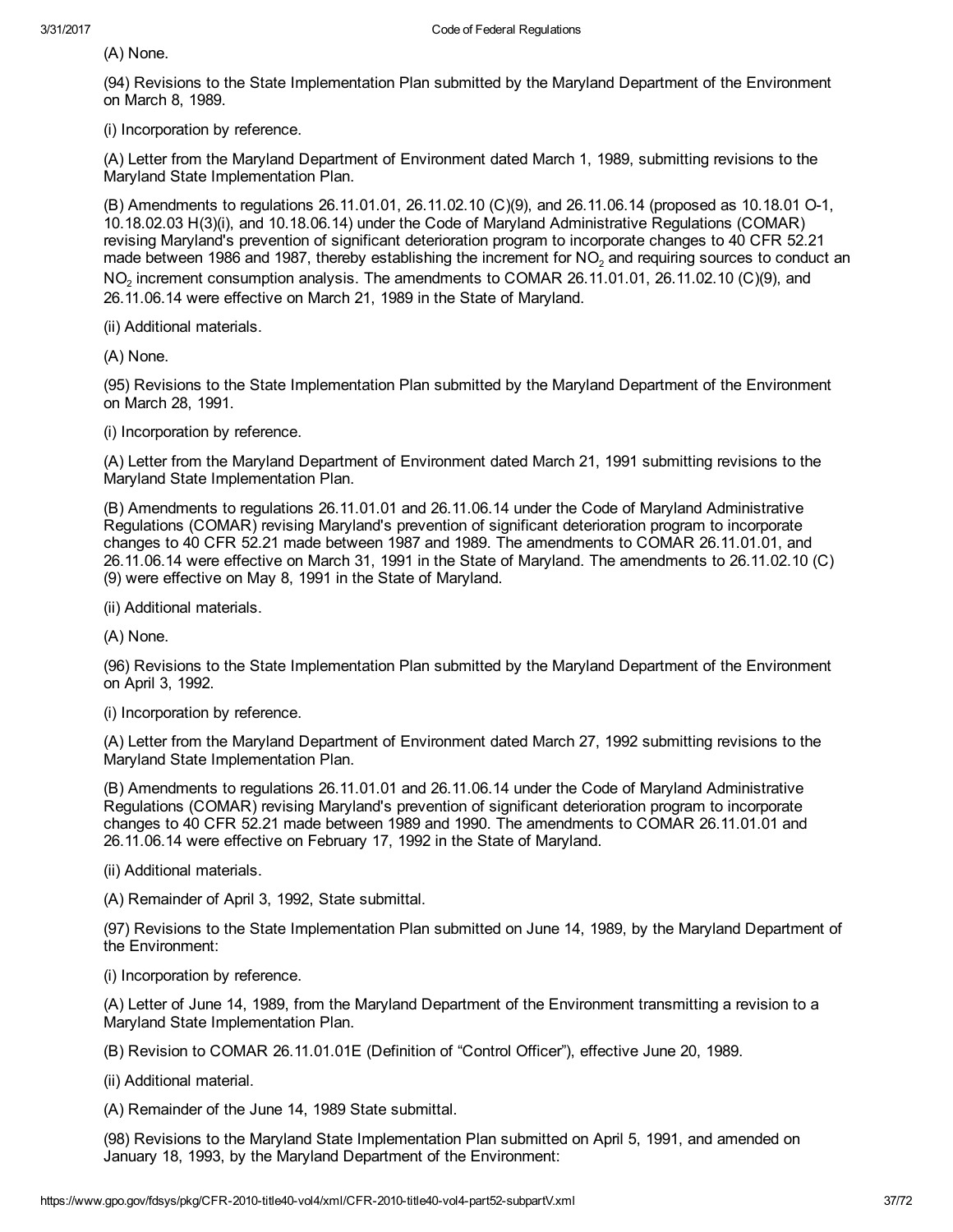(A) None.

(94) Revisions to the State Implementation Plan submitted by the Maryland Department of the Environment on March 8, 1989.

(i) Incorporation by reference.

(A) Letter from the Maryland Department of Environment dated March 1, 1989, submitting revisions to the Maryland State Implementation Plan.

(B) Amendments to regulations 26.11.01.01, 26.11.02.10 (C)(9), and 26.11.06.14 (proposed as 10.18.01 O-1, 10.18.02.03 H(3)(i), and 10.18.06.14) under the Code of Maryland Administrative Regulations (COMAR) revising Maryland's prevention of significant deterioration program to incorporate changes to 40 CFR 52.21 made between 1986 and 1987, thereby establishing the increment for $NO_2$ and requiring sources to conduct an $NO_2$ increment consumption analysis. The amendments to COMAR 26.11.01.01, 26.11.02.10 (C)(9), and 26.11.06.14 were effective on March 21, 1989 in the State of Maryland.

(ii) Additional materials.

(A) None.

(95) Revisions to the State Implementation Plan submitted by the Maryland Department of the Environment on March 28, 1991.

(i) Incorporation by reference.

(A) Letter from the Maryland Department of Environment dated March 21, 1991 submitting revisions to the Maryland State Implementation Plan.

(B) Amendments to regulations 26.11.01.01 and 26.11.06.14 under the Code of Maryland Administrative Regulations (COMAR) revising Maryland's prevention of significant deterioration program to incorporate changes to 40 CFR 52.21 made between 1987 and 1989. The amendments to COMAR 26.11.01.01, and 26.11.06.14 were effective on March 31, 1991 in the State of Maryland. The amendments to 26.11.02.10 (C)(9) were effective on May 8, 1991 in the State of Maryland.

(ii) Additional materials.

(A) None.

(96) Revisions to the State Implementation Plan submitted by the Maryland Department of the Environment on April 3, 1992.

(i) Incorporation by reference.

(A) Letter from the Maryland Department of Environment dated March 27, 1992 submitting revisions to the Maryland State Implementation Plan.

(B) Amendments to regulations 26.11.01.01 and 26.11.06.14 under the Code of Maryland Administrative Regulations (COMAR) revising Maryland's prevention of significant deterioration program to incorporate changes to 40 CFR 52.21 made between 1989 and 1990. The amendments to COMAR 26.11.01.01 and 26.11.06.14 were effective on February 17, 1992 in the State of Maryland.

(ii) Additional materials.

(A) Remainder of April 3, 1992, State submittal.

(97) Revisions to the State Implementation Plan submitted on June 14, 1989, by the Maryland Department of the Environment:

(i) Incorporation by reference.

(A) Letter of June 14, 1989, from the Maryland Department of the Environment transmitting a revision to a Maryland State Implementation Plan.

(B) Revision to COMAR 26.11.01.01E (Definition of "Control Officer"), effective June 20, 1989.

(ii) Additional material.

(A) Remainder of the June 14, 1989 State submittal.

(98) Revisions to the Maryland State Implementation Plan submitted on April 5, 1991, and amended on January 18, 1993, by the Maryland Department of the Environment: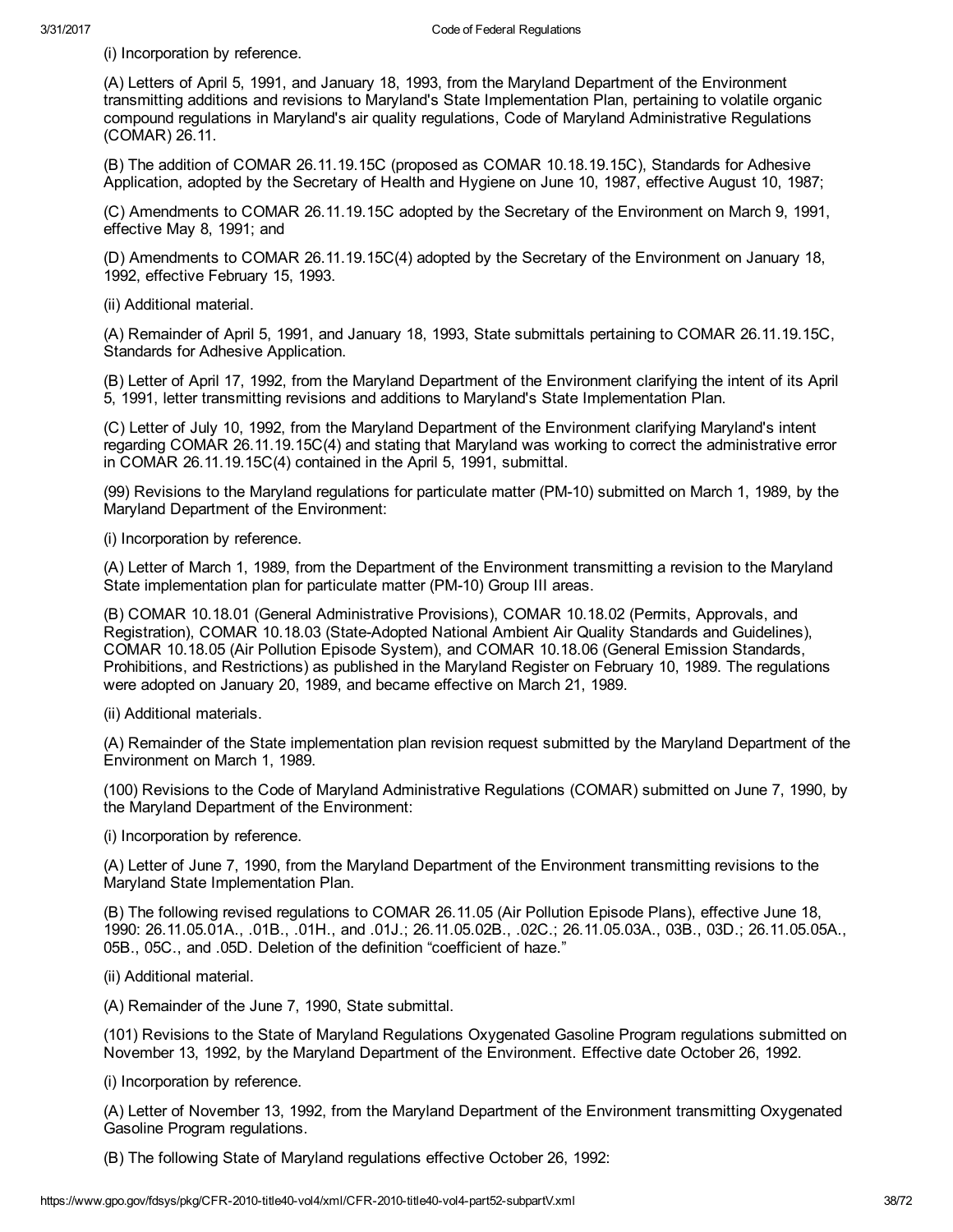(i) Incorporation by reference.

(A) Letters of April 5, 1991, and January 18, 1993, from the Maryland Department of the Environment transmitting additions and revisions to Maryland's State Implementation Plan, pertaining to volatile organic compound regulations in Maryland's air quality regulations, Code of Maryland Administrative Regulations (COMAR) 26.11.

(B) The addition of COMAR 26.11.19.15C (proposed as COMAR 10.18.19.15C), Standards for Adhesive Application, adopted by the Secretary of Health and Hygiene on June 10, 1987, effective August 10, 1987;

(C) Amendments to COMAR 26.11.19.15C adopted by the Secretary of the Environment on March 9, 1991, effective May 8, 1991; and

(D) Amendments to COMAR 26.11.19.15C(4) adopted by the Secretary of the Environment on January 18, 1992, effective February 15, 1993.

(ii) Additional material.

(A) Remainder of April 5, 1991, and January 18, 1993, State submittals pertaining to COMAR 26.11.19.15C, Standards for Adhesive Application.

(B) Letter of April 17, 1992, from the Maryland Department of the Environment clarifying the intent of its April 5, 1991, letter transmitting revisions and additions to Maryland's State Implementation Plan.

(C) Letter of July 10, 1992, from the Maryland Department of the Environment clarifying Maryland's intent regarding COMAR 26.11.19.15C(4) and stating that Maryland was working to correct the administrative error in COMAR 26.11.19.15C(4) contained in the April 5, 1991, submittal.

(99) Revisions to the Maryland regulations for particulate matter (PM-10) submitted on March 1, 1989, by the Maryland Department of the Environment:

(i) Incorporation by reference.

(A) Letter of March 1, 1989, from the Department of the Environment transmitting a revision to the Maryland State implementation plan for particulate matter (PM-10) Group III areas.

(B) COMAR 10.18.01 (General Administrative Provisions), COMAR 10.18.02 (Permits, Approvals, and Registration), COMAR 10.18.03 (State-Adopted National Ambient Air Quality Standards and Guidelines), COMAR 10.18.05 (Air Pollution Episode System), and COMAR 10.18.06 (General Emission Standards, Prohibitions, and Restrictions) as published in the Maryland Register on February 10, 1989. The regulations were adopted on January 20, 1989, and became effective on March 21, 1989.

(ii) Additional materials.

(A) Remainder of the State implementation plan revision request submitted by the Maryland Department of the Environment on March 1, 1989.

(100) Revisions to the Code of Maryland Administrative Regulations (COMAR) submitted on June 7, 1990, by the Maryland Department of the Environment:

(i) Incorporation by reference.

(A) Letter of June 7, 1990, from the Maryland Department of the Environment transmitting revisions to the Maryland State Implementation Plan.

(B) The following revised regulations to COMAR 26.11.05 (Air Pollution Episode Plans), effective June 18, 1990: 26.11.05.01A., .01B., .01H., and .01J.; 26.11.05.02B., .02C.; 26.11.05.03A., 03B., 03D.; 26.11.05.05A., 05B., 05C., and .05D. Deletion of the definition "coefficient of haze."

(ii) Additional material.

(A) Remainder of the June 7, 1990, State submittal.

(101) Revisions to the State of Maryland Regulations Oxygenated Gasoline Program regulations submitted on November 13, 1992, by the Maryland Department of the Environment. Effective date October 26, 1992.

(i) Incorporation by reference.

(A) Letter of November 13, 1992, from the Maryland Department of the Environment transmitting Oxygenated Gasoline Program regulations.

(B) The following State of Maryland regulations effective October 26, 1992: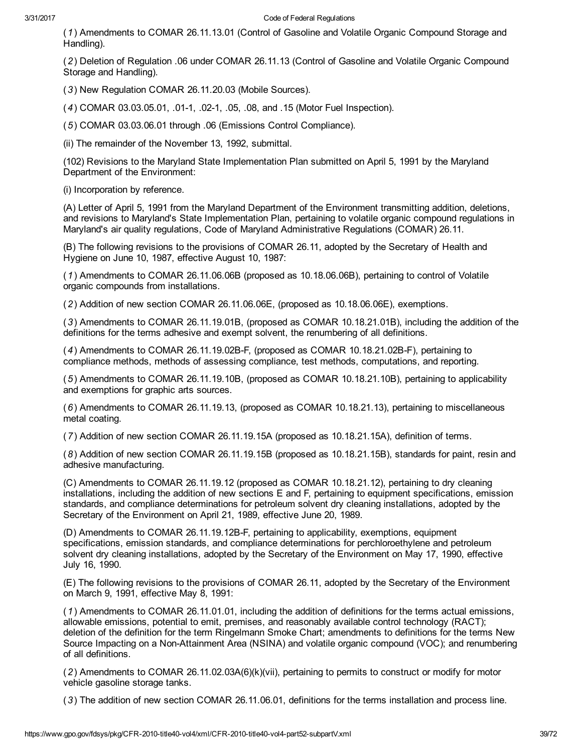(*1*) Amendments to COMAR 26.11.13.01 (Control of Gasoline and Volatile Organic Compound Storage and Handling).

(*2*) Deletion of Regulation .06 under COMAR 26.11.13 (Control of Gasoline and Volatile Organic Compound Storage and Handling).

(*3*) New Regulation COMAR 26.11.20.03 (Mobile Sources).

(*4*) COMAR 03.03.05.01, .01-1, .02-1, .05, .08, and .15 (Motor Fuel Inspection).

(*5*) COMAR 03.03.06.01 through .06 (Emissions Control Compliance).

(ii) The remainder of the November 13, 1992, submittal.

(102) Revisions to the Maryland State Implementation Plan submitted on April 5, 1991 by the Maryland Department of the Environment:

(i) Incorporation by reference.

(A) Letter of April 5, 1991 from the Maryland Department of the Environment transmitting addition, deletions, and revisions to Maryland's State Implementation Plan, pertaining to volatile organic compound regulations in Maryland's air quality regulations, Code of Maryland Administrative Regulations (COMAR) 26.11.

(B) The following revisions to the provisions of COMAR 26.11, adopted by the Secretary of Health and Hygiene on June 10, 1987, effective August 10, 1987:

(*1*) Amendments to COMAR 26.11.06.06B (proposed as 10.18.06.06B), pertaining to control of Volatile organic compounds from installations.

(*2*) Addition of new section COMAR 26.11.06.06E, (proposed as 10.18.06.06E), exemptions.

(*3*) Amendments to COMAR 26.11.19.01B, (proposed as COMAR 10.18.21.01B), including the addition of the definitions for the terms adhesive and exempt solvent, the renumbering of all definitions.

(*4*) Amendments to COMAR 26.11.19.02B-F, (proposed as COMAR 10.18.21.02B-F), pertaining to compliance methods, methods of assessing compliance, test methods, computations, and reporting.

(*5*) Amendments to COMAR 26.11.19.10B, (proposed as COMAR 10.18.21.10B), pertaining to applicability and exemptions for graphic arts sources.

(*6*) Amendments to COMAR 26.11.19.13, (proposed as COMAR 10.18.21.13), pertaining to miscellaneous metal coating.

(*7*) Addition of new section COMAR 26.11.19.15A (proposed as 10.18.21.15A), definition of terms.

(*8*) Addition of new section COMAR 26.11.19.15B (proposed as 10.18.21.15B), standards for paint, resin and adhesive manufacturing.

(C) Amendments to COMAR 26.11.19.12 (proposed as COMAR 10.18.21.12), pertaining to dry cleaning installations, including the addition of new sections E and F, pertaining to equipment specifications, emission standards, and compliance determinations for petroleum solvent dry cleaning installations, adopted by the Secretary of the Environment on April 21, 1989, effective June 20, 1989.

(D) Amendments to COMAR 26.11.19.12B-F, pertaining to applicability, exemptions, equipment specifications, emission standards, and compliance determinations for perchloroethylene and petroleum solvent dry cleaning installations, adopted by the Secretary of the Environment on May 17, 1990, effective July 16, 1990.

(E) The following revisions to the provisions of COMAR 26.11, adopted by the Secretary of the Environment on March 9, 1991, effective May 8, 1991:

(*1*) Amendments to COMAR 26.11.01.01, including the addition of definitions for the terms actual emissions, allowable emissions, potential to emit, premises, and reasonably available control technology (RACT); deletion of the definition for the term Ringelmann Smoke Chart; amendments to definitions for the terms New Source Impacting on a Non-Attainment Area (NSINA) and volatile organic compound (VOC); and renumbering of all definitions.

(*2*) Amendments to COMAR 26.11.02.03A(6)(k)(vii), pertaining to permits to construct or modify for motor vehicle gasoline storage tanks.

(*3*) The addition of new section COMAR 26.11.06.01, definitions for the terms installation and process line.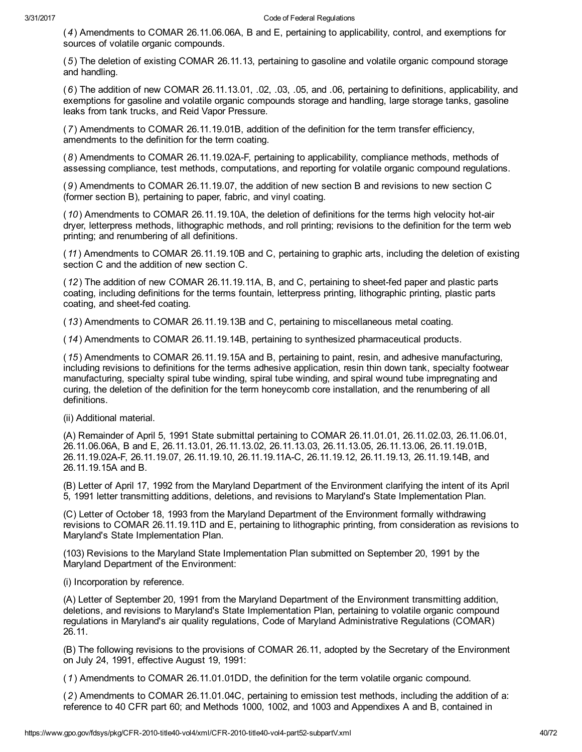(*4*) Amendments to COMAR 26.11.06.06A, B and E, pertaining to applicability, control, and exemptions for sources of volatile organic compounds.

(*5*) The deletion of existing COMAR 26.11.13, pertaining to gasoline and volatile organic compound storage and handling.

(*6*) The addition of new COMAR 26.11.13.01, .02, .03, .05, and .06, pertaining to definitions, applicability, and exemptions for gasoline and volatile organic compounds storage and handling, large storage tanks, gasoline leaks from tank trucks, and Reid Vapor Pressure.

(*7*) Amendments to COMAR 26.11.19.01B, addition of the definition for the term transfer efficiency, amendments to the definition for the term coating.

(*8*) Amendments to COMAR 26.11.19.02A-F, pertaining to applicability, compliance methods, methods of assessing compliance, test methods, computations, and reporting for volatile organic compound regulations.

(*9*) Amendments to COMAR 26.11.19.07, the addition of new section B and revisions to new section C (former section B), pertaining to paper, fabric, and vinyl coating.

(*10*) Amendments to COMAR 26.11.19.10A, the deletion of definitions for the terms high velocity hot-air dryer, letterpress methods, lithographic methods, and roll printing; revisions to the definition for the term web printing; and renumbering of all definitions.

(*11*) Amendments to COMAR 26.11.19.10B and C, pertaining to graphic arts, including the deletion of existing section C and the addition of new section C.

(*12*) The addition of new COMAR 26.11.19.11A, B, and C, pertaining to sheet-fed paper and plastic parts coating, including definitions for the terms fountain, letterpress printing, lithographic printing, plastic parts coating, and sheet-fed coating.

(*13*) Amendments to COMAR 26.11.19.13B and C, pertaining to miscellaneous metal coating.

(*14*) Amendments to COMAR 26.11.19.14B, pertaining to synthesized pharmaceutical products.

(*15*) Amendments to COMAR 26.11.19.15A and B, pertaining to paint, resin, and adhesive manufacturing, including revisions to definitions for the terms adhesive application, resin thin down tank, specialty footwear manufacturing, specialty spiral tube winding, spiral tube winding, and spiral wound tube impregnating and curing, the deletion of the definition for the term honeycomb core installation, and the renumbering of all definitions.

(ii) Additional material.

(A) Remainder of April 5, 1991 State submittal pertaining to COMAR 26.11.01.01, 26.11.02.03, 26.11.06.01, 26.11.06.06A, B and E, 26.11.13.01, 26.11.13.02, 26.11.13.03, 26.11.13.05, 26.11.13.06, 26.11.19.01B, 26.11.19.02A-F, 26.11.19.07, 26.11.19.10, 26.11.19.11A-C, 26.11.19.12, 26.11.19.13, 26.11.19.14B, and 26.11.19.15A and B.

(B) Letter of April 17, 1992 from the Maryland Department of the Environment clarifying the intent of its April 5, 1991 letter transmitting additions, deletions, and revisions to Maryland's State Implementation Plan.

(C) Letter of October 18, 1993 from the Maryland Department of the Environment formally withdrawing revisions to COMAR 26.11.19.11D and E, pertaining to lithographic printing, from consideration as revisions to Maryland's State Implementation Plan.

(103) Revisions to the Maryland State Implementation Plan submitted on September 20, 1991 by the Maryland Department of the Environment:

(i) Incorporation by reference.

(A) Letter of September 20, 1991 from the Maryland Department of the Environment transmitting addition, deletions, and revisions to Maryland's State Implementation Plan, pertaining to volatile organic compound regulations in Maryland's air quality regulations, Code of Maryland Administrative Regulations (COMAR) 26.11.

(B) The following revisions to the provisions of COMAR 26.11, adopted by the Secretary of the Environment on July 24, 1991, effective August 19, 1991:

(*1*) Amendments to COMAR 26.11.01.01DD, the definition for the term volatile organic compound.

(*2*) Amendments to COMAR 26.11.01.04C, pertaining to emission test methods, including the addition of a: reference to 40 CFR part 60; and Methods 1000, 1002, and 1003 and Appendixes A and B, contained in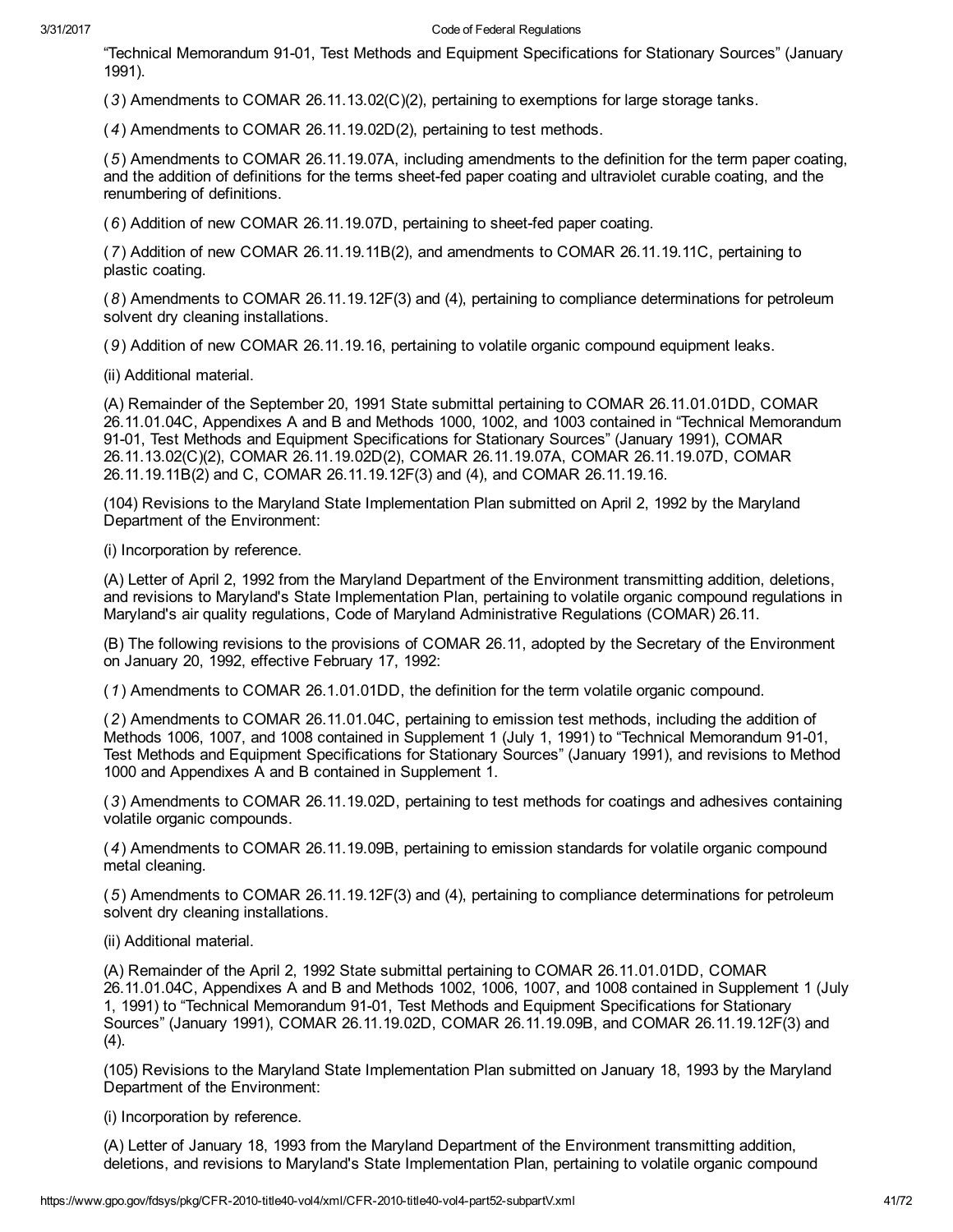"Technical Memorandum 91-01, Test Methods and Equipment Specifications for Stationary Sources" (January 1991).

(*3*) Amendments to COMAR 26.11.13.02(C)(2), pertaining to exemptions for large storage tanks.

(*4*) Amendments to COMAR 26.11.19.02D(2), pertaining to test methods.

(*5*) Amendments to COMAR 26.11.19.07A, including amendments to the definition for the term paper coating, and the addition of definitions for the terms sheet-fed paper coating and ultraviolet curable coating, and the renumbering of definitions.

(*6*) Addition of new COMAR 26.11.19.07D, pertaining to sheet-fed paper coating.

(*7*) Addition of new COMAR 26.11.19.11B(2), and amendments to COMAR 26.11.19.11C, pertaining to plastic coating.

(*8*) Amendments to COMAR 26.11.19.12F(3) and (4), pertaining to compliance determinations for petroleum solvent dry cleaning installations.

(*9*) Addition of new COMAR 26.11.19.16, pertaining to volatile organic compound equipment leaks.

(ii) Additional material.

(A) Remainder of the September 20, 1991 State submittal pertaining to COMAR 26.11.01.01DD, COMAR 26.11.01.04C, Appendixes A and B and Methods 1000, 1002, and 1003 contained in "Technical Memorandum 91-01, Test Methods and Equipment Specifications for Stationary Sources" (January 1991), COMAR 26.11.13.02(C)(2), COMAR 26.11.19.02D(2), COMAR 26.11.19.07A, COMAR 26.11.19.07D, COMAR 26.11.19.11B(2) and C, COMAR 26.11.19.12F(3) and (4), and COMAR 26.11.19.16.

(104) Revisions to the Maryland State Implementation Plan submitted on April 2, 1992 by the Maryland Department of the Environment:

(i) Incorporation by reference.

(A) Letter of April 2, 1992 from the Maryland Department of the Environment transmitting addition, deletions, and revisions to Maryland's State Implementation Plan, pertaining to volatile organic compound regulations in Maryland's air quality regulations, Code of Maryland Administrative Regulations (COMAR) 26.11.

(B) The following revisions to the provisions of COMAR 26.11, adopted by the Secretary of the Environment on January 20, 1992, effective February 17, 1992:

(*1*) Amendments to COMAR 26.1.01.01DD, the definition for the term volatile organic compound.

(*2*) Amendments to COMAR 26.11.01.04C, pertaining to emission test methods, including the addition of Methods 1006, 1007, and 1008 contained in Supplement 1 (July 1, 1991) to "Technical Memorandum 91-01, Test Methods and Equipment Specifications for Stationary Sources" (January 1991), and revisions to Method 1000 and Appendixes A and B contained in Supplement 1.

(*3*) Amendments to COMAR 26.11.19.02D, pertaining to test methods for coatings and adhesives containing volatile organic compounds.

(*4*) Amendments to COMAR 26.11.19.09B, pertaining to emission standards for volatile organic compound metal cleaning.

(*5*) Amendments to COMAR 26.11.19.12F(3) and (4), pertaining to compliance determinations for petroleum solvent dry cleaning installations.

(ii) Additional material.

(A) Remainder of the April 2, 1992 State submittal pertaining to COMAR 26.11.01.01DD, COMAR 26.11.01.04C, Appendixes A and B and Methods 1002, 1006, 1007, and 1008 contained in Supplement 1 (July 1, 1991) to "Technical Memorandum 91-01, Test Methods and Equipment Specifications for Stationary Sources" (January 1991), COMAR 26.11.19.02D, COMAR 26.11.19.09B, and COMAR 26.11.19.12F(3) and (4).

(105) Revisions to the Maryland State Implementation Plan submitted on January 18, 1993 by the Maryland Department of the Environment:

(i) Incorporation by reference.

(A) Letter of January 18, 1993 from the Maryland Department of the Environment transmitting addition, deletions, and revisions to Maryland's State Implementation Plan, pertaining to volatile organic compound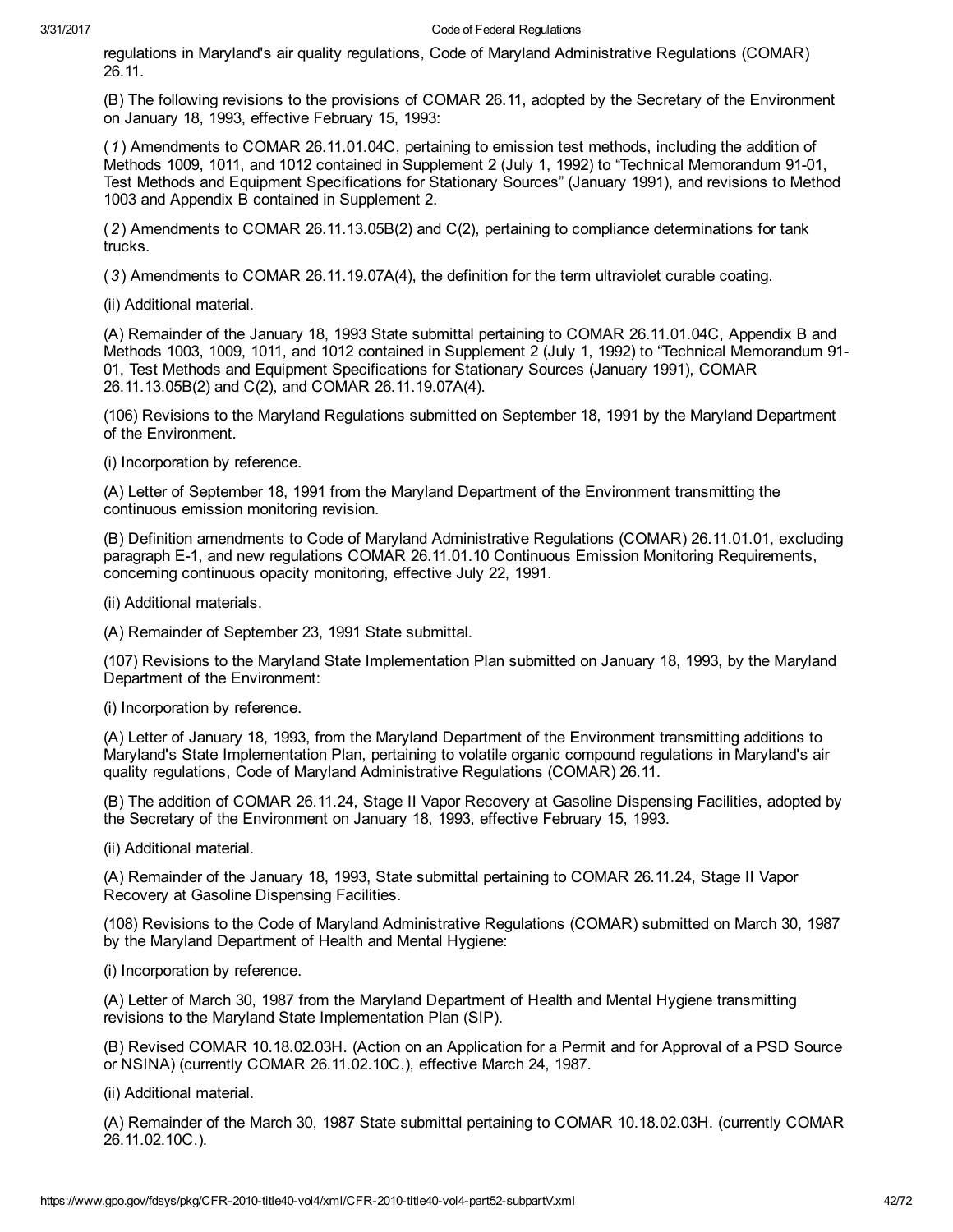regulations in Maryland's air quality regulations, Code of Maryland Administrative Regulations (COMAR) 26.11.

(B) The following revisions to the provisions of COMAR 26.11, adopted by the Secretary of the Environment on January 18, 1993, effective February 15, 1993:

(*1*) Amendments to COMAR 26.11.01.04C, pertaining to emission test methods, including the addition of Methods 1009, 1011, and 1012 contained in Supplement 2 (July 1, 1992) to "Technical Memorandum 91-01, Test Methods and Equipment Specifications for Stationary Sources" (January 1991), and revisions to Method 1003 and Appendix B contained in Supplement 2.

(*2*) Amendments to COMAR 26.11.13.05B(2) and C(2), pertaining to compliance determinations for tank trucks.

(*3*) Amendments to COMAR 26.11.19.07A(4), the definition for the term ultraviolet curable coating.

(ii) Additional material.

(A) Remainder of the January 18, 1993 State submittal pertaining to COMAR 26.11.01.04C, Appendix B and Methods 1003, 1009, 1011, and 1012 contained in Supplement 2 (July 1, 1992) to "Technical Memorandum 91-01, Test Methods and Equipment Specifications for Stationary Sources (January 1991), COMAR 26.11.13.05B(2) and C(2), and COMAR 26.11.19.07A(4).

(106) Revisions to the Maryland Regulations submitted on September 18, 1991 by the Maryland Department of the Environment.

(i) Incorporation by reference.

(A) Letter of September 18, 1991 from the Maryland Department of the Environment transmitting the continuous emission monitoring revision.

(B) Definition amendments to Code of Maryland Administrative Regulations (COMAR) 26.11.01.01, excluding paragraph E-1, and new regulations COMAR 26.11.01.10 Continuous Emission Monitoring Requirements, concerning continuous opacity monitoring, effective July 22, 1991.

(ii) Additional materials.

(A) Remainder of September 23, 1991 State submittal.

(107) Revisions to the Maryland State Implementation Plan submitted on January 18, 1993, by the Maryland Department of the Environment:

(i) Incorporation by reference.

(A) Letter of January 18, 1993, from the Maryland Department of the Environment transmitting additions to Maryland's State Implementation Plan, pertaining to volatile organic compound regulations in Maryland's air quality regulations, Code of Maryland Administrative Regulations (COMAR) 26.11.

(B) The addition of COMAR 26.11.24, Stage II Vapor Recovery at Gasoline Dispensing Facilities, adopted by the Secretary of the Environment on January 18, 1993, effective February 15, 1993.

(ii) Additional material.

(A) Remainder of the January 18, 1993, State submittal pertaining to COMAR 26.11.24, Stage II Vapor Recovery at Gasoline Dispensing Facilities.

(108) Revisions to the Code of Maryland Administrative Regulations (COMAR) submitted on March 30, 1987 by the Maryland Department of Health and Mental Hygiene:

(i) Incorporation by reference.

(A) Letter of March 30, 1987 from the Maryland Department of Health and Mental Hygiene transmitting revisions to the Maryland State Implementation Plan (SIP).

(B) Revised COMAR 10.18.02.03H. (Action on an Application for a Permit and for Approval of a PSD Source or NSINA) (currently COMAR 26.11.02.10C.), effective March 24, 1987.

(ii) Additional material.

(A) Remainder of the March 30, 1987 State submittal pertaining to COMAR 10.18.02.03H. (currently COMAR 26.11.02.10C.).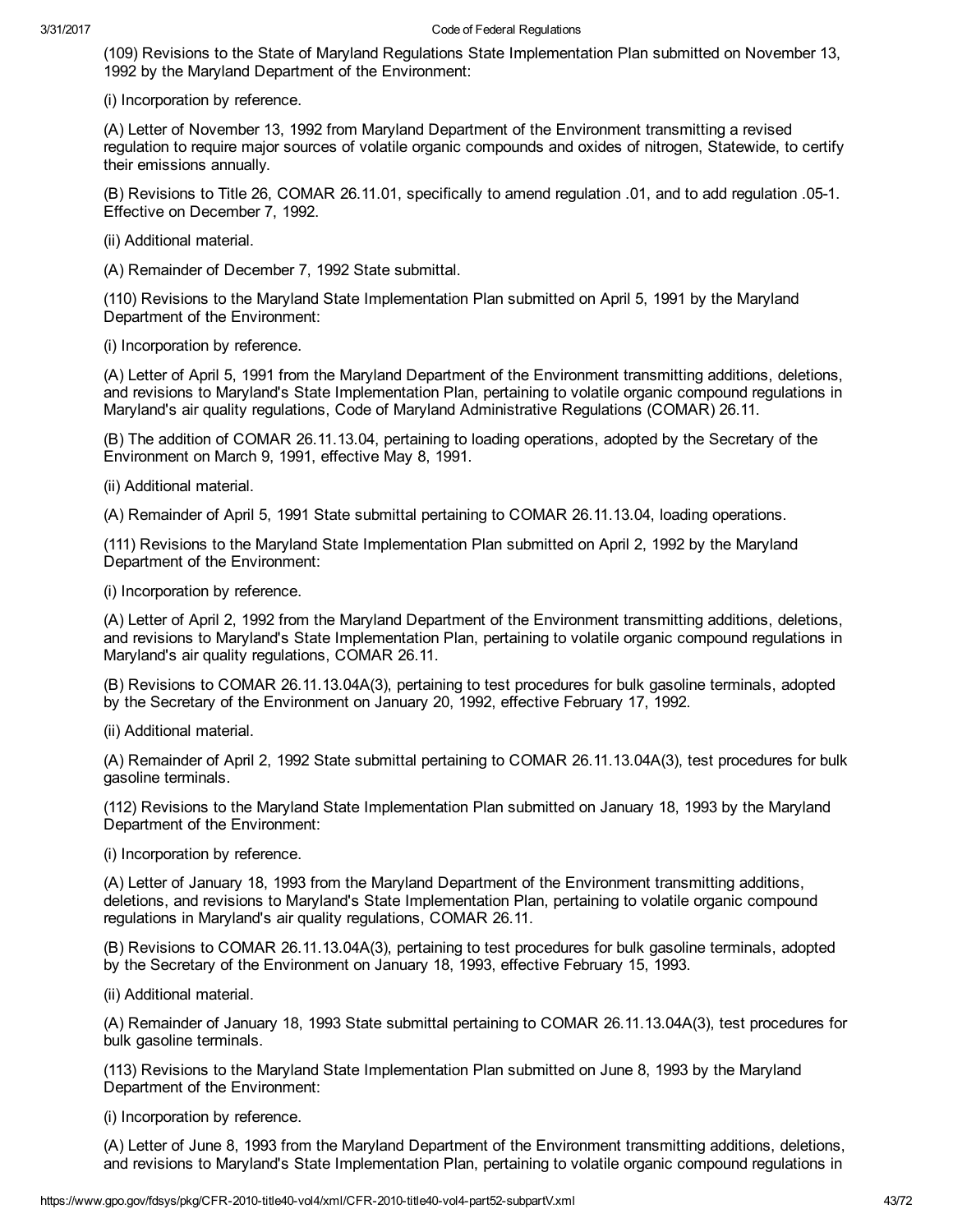(109) Revisions to the State of Maryland Regulations State Implementation Plan submitted on November 13, 1992 by the Maryland Department of the Environment:

(i) Incorporation by reference.

(A) Letter of November 13, 1992 from Maryland Department of the Environment transmitting a revised regulation to require major sources of volatile organic compounds and oxides of nitrogen, Statewide, to certify their emissions annually.

(B) Revisions to Title 26, COMAR 26.11.01, specifically to amend regulation .01, and to add regulation .05-1. Effective on December 7, 1992.

(ii) Additional material.

(A) Remainder of December 7, 1992 State submittal.

(110) Revisions to the Maryland State Implementation Plan submitted on April 5, 1991 by the Maryland Department of the Environment:

(i) Incorporation by reference.

(A) Letter of April 5, 1991 from the Maryland Department of the Environment transmitting additions, deletions, and revisions to Maryland's State Implementation Plan, pertaining to volatile organic compound regulations in Maryland's air quality regulations, Code of Maryland Administrative Regulations (COMAR) 26.11.

(B) The addition of COMAR 26.11.13.04, pertaining to loading operations, adopted by the Secretary of the Environment on March 9, 1991, effective May 8, 1991.

(ii) Additional material.

(A) Remainder of April 5, 1991 State submittal pertaining to COMAR 26.11.13.04, loading operations.

(111) Revisions to the Maryland State Implementation Plan submitted on April 2, 1992 by the Maryland Department of the Environment:

(i) Incorporation by reference.

(A) Letter of April 2, 1992 from the Maryland Department of the Environment transmitting additions, deletions, and revisions to Maryland's State Implementation Plan, pertaining to volatile organic compound regulations in Maryland's air quality regulations, COMAR 26.11.

(B) Revisions to COMAR 26.11.13.04A(3), pertaining to test procedures for bulk gasoline terminals, adopted by the Secretary of the Environment on January 20, 1992, effective February 17, 1992.

(ii) Additional material.

(A) Remainder of April 2, 1992 State submittal pertaining to COMAR 26.11.13.04A(3), test procedures for bulk gasoline terminals.

(112) Revisions to the Maryland State Implementation Plan submitted on January 18, 1993 by the Maryland Department of the Environment:

(i) Incorporation by reference.

(A) Letter of January 18, 1993 from the Maryland Department of the Environment transmitting additions, deletions, and revisions to Maryland's State Implementation Plan, pertaining to volatile organic compound regulations in Maryland's air quality regulations, COMAR 26.11.

(B) Revisions to COMAR 26.11.13.04A(3), pertaining to test procedures for bulk gasoline terminals, adopted by the Secretary of the Environment on January 18, 1993, effective February 15, 1993.

(ii) Additional material.

(A) Remainder of January 18, 1993 State submittal pertaining to COMAR 26.11.13.04A(3), test procedures for bulk gasoline terminals.

(113) Revisions to the Maryland State Implementation Plan submitted on June 8, 1993 by the Maryland Department of the Environment:

(i) Incorporation by reference.

(A) Letter of June 8, 1993 from the Maryland Department of the Environment transmitting additions, deletions, and revisions to Maryland's State Implementation Plan, pertaining to volatile organic compound regulations in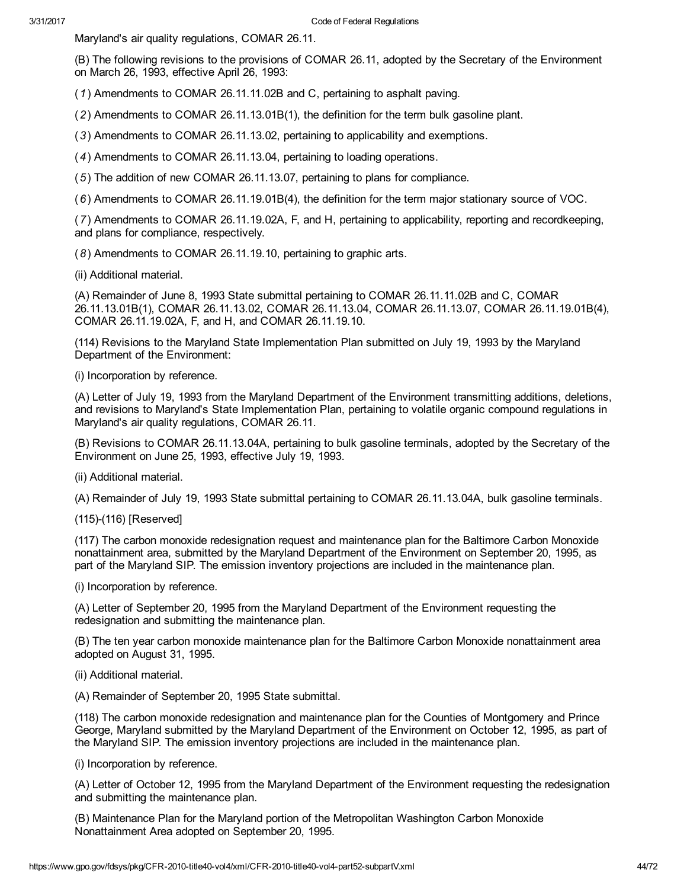Maryland's air quality regulations, COMAR 26.11.

(B) The following revisions to the provisions of COMAR 26.11, adopted by the Secretary of the Environment on March 26, 1993, effective April 26, 1993:

(*1*) Amendments to COMAR 26.11.11.02B and C, pertaining to asphalt paving.

(*2*) Amendments to COMAR 26.11.13.01B(1), the definition for the term bulk gasoline plant.

(*3*) Amendments to COMAR 26.11.13.02, pertaining to applicability and exemptions.

(*4*) Amendments to COMAR 26.11.13.04, pertaining to loading operations.

(*5*) The addition of new COMAR 26.11.13.07, pertaining to plans for compliance.

(*6*) Amendments to COMAR 26.11.19.01B(4), the definition for the term major stationary source of VOC.

(*7*) Amendments to COMAR 26.11.19.02A, F, and H, pertaining to applicability, reporting and recordkeeping, and plans for compliance, respectively.

(*8*) Amendments to COMAR 26.11.19.10, pertaining to graphic arts.

(ii) Additional material.

(A) Remainder of June 8, 1993 State submittal pertaining to COMAR 26.11.11.02B and C, COMAR 26.11.13.01B(1), COMAR 26.11.13.02, COMAR 26.11.13.04, COMAR 26.11.13.07, COMAR 26.11.19.01B(4), COMAR 26.11.19.02A, F, and H, and COMAR 26.11.19.10.

(114) Revisions to the Maryland State Implementation Plan submitted on July 19, 1993 by the Maryland Department of the Environment:

(i) Incorporation by reference.

(A) Letter of July 19, 1993 from the Maryland Department of the Environment transmitting additions, deletions, and revisions to Maryland's State Implementation Plan, pertaining to volatile organic compound regulations in Maryland's air quality regulations, COMAR 26.11.

(B) Revisions to COMAR 26.11.13.04A, pertaining to bulk gasoline terminals, adopted by the Secretary of the Environment on June 25, 1993, effective July 19, 1993.

(ii) Additional material.

(A) Remainder of July 19, 1993 State submittal pertaining to COMAR 26.11.13.04A, bulk gasoline terminals.

(115)-(116) [Reserved]

(117) The carbon monoxide redesignation request and maintenance plan for the Baltimore Carbon Monoxide nonattainment area, submitted by the Maryland Department of the Environment on September 20, 1995, as part of the Maryland SIP. The emission inventory projections are included in the maintenance plan.

(i) Incorporation by reference.

(A) Letter of September 20, 1995 from the Maryland Department of the Environment requesting the redesignation and submitting the maintenance plan.

(B) The ten year carbon monoxide maintenance plan for the Baltimore Carbon Monoxide nonattainment area adopted on August 31, 1995.

(ii) Additional material.

(A) Remainder of September 20, 1995 State submittal.

(118) The carbon monoxide redesignation and maintenance plan for the Counties of Montgomery and Prince George, Maryland submitted by the Maryland Department of the Environment on October 12, 1995, as part of the Maryland SIP. The emission inventory projections are included in the maintenance plan.

(i) Incorporation by reference.

(A) Letter of October 12, 1995 from the Maryland Department of the Environment requesting the redesignation and submitting the maintenance plan.

(B) Maintenance Plan for the Maryland portion of the Metropolitan Washington Carbon Monoxide Nonattainment Area adopted on September 20, 1995.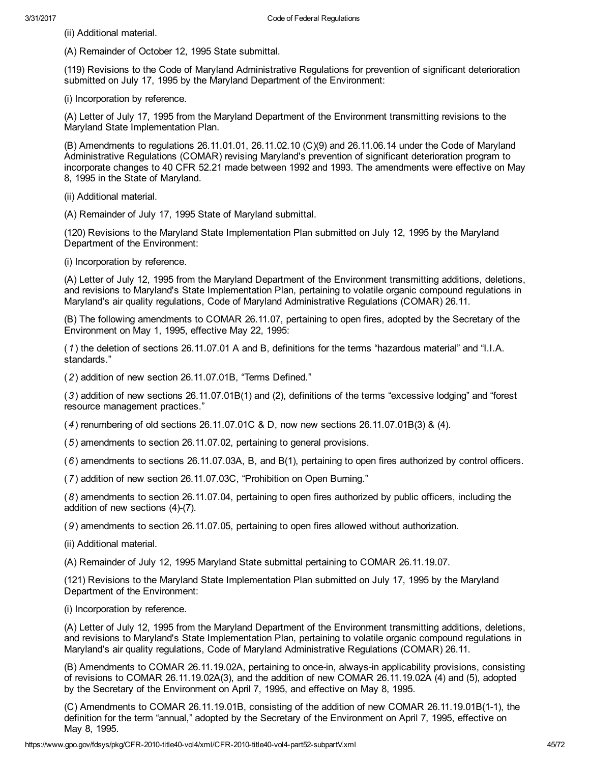(ii) Additional material.

(A) Remainder of October 12, 1995 State submittal.

(119) Revisions to the Code of Maryland Administrative Regulations for prevention of significant deterioration submitted on July 17, 1995 by the Maryland Department of the Environment:

(i) Incorporation by reference.

(A) Letter of July 17, 1995 from the Maryland Department of the Environment transmitting revisions to the Maryland State Implementation Plan.

(B) Amendments to regulations 26.11.01.01, 26.11.02.10 (C)(9) and 26.11.06.14 under the Code of Maryland Administrative Regulations (COMAR) revising Maryland's prevention of significant deterioration program to incorporate changes to 40 CFR 52.21 made between 1992 and 1993. The amendments were effective on May 8, 1995 in the State of Maryland.

(ii) Additional material.

(A) Remainder of July 17, 1995 State of Maryland submittal.

(120) Revisions to the Maryland State Implementation Plan submitted on July 12, 1995 by the Maryland Department of the Environment:

(i) Incorporation by reference.

(A) Letter of July 12, 1995 from the Maryland Department of the Environment transmitting additions, deletions, and revisions to Maryland's State Implementation Plan, pertaining to volatile organic compound regulations in Maryland's air quality regulations, Code of Maryland Administrative Regulations (COMAR) 26.11.

(B) The following amendments to COMAR 26.11.07, pertaining to open fires, adopted by the Secretary of the Environment on May 1, 1995, effective May 22, 1995:

(*1*) the deletion of sections 26.11.07.01 A and B, definitions for the terms "hazardous material" and "I.I.A. standards."

(*2*) addition of new section 26.11.07.01B, "Terms Defined."

(*3*) addition of new sections 26.11.07.01B(1) and (2), definitions of the terms "excessive lodging" and "forest resource management practices."

(*4*) renumbering of old sections 26.11.07.01C & D, now new sections 26.11.07.01B(3) & (4).

(*5*) amendments to section 26.11.07.02, pertaining to general provisions.

(*6*) amendments to sections 26.11.07.03A, B, and B(1), pertaining to open fires authorized by control officers.

(*7*) addition of new section 26.11.07.03C, "Prohibition on Open Burning."

(*8*) amendments to section 26.11.07.04, pertaining to open fires authorized by public officers, including the addition of new sections (4)-(7).

(*9*) amendments to section 26.11.07.05, pertaining to open fires allowed without authorization.

(ii) Additional material.

(A) Remainder of July 12, 1995 Maryland State submittal pertaining to COMAR 26.11.19.07.

(121) Revisions to the Maryland State Implementation Plan submitted on July 17, 1995 by the Maryland Department of the Environment:

(i) Incorporation by reference.

(A) Letter of July 12, 1995 from the Maryland Department of the Environment transmitting additions, deletions, and revisions to Maryland's State Implementation Plan, pertaining to volatile organic compound regulations in Maryland's air quality regulations, Code of Maryland Administrative Regulations (COMAR) 26.11.

(B) Amendments to COMAR 26.11.19.02A, pertaining to once-in, always-in applicability provisions, consisting of revisions to COMAR 26.11.19.02A(3), and the addition of new COMAR 26.11.19.02A (4) and (5), adopted by the Secretary of the Environment on April 7, 1995, and effective on May 8, 1995.

(C) Amendments to COMAR 26.11.19.01B, consisting of the addition of new COMAR 26.11.19.01B(1-1), the definition for the term "annual," adopted by the Secretary of the Environment on April 7, 1995, effective on May 8, 1995.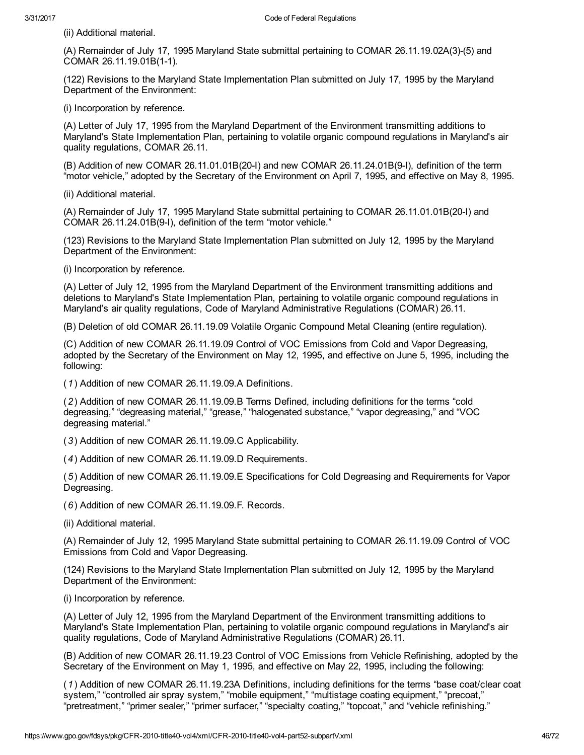(ii) Additional material.

(A) Remainder of July 17, 1995 Maryland State submittal pertaining to COMAR 26.11.19.02A(3)-(5) and COMAR 26.11.19.01B(1-1).

(122) Revisions to the Maryland State Implementation Plan submitted on July 17, 1995 by the Maryland Department of the Environment:

(i) Incorporation by reference.

(A) Letter of July 17, 1995 from the Maryland Department of the Environment transmitting additions to Maryland's State Implementation Plan, pertaining to volatile organic compound regulations in Maryland's air quality regulations, COMAR 26.11.

(B) Addition of new COMAR 26.11.01.01B(20-l) and new COMAR 26.11.24.01B(9-l), definition of the term "motor vehicle," adopted by the Secretary of the Environment on April 7, 1995, and effective on May 8, 1995.

(ii) Additional material.

(A) Remainder of July 17, 1995 Maryland State submittal pertaining to COMAR 26.11.01.01B(20-l) and COMAR 26.11.24.01B(9-l), definition of the term "motor vehicle."

(123) Revisions to the Maryland State Implementation Plan submitted on July 12, 1995 by the Maryland Department of the Environment:

(i) Incorporation by reference.

(A) Letter of July 12, 1995 from the Maryland Department of the Environment transmitting additions and deletions to Maryland's State Implementation Plan, pertaining to volatile organic compound regulations in Maryland's air quality regulations, Code of Maryland Administrative Regulations (COMAR) 26.11.

(B) Deletion of old COMAR 26.11.19.09 Volatile Organic Compound Metal Cleaning (entire regulation).

(C) Addition of new COMAR 26.11.19.09 Control of VOC Emissions from Cold and Vapor Degreasing, adopted by the Secretary of the Environment on May 12, 1995, and effective on June 5, 1995, including the following:

(*1*) Addition of new COMAR 26.11.19.09.A Definitions.

(*2*) Addition of new COMAR 26.11.19.09.B Terms Defined, including definitions for the terms "cold degreasing," "degreasing material," "grease," "halogenated substance," "vapor degreasing," and "VOC degreasing material."

(*3*) Addition of new COMAR 26.11.19.09.C Applicability.

(*4*) Addition of new COMAR 26.11.19.09.D Requirements.

(*5*) Addition of new COMAR 26.11.19.09.E Specifications for Cold Degreasing and Requirements for Vapor Degreasing.

(*6*) Addition of new COMAR 26.11.19.09.F. Records.

(ii) Additional material.

(A) Remainder of July 12, 1995 Maryland State submittal pertaining to COMAR 26.11.19.09 Control of VOC Emissions from Cold and Vapor Degreasing.

(124) Revisions to the Maryland State Implementation Plan submitted on July 12, 1995 by the Maryland Department of the Environment:

(i) Incorporation by reference.

(A) Letter of July 12, 1995 from the Maryland Department of the Environment transmitting additions to Maryland's State Implementation Plan, pertaining to volatile organic compound regulations in Maryland's air quality regulations, Code of Maryland Administrative Regulations (COMAR) 26.11.

(B) Addition of new COMAR 26.11.19.23 Control of VOC Emissions from Vehicle Refinishing, adopted by the Secretary of the Environment on May 1, 1995, and effective on May 22, 1995, including the following:

(*1*) Addition of new COMAR 26.11.19.23A Definitions, including definitions for the terms "base coat/clear coat system," "controlled air spray system," "mobile equipment," "multistage coating equipment," "precoat," "pretreatment," "primer sealer," "primer surfacer," "specialty coating," "topcoat," and "vehicle refinishing."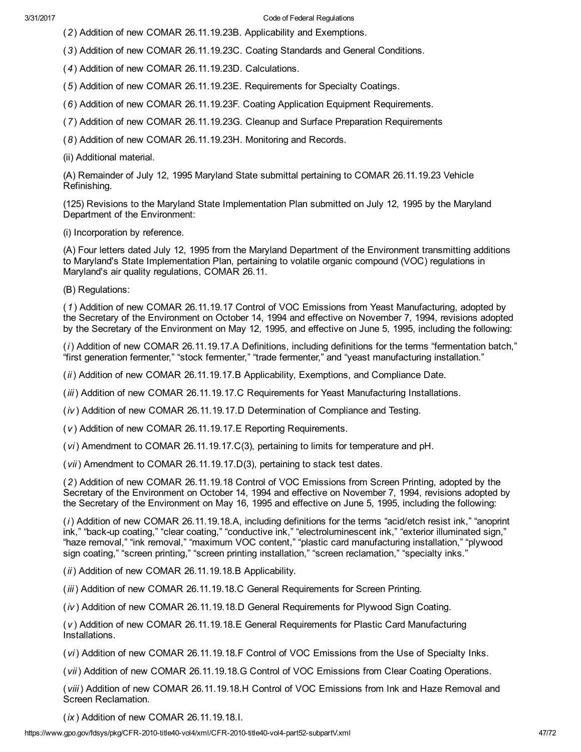(*2*) Addition of new COMAR 26.11.19.23B. Applicability and Exemptions.

(*3*) Addition of new COMAR 26.11.19.23C. Coating Standards and General Conditions.

(*4*) Addition of new COMAR 26.11.19.23D. Calculations.

(*5*) Addition of new COMAR 26.11.19.23E. Requirements for Specialty Coatings.

(*6*) Addition of new COMAR 26.11.19.23F. Coating Application Equipment Requirements.

(*7*) Addition of new COMAR 26.11.19.23G. Cleanup and Surface Preparation Requirements

(*8*) Addition of new COMAR 26.11.19.23H. Monitoring and Records.

(ii) Additional material.

(A) Remainder of July 12, 1995 Maryland State submittal pertaining to COMAR 26.11.19.23 Vehicle Refinishing.

(125) Revisions to the Maryland State Implementation Plan submitted on July 12, 1995 by the Maryland Department of the Environment:

(i) Incorporation by reference.

(A) Four letters dated July 12, 1995 from the Maryland Department of the Environment transmitting additions to Maryland's State Implementation Plan, pertaining to volatile organic compound (VOC) regulations in Maryland's air quality regulations, COMAR 26.11.

(B) Regulations:

(*1*) Addition of new COMAR 26.11.19.17 Control of VOC Emissions from Yeast Manufacturing, adopted by the Secretary of the Environment on October 14, 1994 and effective on November 7, 1994, revisions adopted by the Secretary of the Environment on May 12, 1995, and effective on June 5, 1995, including the following:

(*i*) Addition of new COMAR 26.11.19.17.A Definitions, including definitions for the terms "fermentation batch," "first generation fermenter," "stock fermenter," "trade fermenter," and "yeast manufacturing installation."

(*ii*) Addition of new COMAR 26.11.19.17.B Applicability, Exemptions, and Compliance Date.

(*iii*) Addition of new COMAR 26.11.19.17.C Requirements for Yeast Manufacturing Installations.

(*iv*) Addition of new COMAR 26.11.19.17.D Determination of Compliance and Testing.

(*v*) Addition of new COMAR 26.11.19.17.E Reporting Requirements.

(*vi*) Amendment to COMAR 26.11.19.17.C(3), pertaining to limits for temperature and pH.

(*vii*) Amendment to COMAR 26.11.19.17.D(3), pertaining to stack test dates.

(*2*) Addition of new COMAR 26.11.19.18 Control of VOC Emissions from Screen Printing, adopted by the Secretary of the Environment on October 14, 1994 and effective on November 7, 1994, revisions adopted by the Secretary of the Environment on May 16, 1995 and effective on June 5, 1995, including the following:

(*i*) Addition of new COMAR 26.11.19.18.A, including definitions for the terms "acid/etch resist ink," "anoprint ink," "back-up coating," "clear coating," "conductive ink," "electroluminescent ink," "exterior illuminated sign," "haze removal," "ink removal," "maximum VOC content," "plastic card manufacturing installation," "plywood sign coating," "screen printing," "screen printing installation," "screen reclamation," "specialty inks."

(*ii*) Addition of new COMAR 26.11.19.18.B Applicability.

(*iii*) Addition of new COMAR 26.11.19.18.C General Requirements for Screen Printing.

(*iv*) Addition of new COMAR 26.11.19.18.D General Requirements for Plywood Sign Coating.

(*v*) Addition of new COMAR 26.11.19.18.E General Requirements for Plastic Card Manufacturing Installations.

(*vi*) Addition of new COMAR 26.11.19.18.F Control of VOC Emissions from the Use of Specialty Inks.

(*vii*) Addition of new COMAR 26.11.19.18.G Control of VOC Emissions from Clear Coating Operations.

(*viii*) Addition of new COMAR 26.11.19.18.H Control of VOC Emissions from Ink and Haze Removal and Screen Reclamation.

(*ix*) Addition of new COMAR 26.11.19.18.I.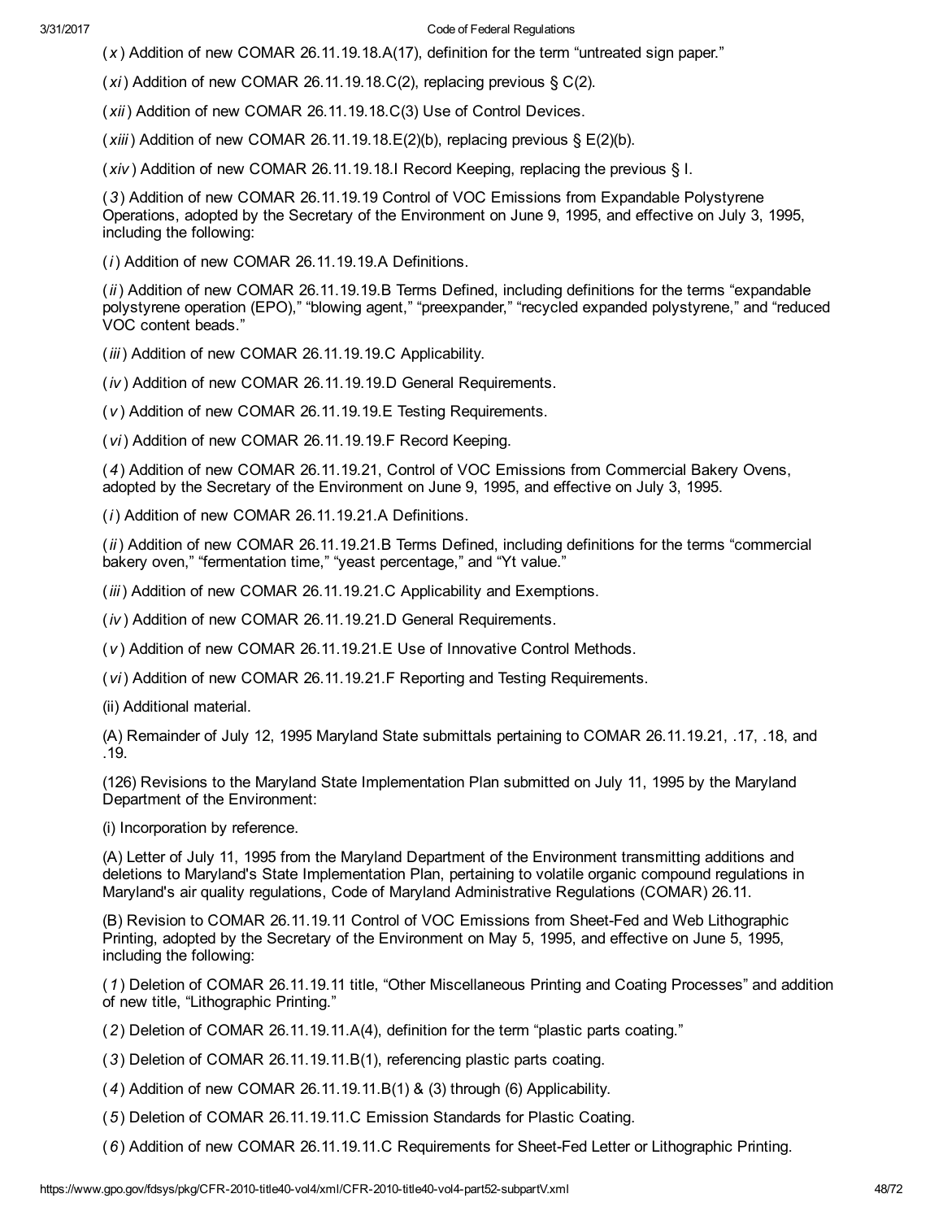( *x* ) Addition of new COMAR 26.11.19.18.A(17), definition for the term “untreated sign paper.”

( *xi* ) Addition of new COMAR 26.11.19.18.C(2), replacing previous § C(2).

( *xii* ) Addition of new COMAR 26.11.19.18.C(3) Use of Control Devices.

( *xiii* ) Addition of new COMAR 26.11.19.18.E(2)(b), replacing previous § E(2)(b).

( *xiv* ) Addition of new COMAR 26.11.19.18.I Record Keeping, replacing the previous § I.

( *3* ) Addition of new COMAR 26.11.19.19 Control of VOC Emissions from Expandable Polystyrene Operations, adopted by the Secretary of the Environment on June 9, 1995, and effective on July 3, 1995, including the following:

( *i* ) Addition of new COMAR 26.11.19.19.A Definitions.

( *ii* ) Addition of new COMAR 26.11.19.19.B Terms Defined, including definitions for the terms “expandable polystyrene operation (EPO),” “blowing agent,” “preexpander,” “recycled expanded polystyrene,” and “reduced VOC content beads.”

( *iii* ) Addition of new COMAR 26.11.19.19.C Applicability.

( *iv* ) Addition of new COMAR 26.11.19.19.D General Requirements.

( *v* ) Addition of new COMAR 26.11.19.19.E Testing Requirements.

( *vi* ) Addition of new COMAR 26.11.19.19.F Record Keeping.

( *4* ) Addition of new COMAR 26.11.19.21, Control of VOC Emissions from Commercial Bakery Ovens, adopted by the Secretary of the Environment on June 9, 1995, and effective on July 3, 1995.

( *i* ) Addition of new COMAR 26.11.19.21.A Definitions.

( *ii* ) Addition of new COMAR 26.11.19.21.B Terms Defined, including definitions for the terms “commercial bakery oven,” “fermentation time,” “yeast percentage,” and “Yt value.”

( *iii* ) Addition of new COMAR 26.11.19.21.C Applicability and Exemptions.

( *iv* ) Addition of new COMAR 26.11.19.21.D General Requirements.

( *v* ) Addition of new COMAR 26.11.19.21.E Use of Innovative Control Methods.

( *vi* ) Addition of new COMAR 26.11.19.21.F Reporting and Testing Requirements.

(ii) Additional material.

(A) Remainder of July 12, 1995 Maryland State submittals pertaining to COMAR 26.11.19.21, .17, .18, and .19.

(126) Revisions to the Maryland State Implementation Plan submitted on July 11, 1995 by the Maryland Department of the Environment:

(i) Incorporation by reference.

(A) Letter of July 11, 1995 from the Maryland Department of the Environment transmitting additions and deletions to Maryland's State Implementation Plan, pertaining to volatile organic compound regulations in Maryland's air quality regulations, Code of Maryland Administrative Regulations (COMAR) 26.11.

(B) Revision to COMAR 26.11.19.11 Control of VOC Emissions from Sheet-Fed and Web Lithographic Printing, adopted by the Secretary of the Environment on May 5, 1995, and effective on June 5, 1995, including the following:

( *1* ) Deletion of COMAR 26.11.19.11 title, “Other Miscellaneous Printing and Coating Processes” and addition of new title, “Lithographic Printing.”

( *2* ) Deletion of COMAR 26.11.19.11.A(4), definition for the term “plastic parts coating.”

( *3* ) Deletion of COMAR 26.11.19.11.B(1), referencing plastic parts coating.

( *4* ) Addition of new COMAR 26.11.19.11.B(1) & (3) through (6) Applicability.

( *5* ) Deletion of COMAR 26.11.19.11.C Emission Standards for Plastic Coating.

( *6* ) Addition of new COMAR 26.11.19.11.C Requirements for Sheet-Fed Letter or Lithographic Printing.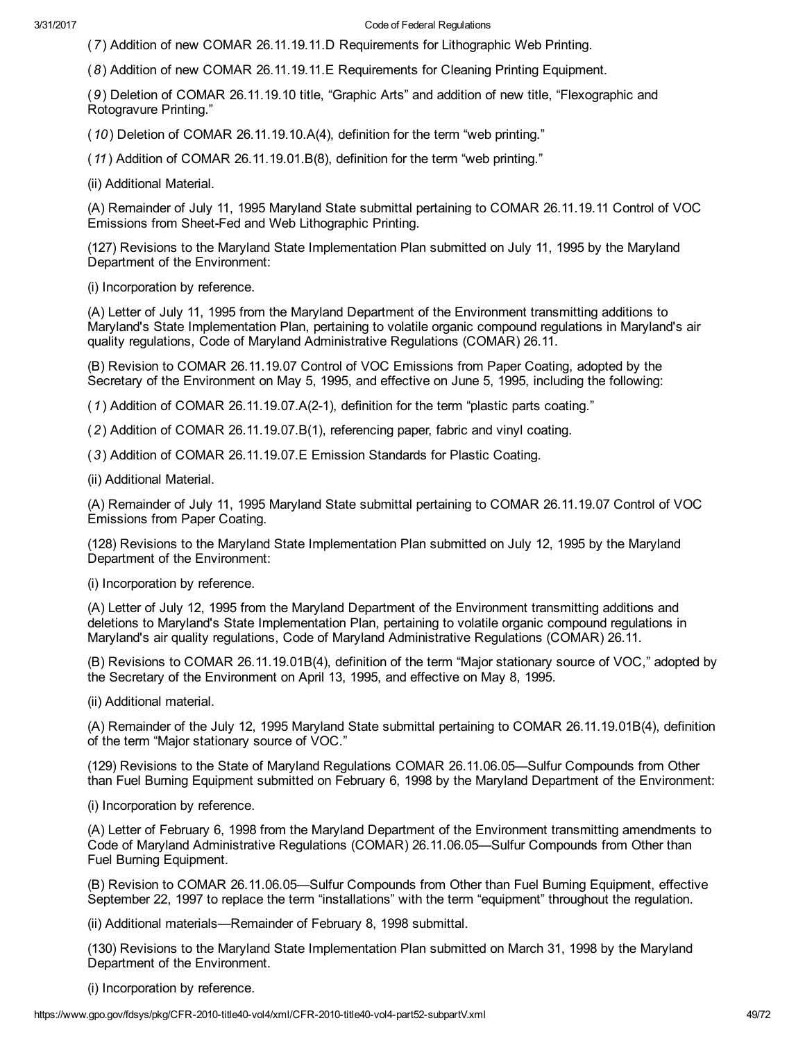(*7*) Addition of new COMAR 26.11.19.11.D Requirements for Lithographic Web Printing.

(*8*) Addition of new COMAR 26.11.19.11.E Requirements for Cleaning Printing Equipment.

(*9*) Deletion of COMAR 26.11.19.10 title, “Graphic Arts” and addition of new title, “Flexographic and Rotogravure Printing.”

(*10*) Deletion of COMAR 26.11.19.10.A(4), definition for the term “web printing.”

(*11*) Addition of COMAR 26.11.19.01.B(8), definition for the term “web printing.”

(ii) Additional Material.

(A) Remainder of July 11, 1995 Maryland State submittal pertaining to COMAR 26.11.19.11 Control of VOC Emissions from Sheet-Fed and Web Lithographic Printing.

(127) Revisions to the Maryland State Implementation Plan submitted on July 11, 1995 by the Maryland Department of the Environment:

(i) Incorporation by reference.

(A) Letter of July 11, 1995 from the Maryland Department of the Environment transmitting additions to Maryland's State Implementation Plan, pertaining to volatile organic compound regulations in Maryland's air quality regulations, Code of Maryland Administrative Regulations (COMAR) 26.11.

(B) Revision to COMAR 26.11.19.07 Control of VOC Emissions from Paper Coating, adopted by the Secretary of the Environment on May 5, 1995, and effective on June 5, 1995, including the following:

(*1*) Addition of COMAR 26.11.19.07.A(2-1), definition for the term “plastic parts coating.”

(*2*) Addition of COMAR 26.11.19.07.B(1), referencing paper, fabric and vinyl coating.

(*3*) Addition of COMAR 26.11.19.07.E Emission Standards for Plastic Coating.

(ii) Additional Material.

(A) Remainder of July 11, 1995 Maryland State submittal pertaining to COMAR 26.11.19.07 Control of VOC Emissions from Paper Coating.

(128) Revisions to the Maryland State Implementation Plan submitted on July 12, 1995 by the Maryland Department of the Environment:

(i) Incorporation by reference.

(A) Letter of July 12, 1995 from the Maryland Department of the Environment transmitting additions and deletions to Maryland's State Implementation Plan, pertaining to volatile organic compound regulations in Maryland's air quality regulations, Code of Maryland Administrative Regulations (COMAR) 26.11.

(B) Revisions to COMAR 26.11.19.01B(4), definition of the term “Major stationary source of VOC,” adopted by the Secretary of the Environment on April 13, 1995, and effective on May 8, 1995.

(ii) Additional material.

(A) Remainder of the July 12, 1995 Maryland State submittal pertaining to COMAR 26.11.19.01B(4), definition of the term “Major stationary source of VOC.”

(129) Revisions to the State of Maryland Regulations COMAR 26.11.06.05—Sulfur Compounds from Other than Fuel Burning Equipment submitted on February 6, 1998 by the Maryland Department of the Environment:

(i) Incorporation by reference.

(A) Letter of February 6, 1998 from the Maryland Department of the Environment transmitting amendments to Code of Maryland Administrative Regulations (COMAR) 26.11.06.05—Sulfur Compounds from Other than Fuel Burning Equipment.

(B) Revision to COMAR 26.11.06.05—Sulfur Compounds from Other than Fuel Burning Equipment, effective September 22, 1997 to replace the term “installations” with the term “equipment” throughout the regulation.

(ii) Additional materials—Remainder of February 8, 1998 submittal.

(130) Revisions to the Maryland State Implementation Plan submitted on March 31, 1998 by the Maryland Department of the Environment.

(i) Incorporation by reference.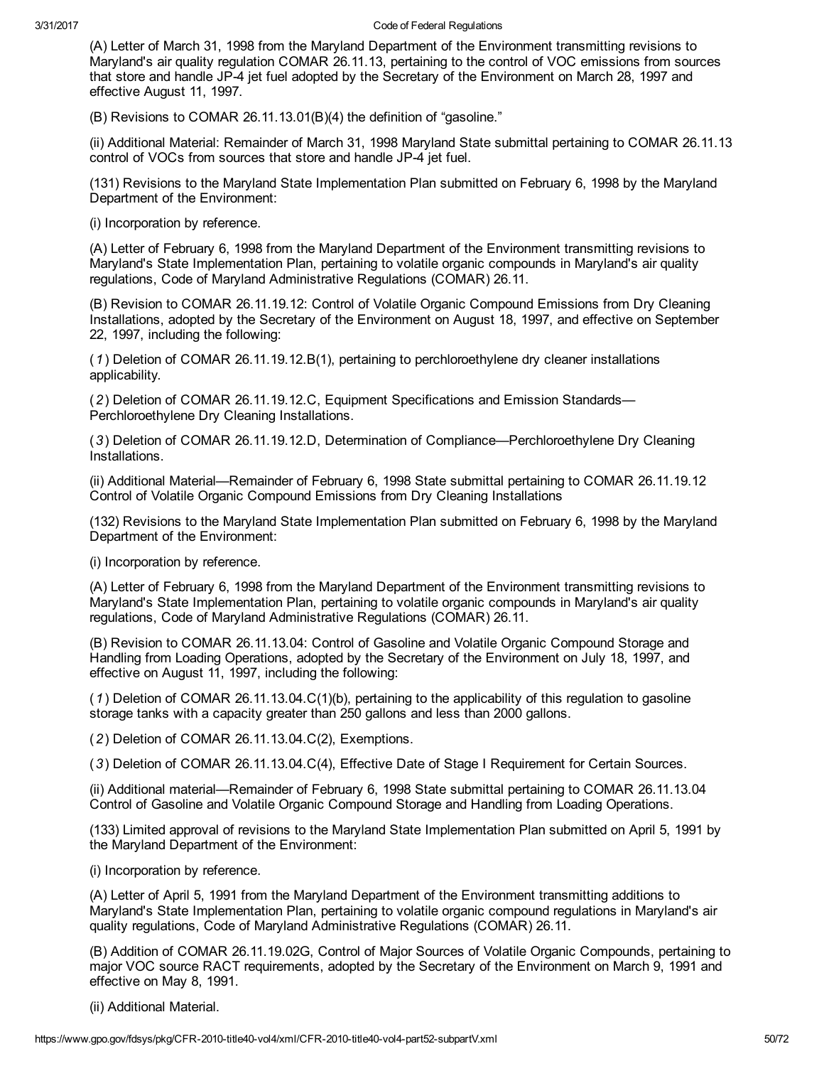(A) Letter of March 31, 1998 from the Maryland Department of the Environment transmitting revisions to Maryland's air quality regulation COMAR 26.11.13, pertaining to the control of VOC emissions from sources that store and handle JP-4 jet fuel adopted by the Secretary of the Environment on March 28, 1997 and effective August 11, 1997.

(B) Revisions to COMAR 26.11.13.01(B)(4) the definition of "gasoline."

(ii) Additional Material: Remainder of March 31, 1998 Maryland State submittal pertaining to COMAR 26.11.13 control of VOCs from sources that store and handle JP-4 jet fuel.

(131) Revisions to the Maryland State Implementation Plan submitted on February 6, 1998 by the Maryland Department of the Environment:

(i) Incorporation by reference.

(A) Letter of February 6, 1998 from the Maryland Department of the Environment transmitting revisions to Maryland's State Implementation Plan, pertaining to volatile organic compounds in Maryland's air quality regulations, Code of Maryland Administrative Regulations (COMAR) 26.11.

(B) Revision to COMAR 26.11.19.12: Control of Volatile Organic Compound Emissions from Dry Cleaning Installations, adopted by the Secretary of the Environment on August 18, 1997, and effective on September 22, 1997, including the following:

(*1*) Deletion of COMAR 26.11.19.12.B(1), pertaining to perchloroethylene dry cleaner installations applicability.

(*2*) Deletion of COMAR 26.11.19.12.C, Equipment Specifications and Emission Standards—Perchloroethylene Dry Cleaning Installations.

(*3*) Deletion of COMAR 26.11.19.12.D, Determination of Compliance—Perchloroethylene Dry Cleaning Installations.

(ii) Additional Material—Remainder of February 6, 1998 State submittal pertaining to COMAR 26.11.19.12 Control of Volatile Organic Compound Emissions from Dry Cleaning Installations

(132) Revisions to the Maryland State Implementation Plan submitted on February 6, 1998 by the Maryland Department of the Environment:

(i) Incorporation by reference.

(A) Letter of February 6, 1998 from the Maryland Department of the Environment transmitting revisions to Maryland's State Implementation Plan, pertaining to volatile organic compounds in Maryland's air quality regulations, Code of Maryland Administrative Regulations (COMAR) 26.11.

(B) Revision to COMAR 26.11.13.04: Control of Gasoline and Volatile Organic Compound Storage and Handling from Loading Operations, adopted by the Secretary of the Environment on July 18, 1997, and effective on August 11, 1997, including the following:

(*1*) Deletion of COMAR 26.11.13.04.C(1)(b), pertaining to the applicability of this regulation to gasoline storage tanks with a capacity greater than 250 gallons and less than 2000 gallons.

(*2*) Deletion of COMAR 26.11.13.04.C(2), Exemptions.

(*3*) Deletion of COMAR 26.11.13.04.C(4), Effective Date of Stage I Requirement for Certain Sources.

(ii) Additional material—Remainder of February 6, 1998 State submittal pertaining to COMAR 26.11.13.04 Control of Gasoline and Volatile Organic Compound Storage and Handling from Loading Operations.

(133) Limited approval of revisions to the Maryland State Implementation Plan submitted on April 5, 1991 by the Maryland Department of the Environment:

(i) Incorporation by reference.

(A) Letter of April 5, 1991 from the Maryland Department of the Environment transmitting additions to Maryland's State Implementation Plan, pertaining to volatile organic compound regulations in Maryland's air quality regulations, Code of Maryland Administrative Regulations (COMAR) 26.11.

(B) Addition of COMAR 26.11.19.02G, Control of Major Sources of Volatile Organic Compounds, pertaining to major VOC source RACT requirements, adopted by the Secretary of the Environment on March 9, 1991 and effective on May 8, 1991.

(ii) Additional Material.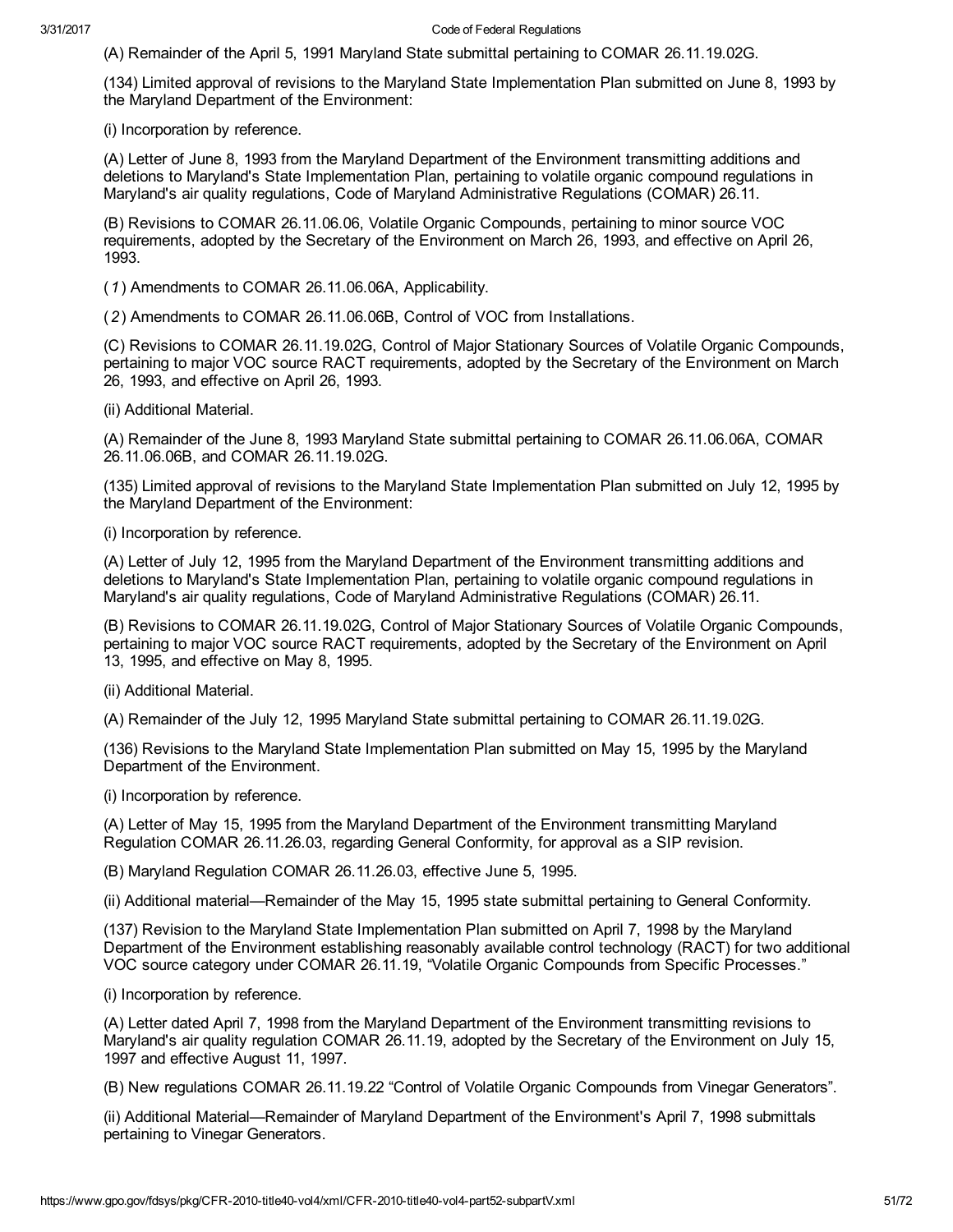(A) Remainder of the April 5, 1991 Maryland State submittal pertaining to COMAR 26.11.19.02G.

(134) Limited approval of revisions to the Maryland State Implementation Plan submitted on June 8, 1993 by the Maryland Department of the Environment:

(i) Incorporation by reference.

(A) Letter of June 8, 1993 from the Maryland Department of the Environment transmitting additions and deletions to Maryland's State Implementation Plan, pertaining to volatile organic compound regulations in Maryland's air quality regulations, Code of Maryland Administrative Regulations (COMAR) 26.11.

(B) Revisions to COMAR 26.11.06.06, Volatile Organic Compounds, pertaining to minor source VOC requirements, adopted by the Secretary of the Environment on March 26, 1993, and effective on April 26, 1993.

(*1*) Amendments to COMAR 26.11.06.06A, Applicability.

(*2*) Amendments to COMAR 26.11.06.06B, Control of VOC from Installations.

(C) Revisions to COMAR 26.11.19.02G, Control of Major Stationary Sources of Volatile Organic Compounds, pertaining to major VOC source RACT requirements, adopted by the Secretary of the Environment on March 26, 1993, and effective on April 26, 1993.

(ii) Additional Material.

(A) Remainder of the June 8, 1993 Maryland State submittal pertaining to COMAR 26.11.06.06A, COMAR 26.11.06.06B, and COMAR 26.11.19.02G.

(135) Limited approval of revisions to the Maryland State Implementation Plan submitted on July 12, 1995 by the Maryland Department of the Environment:

(i) Incorporation by reference.

(A) Letter of July 12, 1995 from the Maryland Department of the Environment transmitting additions and deletions to Maryland's State Implementation Plan, pertaining to volatile organic compound regulations in Maryland's air quality regulations, Code of Maryland Administrative Regulations (COMAR) 26.11.

(B) Revisions to COMAR 26.11.19.02G, Control of Major Stationary Sources of Volatile Organic Compounds, pertaining to major VOC source RACT requirements, adopted by the Secretary of the Environment on April 13, 1995, and effective on May 8, 1995.

(ii) Additional Material.

(A) Remainder of the July 12, 1995 Maryland State submittal pertaining to COMAR 26.11.19.02G.

(136) Revisions to the Maryland State Implementation Plan submitted on May 15, 1995 by the Maryland Department of the Environment.

(i) Incorporation by reference.

(A) Letter of May 15, 1995 from the Maryland Department of the Environment transmitting Maryland Regulation COMAR 26.11.26.03, regarding General Conformity, for approval as a SIP revision.

(B) Maryland Regulation COMAR 26.11.26.03, effective June 5, 1995.

(ii) Additional material—Remainder of the May 15, 1995 state submittal pertaining to General Conformity.

(137) Revision to the Maryland State Implementation Plan submitted on April 7, 1998 by the Maryland Department of the Environment establishing reasonably available control technology (RACT) for two additional VOC source category under COMAR 26.11.19, "Volatile Organic Compounds from Specific Processes."

(i) Incorporation by reference.

(A) Letter dated April 7, 1998 from the Maryland Department of the Environment transmitting revisions to Maryland's air quality regulation COMAR 26.11.19, adopted by the Secretary of the Environment on July 15, 1997 and effective August 11, 1997.

(B) New regulations COMAR 26.11.19.22 "Control of Volatile Organic Compounds from Vinegar Generators".

(ii) Additional Material—Remainder of Maryland Department of the Environment's April 7, 1998 submittals pertaining to Vinegar Generators.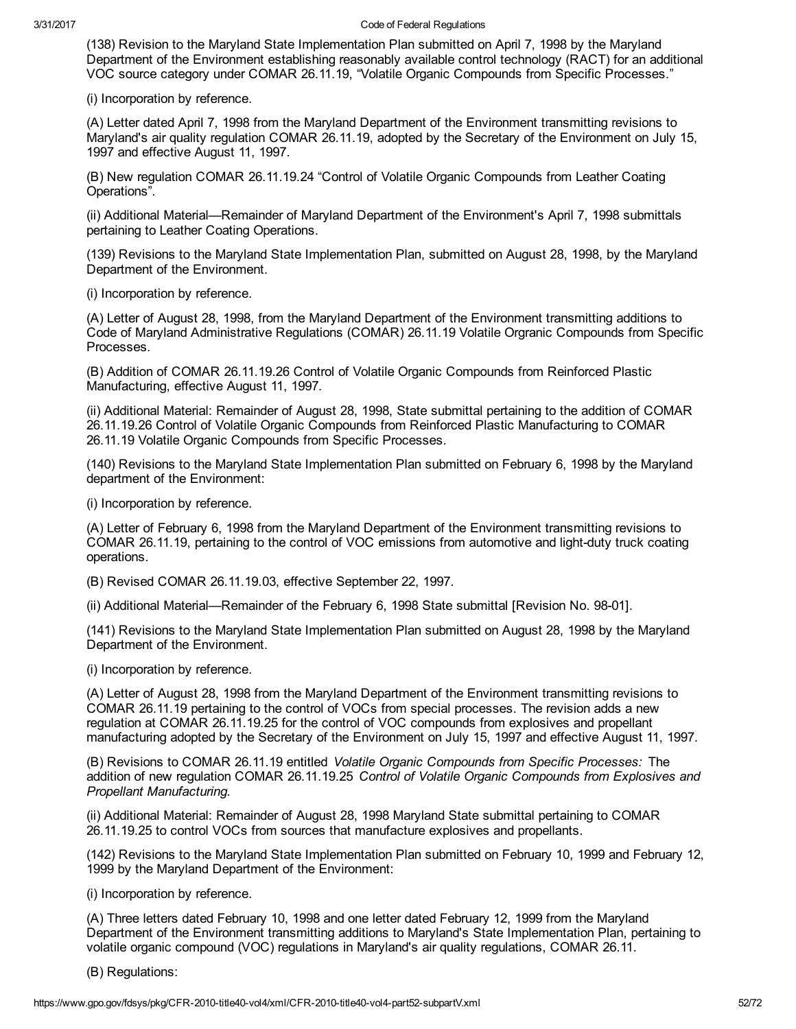(138) Revision to the Maryland State Implementation Plan submitted on April 7, 1998 by the Maryland Department of the Environment establishing reasonably available control technology (RACT) for an additional VOC source category under COMAR 26.11.19, “Volatile Organic Compounds from Specific Processes.”

(i) Incorporation by reference.

(A) Letter dated April 7, 1998 from the Maryland Department of the Environment transmitting revisions to Maryland's air quality regulation COMAR 26.11.19, adopted by the Secretary of the Environment on July 15, 1997 and effective August 11, 1997.

(B) New regulation COMAR 26.11.19.24 “Control of Volatile Organic Compounds from Leather Coating Operations”.

(ii) Additional Material—Remainder of Maryland Department of the Environment's April 7, 1998 submittals pertaining to Leather Coating Operations.

(139) Revisions to the Maryland State Implementation Plan, submitted on August 28, 1998, by the Maryland Department of the Environment.

(i) Incorporation by reference.

(A) Letter of August 28, 1998, from the Maryland Department of the Environment transmitting additions to Code of Maryland Administrative Regulations (COMAR) 26.11.19 Volatile Orgranic Compounds from Specific Processes.

(B) Addition of COMAR 26.11.19.26 Control of Volatile Organic Compounds from Reinforced Plastic Manufacturing, effective August 11, 1997.

(ii) Additional Material: Remainder of August 28, 1998, State submittal pertaining to the addition of COMAR 26.11.19.26 Control of Volatile Organic Compounds from Reinforced Plastic Manufacturing to COMAR 26.11.19 Volatile Organic Compounds from Specific Processes.

(140) Revisions to the Maryland State Implementation Plan submitted on February 6, 1998 by the Maryland department of the Environment:

(i) Incorporation by reference.

(A) Letter of February 6, 1998 from the Maryland Department of the Environment transmitting revisions to COMAR 26.11.19, pertaining to the control of VOC emissions from automotive and light-duty truck coating operations.

(B) Revised COMAR 26.11.19.03, effective September 22, 1997.

(ii) Additional Material—Remainder of the February 6, 1998 State submittal [Revision No. 98-01].

(141) Revisions to the Maryland State Implementation Plan submitted on August 28, 1998 by the Maryland Department of the Environment.

(i) Incorporation by reference.

(A) Letter of August 28, 1998 from the Maryland Department of the Environment transmitting revisions to COMAR 26.11.19 pertaining to the control of VOCs from special processes. The revision adds a new regulation at COMAR 26.11.19.25 for the control of VOC compounds from explosives and propellant manufacturing adopted by the Secretary of the Environment on July 15, 1997 and effective August 11, 1997.

(B) Revisions to COMAR 26.11.19 entitled *Volatile Organic Compounds from Specific Processes:* The addition of new regulation COMAR 26.11.19.25 *Control of Volatile Organic Compounds from Explosives and Propellant Manufacturing.*

(ii) Additional Material: Remainder of August 28, 1998 Maryland State submittal pertaining to COMAR 26.11.19.25 to control VOCs from sources that manufacture explosives and propellants.

(142) Revisions to the Maryland State Implementation Plan submitted on February 10, 1999 and February 12, 1999 by the Maryland Department of the Environment:

(i) Incorporation by reference.

(A) Three letters dated February 10, 1998 and one letter dated February 12, 1999 from the Maryland Department of the Environment transmitting additions to Maryland's State Implementation Plan, pertaining to volatile organic compound (VOC) regulations in Maryland's air quality regulations, COMAR 26.11.

(B) Regulations: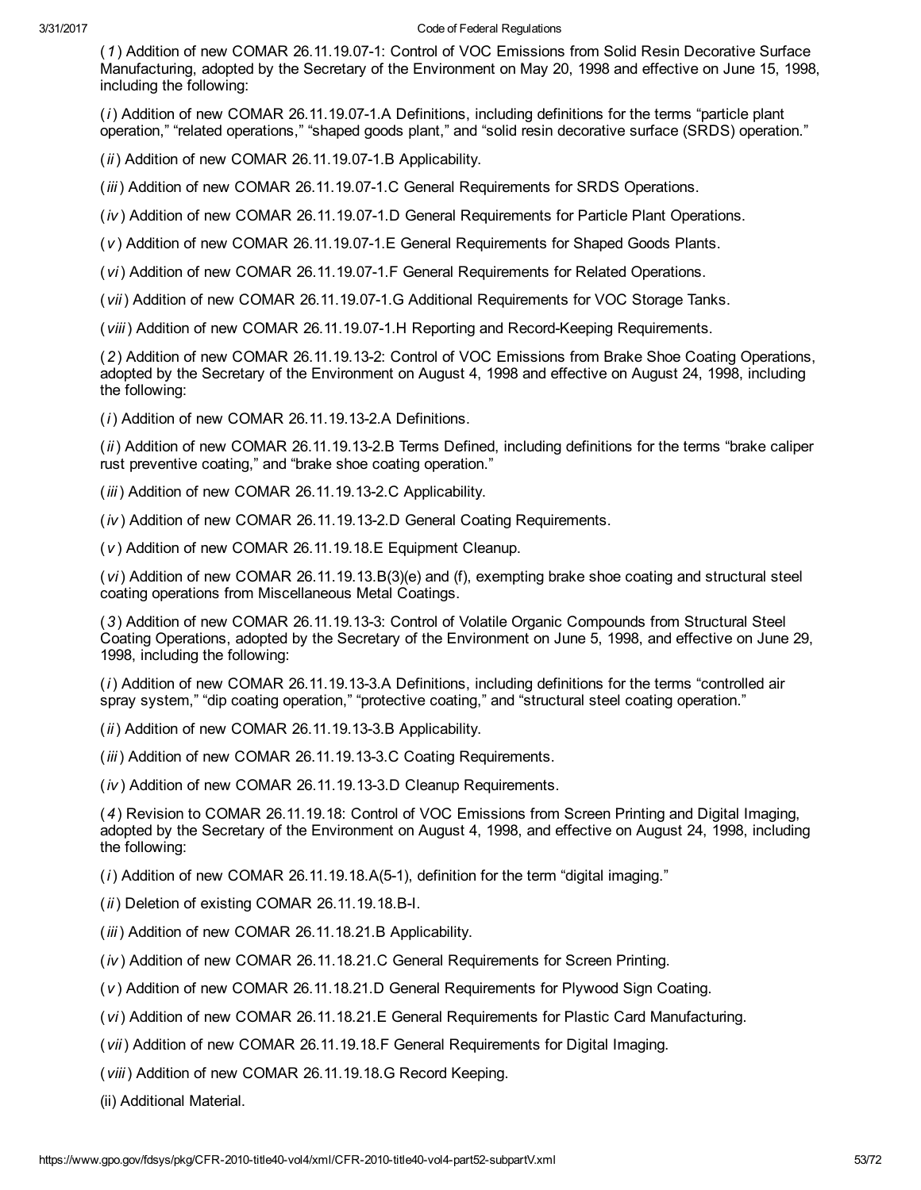(*1*) Addition of new COMAR 26.11.19.07-1: Control of VOC Emissions from Solid Resin Decorative Surface Manufacturing, adopted by the Secretary of the Environment on May 20, 1998 and effective on June 15, 1998, including the following:

(*i*) Addition of new COMAR 26.11.19.07-1.A Definitions, including definitions for the terms "particle plant operation," "related operations," "shaped goods plant," and "solid resin decorative surface (SRDS) operation."

(*ii*) Addition of new COMAR 26.11.19.07-1.B Applicability.

(*iii*) Addition of new COMAR 26.11.19.07-1.C General Requirements for SRDS Operations.

(*iv*) Addition of new COMAR 26.11.19.07-1.D General Requirements for Particle Plant Operations.

(*v*) Addition of new COMAR 26.11.19.07-1.E General Requirements for Shaped Goods Plants.

(*vi*) Addition of new COMAR 26.11.19.07-1.F General Requirements for Related Operations.

(*vii*) Addition of new COMAR 26.11.19.07-1.G Additional Requirements for VOC Storage Tanks.

(*viii*) Addition of new COMAR 26.11.19.07-1.H Reporting and Record-Keeping Requirements.

(*2*) Addition of new COMAR 26.11.19.13-2: Control of VOC Emissions from Brake Shoe Coating Operations, adopted by the Secretary of the Environment on August 4, 1998 and effective on August 24, 1998, including the following:

(*i*) Addition of new COMAR 26.11.19.13-2.A Definitions.

(*ii*) Addition of new COMAR 26.11.19.13-2.B Terms Defined, including definitions for the terms "brake caliper rust preventive coating," and "brake shoe coating operation."

(*iii*) Addition of new COMAR 26.11.19.13-2.C Applicability.

(*iv*) Addition of new COMAR 26.11.19.13-2.D General Coating Requirements.

(*v*) Addition of new COMAR 26.11.19.18.E Equipment Cleanup.

(*vi*) Addition of new COMAR 26.11.19.13.B(3)(e) and (f), exempting brake shoe coating and structural steel coating operations from Miscellaneous Metal Coatings.

(*3*) Addition of new COMAR 26.11.19.13-3: Control of Volatile Organic Compounds from Structural Steel Coating Operations, adopted by the Secretary of the Environment on June 5, 1998, and effective on June 29, 1998, including the following:

(*i*) Addition of new COMAR 26.11.19.13-3.A Definitions, including definitions for the terms "controlled air spray system," "dip coating operation," "protective coating," and "structural steel coating operation."

(*ii*) Addition of new COMAR 26.11.19.13-3.B Applicability.

(*iii*) Addition of new COMAR 26.11.19.13-3.C Coating Requirements.

(*iv*) Addition of new COMAR 26.11.19.13-3.D Cleanup Requirements.

(*4*) Revision to COMAR 26.11.19.18: Control of VOC Emissions from Screen Printing and Digital Imaging, adopted by the Secretary of the Environment on August 4, 1998, and effective on August 24, 1998, including the following:

(*i*) Addition of new COMAR 26.11.19.18.A(5-1), definition for the term "digital imaging."

(*ii*) Deletion of existing COMAR 26.11.19.18.B-I.

(*iii*) Addition of new COMAR 26.11.18.21.B Applicability.

(*iv*) Addition of new COMAR 26.11.18.21.C General Requirements for Screen Printing.

(*v*) Addition of new COMAR 26.11.18.21.D General Requirements for Plywood Sign Coating.

(*vi*) Addition of new COMAR 26.11.18.21.E General Requirements for Plastic Card Manufacturing.

(*vii*) Addition of new COMAR 26.11.19.18.F General Requirements for Digital Imaging.

(*viii*) Addition of new COMAR 26.11.19.18.G Record Keeping.

(ii) Additional Material.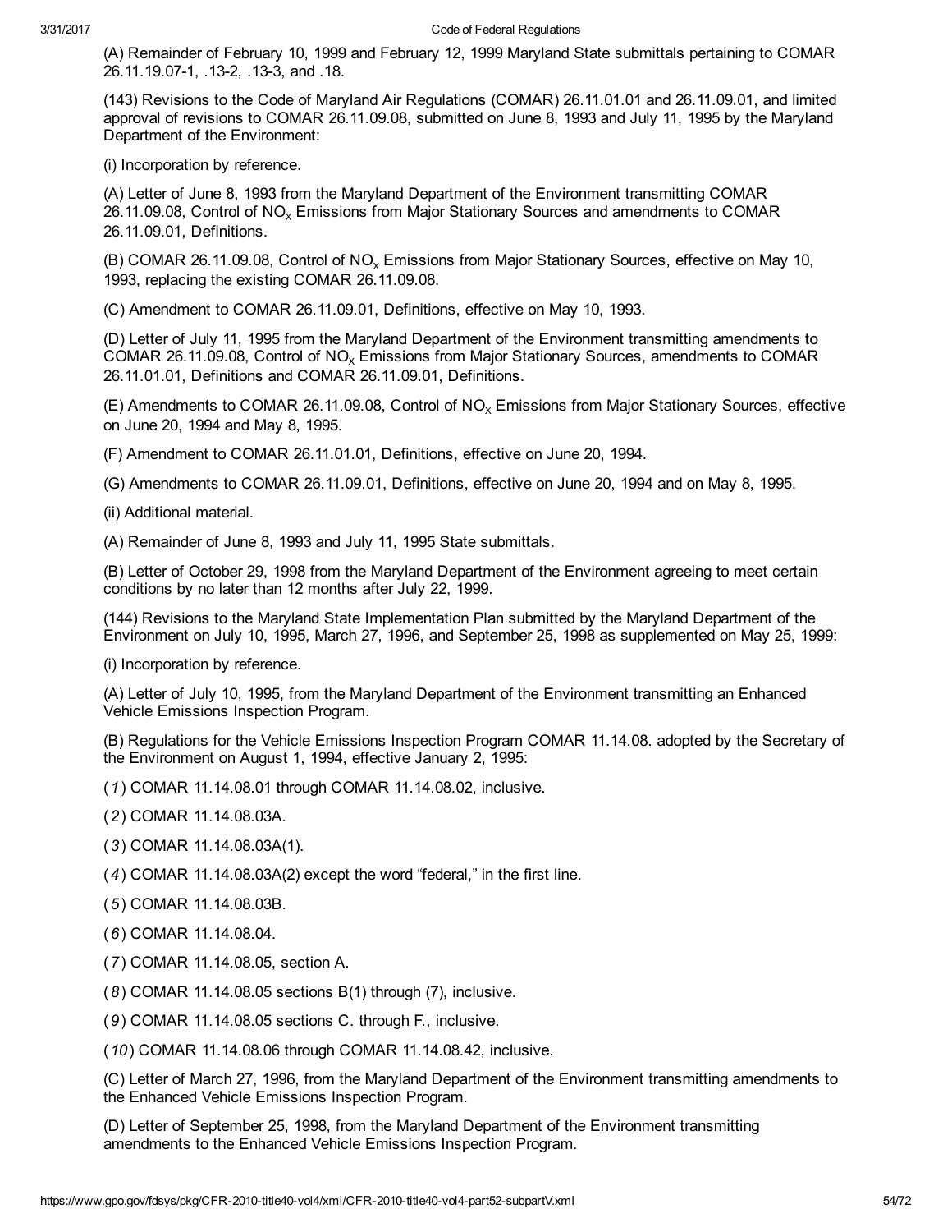(A) Remainder of February 10, 1999 and February 12, 1999 Maryland State submittals pertaining to COMAR 26.11.19.07-1, .13-2, .13-3, and .18.

(143) Revisions to the Code of Maryland Air Regulations (COMAR) 26.11.01.01 and 26.11.09.01, and limited approval of revisions to COMAR 26.11.09.08, submitted on June 8, 1993 and July 11, 1995 by the Maryland Department of the Environment:

(i) Incorporation by reference.

(A) Letter of June 8, 1993 from the Maryland Department of the Environment transmitting COMAR 26.11.09.08, Control of $NO_x$ Emissions from Major Stationary Sources and amendments to COMAR 26.11.09.01, Definitions.

(B) COMAR 26.11.09.08, Control of $NO_x$ Emissions from Major Stationary Sources, effective on May 10, 1993, replacing the existing COMAR 26.11.09.08.

(C) Amendment to COMAR 26.11.09.01, Definitions, effective on May 10, 1993.

(D) Letter of July 11, 1995 from the Maryland Department of the Environment transmitting amendments to COMAR 26.11.09.08, Control of $NO_x$ Emissions from Major Stationary Sources, amendments to COMAR 26.11.01.01, Definitions and COMAR 26.11.09.01, Definitions.

(E) Amendments to COMAR 26.11.09.08, Control of $NO_x$ Emissions from Major Stationary Sources, effective on June 20, 1994 and May 8, 1995.

(F) Amendment to COMAR 26.11.01.01, Definitions, effective on June 20, 1994.

(G) Amendments to COMAR 26.11.09.01, Definitions, effective on June 20, 1994 and on May 8, 1995.

(ii) Additional material.

(A) Remainder of June 8, 1993 and July 11, 1995 State submittals.

(B) Letter of October 29, 1998 from the Maryland Department of the Environment agreeing to meet certain conditions by no later than 12 months after July 22, 1999.

(144) Revisions to the Maryland State Implementation Plan submitted by the Maryland Department of the Environment on July 10, 1995, March 27, 1996, and September 25, 1998 as supplemented on May 25, 1999:

(i) Incorporation by reference.

(A) Letter of July 10, 1995, from the Maryland Department of the Environment transmitting an Enhanced Vehicle Emissions Inspection Program.

(B) Regulations for the Vehicle Emissions Inspection Program COMAR 11.14.08. adopted by the Secretary of the Environment on August 1, 1994, effective January 2, 1995:

(*1*) COMAR 11.14.08.01 through COMAR 11.14.08.02, inclusive.

(*2*) COMAR 11.14.08.03A.

(*3*) COMAR 11.14.08.03A(1).

(*4*) COMAR 11.14.08.03A(2) except the word "federal," in the first line.

(*5*) COMAR 11.14.08.03B.

(*6*) COMAR 11.14.08.04.

(*7*) COMAR 11.14.08.05, section A.

(*8*) COMAR 11.14.08.05 sections B(1) through (7), inclusive.

(*9*) COMAR 11.14.08.05 sections C. through F., inclusive.

(*10*) COMAR 11.14.08.06 through COMAR 11.14.08.42, inclusive.

(C) Letter of March 27, 1996, from the Maryland Department of the Environment transmitting amendments to the Enhanced Vehicle Emissions Inspection Program.

(D) Letter of September 25, 1998, from the Maryland Department of the Environment transmitting amendments to the Enhanced Vehicle Emissions Inspection Program.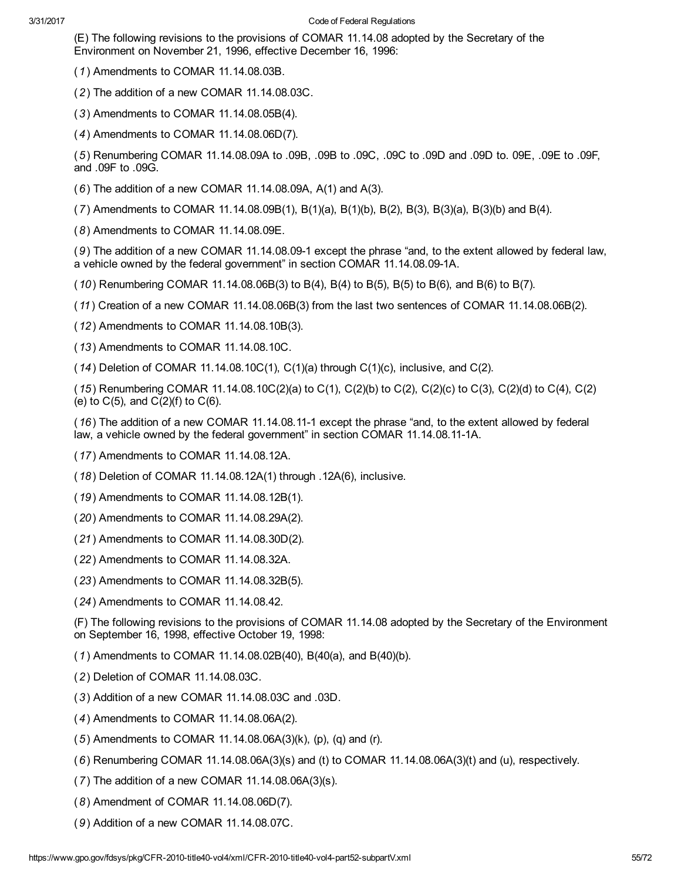(E) The following revisions to the provisions of COMAR 11.14.08 adopted by the Secretary of the Environment on November 21, 1996, effective December 16, 1996:

(*1*) Amendments to COMAR 11.14.08.03B.

(*2*) The addition of a new COMAR 11.14.08.03C.

(*3*) Amendments to COMAR 11.14.08.05B(4).

(*4*) Amendments to COMAR 11.14.08.06D(7).

(*5*) Renumbering COMAR 11.14.08.09A to .09B, .09B to .09C, .09C to .09D and .09D to. 09E, .09E to .09F, and .09F to .09G.

(*6*) The addition of a new COMAR 11.14.08.09A, A(1) and A(3).

(*7*) Amendments to COMAR 11.14.08.09B(1), B(1)(a), B(1)(b), B(2), B(3), B(3)(a), B(3)(b) and B(4).

(*8*) Amendments to COMAR 11.14.08.09E.

(*9*) The addition of a new COMAR 11.14.08.09-1 except the phrase "and, to the extent allowed by federal law, a vehicle owned by the federal government" in section COMAR 11.14.08.09-1A.

(*10*) Renumbering COMAR 11.14.08.06B(3) to B(4), B(4) to B(5), B(5) to B(6), and B(6) to B(7).

(*11*) Creation of a new COMAR 11.14.08.06B(3) from the last two sentences of COMAR 11.14.08.06B(2).

(*12*) Amendments to COMAR 11.14.08.10B(3).

(*13*) Amendments to COMAR 11.14.08.10C.

(*14*) Deletion of COMAR 11.14.08.10C(1), C(1)(a) through C(1)(c), inclusive, and C(2).

(*15*) Renumbering COMAR 11.14.08.10C(2)(a) to C(1), C(2)(b) to C(2), C(2)(c) to C(3), C(2)(d) to C(4), C(2)(e) to C(5), and C(2)(f) to C(6).

(*16*) The addition of a new COMAR 11.14.08.11-1 except the phrase "and, to the extent allowed by federal law, a vehicle owned by the federal government" in section COMAR 11.14.08.11-1A.

(*17*) Amendments to COMAR 11.14.08.12A.

(*18*) Deletion of COMAR 11.14.08.12A(1) through .12A(6), inclusive.

(*19*) Amendments to COMAR 11.14.08.12B(1).

(*20*) Amendments to COMAR 11.14.08.29A(2).

(*21*) Amendments to COMAR 11.14.08.30D(2).

(*22*) Amendments to COMAR 11.14.08.32A.

(*23*) Amendments to COMAR 11.14.08.32B(5).

(*24*) Amendments to COMAR 11.14.08.42.

(F) The following revisions to the provisions of COMAR 11.14.08 adopted by the Secretary of the Environment on September 16, 1998, effective October 19, 1998:

(*1*) Amendments to COMAR 11.14.08.02B(40), B(40(a), and B(40)(b).

(*2*) Deletion of COMAR 11.14.08.03C.

(*3*) Addition of a new COMAR 11.14.08.03C and .03D.

(*4*) Amendments to COMAR 11.14.08.06A(2).

(*5*) Amendments to COMAR 11.14.08.06A(3)(k), (p), (q) and (r).

(*6*) Renumbering COMAR 11.14.08.06A(3)(s) and (t) to COMAR 11.14.08.06A(3)(t) and (u), respectively.

(*7*) The addition of a new COMAR 11.14.08.06A(3)(s).

(*8*) Amendment of COMAR 11.14.08.06D(7).

(*9*) Addition of a new COMAR 11.14.08.07C.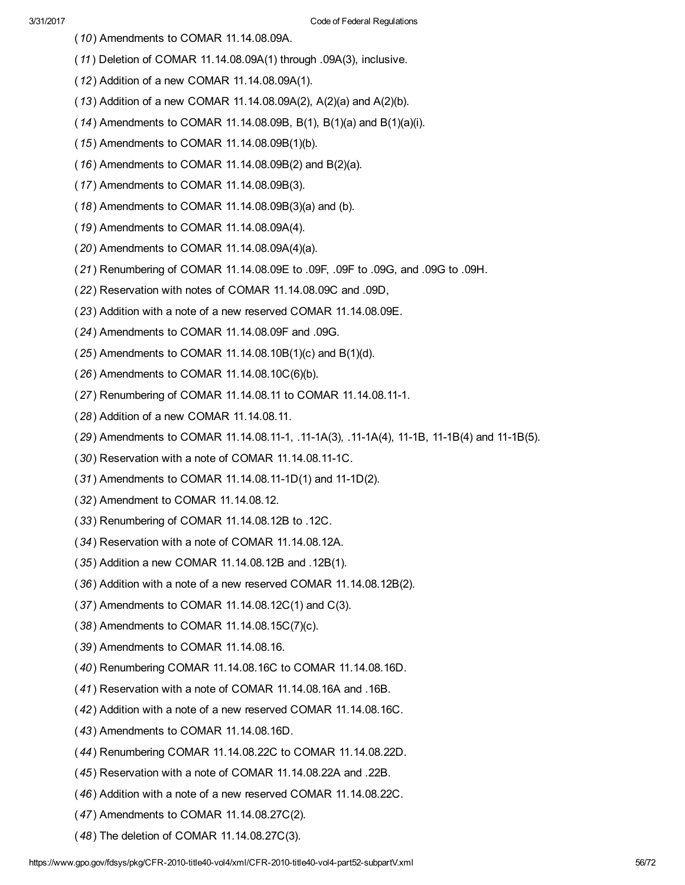(*10*) Amendments to COMAR 11.14.08.09A.

(*11*) Deletion of COMAR 11.14.08.09A(1) through .09A(3), inclusive.

(*12*) Addition of a new COMAR 11.14.08.09A(1).

(*13*) Addition of a new COMAR 11.14.08.09A(2), A(2)(a) and A(2)(b).

(*14*) Amendments to COMAR 11.14.08.09B, B(1), B(1)(a) and B(1)(a)(i).

(*15*) Amendments to COMAR 11.14.08.09B(1)(b).

(*16*) Amendments to COMAR 11.14.08.09B(2) and B(2)(a).

(*17*) Amendments to COMAR 11.14.08.09B(3).

(*18*) Amendments to COMAR 11.14.08.09B(3)(a) and (b).

(*19*) Amendments to COMAR 11.14.08.09A(4).

(*20*) Amendments to COMAR 11.14.08.09A(4)(a).

(*21*) Renumbering of COMAR 11.14.08.09E to .09F, .09F to .09G, and .09G to .09H.

(*22*) Reservation with notes of COMAR 11.14.08.09C and .09D,

(*23*) Addition with a note of a new reserved COMAR 11.14.08.09E.

(*24*) Amendments to COMAR 11.14.08.09F and .09G.

(*25*) Amendments to COMAR 11.14.08.10B(1)(c) and B(1)(d).

(*26*) Amendments to COMAR 11.14.08.10C(6)(b).

(*27*) Renumbering of COMAR 11.14.08.11 to COMAR 11.14.08.11-1.

(*28*) Addition of a new COMAR 11.14.08.11.

(*29*) Amendments to COMAR 11.14.08.11-1, .11-1A(3), .11-1A(4), 11-1B, 11-1B(4) and 11-1B(5).

(*30*) Reservation with a note of COMAR 11.14.08.11-1C.

(*31*) Amendments to COMAR 11.14.08.11-1D(1) and 11-1D(2).

(*32*) Amendment to COMAR 11.14.08.12.

(*33*) Renumbering of COMAR 11.14.08.12B to .12C.

(*34*) Reservation with a note of COMAR 11.14.08.12A.

(*35*) Addition a new COMAR 11.14.08.12B and .12B(1).

(*36*) Addition with a note of a new reserved COMAR 11.14.08.12B(2).

(*37*) Amendments to COMAR 11.14.08.12C(1) and C(3).

(*38*) Amendments to COMAR 11.14.08.15C(7)(c).

(*39*) Amendments to COMAR 11.14.08.16.

(*40*) Renumbering COMAR 11.14.08.16C to COMAR 11.14.08.16D.

(*41*) Reservation with a note of COMAR 11.14.08.16A and .16B.

(*42*) Addition with a note of a new reserved COMAR 11.14.08.16C.

(*43*) Amendments to COMAR 11.14.08.16D.

(*44*) Renumbering COMAR 11.14.08.22C to COMAR 11.14.08.22D.

(*45*) Reservation with a note of COMAR 11.14.08.22A and .22B.

(*46*) Addition with a note of a new reserved COMAR 11.14.08.22C.

(*47*) Amendments to COMAR 11.14.08.27C(2).

(*48*) The deletion of COMAR 11.14.08.27C(3).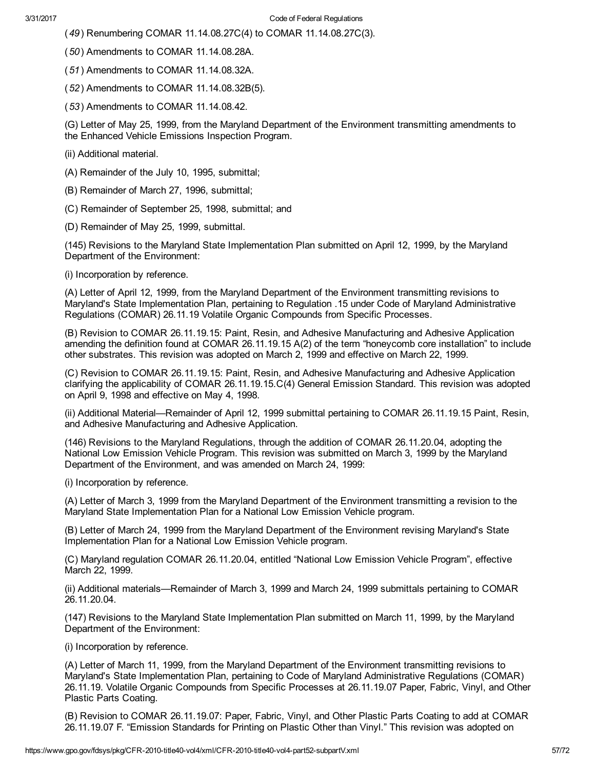(*49*) Renumbering COMAR 11.14.08.27C(4) to COMAR 11.14.08.27C(3).

(*50*) Amendments to COMAR 11.14.08.28A.

(*51*) Amendments to COMAR 11.14.08.32A.

(*52*) Amendments to COMAR 11.14.08.32B(5).

(*53*) Amendments to COMAR 11.14.08.42.

(G) Letter of May 25, 1999, from the Maryland Department of the Environment transmitting amendments to the Enhanced Vehicle Emissions Inspection Program.

(ii) Additional material.

(A) Remainder of the July 10, 1995, submittal;

(B) Remainder of March 27, 1996, submittal;

(C) Remainder of September 25, 1998, submittal; and

(D) Remainder of May 25, 1999, submittal.

(145) Revisions to the Maryland State Implementation Plan submitted on April 12, 1999, by the Maryland Department of the Environment:

(i) Incorporation by reference.

(A) Letter of April 12, 1999, from the Maryland Department of the Environment transmitting revisions to Maryland's State Implementation Plan, pertaining to Regulation .15 under Code of Maryland Administrative Regulations (COMAR) 26.11.19 Volatile Organic Compounds from Specific Processes.

(B) Revision to COMAR 26.11.19.15: Paint, Resin, and Adhesive Manufacturing and Adhesive Application amending the definition found at COMAR 26.11.19.15 A(2) of the term "honeycomb core installation" to include other substrates. This revision was adopted on March 2, 1999 and effective on March 22, 1999.

(C) Revision to COMAR 26.11.19.15: Paint, Resin, and Adhesive Manufacturing and Adhesive Application clarifying the applicability of COMAR 26.11.19.15.C(4) General Emission Standard. This revision was adopted on April 9, 1998 and effective on May 4, 1998.

(ii) Additional Material—Remainder of April 12, 1999 submittal pertaining to COMAR 26.11.19.15 Paint, Resin, and Adhesive Manufacturing and Adhesive Application.

(146) Revisions to the Maryland Regulations, through the addition of COMAR 26.11.20.04, adopting the National Low Emission Vehicle Program. This revision was submitted on March 3, 1999 by the Maryland Department of the Environment, and was amended on March 24, 1999:

(i) Incorporation by reference.

(A) Letter of March 3, 1999 from the Maryland Department of the Environment transmitting a revision to the Maryland State Implementation Plan for a National Low Emission Vehicle program.

(B) Letter of March 24, 1999 from the Maryland Department of the Environment revising Maryland's State Implementation Plan for a National Low Emission Vehicle program.

(C) Maryland regulation COMAR 26.11.20.04, entitled "National Low Emission Vehicle Program", effective March 22, 1999.

(ii) Additional materials—Remainder of March 3, 1999 and March 24, 1999 submittals pertaining to COMAR 26.11.20.04.

(147) Revisions to the Maryland State Implementation Plan submitted on March 11, 1999, by the Maryland Department of the Environment:

(i) Incorporation by reference.

(A) Letter of March 11, 1999, from the Maryland Department of the Environment transmitting revisions to Maryland's State Implementation Plan, pertaining to Code of Maryland Administrative Regulations (COMAR) 26.11.19. Volatile Organic Compounds from Specific Processes at 26.11.19.07 Paper, Fabric, Vinyl, and Other Plastic Parts Coating.

(B) Revision to COMAR 26.11.19.07: Paper, Fabric, Vinyl, and Other Plastic Parts Coating to add at COMAR 26.11.19.07 F. "Emission Standards for Printing on Plastic Other than Vinyl." This revision was adopted on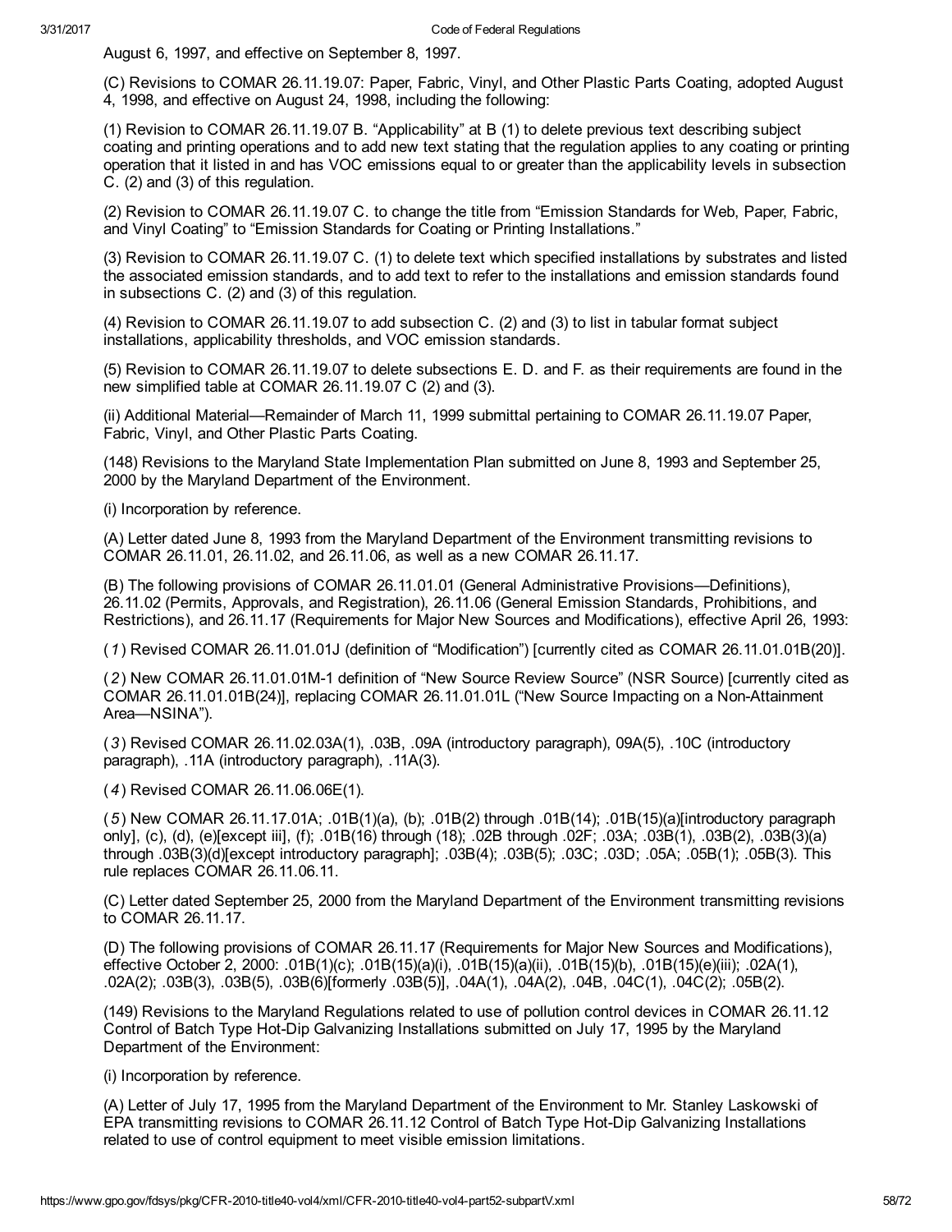August 6, 1997, and effective on September 8, 1997.

(C) Revisions to COMAR 26.11.19.07: Paper, Fabric, Vinyl, and Other Plastic Parts Coating, adopted August 4, 1998, and effective on August 24, 1998, including the following:

(1) Revision to COMAR 26.11.19.07 B. "Applicability" at B (1) to delete previous text describing subject coating and printing operations and to add new text stating that the regulation applies to any coating or printing operation that it listed in and has VOC emissions equal to or greater than the applicability levels in subsection C. (2) and (3) of this regulation.

(2) Revision to COMAR 26.11.19.07 C. to change the title from "Emission Standards for Web, Paper, Fabric, and Vinyl Coating" to "Emission Standards for Coating or Printing Installations."

(3) Revision to COMAR 26.11.19.07 C. (1) to delete text which specified installations by substrates and listed the associated emission standards, and to add text to refer to the installations and emission standards found in subsections C. (2) and (3) of this regulation.

(4) Revision to COMAR 26.11.19.07 to add subsection C. (2) and (3) to list in tabular format subject installations, applicability thresholds, and VOC emission standards.

(5) Revision to COMAR 26.11.19.07 to delete subsections E. D. and F. as their requirements are found in the new simplified table at COMAR 26.11.19.07 C (2) and (3).

(ii) Additional Material—Remainder of March 11, 1999 submittal pertaining to COMAR 26.11.19.07 Paper, Fabric, Vinyl, and Other Plastic Parts Coating.

(148) Revisions to the Maryland State Implementation Plan submitted on June 8, 1993 and September 25, 2000 by the Maryland Department of the Environment.

(i) Incorporation by reference.

(A) Letter dated June 8, 1993 from the Maryland Department of the Environment transmitting revisions to COMAR 26.11.01, 26.11.02, and 26.11.06, as well as a new COMAR 26.11.17.

(B) The following provisions of COMAR 26.11.01.01 (General Administrative Provisions—Definitions), 26.11.02 (Permits, Approvals, and Registration), 26.11.06 (General Emission Standards, Prohibitions, and Restrictions), and 26.11.17 (Requirements for Major New Sources and Modifications), effective April 26, 1993:

(*1*) Revised COMAR 26.11.01.01J (definition of "Modification") [currently cited as COMAR 26.11.01.01B(20)].

(*2*) New COMAR 26.11.01.01M-1 definition of "New Source Review Source" (NSR Source) [currently cited as COMAR 26.11.01.01B(24)], replacing COMAR 26.11.01.01L ("New Source Impacting on a Non-Attainment Area—NSINA").

(*3*) Revised COMAR 26.11.02.03A(1), .03B, .09A (introductory paragraph), 09A(5), .10C (introductory paragraph), .11A (introductory paragraph), .11A(3).

(*4*) Revised COMAR 26.11.06.06E(1).

(*5*) New COMAR 26.11.17.01A; .01B(1)(a), (b); .01B(2) through .01B(14); .01B(15)(a)[introductory paragraph only], (c), (d), (e)[except iii], (f); .01B(16) through (18); .02B through .02F; .03A; .03B(1), .03B(2), .03B(3)(a) through .03B(3)(d)[except introductory paragraph]; .03B(4); .03B(5); .03C; .03D; .05A; .05B(1); .05B(3). This rule replaces COMAR 26.11.06.11.

(C) Letter dated September 25, 2000 from the Maryland Department of the Environment transmitting revisions to COMAR 26.11.17.

(D) The following provisions of COMAR 26.11.17 (Requirements for Major New Sources and Modifications), effective October 2, 2000: .01B(1)(c); .01B(15)(a)(i), .01B(15)(a)(ii), .01B(15)(b), .01B(15)(e)(iii); .02A(1), .02A(2); .03B(3), .03B(5), .03B(6)[formerly .03B(5)], .04A(1), .04A(2), .04B, .04C(1), .04C(2); .05B(2).

(149) Revisions to the Maryland Regulations related to use of pollution control devices in COMAR 26.11.12 Control of Batch Type Hot-Dip Galvanizing Installations submitted on July 17, 1995 by the Maryland Department of the Environment:

(i) Incorporation by reference.

(A) Letter of July 17, 1995 from the Maryland Department of the Environment to Mr. Stanley Laskowski of EPA transmitting revisions to COMAR 26.11.12 Control of Batch Type Hot-Dip Galvanizing Installations related to use of control equipment to meet visible emission limitations.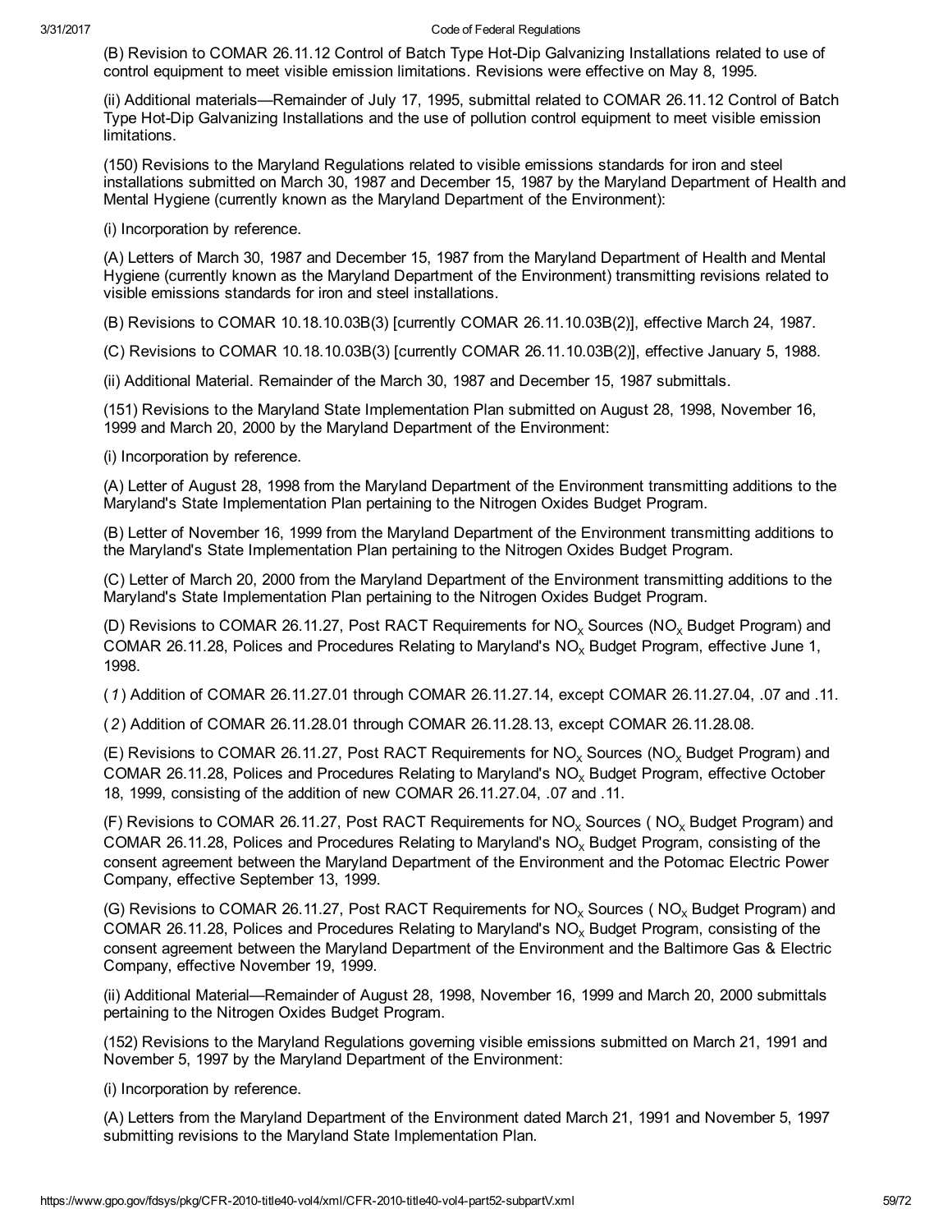(B) Revision to COMAR 26.11.12 Control of Batch Type Hot-Dip Galvanizing Installations related to use of control equipment to meet visible emission limitations. Revisions were effective on May 8, 1995.

(ii) Additional materials—Remainder of July 17, 1995, submittal related to COMAR 26.11.12 Control of Batch Type Hot-Dip Galvanizing Installations and the use of pollution control equipment to meet visible emission limitations.

(150) Revisions to the Maryland Regulations related to visible emissions standards for iron and steel installations submitted on March 30, 1987 and December 15, 1987 by the Maryland Department of Health and Mental Hygiene (currently known as the Maryland Department of the Environment):

(i) Incorporation by reference.

(A) Letters of March 30, 1987 and December 15, 1987 from the Maryland Department of Health and Mental Hygiene (currently known as the Maryland Department of the Environment) transmitting revisions related to visible emissions standards for iron and steel installations.

(B) Revisions to COMAR 10.18.10.03B(3) [currently COMAR 26.11.10.03B(2)], effective March 24, 1987.

(C) Revisions to COMAR 10.18.10.03B(3) [currently COMAR 26.11.10.03B(2)], effective January 5, 1988.

(ii) Additional Material. Remainder of the March 30, 1987 and December 15, 1987 submittals.

(151) Revisions to the Maryland State Implementation Plan submitted on August 28, 1998, November 16, 1999 and March 20, 2000 by the Maryland Department of the Environment:

(i) Incorporation by reference.

(A) Letter of August 28, 1998 from the Maryland Department of the Environment transmitting additions to the Maryland's State Implementation Plan pertaining to the Nitrogen Oxides Budget Program.

(B) Letter of November 16, 1999 from the Maryland Department of the Environment transmitting additions to the Maryland's State Implementation Plan pertaining to the Nitrogen Oxides Budget Program.

(C) Letter of March 20, 2000 from the Maryland Department of the Environment transmitting additions to the Maryland's State Implementation Plan pertaining to the Nitrogen Oxides Budget Program.

(D) Revisions to COMAR 26.11.27, Post RACT Requirements for $NO_x$ Sources ($NO_x$ Budget Program) and COMAR 26.11.28, Polices and Procedures Relating to Maryland's $NO_x$ Budget Program, effective June 1, 1998.

(*1*) Addition of COMAR 26.11.27.01 through COMAR 26.11.27.14, except COMAR 26.11.27.04, .07 and .11.

(*2*) Addition of COMAR 26.11.28.01 through COMAR 26.11.28.13, except COMAR 26.11.28.08.

(E) Revisions to COMAR 26.11.27, Post RACT Requirements for $NO_x$ Sources ($NO_x$ Budget Program) and COMAR 26.11.28, Polices and Procedures Relating to Maryland's $NO_x$ Budget Program, effective October 18, 1999, consisting of the addition of new COMAR 26.11.27.04, .07 and .11.

(F) Revisions to COMAR 26.11.27, Post RACT Requirements for $NO_x$ Sources ( $NO_x$ Budget Program) and COMAR 26.11.28, Polices and Procedures Relating to Maryland's $NO_x$ Budget Program, consisting of the consent agreement between the Maryland Department of the Environment and the Potomac Electric Power Company, effective September 13, 1999.

(G) Revisions to COMAR 26.11.27, Post RACT Requirements for $NO_x$ Sources ( $NO_x$ Budget Program) and COMAR 26.11.28, Polices and Procedures Relating to Maryland's $NO_x$ Budget Program, consisting of the consent agreement between the Maryland Department of the Environment and the Baltimore Gas & Electric Company, effective November 19, 1999.

(ii) Additional Material—Remainder of August 28, 1998, November 16, 1999 and March 20, 2000 submittals pertaining to the Nitrogen Oxides Budget Program.

(152) Revisions to the Maryland Regulations governing visible emissions submitted on March 21, 1991 and November 5, 1997 by the Maryland Department of the Environment:

(i) Incorporation by reference.

(A) Letters from the Maryland Department of the Environment dated March 21, 1991 and November 5, 1997 submitting revisions to the Maryland State Implementation Plan.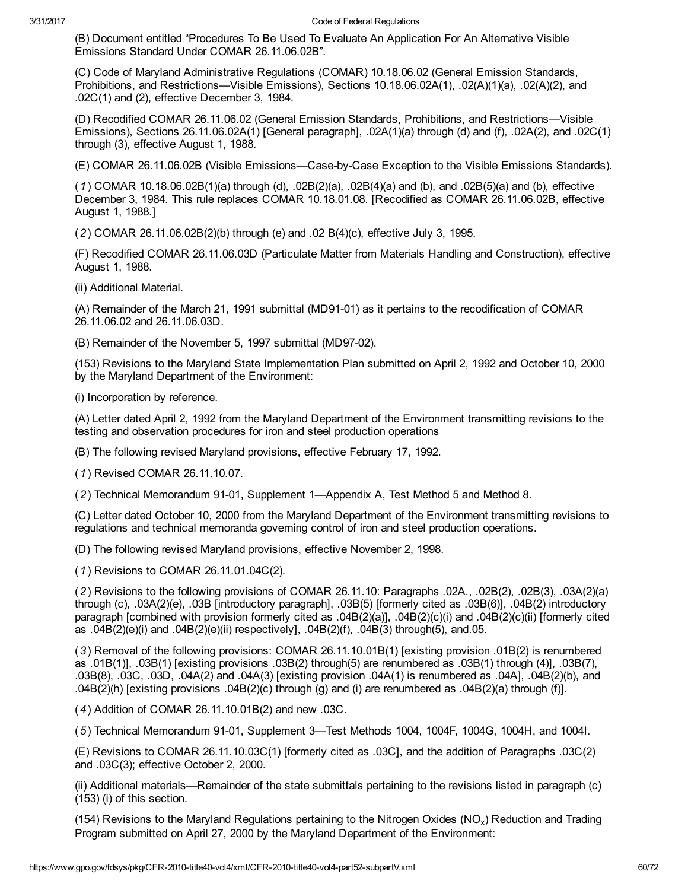(B) Document entitled “Procedures To Be Used To Evaluate An Application For An Alternative Visible Emissions Standard Under COMAR 26.11.06.02B”.

(C) Code of Maryland Administrative Regulations (COMAR) 10.18.06.02 (General Emission Standards, Prohibitions, and Restrictions—Visible Emissions), Sections 10.18.06.02A(1), .02(A)(1)(a), .02(A)(2), and .02C(1) and (2), effective December 3, 1984.

(D) Recodified COMAR 26.11.06.02 (General Emission Standards, Prohibitions, and Restrictions—Visible Emissions), Sections 26.11.06.02A(1) [General paragraph], .02A(1)(a) through (d) and (f), .02A(2), and .02C(1) through (3), effective August 1, 1988.

(E) COMAR 26.11.06.02B (Visible Emissions—Case-by-Case Exception to the Visible Emissions Standards).

(*1*) COMAR 10.18.06.02B(1)(a) through (d), .02B(2)(a), .02B(4)(a) and (b), and .02B(5)(a) and (b), effective December 3, 1984. This rule replaces COMAR 10.18.01.08. [Recodified as COMAR 26.11.06.02B, effective August 1, 1988.]

(*2*) COMAR 26.11.06.02B(2)(b) through (e) and .02 B(4)(c), effective July 3, 1995.

(F) Recodified COMAR 26.11.06.03D (Particulate Matter from Materials Handling and Construction), effective August 1, 1988.

(ii) Additional Material.

(A) Remainder of the March 21, 1991 submittal (MD91-01) as it pertains to the recodification of COMAR 26.11.06.02 and 26.11.06.03D.

(B) Remainder of the November 5, 1997 submittal (MD97-02).

(153) Revisions to the Maryland State Implementation Plan submitted on April 2, 1992 and October 10, 2000 by the Maryland Department of the Environment:

(i) Incorporation by reference.

(A) Letter dated April 2, 1992 from the Maryland Department of the Environment transmitting revisions to the testing and observation procedures for iron and steel production operations

(B) The following revised Maryland provisions, effective February 17, 1992.

(*1*) Revised COMAR 26.11.10.07.

(*2*) Technical Memorandum 91-01, Supplement 1—Appendix A, Test Method 5 and Method 8.

(C) Letter dated October 10, 2000 from the Maryland Department of the Environment transmitting revisions to regulations and technical memoranda governing control of iron and steel production operations.

(D) The following revised Maryland provisions, effective November 2, 1998.

(*1*) Revisions to COMAR 26.11.01.04C(2).

(*2*) Revisions to the following provisions of COMAR 26.11.10: Paragraphs .02A., .02B(2), .02B(3), .03A(2)(a) through (c), .03A(2)(e), .03B [introductory paragraph], .03B(5) [formerly cited as .03B(6)], .04B(2) introductory paragraph [combined with provision formerly cited as .04B(2)(a)], .04B(2)(c)(i) and .04B(2)(c)(ii) [formerly cited as .04B(2)(e)(i) and .04B(2)(e)(ii) respectively], .04B(2)(f), .04B(3) through(5), and.05.

(*3*) Removal of the following provisions: COMAR 26.11.10.01B(1) [existing provision .01B(2) is renumbered as .01B(1)], .03B(1) [existing provisions .03B(2) through(5) are renumbered as .03B(1) through (4)], .03B(7), .03B(8), .03C, .03D, .04A(2) and .04A(3) [existing provision .04A(1) is renumbered as .04A], .04B(2)(b), and .04B(2)(h) [existing provisions .04B(2)(c) through (g) and (i) are renumbered as .04B(2)(a) through (f)].

(*4*) Addition of COMAR 26.11.10.01B(2) and new .03C.

(*5*) Technical Memorandum 91-01, Supplement 3—Test Methods 1004, 1004F, 1004G, 1004H, and 1004I.

(E) Revisions to COMAR 26.11.10.03C(1) [formerly cited as .03C], and the addition of Paragraphs .03C(2) and .03C(3); effective October 2, 2000.

(ii) Additional materials—Remainder of the state submittals pertaining to the revisions listed in paragraph (c)(153) (i) of this section.

(154) Revisions to the Maryland Regulations pertaining to the Nitrogen Oxides ($NO_X$) Reduction and Trading Program submitted on April 27, 2000 by the Maryland Department of the Environment: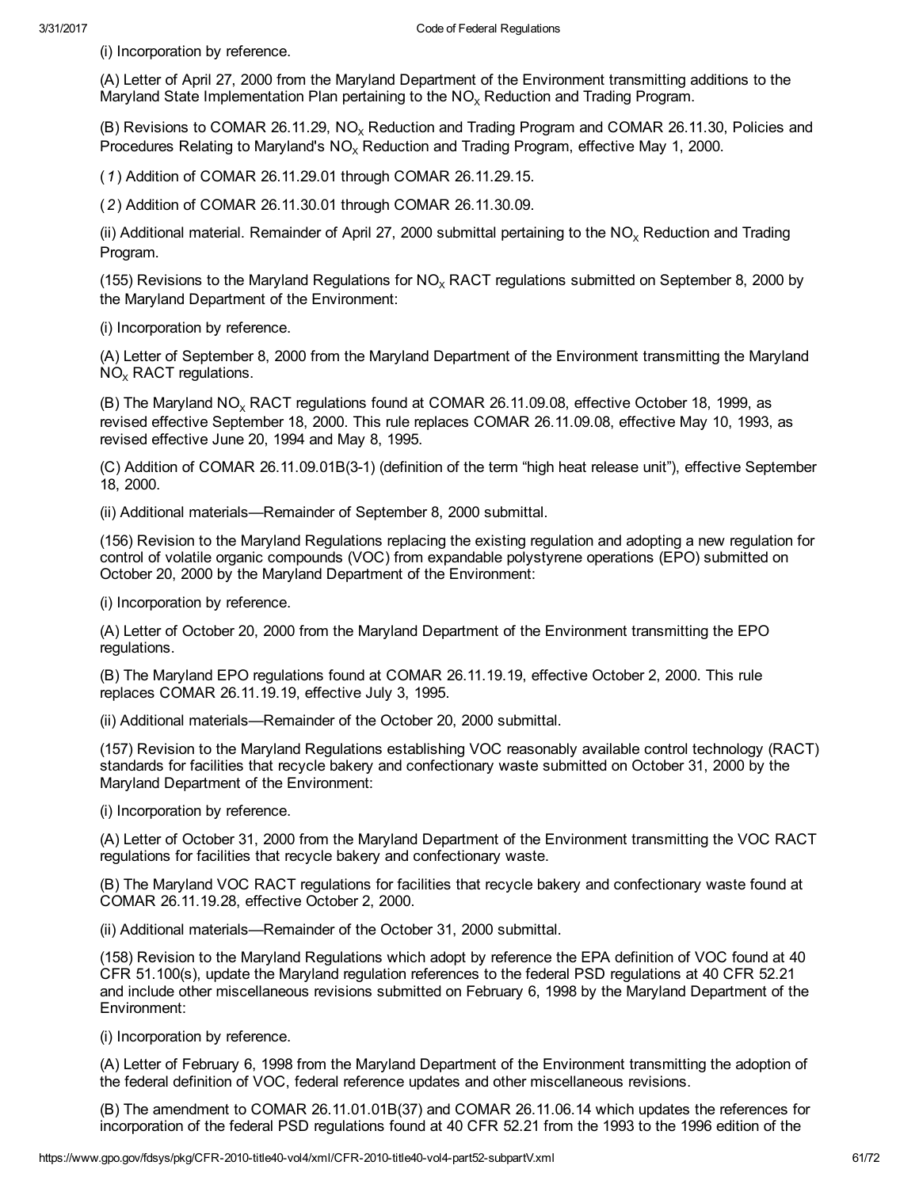(i) Incorporation by reference.

(A) Letter of April 27, 2000 from the Maryland Department of the Environment transmitting additions to the Maryland State Implementation Plan pertaining to the $NO_x$ Reduction and Trading Program.

(B) Revisions to COMAR 26.11.29, $NO_x$ Reduction and Trading Program and COMAR 26.11.30, Policies and Procedures Relating to Maryland's $NO_x$ Reduction and Trading Program, effective May 1, 2000.

(*1*) Addition of COMAR 26.11.29.01 through COMAR 26.11.29.15.

(*2*) Addition of COMAR 26.11.30.01 through COMAR 26.11.30.09.

(ii) Additional material. Remainder of April 27, 2000 submittal pertaining to the $NO_x$ Reduction and Trading Program.

(155) Revisions to the Maryland Regulations for $NO_x$ RACT regulations submitted on September 8, 2000 by the Maryland Department of the Environment:

(i) Incorporation by reference.

(A) Letter of September 8, 2000 from the Maryland Department of the Environment transmitting the Maryland $NO_x$ RACT regulations.

(B) The Maryland $NO_x$ RACT regulations found at COMAR 26.11.09.08, effective October 18, 1999, as revised effective September 18, 2000. This rule replaces COMAR 26.11.09.08, effective May 10, 1993, as revised effective June 20, 1994 and May 8, 1995.

(C) Addition of COMAR 26.11.09.01B(3-1) (definition of the term "high heat release unit"), effective September 18, 2000.

(ii) Additional materials—Remainder of September 8, 2000 submittal.

(156) Revision to the Maryland Regulations replacing the existing regulation and adopting a new regulation for control of volatile organic compounds (VOC) from expandable polystyrene operations (EPO) submitted on October 20, 2000 by the Maryland Department of the Environment:

(i) Incorporation by reference.

(A) Letter of October 20, 2000 from the Maryland Department of the Environment transmitting the EPO regulations.

(B) The Maryland EPO regulations found at COMAR 26.11.19.19, effective October 2, 2000. This rule replaces COMAR 26.11.19.19, effective July 3, 1995.

(ii) Additional materials—Remainder of the October 20, 2000 submittal.

(157) Revision to the Maryland Regulations establishing VOC reasonably available control technology (RACT) standards for facilities that recycle bakery and confectionary waste submitted on October 31, 2000 by the Maryland Department of the Environment:

(i) Incorporation by reference.

(A) Letter of October 31, 2000 from the Maryland Department of the Environment transmitting the VOC RACT regulations for facilities that recycle bakery and confectionary waste.

(B) The Maryland VOC RACT regulations for facilities that recycle bakery and confectionary waste found at COMAR 26.11.19.28, effective October 2, 2000.

(ii) Additional materials—Remainder of the October 31, 2000 submittal.

(158) Revision to the Maryland Regulations which adopt by reference the EPA definition of VOC found at 40 CFR 51.100(s), update the Maryland regulation references to the federal PSD regulations at 40 CFR 52.21 and include other miscellaneous revisions submitted on February 6, 1998 by the Maryland Department of the Environment:

(i) Incorporation by reference.

(A) Letter of February 6, 1998 from the Maryland Department of the Environment transmitting the adoption of the federal definition of VOC, federal reference updates and other miscellaneous revisions.

(B) The amendment to COMAR 26.11.01.01B(37) and COMAR 26.11.06.14 which updates the references for incorporation of the federal PSD regulations found at 40 CFR 52.21 from the 1993 to the 1996 edition of the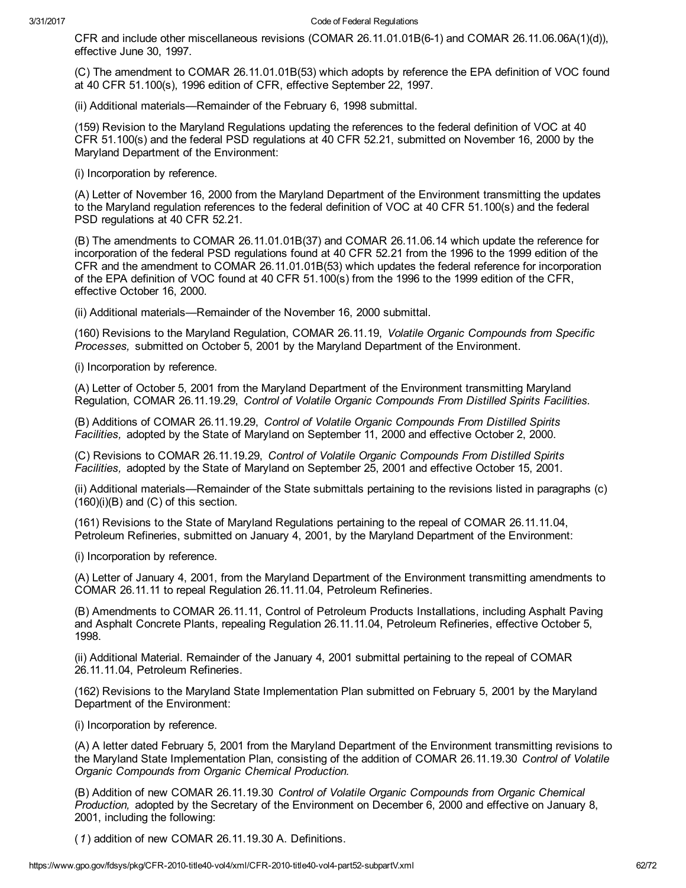CFR and include other miscellaneous revisions (COMAR 26.11.01.01B(6-1) and COMAR 26.11.06.06A(1)(d)), effective June 30, 1997.

(C) The amendment to COMAR 26.11.01.01B(53) which adopts by reference the EPA definition of VOC found at 40 CFR 51.100(s), 1996 edition of CFR, effective September 22, 1997.

(ii) Additional materials—Remainder of the February 6, 1998 submittal.

(159) Revision to the Maryland Regulations updating the references to the federal definition of VOC at 40 CFR 51.100(s) and the federal PSD regulations at 40 CFR 52.21, submitted on November 16, 2000 by the Maryland Department of the Environment:

(i) Incorporation by reference.

(A) Letter of November 16, 2000 from the Maryland Department of the Environment transmitting the updates to the Maryland regulation references to the federal definition of VOC at 40 CFR 51.100(s) and the federal PSD regulations at 40 CFR 52.21.

(B) The amendments to COMAR 26.11.01.01B(37) and COMAR 26.11.06.14 which update the reference for incorporation of the federal PSD regulations found at 40 CFR 52.21 from the 1996 to the 1999 edition of the CFR and the amendment to COMAR 26.11.01.01B(53) which updates the federal reference for incorporation of the EPA definition of VOC found at 40 CFR 51.100(s) from the 1996 to the 1999 edition of the CFR, effective October 16, 2000.

(ii) Additional materials—Remainder of the November 16, 2000 submittal.

(160) Revisions to the Maryland Regulation, COMAR 26.11.19, *Volatile Organic Compounds from Specific Processes,* submitted on October 5, 2001 by the Maryland Department of the Environment.

(i) Incorporation by reference.

(A) Letter of October 5, 2001 from the Maryland Department of the Environment transmitting Maryland Regulation, COMAR 26.11.19.29, *Control of Volatile Organic Compounds From Distilled Spirits Facilities.*

(B) Additions of COMAR 26.11.19.29, *Control of Volatile Organic Compounds From Distilled Spirits Facilities,* adopted by the State of Maryland on September 11, 2000 and effective October 2, 2000.

(C) Revisions to COMAR 26.11.19.29, *Control of Volatile Organic Compounds From Distilled Spirits Facilities,* adopted by the State of Maryland on September 25, 2001 and effective October 15, 2001.

(ii) Additional materials—Remainder of the State submittals pertaining to the revisions listed in paragraphs (c)(160)(i)(B) and (C) of this section.

(161) Revisions to the State of Maryland Regulations pertaining to the repeal of COMAR 26.11.11.04, Petroleum Refineries, submitted on January 4, 2001, by the Maryland Department of the Environment:

(i) Incorporation by reference.

(A) Letter of January 4, 2001, from the Maryland Department of the Environment transmitting amendments to COMAR 26.11.11 to repeal Regulation 26.11.11.04, Petroleum Refineries.

(B) Amendments to COMAR 26.11.11, Control of Petroleum Products Installations, including Asphalt Paving and Asphalt Concrete Plants, repealing Regulation 26.11.11.04, Petroleum Refineries, effective October 5, 1998.

(ii) Additional Material. Remainder of the January 4, 2001 submittal pertaining to the repeal of COMAR 26.11.11.04, Petroleum Refineries.

(162) Revisions to the Maryland State Implementation Plan submitted on February 5, 2001 by the Maryland Department of the Environment:

(i) Incorporation by reference.

(A) A letter dated February 5, 2001 from the Maryland Department of the Environment transmitting revisions to the Maryland State Implementation Plan, consisting of the addition of COMAR 26.11.19.30 *Control of Volatile Organic Compounds from Organic Chemical Production.*

(B) Addition of new COMAR 26.11.19.30 *Control of Volatile Organic Compounds from Organic Chemical Production,* adopted by the Secretary of the Environment on December 6, 2000 and effective on January 8, 2001, including the following:

(*1*) addition of new COMAR 26.11.19.30 A. Definitions.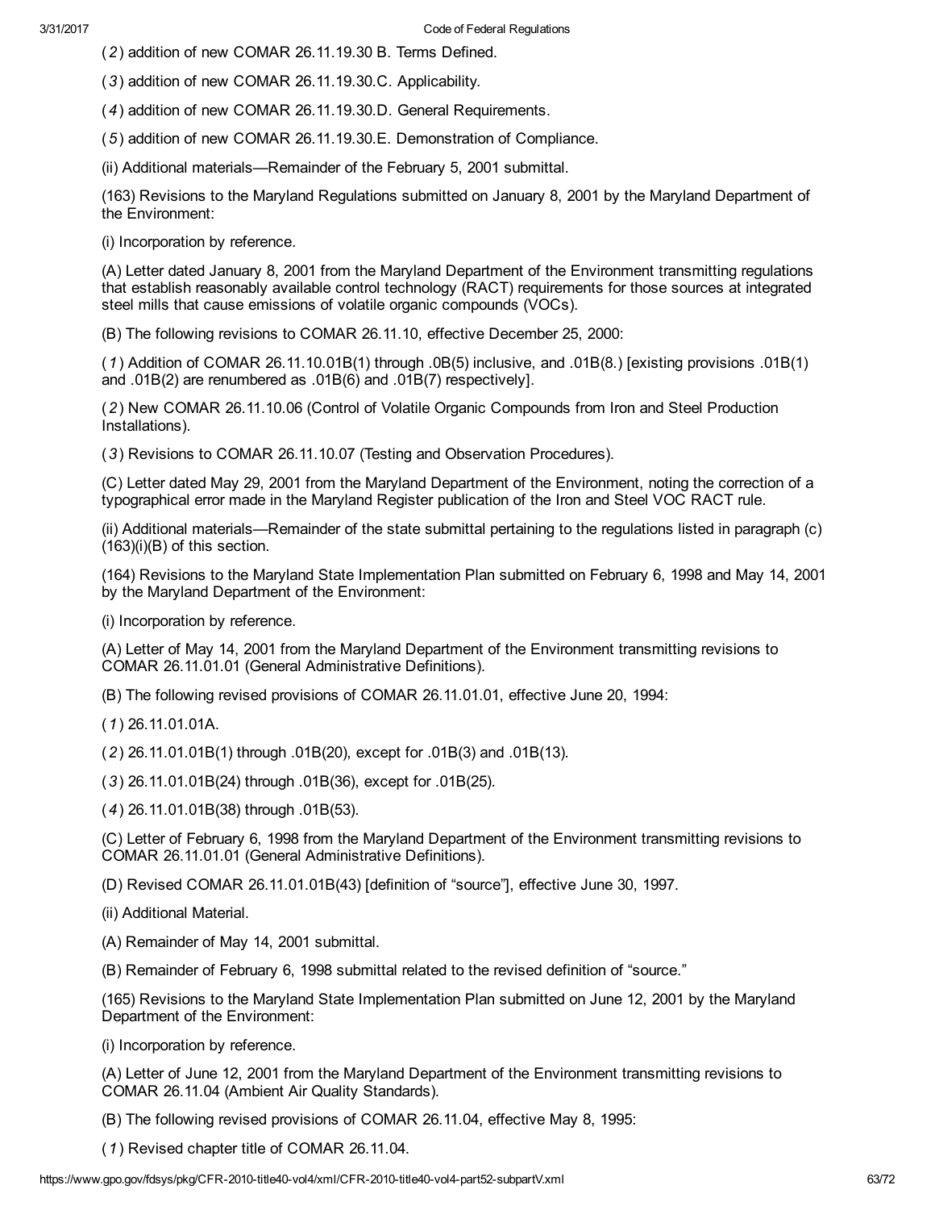(*2*) addition of new COMAR 26.11.19.30 B. Terms Defined.

(*3*) addition of new COMAR 26.11.19.30.C. Applicability.

(*4*) addition of new COMAR 26.11.19.30.D. General Requirements.

(*5*) addition of new COMAR 26.11.19.30.E. Demonstration of Compliance.

(ii) Additional materials—Remainder of the February 5, 2001 submittal.

(163) Revisions to the Maryland Regulations submitted on January 8, 2001 by the Maryland Department of the Environment:

(i) Incorporation by reference.

(A) Letter dated January 8, 2001 from the Maryland Department of the Environment transmitting regulations that establish reasonably available control technology (RACT) requirements for those sources at integrated steel mills that cause emissions of volatile organic compounds (VOCs).

(B) The following revisions to COMAR 26.11.10, effective December 25, 2000:

(*1*) Addition of COMAR 26.11.10.01B(1) through .0B(5) inclusive, and .01B(8.) [existing provisions .01B(1) and .01B(2) are renumbered as .01B(6) and .01B(7) respectively].

(*2*) New COMAR 26.11.10.06 (Control of Volatile Organic Compounds from Iron and Steel Production Installations).

(*3*) Revisions to COMAR 26.11.10.07 (Testing and Observation Procedures).

(C) Letter dated May 29, 2001 from the Maryland Department of the Environment, noting the correction of a typographical error made in the Maryland Register publication of the Iron and Steel VOC RACT rule.

(ii) Additional materials—Remainder of the state submittal pertaining to the regulations listed in paragraph (c)(163)(i)(B) of this section.

(164) Revisions to the Maryland State Implementation Plan submitted on February 6, 1998 and May 14, 2001 by the Maryland Department of the Environment:

(i) Incorporation by reference.

(A) Letter of May 14, 2001 from the Maryland Department of the Environment transmitting revisions to COMAR 26.11.01.01 (General Administrative Definitions).

(B) The following revised provisions of COMAR 26.11.01.01, effective June 20, 1994:

(*1*) 26.11.01.01A.

(*2*) 26.11.01.01B(1) through .01B(20), except for .01B(3) and .01B(13).

(*3*) 26.11.01.01B(24) through .01B(36), except for .01B(25).

(*4*) 26.11.01.01B(38) through .01B(53).

(C) Letter of February 6, 1998 from the Maryland Department of the Environment transmitting revisions to COMAR 26.11.01.01 (General Administrative Definitions).

(D) Revised COMAR 26.11.01.01B(43) [definition of "source"], effective June 30, 1997.

(ii) Additional Material.

(A) Remainder of May 14, 2001 submittal.

(B) Remainder of February 6, 1998 submittal related to the revised definition of "source."

(165) Revisions to the Maryland State Implementation Plan submitted on June 12, 2001 by the Maryland Department of the Environment:

(i) Incorporation by reference.

(A) Letter of June 12, 2001 from the Maryland Department of the Environment transmitting revisions to COMAR 26.11.04 (Ambient Air Quality Standards).

(B) The following revised provisions of COMAR 26.11.04, effective May 8, 1995:

(*1*) Revised chapter title of COMAR 26.11.04.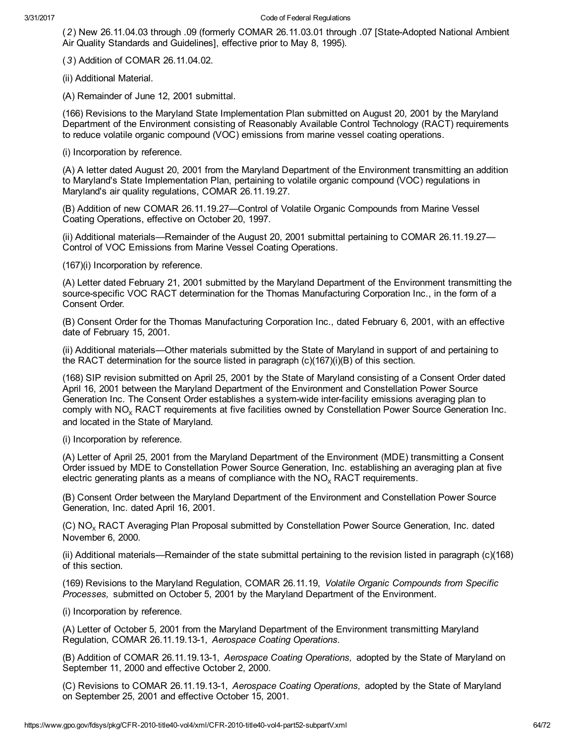(*2*) New 26.11.04.03 through .09 (formerly COMAR 26.11.03.01 through .07 [State-Adopted National Ambient Air Quality Standards and Guidelines], effective prior to May 8, 1995).

(*3*) Addition of COMAR 26.11.04.02.

(ii) Additional Material.

(A) Remainder of June 12, 2001 submittal.

(166) Revisions to the Maryland State Implementation Plan submitted on August 20, 2001 by the Maryland Department of the Environment consisting of Reasonably Available Control Technology (RACT) requirements to reduce volatile organic compound (VOC) emissions from marine vessel coating operations.

(i) Incorporation by reference.

(A) A letter dated August 20, 2001 from the Maryland Department of the Environment transmitting an addition to Maryland's State Implementation Plan, pertaining to volatile organic compound (VOC) regulations in Maryland's air quality regulations, COMAR 26.11.19.27.

(B) Addition of new COMAR 26.11.19.27—Control of Volatile Organic Compounds from Marine Vessel Coating Operations, effective on October 20, 1997.

(ii) Additional materials—Remainder of the August 20, 2001 submittal pertaining to COMAR 26.11.19.27—Control of VOC Emissions from Marine Vessel Coating Operations.

(167)(i) Incorporation by reference.

(A) Letter dated February 21, 2001 submitted by the Maryland Department of the Environment transmitting the source-specific VOC RACT determination for the Thomas Manufacturing Corporation Inc., in the form of a Consent Order.

(B) Consent Order for the Thomas Manufacturing Corporation Inc., dated February 6, 2001, with an effective date of February 15, 2001.

(ii) Additional materials—Other materials submitted by the State of Maryland in support of and pertaining to the RACT determination for the source listed in paragraph (c)(167)(i)(B) of this section.

(168) SIP revision submitted on April 25, 2001 by the State of Maryland consisting of a Consent Order dated April 16, 2001 between the Maryland Department of the Environment and Constellation Power Source Generation Inc. The Consent Order establishes a system-wide inter-facility emissions averaging plan to comply with $NO_x$ RACT requirements at five facilities owned by Constellation Power Source Generation Inc. and located in the State of Maryland.

(i) Incorporation by reference.

(A) Letter of April 25, 2001 from the Maryland Department of the Environment (MDE) transmitting a Consent Order issued by MDE to Constellation Power Source Generation, Inc. establishing an averaging plan at five electric generating plants as a means of compliance with the $NO_x$ RACT requirements.

(B) Consent Order between the Maryland Department of the Environment and Constellation Power Source Generation, Inc. dated April 16, 2001.

(C) $NO_x$ RACT Averaging Plan Proposal submitted by Constellation Power Source Generation, Inc. dated November 6, 2000.

(ii) Additional materials—Remainder of the state submittal pertaining to the revision listed in paragraph (c)(168) of this section.

(169) Revisions to the Maryland Regulation, COMAR 26.11.19, *Volatile Organic Compounds from Specific Processes,* submitted on October 5, 2001 by the Maryland Department of the Environment.

(i) Incorporation by reference.

(A) Letter of October 5, 2001 from the Maryland Department of the Environment transmitting Maryland Regulation, COMAR 26.11.19.13-1, *Aerospace Coating Operations.*

(B) Addition of COMAR 26.11.19.13-1, *Aerospace Coating Operations,* adopted by the State of Maryland on September 11, 2000 and effective October 2, 2000.

(C) Revisions to COMAR 26.11.19.13-1, *Aerospace Coating Operations,* adopted by the State of Maryland on September 25, 2001 and effective October 15, 2001.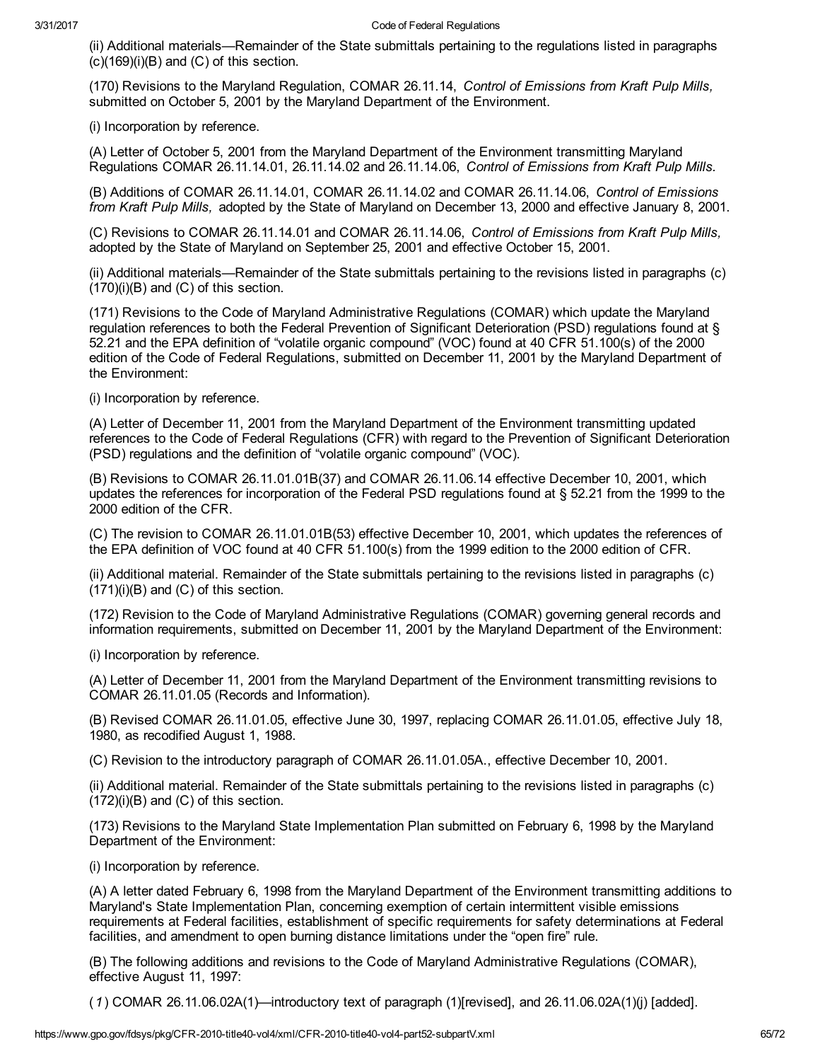(ii) Additional materials—Remainder of the State submittals pertaining to the regulations listed in paragraphs (c)(169)(i)(B) and (C) of this section.

(170) Revisions to the Maryland Regulation, COMAR 26.11.14, *Control of Emissions from Kraft Pulp Mills,* submitted on October 5, 2001 by the Maryland Department of the Environment.

(i) Incorporation by reference.

(A) Letter of October 5, 2001 from the Maryland Department of the Environment transmitting Maryland Regulations COMAR 26.11.14.01, 26.11.14.02 and 26.11.14.06, *Control of Emissions from Kraft Pulp Mills.*

(B) Additions of COMAR 26.11.14.01, COMAR 26.11.14.02 and COMAR 26.11.14.06, *Control of Emissions from Kraft Pulp Mills,* adopted by the State of Maryland on December 13, 2000 and effective January 8, 2001.

(C) Revisions to COMAR 26.11.14.01 and COMAR 26.11.14.06, *Control of Emissions from Kraft Pulp Mills,* adopted by the State of Maryland on September 25, 2001 and effective October 15, 2001.

(ii) Additional materials—Remainder of the State submittals pertaining to the revisions listed in paragraphs (c)(170)(i)(B) and (C) of this section.

(171) Revisions to the Code of Maryland Administrative Regulations (COMAR) which update the Maryland regulation references to both the Federal Prevention of Significant Deterioration (PSD) regulations found at § 52.21 and the EPA definition of "volatile organic compound" (VOC) found at 40 CFR 51.100(s) of the 2000 edition of the Code of Federal Regulations, submitted on December 11, 2001 by the Maryland Department of the Environment:

(i) Incorporation by reference.

(A) Letter of December 11, 2001 from the Maryland Department of the Environment transmitting updated references to the Code of Federal Regulations (CFR) with regard to the Prevention of Significant Deterioration (PSD) regulations and the definition of "volatile organic compound" (VOC).

(B) Revisions to COMAR 26.11.01.01B(37) and COMAR 26.11.06.14 effective December 10, 2001, which updates the references for incorporation of the Federal PSD regulations found at § 52.21 from the 1999 to the 2000 edition of the CFR.

(C) The revision to COMAR 26.11.01.01B(53) effective December 10, 2001, which updates the references of the EPA definition of VOC found at 40 CFR 51.100(s) from the 1999 edition to the 2000 edition of CFR.

(ii) Additional material. Remainder of the State submittals pertaining to the revisions listed in paragraphs (c)(171)(i)(B) and (C) of this section.

(172) Revision to the Code of Maryland Administrative Regulations (COMAR) governing general records and information requirements, submitted on December 11, 2001 by the Maryland Department of the Environment:

(i) Incorporation by reference.

(A) Letter of December 11, 2001 from the Maryland Department of the Environment transmitting revisions to COMAR 26.11.01.05 (Records and Information).

(B) Revised COMAR 26.11.01.05, effective June 30, 1997, replacing COMAR 26.11.01.05, effective July 18, 1980, as recodified August 1, 1988.

(C) Revision to the introductory paragraph of COMAR 26.11.01.05A., effective December 10, 2001.

(ii) Additional material. Remainder of the State submittals pertaining to the revisions listed in paragraphs (c)(172)(i)(B) and (C) of this section.

(173) Revisions to the Maryland State Implementation Plan submitted on February 6, 1998 by the Maryland Department of the Environment:

(i) Incorporation by reference.

(A) A letter dated February 6, 1998 from the Maryland Department of the Environment transmitting additions to Maryland's State Implementation Plan, concerning exemption of certain intermittent visible emissions requirements at Federal facilities, establishment of specific requirements for safety determinations at Federal facilities, and amendment to open burning distance limitations under the "open fire" rule.

(B) The following additions and revisions to the Code of Maryland Administrative Regulations (COMAR), effective August 11, 1997:

(*1*) COMAR 26.11.06.02A(1)—introductory text of paragraph (1)[revised], and 26.11.06.02A(1)(j) [added].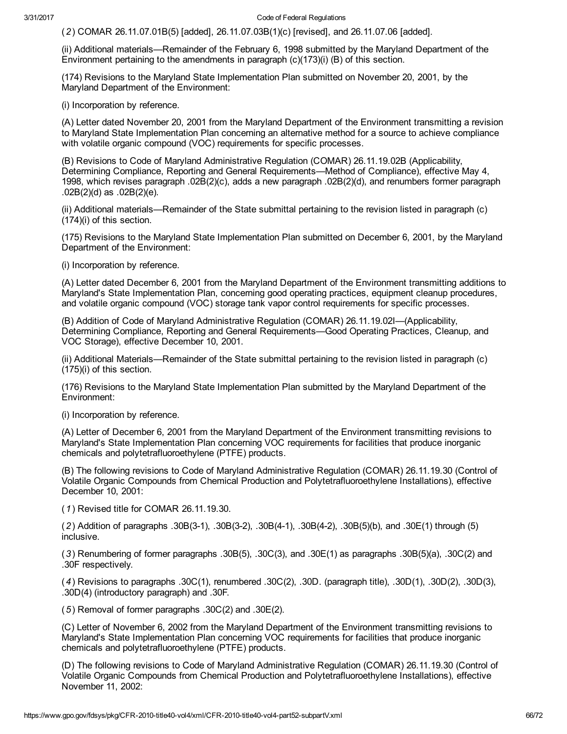(*2*) COMAR 26.11.07.01B(5) [added], 26.11.07.03B(1)(c) [revised], and 26.11.07.06 [added].

(ii) Additional materials—Remainder of the February 6, 1998 submitted by the Maryland Department of the Environment pertaining to the amendments in paragraph (c)(173)(i) (B) of this section.

(174) Revisions to the Maryland State Implementation Plan submitted on November 20, 2001, by the Maryland Department of the Environment:

(i) Incorporation by reference.

(A) Letter dated November 20, 2001 from the Maryland Department of the Environment transmitting a revision to Maryland State Implementation Plan concerning an alternative method for a source to achieve compliance with volatile organic compound (VOC) requirements for specific processes.

(B) Revisions to Code of Maryland Administrative Regulation (COMAR) 26.11.19.02B (Applicability, Determining Compliance, Reporting and General Requirements—Method of Compliance), effective May 4, 1998, which revises paragraph .02B(2)(c), adds a new paragraph .02B(2)(d), and renumbers former paragraph .02B(2)(d) as .02B(2)(e).

(ii) Additional materials—Remainder of the State submittal pertaining to the revision listed in paragraph (c)(174)(i) of this section.

(175) Revisions to the Maryland State Implementation Plan submitted on December 6, 2001, by the Maryland Department of the Environment:

(i) Incorporation by reference.

(A) Letter dated December 6, 2001 from the Maryland Department of the Environment transmitting additions to Maryland's State Implementation Plan, concerning good operating practices, equipment cleanup procedures, and volatile organic compound (VOC) storage tank vapor control requirements for specific processes.

(B) Addition of Code of Maryland Administrative Regulation (COMAR) 26.11.19.02I—(Applicability, Determining Compliance, Reporting and General Requirements—Good Operating Practices, Cleanup, and VOC Storage), effective December 10, 2001.

(ii) Additional Materials—Remainder of the State submittal pertaining to the revision listed in paragraph (c)(175)(i) of this section.

(176) Revisions to the Maryland State Implementation Plan submitted by the Maryland Department of the Environment:

(i) Incorporation by reference.

(A) Letter of December 6, 2001 from the Maryland Department of the Environment transmitting revisions to Maryland's State Implementation Plan concerning VOC requirements for facilities that produce inorganic chemicals and polytetrafluoroethylene (PTFE) products.

(B) The following revisions to Code of Maryland Administrative Regulation (COMAR) 26.11.19.30 (Control of Volatile Organic Compounds from Chemical Production and Polytetrafluoroethylene Installations), effective December 10, 2001:

(*1*) Revised title for COMAR 26.11.19.30.

(*2*) Addition of paragraphs .30B(3-1), .30B(3-2), .30B(4-1), .30B(4-2), .30B(5)(b), and .30E(1) through (5) inclusive.

(*3*) Renumbering of former paragraphs .30B(5), .30C(3), and .30E(1) as paragraphs .30B(5)(a), .30C(2) and .30F respectively.

(*4*) Revisions to paragraphs .30C(1), renumbered .30C(2), .30D. (paragraph title), .30D(1), .30D(2), .30D(3), .30D(4) (introductory paragraph) and .30F.

(*5*) Removal of former paragraphs .30C(2) and .30E(2).

(C) Letter of November 6, 2002 from the Maryland Department of the Environment transmitting revisions to Maryland's State Implementation Plan concerning VOC requirements for facilities that produce inorganic chemicals and polytetrafluoroethylene (PTFE) products.

(D) The following revisions to Code of Maryland Administrative Regulation (COMAR) 26.11.19.30 (Control of Volatile Organic Compounds from Chemical Production and Polytetrafluoroethylene Installations), effective November 11, 2002: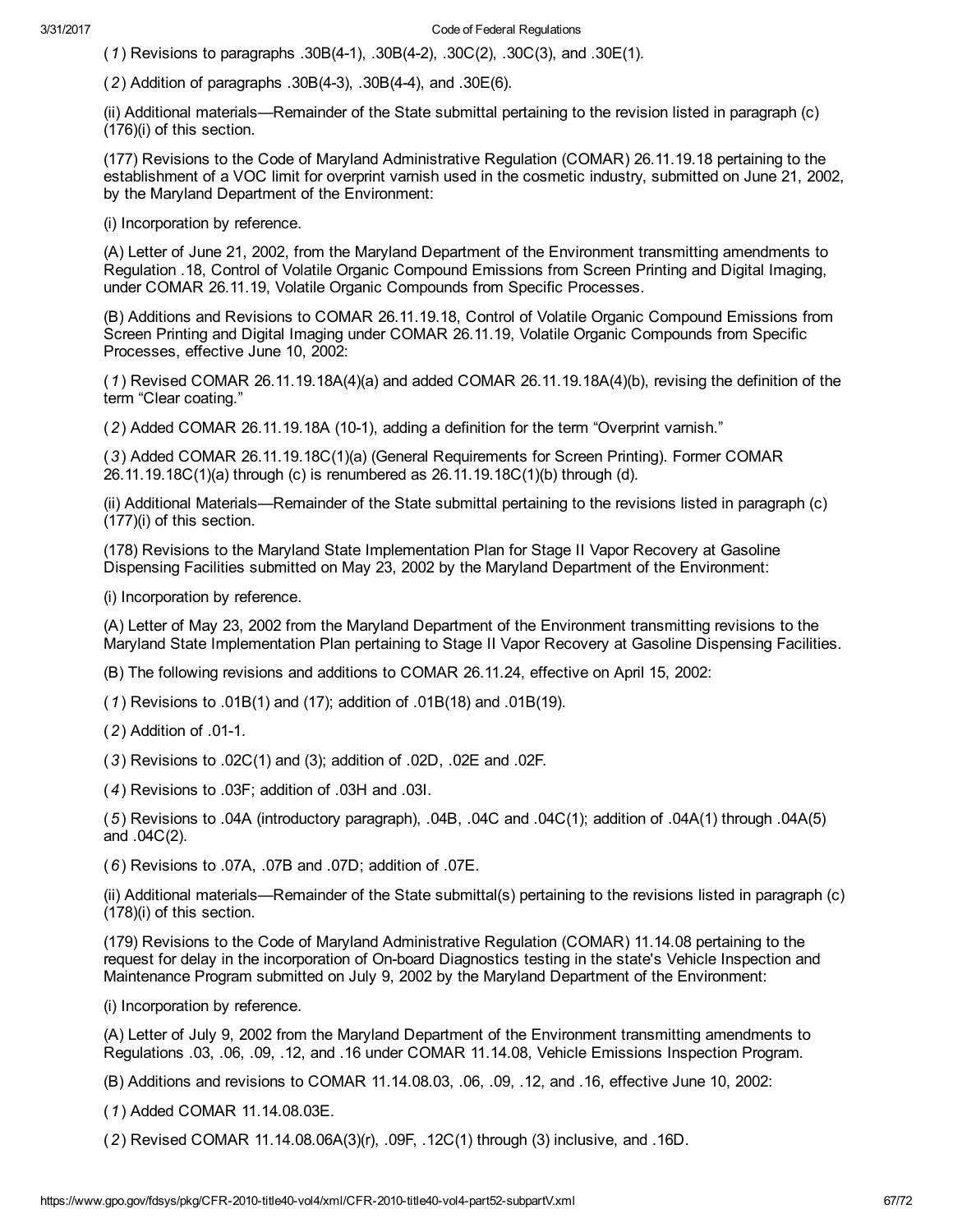( *1* ) Revisions to paragraphs .30B(4-1), .30B(4-2), .30C(2), .30C(3), and .30E(1).

( *2* ) Addition of paragraphs .30B(4-3), .30B(4-4), and .30E(6).

(ii) Additional materials—Remainder of the State submittal pertaining to the revision listed in paragraph (c)(176)(i) of this section.

(177) Revisions to the Code of Maryland Administrative Regulation (COMAR) 26.11.19.18 pertaining to the establishment of a VOC limit for overprint varnish used in the cosmetic industry, submitted on June 21, 2002, by the Maryland Department of the Environment:

(i) Incorporation by reference.

(A) Letter of June 21, 2002, from the Maryland Department of the Environment transmitting amendments to Regulation .18, Control of Volatile Organic Compound Emissions from Screen Printing and Digital Imaging, under COMAR 26.11.19, Volatile Organic Compounds from Specific Processes.

(B) Additions and Revisions to COMAR 26.11.19.18, Control of Volatile Organic Compound Emissions from Screen Printing and Digital Imaging under COMAR 26.11.19, Volatile Organic Compounds from Specific Processes, effective June 10, 2002:

( *1* ) Revised COMAR 26.11.19.18A(4)(a) and added COMAR 26.11.19.18A(4)(b), revising the definition of the term "Clear coating."

( *2* ) Added COMAR 26.11.19.18A (10-1), adding a definition for the term "Overprint varnish."

( *3* ) Added COMAR 26.11.19.18C(1)(a) (General Requirements for Screen Printing). Former COMAR 26.11.19.18C(1)(a) through (c) is renumbered as 26.11.19.18C(1)(b) through (d).

(ii) Additional Materials—Remainder of the State submittal pertaining to the revisions listed in paragraph (c)(177)(i) of this section.

(178) Revisions to the Maryland State Implementation Plan for Stage II Vapor Recovery at Gasoline Dispensing Facilities submitted on May 23, 2002 by the Maryland Department of the Environment:

(i) Incorporation by reference.

(A) Letter of May 23, 2002 from the Maryland Department of the Environment transmitting revisions to the Maryland State Implementation Plan pertaining to Stage II Vapor Recovery at Gasoline Dispensing Facilities.

(B) The following revisions and additions to COMAR 26.11.24, effective on April 15, 2002:

( *1* ) Revisions to .01B(1) and (17); addition of .01B(18) and .01B(19).

( *2* ) Addition of .01-1.

( *3* ) Revisions to .02C(1) and (3); addition of .02D, .02E and .02F.

( *4* ) Revisions to .03F; addition of .03H and .03I.

( *5* ) Revisions to .04A (introductory paragraph), .04B, .04C and .04C(1); addition of .04A(1) through .04A(5) and .04C(2).

( *6* ) Revisions to .07A, .07B and .07D; addition of .07E.

(ii) Additional materials—Remainder of the State submittal(s) pertaining to the revisions listed in paragraph (c)(178)(i) of this section.

(179) Revisions to the Code of Maryland Administrative Regulation (COMAR) 11.14.08 pertaining to the request for delay in the incorporation of On-board Diagnostics testing in the state's Vehicle Inspection and Maintenance Program submitted on July 9, 2002 by the Maryland Department of the Environment:

(i) Incorporation by reference.

(A) Letter of July 9, 2002 from the Maryland Department of the Environment transmitting amendments to Regulations .03, .06, .09, .12, and .16 under COMAR 11.14.08, Vehicle Emissions Inspection Program.

(B) Additions and revisions to COMAR 11.14.08.03, .06, .09, .12, and .16, effective June 10, 2002:

( *1* ) Added COMAR 11.14.08.03E.

( *2* ) Revised COMAR 11.14.08.06A(3)(r), .09F, .12C(1) through (3) inclusive, and .16D.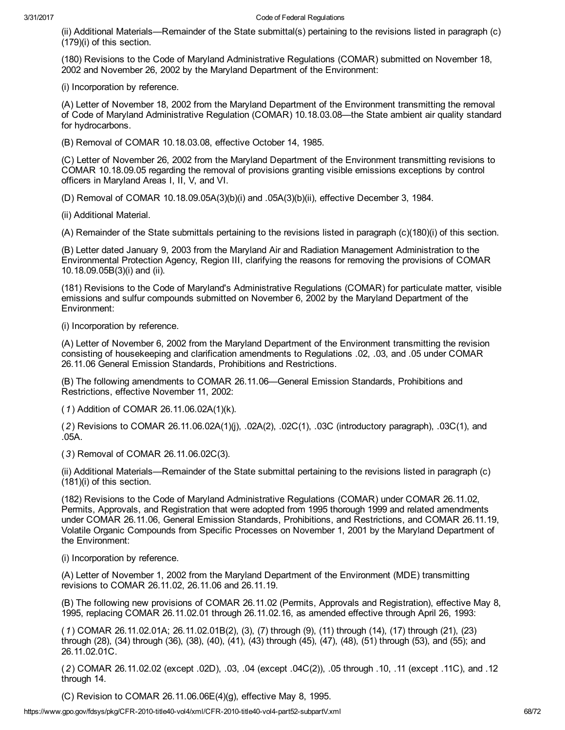(ii) Additional Materials—Remainder of the State submittal(s) pertaining to the revisions listed in paragraph (c)(179)(i) of this section.

(180) Revisions to the Code of Maryland Administrative Regulations (COMAR) submitted on November 18, 2002 and November 26, 2002 by the Maryland Department of the Environment:

(i) Incorporation by reference.

(A) Letter of November 18, 2002 from the Maryland Department of the Environment transmitting the removal of Code of Maryland Administrative Regulation (COMAR) 10.18.03.08—the State ambient air quality standard for hydrocarbons.

(B) Removal of COMAR 10.18.03.08, effective October 14, 1985.

(C) Letter of November 26, 2002 from the Maryland Department of the Environment transmitting revisions to COMAR 10.18.09.05 regarding the removal of provisions granting visible emissions exceptions by control officers in Maryland Areas I, II, V, and VI.

(D) Removal of COMAR 10.18.09.05A(3)(b)(i) and .05A(3)(b)(ii), effective December 3, 1984.

(ii) Additional Material.

(A) Remainder of the State submittals pertaining to the revisions listed in paragraph (c)(180)(i) of this section.

(B) Letter dated January 9, 2003 from the Maryland Air and Radiation Management Administration to the Environmental Protection Agency, Region III, clarifying the reasons for removing the provisions of COMAR 10.18.09.05B(3)(i) and (ii).

(181) Revisions to the Code of Maryland's Administrative Regulations (COMAR) for particulate matter, visible emissions and sulfur compounds submitted on November 6, 2002 by the Maryland Department of the Environment:

(i) Incorporation by reference.

(A) Letter of November 6, 2002 from the Maryland Department of the Environment transmitting the revision consisting of housekeeping and clarification amendments to Regulations .02, .03, and .05 under COMAR 26.11.06 General Emission Standards, Prohibitions and Restrictions.

(B) The following amendments to COMAR 26.11.06—General Emission Standards, Prohibitions and Restrictions, effective November 11, 2002:

(*1*) Addition of COMAR 26.11.06.02A(1)(k).

(*2*) Revisions to COMAR 26.11.06.02A(1)(j), .02A(2), .02C(1), .03C (introductory paragraph), .03C(1), and .05A.

(*3*) Removal of COMAR 26.11.06.02C(3).

(ii) Additional Materials—Remainder of the State submittal pertaining to the revisions listed in paragraph (c)(181)(i) of this section.

(182) Revisions to the Code of Maryland Administrative Regulations (COMAR) under COMAR 26.11.02, Permits, Approvals, and Registration that were adopted from 1995 thorough 1999 and related amendments under COMAR 26.11.06, General Emission Standards, Prohibitions, and Restrictions, and COMAR 26.11.19, Volatile Organic Compounds from Specific Processes on November 1, 2001 by the Maryland Department of the Environment:

(i) Incorporation by reference.

(A) Letter of November 1, 2002 from the Maryland Department of the Environment (MDE) transmitting revisions to COMAR 26.11.02, 26.11.06 and 26.11.19.

(B) The following new provisions of COMAR 26.11.02 (Permits, Approvals and Registration), effective May 8, 1995, replacing COMAR 26.11.02.01 through 26.11.02.16, as amended effective through April 26, 1993:

(*1*) COMAR 26.11.02.01A; 26.11.02.01B(2), (3), (7) through (9), (11) through (14), (17) through (21), (23) through (28), (34) through (36), (38), (40), (41), (43) through (45), (47), (48), (51) through (53), and (55); and 26.11.02.01C.

(*2*) COMAR 26.11.02.02 (except .02D), .03, .04 (except .04C(2)), .05 through .10, .11 (except .11C), and .12 through 14.

(C) Revision to COMAR 26.11.06.06E(4)(g), effective May 8, 1995.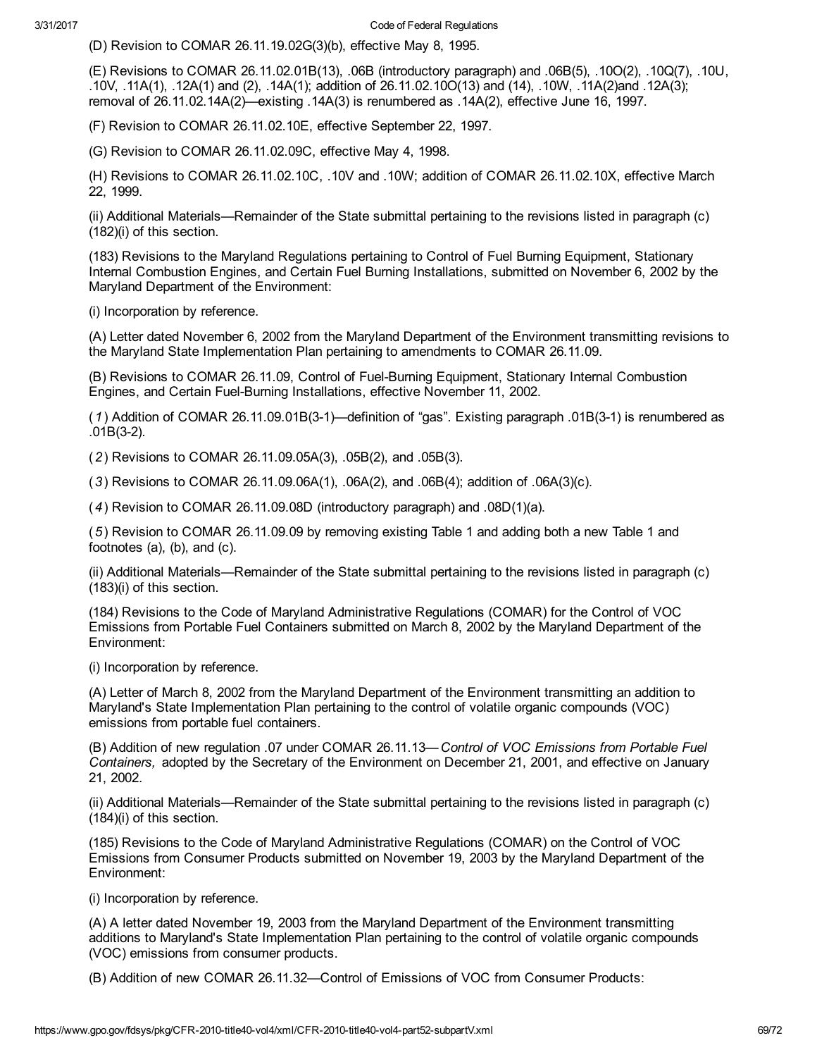(D) Revision to COMAR 26.11.19.02G(3)(b), effective May 8, 1995.

(E) Revisions to COMAR 26.11.02.01B(13), .06B (introductory paragraph) and .06B(5), .10O(2), .10Q(7), .10U, .10V, .11A(1), .12A(1) and (2), .14A(1); addition of 26.11.02.10O(13) and (14), .10W, .11A(2)and .12A(3); removal of 26.11.02.14A(2)—existing .14A(3) is renumbered as .14A(2), effective June 16, 1997.

(F) Revision to COMAR 26.11.02.10E, effective September 22, 1997.

(G) Revision to COMAR 26.11.02.09C, effective May 4, 1998.

(H) Revisions to COMAR 26.11.02.10C, .10V and .10W; addition of COMAR 26.11.02.10X, effective March 22, 1999.

(ii) Additional Materials—Remainder of the State submittal pertaining to the revisions listed in paragraph (c)(182)(i) of this section.

(183) Revisions to the Maryland Regulations pertaining to Control of Fuel Burning Equipment, Stationary Internal Combustion Engines, and Certain Fuel Burning Installations, submitted on November 6, 2002 by the Maryland Department of the Environment:

(i) Incorporation by reference.

(A) Letter dated November 6, 2002 from the Maryland Department of the Environment transmitting revisions to the Maryland State Implementation Plan pertaining to amendments to COMAR 26.11.09.

(B) Revisions to COMAR 26.11.09, Control of Fuel-Burning Equipment, Stationary Internal Combustion Engines, and Certain Fuel-Burning Installations, effective November 11, 2002.

(*1*) Addition of COMAR 26.11.09.01B(3-1)—definition of "gas". Existing paragraph .01B(3-1) is renumbered as .01B(3-2).

(*2*) Revisions to COMAR 26.11.09.05A(3), .05B(2), and .05B(3).

(*3*) Revisions to COMAR 26.11.09.06A(1), .06A(2), and .06B(4); addition of .06A(3)(c).

(*4*) Revision to COMAR 26.11.09.08D (introductory paragraph) and .08D(1)(a).

(*5*) Revision to COMAR 26.11.09.09 by removing existing Table 1 and adding both a new Table 1 and footnotes (a), (b), and (c).

(ii) Additional Materials—Remainder of the State submittal pertaining to the revisions listed in paragraph (c)(183)(i) of this section.

(184) Revisions to the Code of Maryland Administrative Regulations (COMAR) for the Control of VOC Emissions from Portable Fuel Containers submitted on March 8, 2002 by the Maryland Department of the Environment:

(i) Incorporation by reference.

(A) Letter of March 8, 2002 from the Maryland Department of the Environment transmitting an addition to Maryland's State Implementation Plan pertaining to the control of volatile organic compounds (VOC) emissions from portable fuel containers.

(B) Addition of new regulation .07 under COMAR 26.11.13—*Control of VOC Emissions from Portable Fuel Containers,* adopted by the Secretary of the Environment on December 21, 2001, and effective on January 21, 2002.

(ii) Additional Materials—Remainder of the State submittal pertaining to the revisions listed in paragraph (c)(184)(i) of this section.

(185) Revisions to the Code of Maryland Administrative Regulations (COMAR) on the Control of VOC Emissions from Consumer Products submitted on November 19, 2003 by the Maryland Department of the Environment:

(i) Incorporation by reference.

(A) A letter dated November 19, 2003 from the Maryland Department of the Environment transmitting additions to Maryland's State Implementation Plan pertaining to the control of volatile organic compounds (VOC) emissions from consumer products.

(B) Addition of new COMAR 26.11.32—Control of Emissions of VOC from Consumer Products: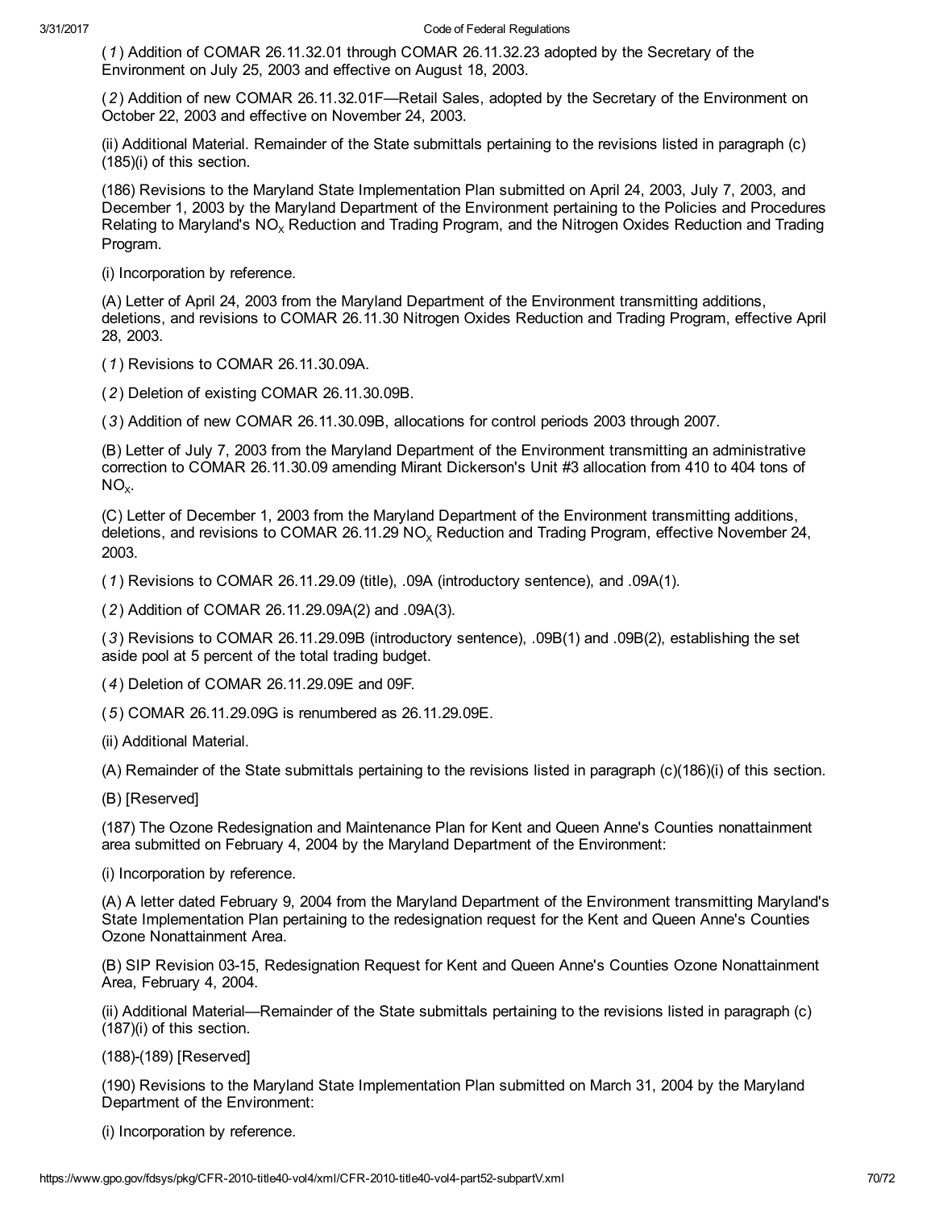(*1*) Addition of COMAR 26.11.32.01 through COMAR 26.11.32.23 adopted by the Secretary of the Environment on July 25, 2003 and effective on August 18, 2003.

(*2*) Addition of new COMAR 26.11.32.01F—Retail Sales, adopted by the Secretary of the Environment on October 22, 2003 and effective on November 24, 2003.

(ii) Additional Material. Remainder of the State submittals pertaining to the revisions listed in paragraph (c)(185)(i) of this section.

(186) Revisions to the Maryland State Implementation Plan submitted on April 24, 2003, July 7, 2003, and December 1, 2003 by the Maryland Department of the Environment pertaining to the Policies and Procedures Relating to Maryland's $NO_X$ Reduction and Trading Program, and the Nitrogen Oxides Reduction and Trading Program.

(i) Incorporation by reference.

(A) Letter of April 24, 2003 from the Maryland Department of the Environment transmitting additions, deletions, and revisions to COMAR 26.11.30 Nitrogen Oxides Reduction and Trading Program, effective April 28, 2003.

(*1*) Revisions to COMAR 26.11.30.09A.

(*2*) Deletion of existing COMAR 26.11.30.09B.

(*3*) Addition of new COMAR 26.11.30.09B, allocations for control periods 2003 through 2007.

(B) Letter of July 7, 2003 from the Maryland Department of the Environment transmitting an administrative correction to COMAR 26.11.30.09 amending Mirant Dickerson's Unit #3 allocation from 410 to 404 tons of $NO_X$.

(C) Letter of December 1, 2003 from the Maryland Department of the Environment transmitting additions, deletions, and revisions to COMAR 26.11.29 $NO_X$ Reduction and Trading Program, effective November 24, 2003.

(*1*) Revisions to COMAR 26.11.29.09 (title), .09A (introductory sentence), and .09A(1).

(*2*) Addition of COMAR 26.11.29.09A(2) and .09A(3).

(*3*) Revisions to COMAR 26.11.29.09B (introductory sentence), .09B(1) and .09B(2), establishing the set aside pool at 5 percent of the total trading budget.

(*4*) Deletion of COMAR 26.11.29.09E and 09F.

(*5*) COMAR 26.11.29.09G is renumbered as 26.11.29.09E.

(ii) Additional Material.

(A) Remainder of the State submittals pertaining to the revisions listed in paragraph (c)(186)(i) of this section.

(B) [Reserved]

(187) The Ozone Redesignation and Maintenance Plan for Kent and Queen Anne's Counties nonattainment area submitted on February 4, 2004 by the Maryland Department of the Environment:

(i) Incorporation by reference.

(A) A letter dated February 9, 2004 from the Maryland Department of the Environment transmitting Maryland's State Implementation Plan pertaining to the redesignation request for the Kent and Queen Anne's Counties Ozone Nonattainment Area.

(B) SIP Revision 03-15, Redesignation Request for Kent and Queen Anne's Counties Ozone Nonattainment Area, February 4, 2004.

(ii) Additional Material—Remainder of the State submittals pertaining to the revisions listed in paragraph (c)(187)(i) of this section.

(188)-(189) [Reserved]

(190) Revisions to the Maryland State Implementation Plan submitted on March 31, 2004 by the Maryland Department of the Environment:

(i) Incorporation by reference.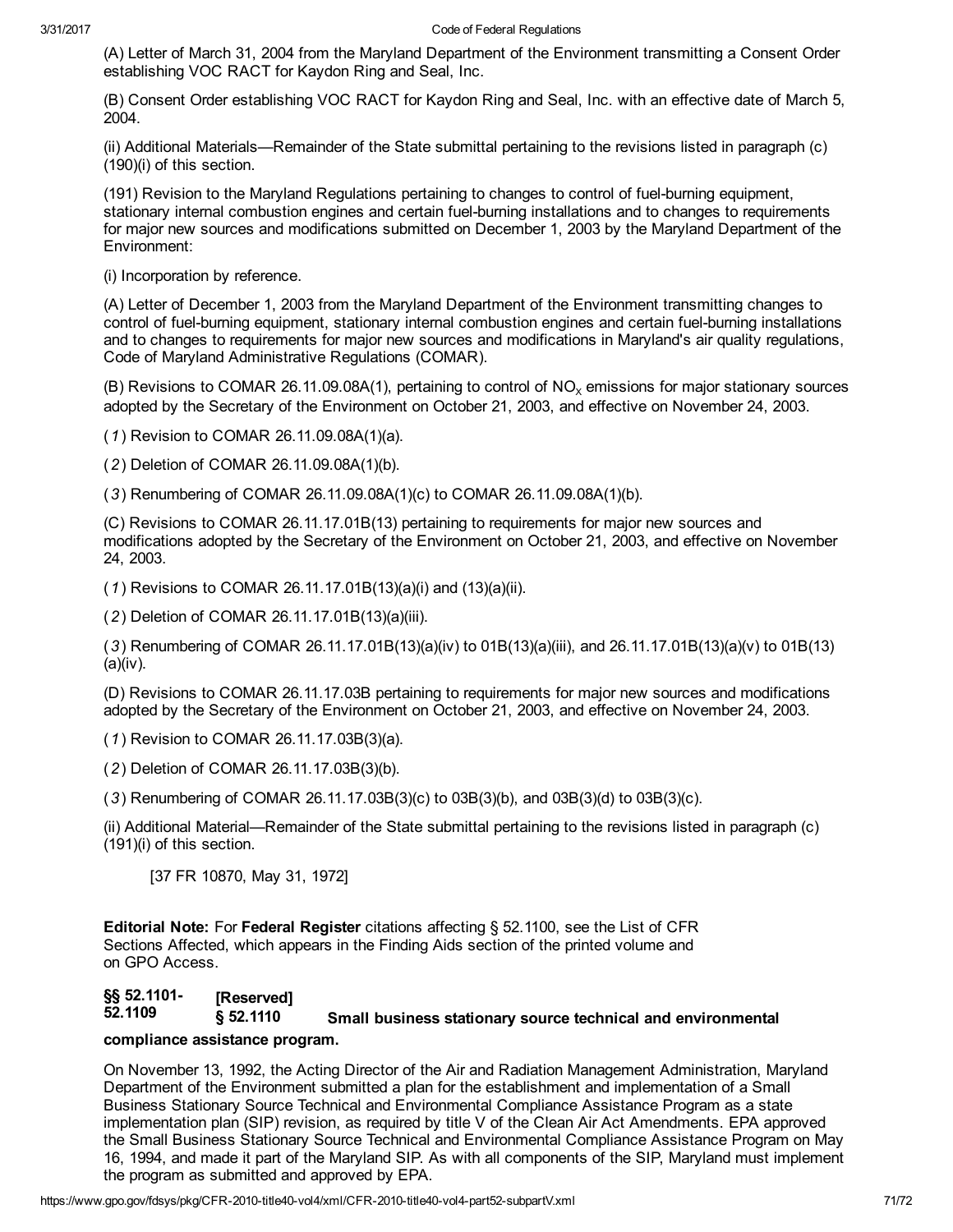(A) Letter of March 31, 2004 from the Maryland Department of the Environment transmitting a Consent Order establishing VOC RACT for Kaydon Ring and Seal, Inc.

(B) Consent Order establishing VOC RACT for Kaydon Ring and Seal, Inc. with an effective date of March 5, 2004.

(ii) Additional Materials—Remainder of the State submittal pertaining to the revisions listed in paragraph (c)(190)(i) of this section.

(191) Revision to the Maryland Regulations pertaining to changes to control of fuel-burning equipment, stationary internal combustion engines and certain fuel-burning installations and to changes to requirements for major new sources and modifications submitted on December 1, 2003 by the Maryland Department of the Environment:

(i) Incorporation by reference.

(A) Letter of December 1, 2003 from the Maryland Department of the Environment transmitting changes to control of fuel-burning equipment, stationary internal combustion engines and certain fuel-burning installations and to changes to requirements for major new sources and modifications in Maryland's air quality regulations, Code of Maryland Administrative Regulations (COMAR).

(B) Revisions to COMAR 26.11.09.08A(1), pertaining to control of $NO_x$ emissions for major stationary sources adopted by the Secretary of the Environment on October 21, 2003, and effective on November 24, 2003.

( *1* ) Revision to COMAR 26.11.09.08A(1)(a).

( *2* ) Deletion of COMAR 26.11.09.08A(1)(b).

( *3* ) Renumbering of COMAR 26.11.09.08A(1)(c) to COMAR 26.11.09.08A(1)(b).

(C) Revisions to COMAR 26.11.17.01B(13) pertaining to requirements for major new sources and modifications adopted by the Secretary of the Environment on October 21, 2003, and effective on November 24, 2003.

( *1* ) Revisions to COMAR 26.11.17.01B(13)(a)(i) and (13)(a)(ii).

( *2* ) Deletion of COMAR 26.11.17.01B(13)(a)(iii).

( *3* ) Renumbering of COMAR 26.11.17.01B(13)(a)(iv) to 01B(13)(a)(iii), and 26.11.17.01B(13)(a)(v) to 01B(13)(a)(iv).

(D) Revisions to COMAR 26.11.17.03B pertaining to requirements for major new sources and modifications adopted by the Secretary of the Environment on October 21, 2003, and effective on November 24, 2003.

( *1* ) Revision to COMAR 26.11.17.03B(3)(a).

( *2* ) Deletion of COMAR 26.11.17.03B(3)(b).

( *3* ) Renumbering of COMAR 26.11.17.03B(3)(c) to 03B(3)(b), and 03B(3)(d) to 03B(3)(c).

(ii) Additional Material—Remainder of the State submittal pertaining to the revisions listed in paragraph (c)(191)(i) of this section.

[37 FR 10870, May 31, 1972]

**Editorial Note:** For **Federal Register** citations affecting § 52.1100, see the List of CFR Sections Affected, which appears in the Finding Aids section of the printed volume and on GPO Access.

**§§ 52.1101-52.1109 [Reserved]**

**§ 52.1110 Small business stationary source technical and environmental compliance assistance program.**

On November 13, 1992, the Acting Director of the Air and Radiation Management Administration, Maryland Department of the Environment submitted a plan for the establishment and implementation of a Small Business Stationary Source Technical and Environmental Compliance Assistance Program as a state implementation plan (SIP) revision, as required by title V of the Clean Air Act Amendments. EPA approved the Small Business Stationary Source Technical and Environmental Compliance Assistance Program on May 16, 1994, and made it part of the Maryland SIP. As with all components of the SIP, Maryland must implement the program as submitted and approved by EPA.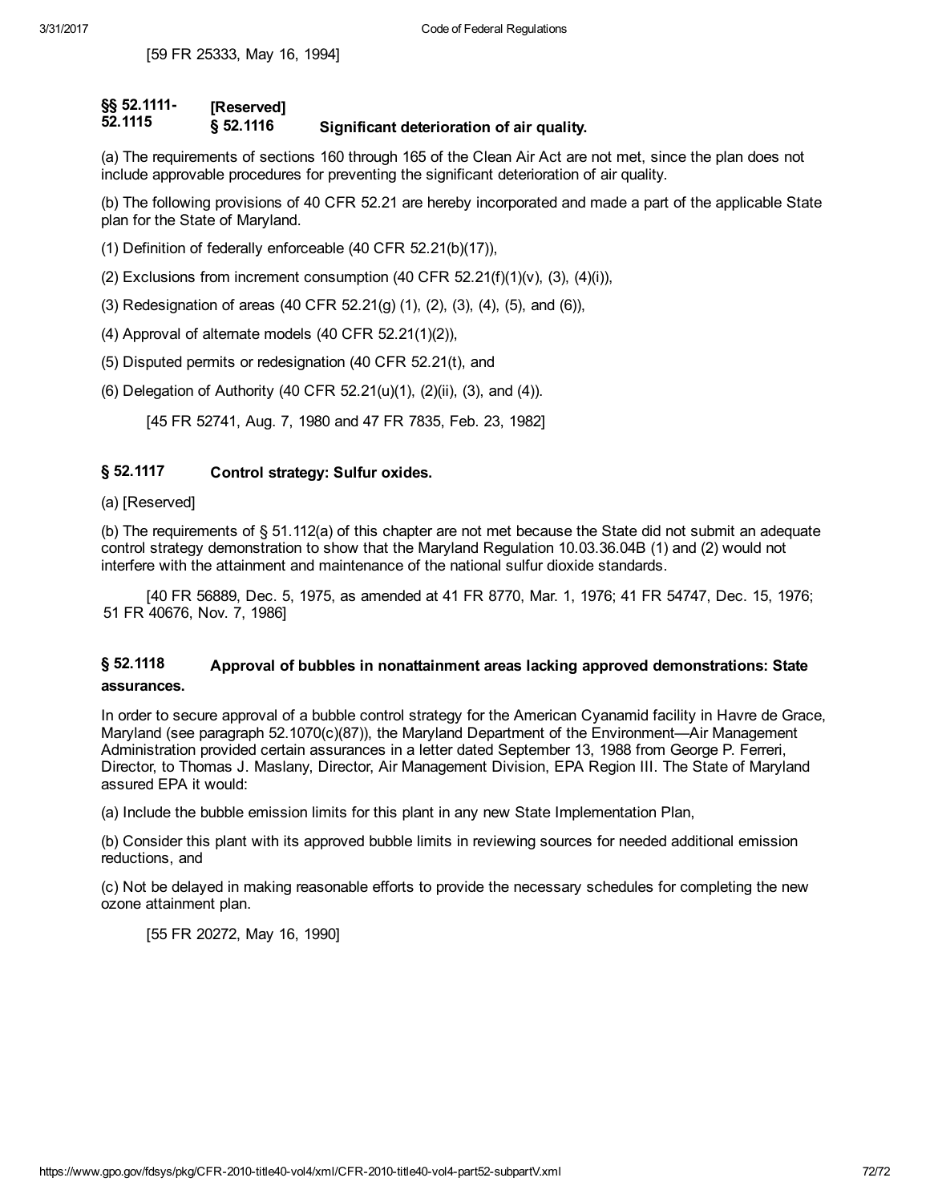[59 FR 25333, May 16, 1994]

### §§ 52.1111-52.1115 [Reserved]

### § 52.1116 Significant deterioration of air quality.

(a) The requirements of sections 160 through 165 of the Clean Air Act are not met, since the plan does not include approvable procedures for preventing the significant deterioration of air quality.

(b) The following provisions of 40 CFR 52.21 are hereby incorporated and made a part of the applicable State plan for the State of Maryland.

(1) Definition of federally enforceable (40 CFR 52.21(b)(17)),

(2) Exclusions from increment consumption (40 CFR 52.21(f)(1)(v), (3), (4)(i)),

(3) Redesignation of areas (40 CFR 52.21(g) (1), (2), (3), (4), (5), and (6)),

(4) Approval of alternate models (40 CFR 52.21(1)(2)),

(5) Disputed permits or redesignation (40 CFR 52.21(t), and

(6) Delegation of Authority (40 CFR 52.21(u)(1), (2)(ii), (3), and (4)).

[45 FR 52741, Aug. 7, 1980 and 47 FR 7835, Feb. 23, 1982]

### § 52.1117 Control strategy: Sulfur oxides.

(a) [Reserved]

(b) The requirements of § 51.112(a) of this chapter are not met because the State did not submit an adequate control strategy demonstration to show that the Maryland Regulation 10.03.36.04B (1) and (2) would not interfere with the attainment and maintenance of the national sulfur dioxide standards.

[40 FR 56889, Dec. 5, 1975, as amended at 41 FR 8770, Mar. 1, 1976; 41 FR 54747, Dec. 15, 1976; 51 FR 40676, Nov. 7, 1986]

### § 52.1118 Approval of bubbles in nonattainment areas lacking approved demonstrations: State assurances.

In order to secure approval of a bubble control strategy for the American Cyanamid facility in Havre de Grace, Maryland (see paragraph 52.1070(c)(87)), the Maryland Department of the Environment—Air Management Administration provided certain assurances in a letter dated September 13, 1988 from George P. Ferreri, Director, to Thomas J. Maslany, Director, Air Management Division, EPA Region III. The State of Maryland assured EPA it would:

(a) Include the bubble emission limits for this plant in any new State Implementation Plan,

(b) Consider this plant with its approved bubble limits in reviewing sources for needed additional emission reductions, and

(c) Not be delayed in making reasonable efforts to provide the necessary schedules for completing the new ozone attainment plan.

[55 FR 20272, May 16, 1990]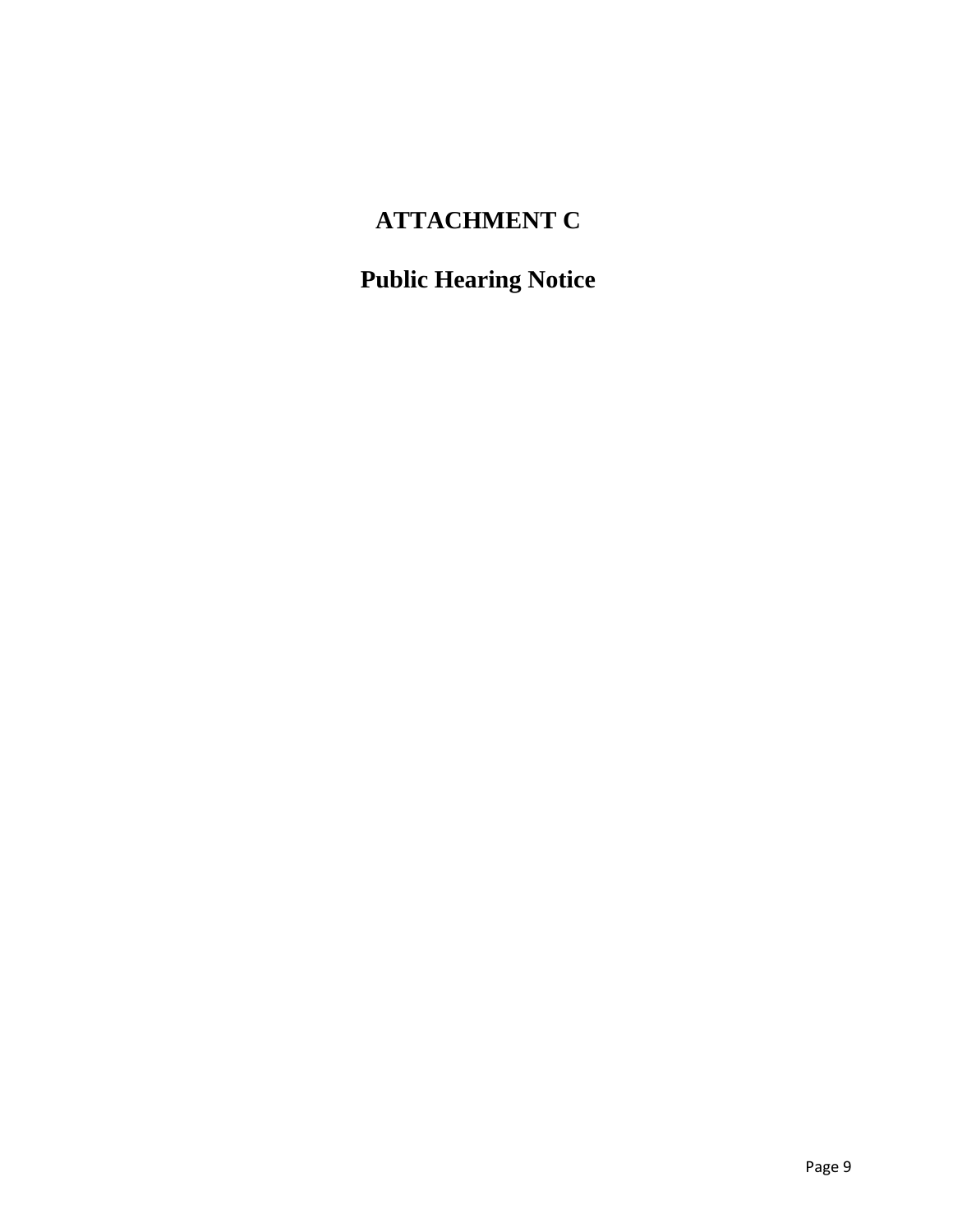# ATTACHMENT C

# Public Hearing Notice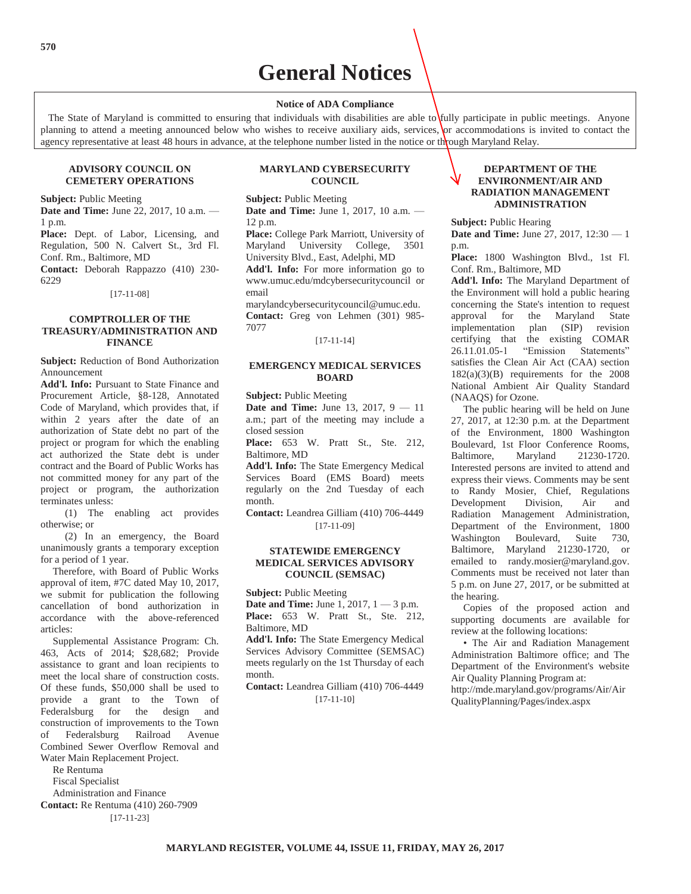# General Notices

**Notice of ADA Compliance**

The State of Maryland is committed to ensuring that individuals with disabilities are able to fully participate in public meetings. Anyone planning to attend a meeting announced below who wishes to receive auxiliary aids, services, or accommodations is invited to contact the agency representative at least 48 hours in advance, at the telephone number listed in the notice or through Maryland Relay.

## ADVISORY COUNCIL ON CEMETERY OPERATIONS

**Subject:** Public Meeting

**Date and Time:** June 22, 2017, 10 a.m. — 1 p.m.

**Place:** Dept. of Labor, Licensing, and Regulation, 500 N. Calvert St., 3rd Fl. Conf. Rm., Baltimore, MD

**Contact:** Deborah Rappazzo (410) 230-6229

[17-11-08]

## COMPTROLLER OF THE TREASURY/ADMINISTRATION AND FINANCE

**Subject:** Reduction of Bond Authorization Announcement

**Add'l. Info:** Pursuant to State Finance and Procurement Article, §8-128, Annotated Code of Maryland, which provides that, if within 2 years after the date of an authorization of State debt no part of the project or program for which the enabling act authorized the State debt is under contract and the Board of Public Works has not committed money for any part of the project or program, the authorization terminates unless:

(1) The enabling act provides otherwise; or

(2) In an emergency, the Board unanimously grants a temporary exception for a period of 1 year.

Therefore, with Board of Public Works approval of item, #7C dated May 10, 2017, we submit for publication the following cancellation of bond authorization in accordance with the above-referenced articles:

Supplemental Assistance Program: Ch. 463, Acts of 2014; $28,682; Provide assistance to grant and loan recipients to meet the local share of construction costs. Of these funds, $50,000 shall be used to provide a grant to the Town of Federalsburg for the design and construction of improvements to the Town of Federalsburg Railroad Avenue Combined Sewer Overflow Removal and Water Main Replacement Project.

Re Rentuma
Fiscal Specialist
Administration and Finance

**Contact:** Re Rentuma (410) 260-7909

[17-11-23]

## MARYLAND CYBERSECURITY COUNCIL

**Subject:** Public Meeting

**Date and Time:** June 1, 2017, 10 a.m. — 12 p.m.

**Place:** College Park Marriott, University of Maryland University College, 3501 University Blvd., East, Adelphi, MD

**Add'l. Info:** For more information go to www.umuc.edu/mdcybersecuritycouncil or email marylandcybersecuritycouncil@umuc.edu.

**Contact:** Greg von Lehmen (301) 985-7077

[17-11-14]

## EMERGENCY MEDICAL SERVICES BOARD

**Subject:** Public Meeting

**Date and Time:** June 13, 2017, 9 — 11 a.m.; part of the meeting may include a closed session

**Place:** 653 W. Pratt St., Ste. 212, Baltimore, MD

**Add'l. Info:** The State Emergency Medical Services Board (EMS Board) meets regularly on the 2nd Tuesday of each month.

**Contact:** Leandrea Gilliam (410) 706-4449

[17-11-09]

## STATEWIDE EMERGENCY MEDICAL SERVICES ADVISORY COUNCIL (SEMSAC)

**Subject:** Public Meeting

**Date and Time:** June 1, 2017, 1 — 3 p.m.

**Place:** 653 W. Pratt St., Ste. 212, Baltimore, MD

**Add'l. Info:** The State Emergency Medical Services Advisory Committee (SEMSAC) meets regularly on the 1st Thursday of each month.

**Contact:** Leandrea Gilliam (410) 706-4449

[17-11-10]

## DEPARTMENT OF THE ENVIRONMENT/AIR AND RADIATION MANAGEMENT ADMINISTRATION

**Subject:** Public Hearing

**Date and Time:** June 27, 2017, 12:30 — 1 p.m.

**Place:** 1800 Washington Blvd., 1st Fl. Conf. Rm., Baltimore, MD

**Add'l. Info:** The Maryland Department of the Environment will hold a public hearing concerning the State's intention to request approval for the Maryland State implementation plan (SIP) revision certifying that the existing COMAR 26.11.01.05-1 "Emission Statements" satisfies the Clean Air Act (CAA) section 182(a)(3)(B) requirements for the 2008 National Ambient Air Quality Standard (NAAQS) for Ozone.

The public hearing will be held on June 27, 2017, at 12:30 p.m. at the Department of the Environment, 1800 Washington Boulevard, 1st Floor Conference Rooms, Baltimore, Maryland 21230-1720. Interested persons are invited to attend and express their views. Comments may be sent to Randy Mosier, Chief, Regulations Development Division, Air and Radiation Management Administration, Department of the Environment, 1800 Washington Boulevard, Suite 730, Baltimore, Maryland 21230-1720, or emailed to randy.mosier@maryland.gov. Comments must be received not later than 5 p.m. on June 27, 2017, or be submitted at the hearing.

Copies of the proposed action and supporting documents are available for review at the following locations:

- The Air and Radiation Management Administration Baltimore office; and The Department of the Environment's website Air Quality Planning Program at: http://mde.maryland.gov/programs/Air/AirQualityPlanning/Pages/index.aspx